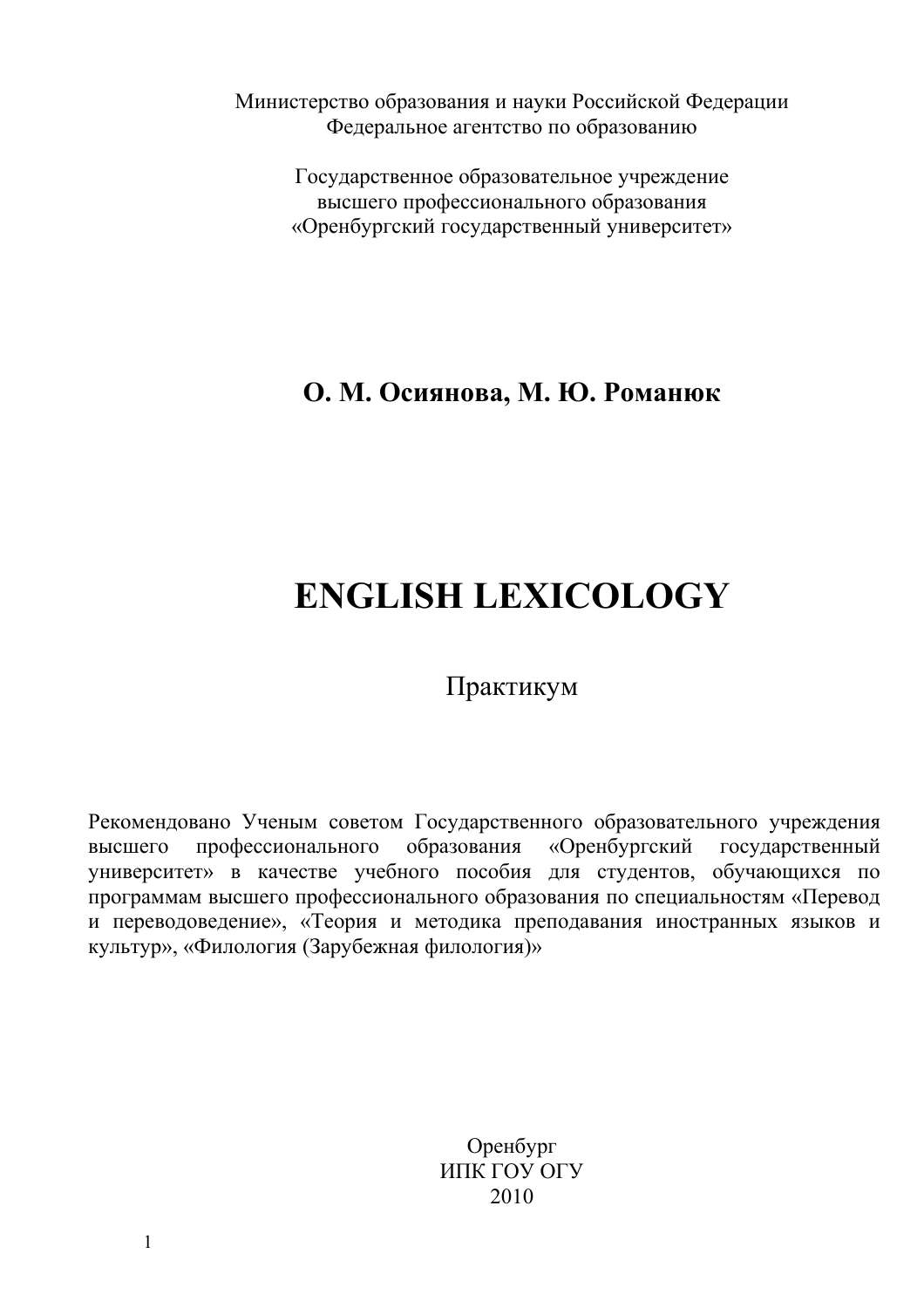Министерство образования и науки Российской Федерации
Федеральное агентство по образованию

Государственное образовательное учреждение
высшего профессионального образования
«Оренбургский государственный университет»

**О. М. Осиянова, М. Ю. Романюк**

# ENGLISH LEXICOLOGY

Практикум

Рекомендовано Ученым советом Государственного образовательного учреждения высшего профессионального образования «Оренбургский государственный университет» в качестве учебного пособия для студентов, обучающихся по программам высшего профессионального образования по специальностям «Перевод и переводоведение», «Теория и методика преподавания иностранных языков и культур», «Филология (Зарубежная филология)»

Оренбург
ИПК ГОУ ОГУ
2010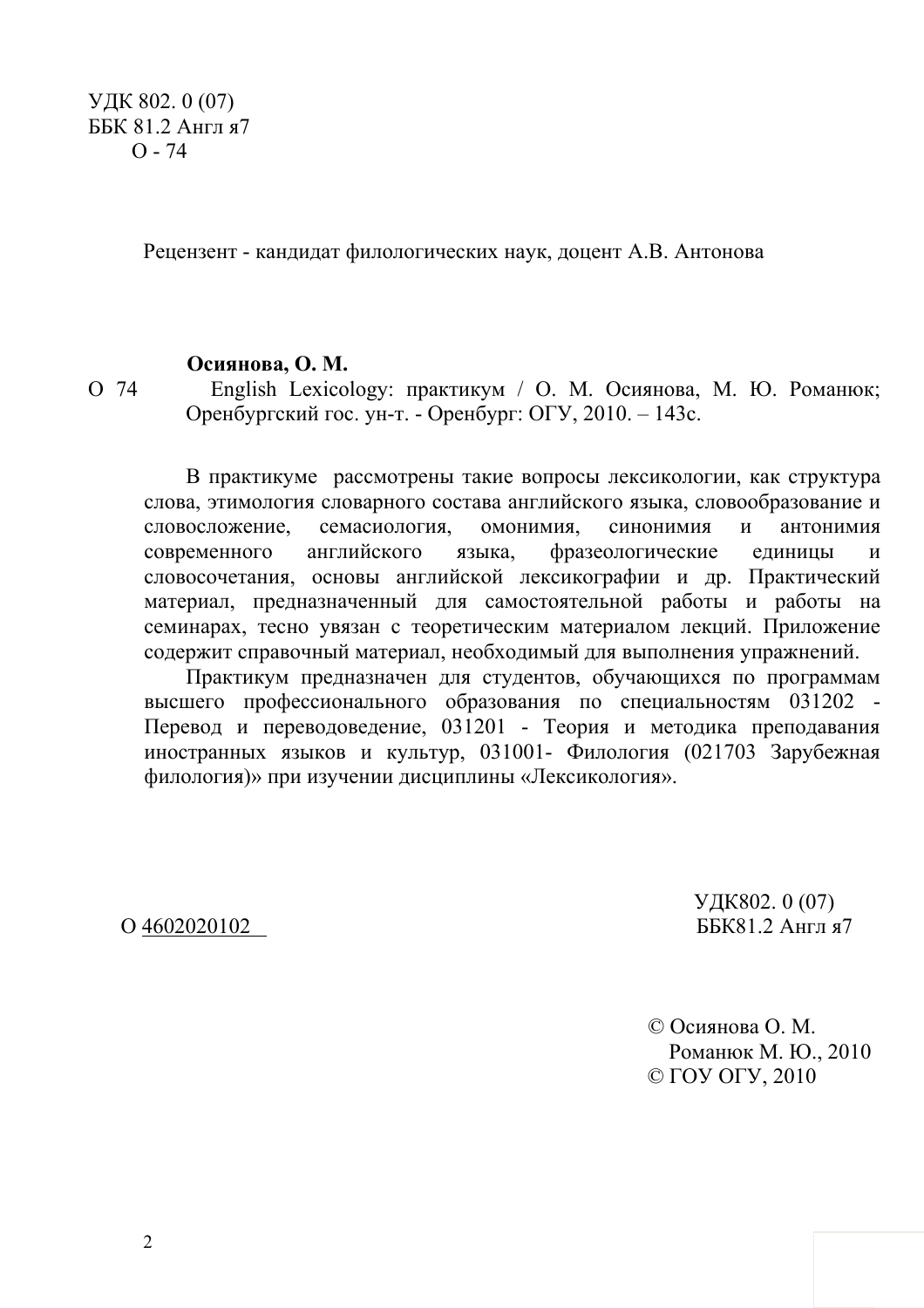УДК 802. 0 (07)
ББК 81.2 Англ я7
О - 74

Рецензент - кандидат филологических наук, доцент А.В. Антонова

**Осиянова, О. М.**

О 74 English Lexicology: практикум / О. М. Осиянова, М. Ю. Романюк; Оренбургский гос. ун-т. - Оренбург: ОГУ, 2010. – 143с.

В практикуме рассмотрены такие вопросы лексикологии, как структура слова, этимология словарного состава английского языка, словообразование и словосложение, семасиология, омонимия, синонимия и антонимия современного английского языка, фразеологические единицы и словосочетания, основы английской лексикографии и др. Практический материал, предназначенный для самостоятельной работы и работы на семинарах, тесно увязан с теоретическим материалом лекций. Приложение содержит справочный материал, необходимый для выполнения упражнений.

Практикум предназначен для студентов, обучающихся по программам высшего профессионального образования по специальностям 031202 - Перевод и переводоведение, 031201 - Теория и методика преподавания иностранных языков и культур, 031001- Филология (021703 Зарубежная филология)» при изучении дисциплины «Лексикология».

О 4602020102

УДК802. 0 (07)
ББК81.2 Англ я7

© Осиянова О. М.
Романюк М. Ю., 2010
© ГОУ ОГУ, 2010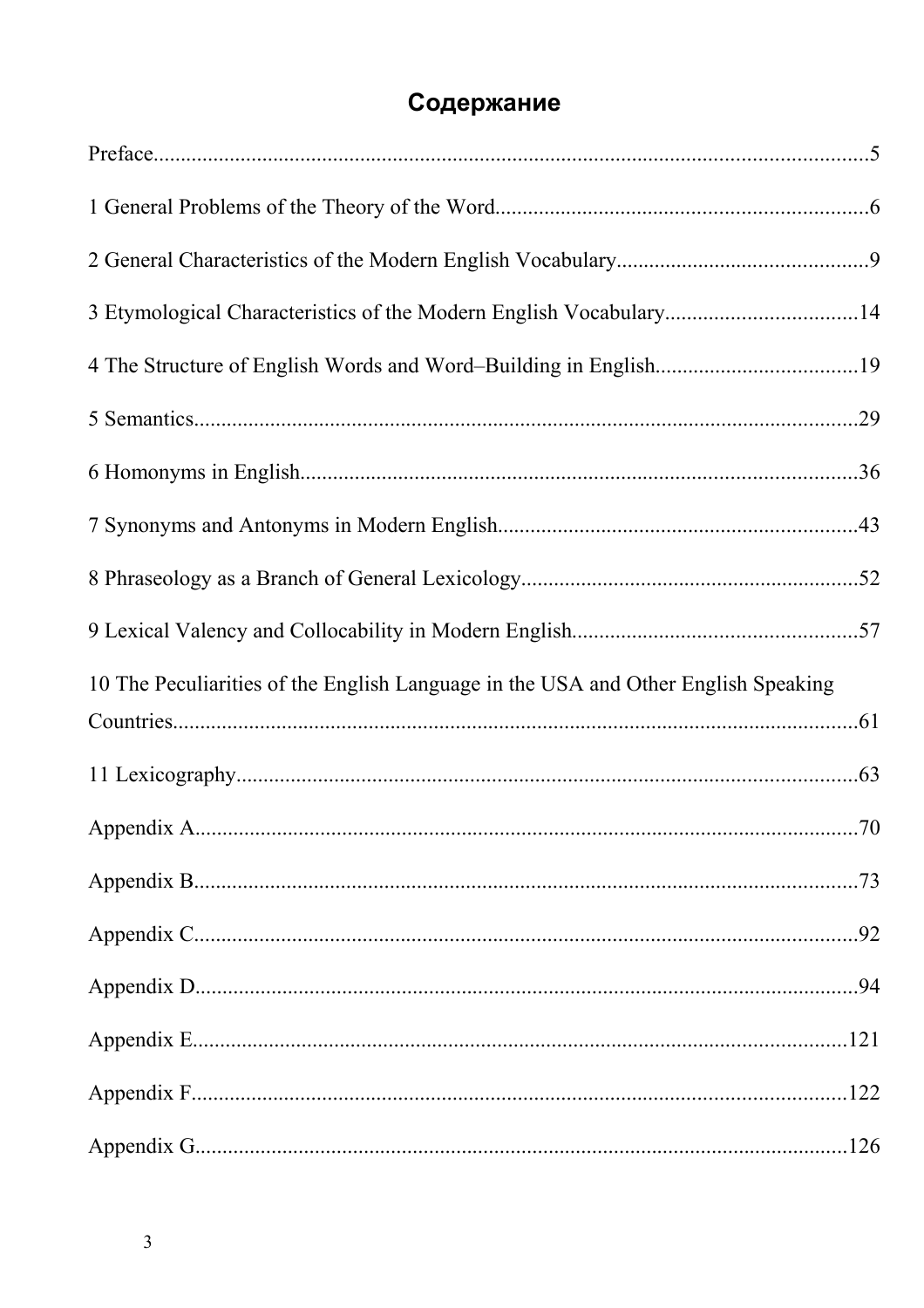# Содержание

Preface.....5

1 General Problems of the Theory of the Word.....6

2 General Characteristics of the Modern English Vocabulary.....9

3 Etymological Characteristics of the Modern English Vocabulary.....14

4 The Structure of English Words and Word–Building in English.....19

5 Semantics.....29

6 Homonyms in English.....36

7 Synonyms and Antonyms in Modern English.....43

8 Phraseology as a Branch of General Lexicology.....52

9 Lexical Valency and Collocability in Modern English.....57

10 The Peculiarities of the English Language in the USA and Other English Speaking Countries.....61

11 Lexicography.....63

Appendix A.....70

Appendix B.....73

Appendix C.....92

Appendix D.....94

Appendix E.....121

Appendix F.....122

Appendix G.....126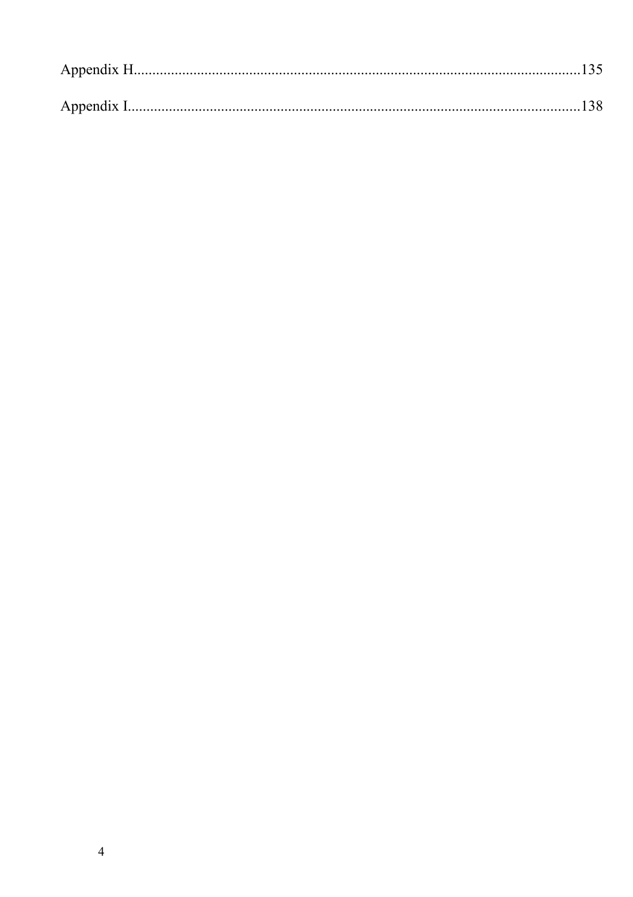Appendix H....................................................................................................................135

Appendix I.....................................................................................................................138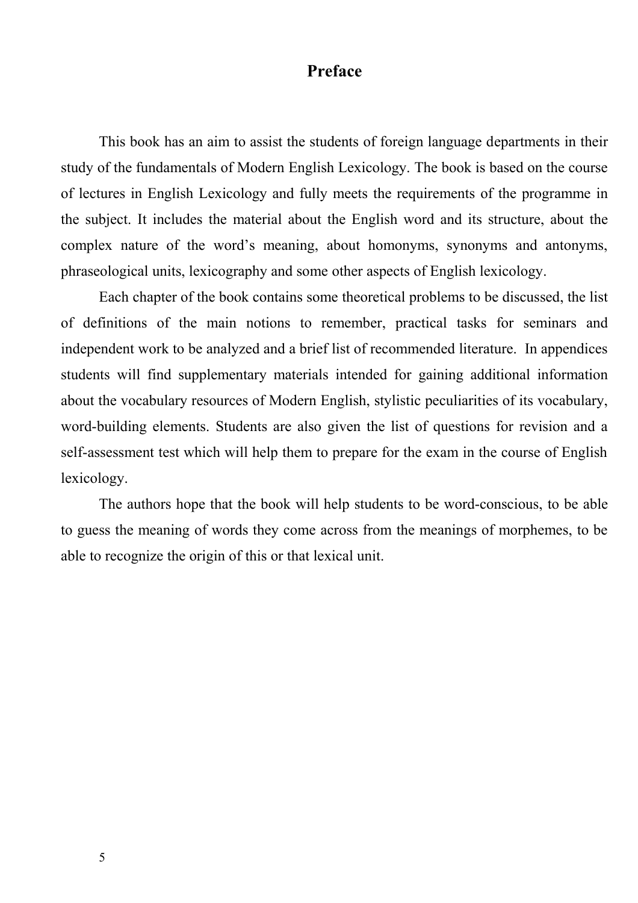# Preface

This book has an aim to assist the students of foreign language departments in their study of the fundamentals of Modern English Lexicology. The book is based on the course of lectures in English Lexicology and fully meets the requirements of the programme in the subject. It includes the material about the English word and its structure, about the complex nature of the word's meaning, about homonyms, synonyms and antonyms, phraseological units, lexicography and some other aspects of English lexicology.

Each chapter of the book contains some theoretical problems to be discussed, the list of definitions of the main notions to remember, practical tasks for seminars and independent work to be analyzed and a brief list of recommended literature. In appendices students will find supplementary materials intended for gaining additional information about the vocabulary resources of Modern English, stylistic peculiarities of its vocabulary, word-building elements. Students are also given the list of questions for revision and a self-assessment test which will help them to prepare for the exam in the course of English lexicology.

The authors hope that the book will help students to be word-conscious, to be able to guess the meaning of words they come across from the meanings of morphemes, to be able to recognize the origin of this or that lexical unit.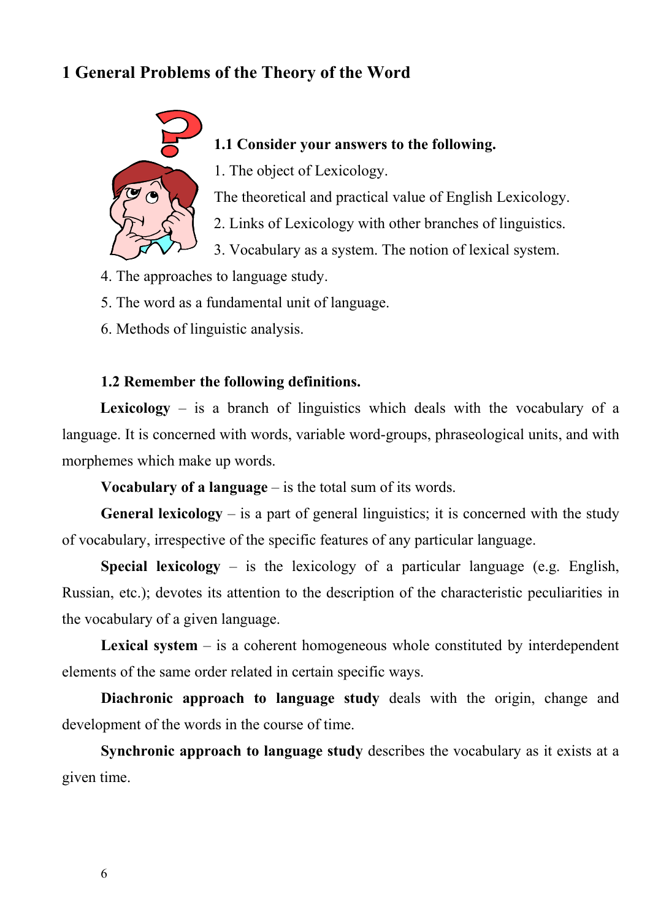# 1 General Problems of the Theory of the Word

**1.1 Consider your answers to the following.**

1. The object of Lexicology.

The theoretical and practical value of English Lexicology.

2. Links of Lexicology with other branches of linguistics.

3. Vocabulary as a system. The notion of lexical system.

4. The approaches to language study.

5. The word as a fundamental unit of language.

6. Methods of linguistic analysis.

**1.2 Remember the following definitions.**

**Lexicology** – is a branch of linguistics which deals with the vocabulary of a language. It is concerned with words, variable word-groups, phraseological units, and with morphemes which make up words.

**Vocabulary of a language** – is the total sum of its words.

**General lexicology** – is a part of general linguistics; it is concerned with the study of vocabulary, irrespective of the specific features of any particular language.

**Special lexicology** – is the lexicology of a particular language (e.g. English, Russian, etc.); devotes its attention to the description of the characteristic peculiarities in the vocabulary of a given language.

**Lexical system** – is a coherent homogeneous whole constituted by interdependent elements of the same order related in certain specific ways.

**Diachronic approach to language study** deals with the origin, change and development of the words in the course of time.

**Synchronic approach to language study** describes the vocabulary as it exists at a given time.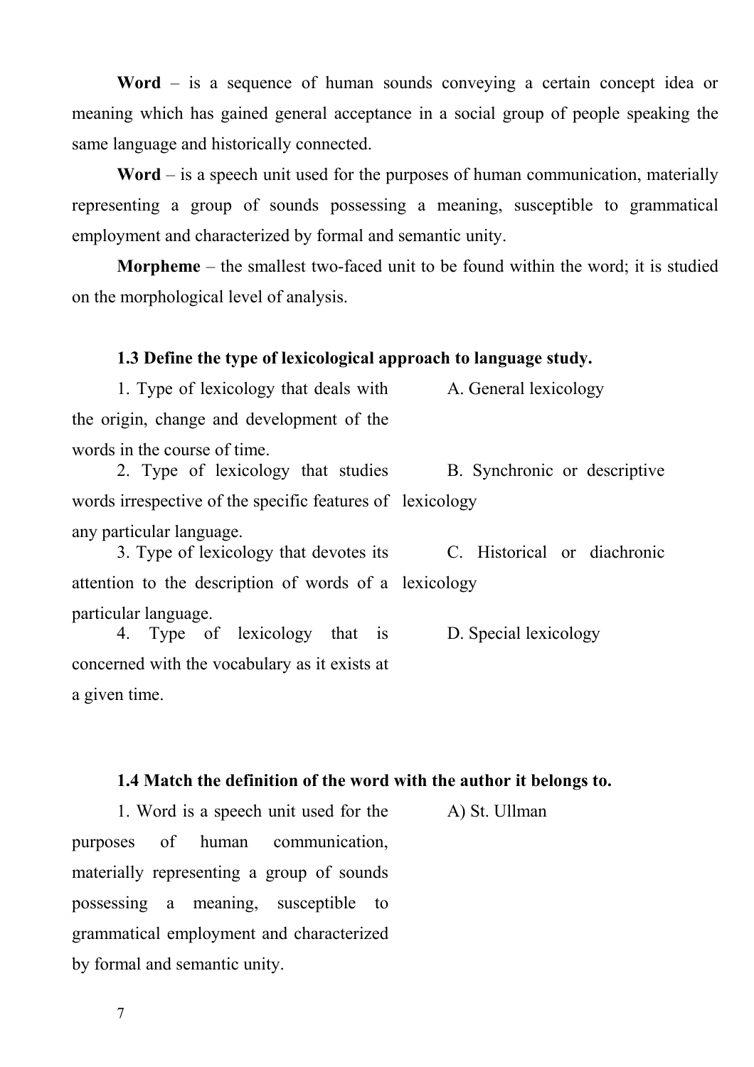**Word** – is a sequence of human sounds conveying a certain concept idea or meaning which has gained general acceptance in a social group of people speaking the same language and historically connected.

**Word** – is a speech unit used for the purposes of human communication, materially representing a group of sounds possessing a meaning, susceptible to grammatical employment and characterized by formal and semantic unity.

**Morpheme** – the smallest two-faced unit to be found within the word; it is studied on the morphological level of analysis.

### 1.3 Define the type of lexicological approach to language study.

| | |
|---|---|
| 1. Type of lexicology that deals with the origin, change and development of the words in the course of time. | A. General lexicology |
| 2. Type of lexicology that studies words irrespective of the specific features of any particular language. | B. Synchronic or descriptive lexicology |
| 3. Type of lexicology that devotes its attention to the description of words of a particular language. | C. Historical or diachronic lexicology |
| 4. Type of lexicology that is concerned with the vocabulary as it exists at a given time. | D. Special lexicology |

### 1.4 Match the definition of the word with the author it belongs to.

| | |
|---|---|
| 1. Word is a speech unit used for the purposes of human communication, materially representing a group of sounds possessing a meaning, susceptible to grammatical employment and characterized by formal and semantic unity. | A) St. Ullman |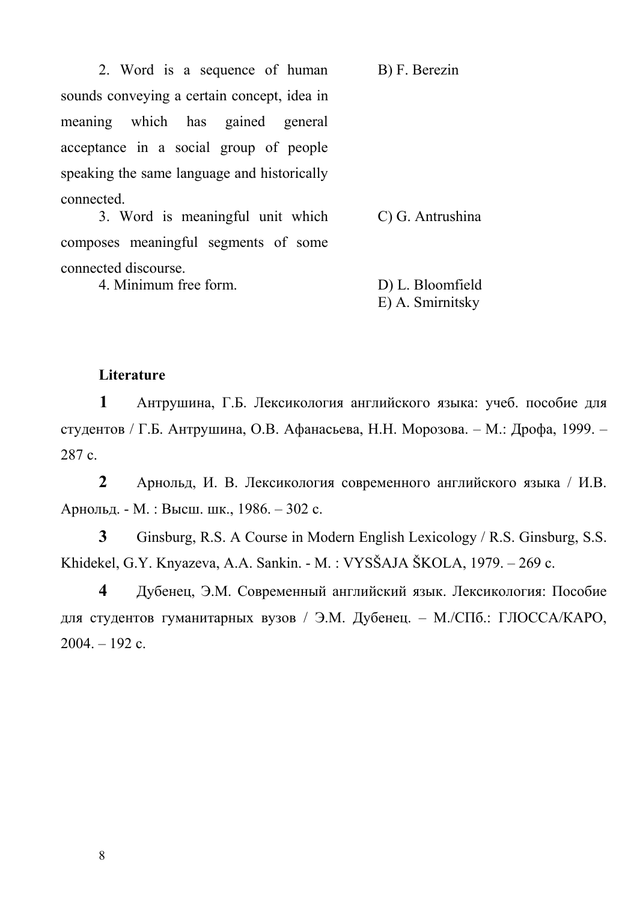| | |
|---|---|
| 2. Word is a sequence of human sounds conveying a certain concept, idea in meaning which has gained general acceptance in a social group of people speaking the same language and historically connected. | B) F. Berezin |
| 3. Word is meaningful unit which composes meaningful segments of some connected discourse. | C) G. Antrushina |
| 4. Minimum free form. | D) L. Bloomfield |
| | E) A. Smirnitsky |

**Literature**

**1** Антрушина, Г.Б. Лексикология английского языка: учеб. пособие для студентов / Г.Б. Антрушина, О.В. Афанасьева, Н.Н. Морозова. – М.: Дрофа, 1999. – 287 с.

**2** Арнольд, И. В. Лексикология современного английского языка / И.В. Арнольд. - М. : Высш. шк., 1986. – 302 с.

**3** Ginsburg, R.S. A Course in Modern English Lexicology / R.S. Ginsburg, S.S. Khidekel, G.Y. Knyazeva, A.A. Sankin. - M. : VYSŠAJA ŠKOLA, 1979. – 269 c.

**4** Дубенец, Э.М. Современный английский язык. Лексикология: Пособие для студентов гуманитарных вузов / Э.М. Дубенец. – М./СПб.: ГЛОССА/КАРО, 2004. – 192 с.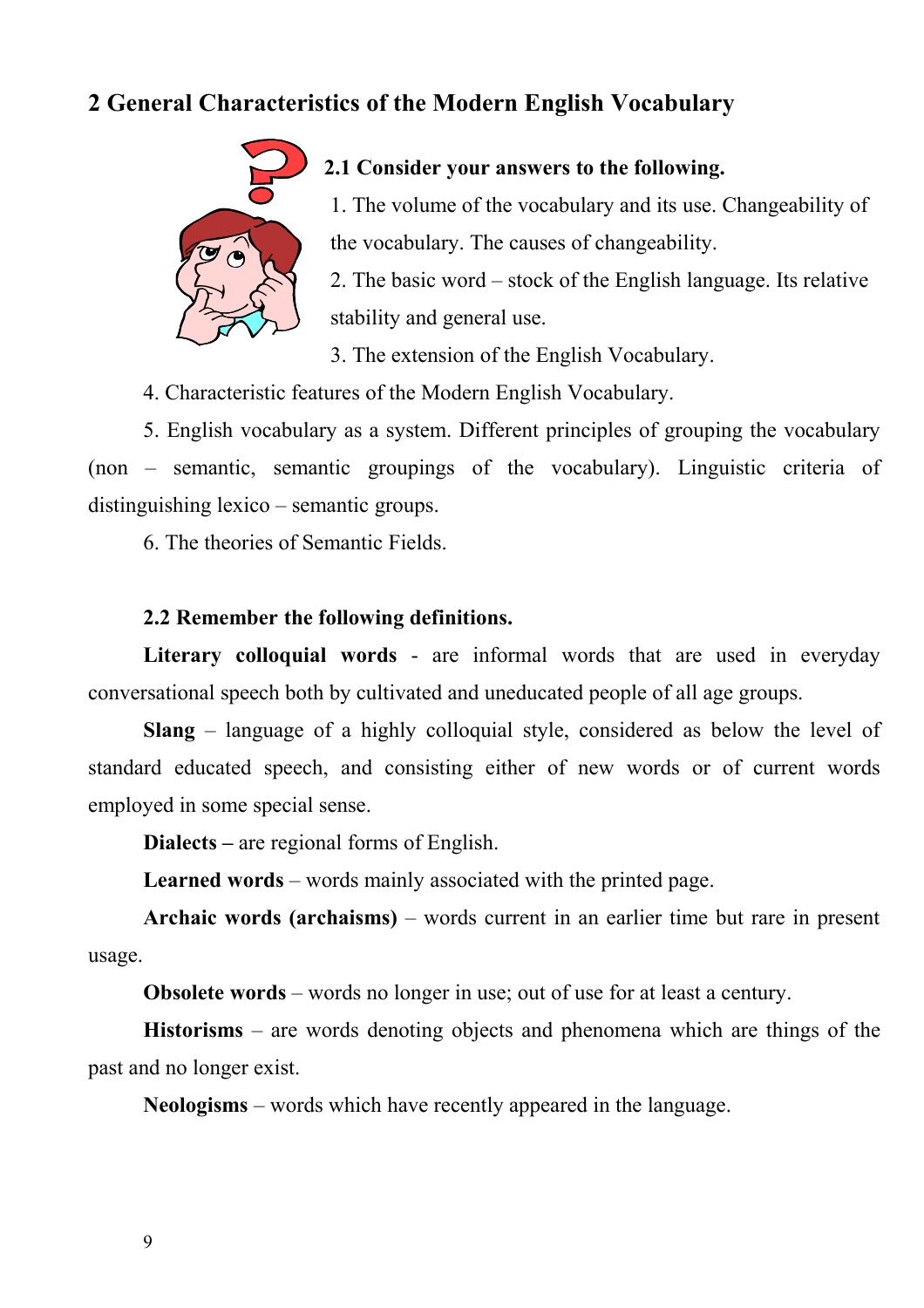## 2 General Characteristics of the Modern English Vocabulary

**2.1 Consider your answers to the following.**

1. The volume of the vocabulary and its use. Changeability of the vocabulary. The causes of changeability.
2. The basic word – stock of the English language. Its relative stability and general use.
3. The extension of the English Vocabulary.
4. Characteristic features of the Modern English Vocabulary.
5. English vocabulary as a system. Different principles of grouping the vocabulary (non – semantic, semantic groupings of the vocabulary). Linguistic criteria of distinguishing lexico – semantic groups.
6. The theories of Semantic Fields.

**2.2 Remember the following definitions.**

**Literary colloquial words** - are informal words that are used in everyday conversational speech both by cultivated and uneducated people of all age groups.

**Slang** – language of a highly colloquial style, considered as below the level of standard educated speech, and consisting either of new words or of current words employed in some special sense.

**Dialects –** are regional forms of English.

**Learned words** – words mainly associated with the printed page.

**Archaic words (archaisms)** – words current in an earlier time but rare in present usage.

**Obsolete words** – words no longer in use; out of use for at least a century.

**Historisms** – are words denoting objects and phenomena which are things of the past and no longer exist.

**Neologisms** – words which have recently appeared in the language.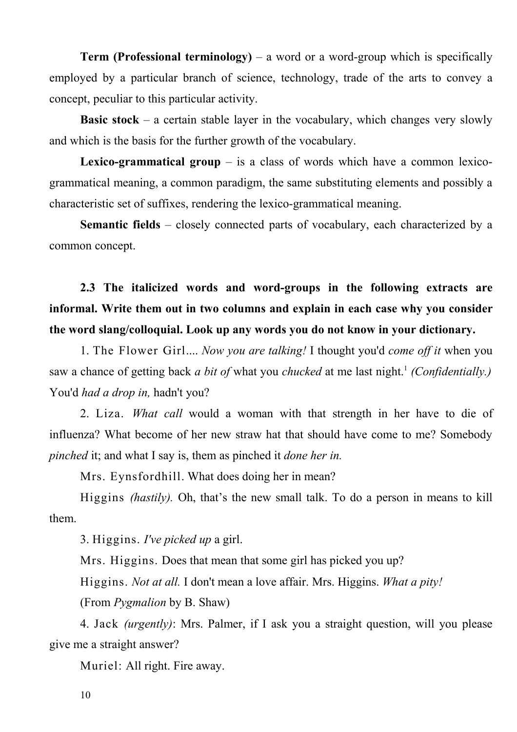**Term (Professional terminology)** – a word or a word-group which is specifically employed by a particular branch of science, technology, trade of the arts to convey a concept, peculiar to this particular activity.

**Basic stock** – a certain stable layer in the vocabulary, which changes very slowly and which is the basis for the further growth of the vocabulary.

**Lexico-grammatical group** – is a class of words which have a common lexico-grammatical meaning, a common paradigm, the same substituting elements and possibly a characteristic set of suffixes, rendering the lexico-grammatical meaning.

**Semantic fields** – closely connected parts of vocabulary, each characterized by a common concept.

**2.3 The italicized words and word-groups in the following extracts are informal. Write them out in two columns and explain in each case why you consider the word slang/colloquial. Look up any words you do not know in your dictionary.**

1. The Flower Girl.... *Now you are talking!* I thought you'd *come off it* when you saw a chance of getting back *a bit of* what you *chucked* at me last night.[1] *(Confidentially.)* You'd *had a drop in,* hadn't you?

2. Liza. *What call* would a woman with that strength in her have to die of influenza? What become of her new straw hat that should have come to me? Somebody *pinched* it; and what I say is, them as pinched it *done her in.*

Mrs. Eynsfordhill. What does doing her in mean?

Higgins *(hastily).* Oh, that's the new small talk. To do a person in means to kill them.

3. Higgins. *I've picked up* a girl.

Mrs. Higgins. Does that mean that some girl has picked you up?

Higgins. *Not at all.* I don't mean a love affair. Mrs. Higgins. *What a pity!*

(From *Pygmalion* by B. Shaw)

4. Jack *(urgently)*: Mrs. Palmer, if I ask you a straight question, will you please give me a straight answer?

Muriel: All right. Fire away.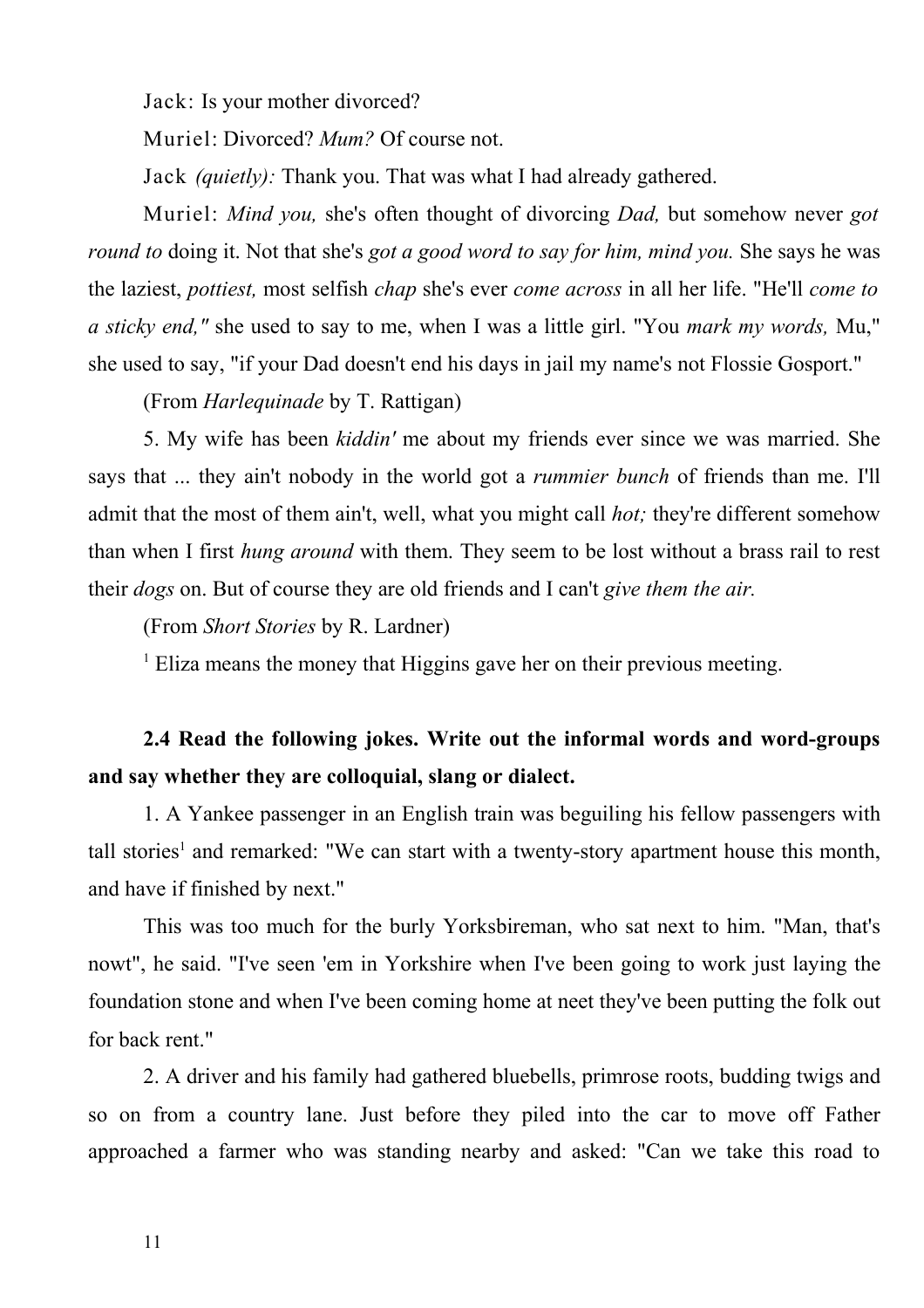Jack: Is your mother divorced?

Muriel: Divorced? *Mum?* Of course not.

Jack *(quietly):* Thank you. That was what I had already gathered.

Muriel: *Mind you,* she's often thought of divorcing *Dad,* but somehow never *got round to* doing it. Not that she's *got a good word to say for him, mind you.* She says he was the laziest, *pottiest,* most selfish *chap* she's ever *come across* in all her life. "He'll *come to a sticky end,"* she used to say to me, when I was a little girl. "You *mark my words,* Mu," she used to say, "if your Dad doesn't end his days in jail my name's not Flossie Gosport."

(From *Harlequinade* by T. Rattigan)

5. My wife has been *kiddin'* me about my friends ever since we was married. She says that ... they ain't nobody in the world got a *rummier bunch* of friends than me. I'll admit that the most of them ain't, well, what you might call *hot;* they're different somehow than when I first *hung around* with them. They seem to be lost without a brass rail to rest their *dogs* on. But of course they are old friends and I can't *give them the air.*

(From *Short Stories* by R. Lardner)

[1] Eliza means the money that Higgins gave her on their previous meeting.

**2.4 Read the following jokes. Write out the informal words and word-groups and say whether they are colloquial, slang or dialect.**

1. A Yankee passenger in an English train was beguiling his fellow passengers with tall stories[1] and remarked: "We can start with a twenty-story apartment house this month, and have if finished by next."

This was too much for the burly Yorksbireman, who sat next to him. "Man, that's nowt", he said. "I've seen 'em in Yorkshire when I've been going to work just laying the foundation stone and when I've been coming home at neet they've been putting the folk out for back rent."

2. A driver and his family had gathered bluebells, primrose roots, budding twigs and so on from a country lane. Just before they piled into the car to move off Father approached a farmer who was standing nearby and asked: "Can we take this road to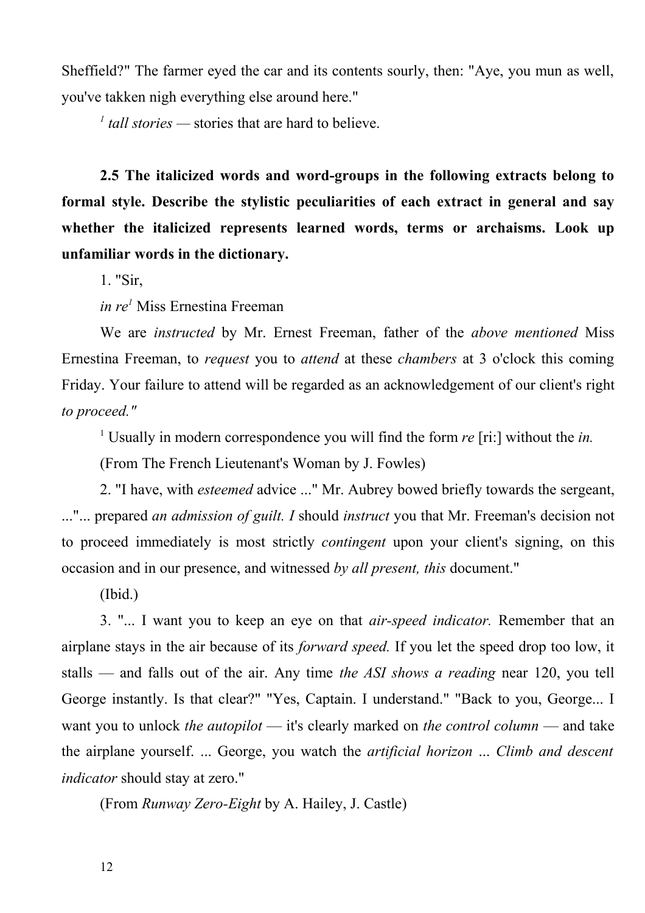Sheffield?" The farmer eyed the car and its contents sourly, then: "Aye, you mun as well, you've takken nigh everything else around here."

[1] *tall stories* — stories that are hard to believe.

**2.5 The italicized words and word-groups in the following extracts belong to formal style. Describe the stylistic peculiarities of each extract in general and say whether the italicized represents learned words, terms or archaisms. Look up unfamiliar words in the dictionary.**

1. "Sir,

*in re*[1] Miss Ernestina Freeman

We are *instructed* by Mr. Ernest Freeman, father of the *above mentioned* Miss Ernestina Freeman, to *request* you to *attend* at these *chambers* at 3 o'clock this coming Friday. Your failure to attend will be regarded as an acknowledgement of our client's right *to proceed."*

[1] Usually in modern correspondence you will find the form *re* [ri:] without the *in.*

(From The French Lieutenant's Woman by J. Fowles)

2. "I have, with *esteemed* advice ..." Mr. Aubrey bowed briefly towards the sergeant, ..."... prepared *an admission of guilt. I* should *instruct* you that Mr. Freeman's decision not to proceed immediately is most strictly *contingent* upon your client's signing, on this occasion and in our presence, and witnessed *by all present, this* document."

(Ibid.)

3. "... I want you to keep an eye on that *air-speed indicator.* Remember that an airplane stays in the air because of its *forward speed.* If you let the speed drop too low, it stalls — and falls out of the air. Any time *the ASI shows a reading* near 120, you tell George instantly. Is that clear?" "Yes, Captain. I understand." "Back to you, George... I want you to unlock *the autopilot* — it's clearly marked on *the control column* — and take the airplane yourself. ... George, you watch the *artificial horizon* ... *Climb and descent indicator* should stay at zero."

(From *Runway Zero-Eight* by A. Hailey, J. Castle)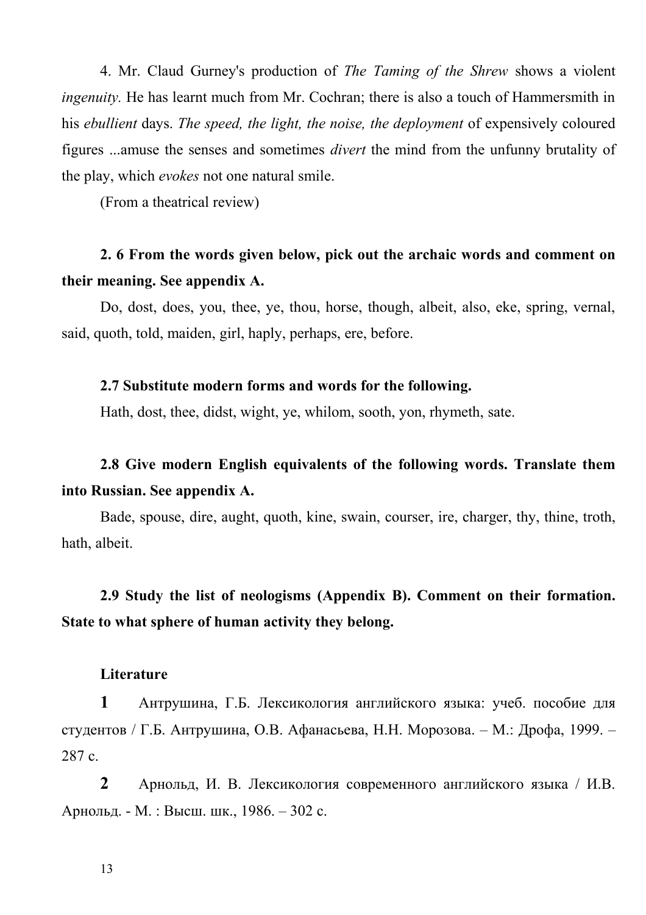4. Mr. Claud Gurney's production of *The Taming of the Shrew* shows a violent *ingenuity.* He has learnt much from Mr. Cochran; there is also a touch of Hammersmith in his *ebullient* days. *The speed, the light, the noise, the deployment* of expensively coloured figures ...amuse the senses and sometimes *divert* the mind from the unfunny brutality of the play, which *evokes* not one natural smile.

(From a theatrical review)

**2. 6 From the words given below, pick out the archaic words and comment on their meaning. See appendix A.**

Do, dost, does, you, thee, ye, thou, horse, though, albeit, also, eke, spring, vernal, said, quoth, told, maiden, girl, haply, perhaps, ere, before.

**2.7 Substitute modern forms and words for the following.**

Hath, dost, thee, didst, wight, ye, whilom, sooth, yon, rhymeth, sate.

**2.8 Give modern English equivalents of the following words. Translate them into Russian. See appendix A.**

Bade, spouse, dire, aught, quoth, kine, swain, courser, ire, charger, thy, thine, troth, hath, albeit.

**2.9 Study the list of neologisms (Appendix B). Comment on their formation. State to what sphere of human activity they belong.**

**Literature**

**1** Антрушина, Г.Б. Лексикология английского языка: учеб. пособие для студентов / Г.Б. Антрушина, О.В. Афанасьева, Н.Н. Морозова. – М.: Дрофа, 1999. – 287 с.

**2** Арнольд, И. В. Лексикология современного английского языка / И.В. Арнольд. - М. : Высш. шк., 1986. – 302 с.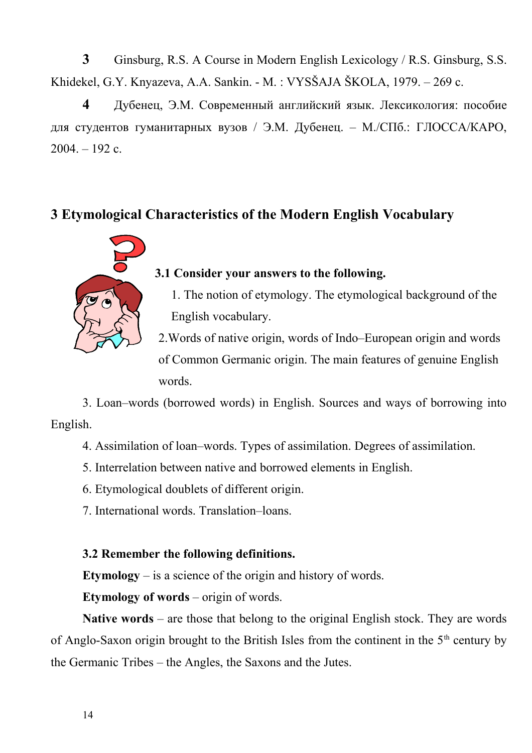3 Ginsburg, R.S. A Course in Modern English Lexicology / R.S. Ginsburg, S.S. Khidekel, G.Y. Knyazeva, A.A. Sankin. - M. : VYSŠAJA ŠKOLA, 1979. – 269 c.

4 Дубенец, Э.М. Современный английский язык. Лексикология: пособие для студентов гуманитарных вузов / Э.М. Дубенец. – М./СПб.: ГЛОССА/КАРО, 2004. – 192 с.

## 3 Etymological Characteristics of the Modern English Vocabulary

**3.1 Consider your answers to the following.**

1. The notion of etymology. The etymological background of the English vocabulary.
2. Words of native origin, words of Indo–European origin and words of Common Germanic origin. The main features of genuine English words.
3. Loan–words (borrowed words) in English. Sources and ways of borrowing into English.
4. Assimilation of loan–words. Types of assimilation. Degrees of assimilation.
5. Interrelation between native and borrowed elements in English.
6. Etymological doublets of different origin.
7. International words. Translation–loans.

**3.2 Remember the following definitions.**

**Etymology** – is a science of the origin and history of words.

**Etymology of words** – origin of words.

**Native words** – are those that belong to the original English stock. They are words of Anglo-Saxon origin brought to the British Isles from the continent in the 5th century by the Germanic Tribes – the Angles, the Saxons and the Jutes.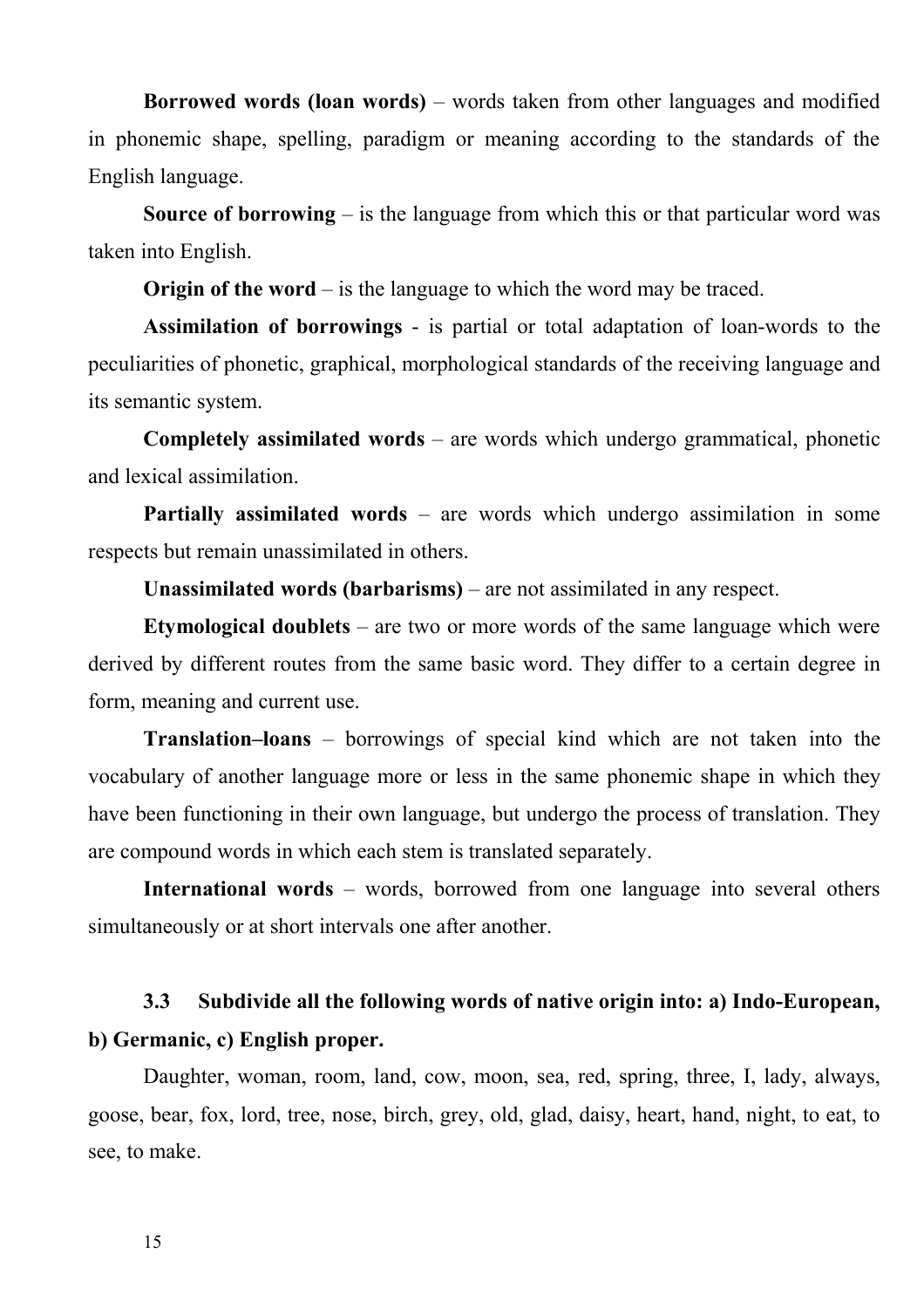**Borrowed words (loan words)** – words taken from other languages and modified in phonemic shape, spelling, paradigm or meaning according to the standards of the English language.

**Source of borrowing** – is the language from which this or that particular word was taken into English.

**Origin of the word** – is the language to which the word may be traced.

**Assimilation of borrowings** - is partial or total adaptation of loan-words to the peculiarities of phonetic, graphical, morphological standards of the receiving language and its semantic system.

**Completely assimilated words** – are words which undergo grammatical, phonetic and lexical assimilation.

**Partially assimilated words** – are words which undergo assimilation in some respects but remain unassimilated in others.

**Unassimilated words (barbarisms)** – are not assimilated in any respect.

**Etymological doublets** – are two or more words of the same language which were derived by different routes from the same basic word. They differ to a certain degree in form, meaning and current use.

**Translation–loans** – borrowings of special kind which are not taken into the vocabulary of another language more or less in the same phonemic shape in which they have been functioning in their own language, but undergo the process of translation. They are compound words in which each stem is translated separately.

**International words** – words, borrowed from one language into several others simultaneously or at short intervals one after another.

### 3.3 Subdivide all the following words of native origin into: a) Indo-European, b) Germanic, c) English proper.

Daughter, woman, room, land, cow, moon, sea, red, spring, three, I, lady, always, goose, bear, fox, lord, tree, nose, birch, grey, old, glad, daisy, heart, hand, night, to eat, to see, to make.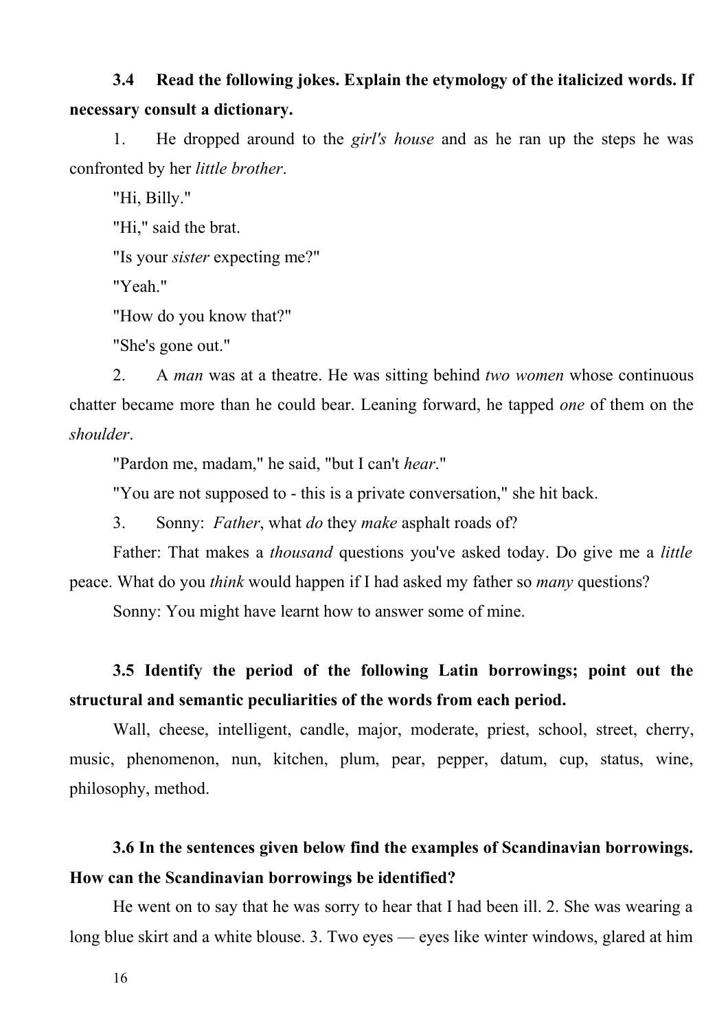**3.4 Read the following jokes. Explain the etymology of the italicized words. If necessary consult a dictionary.**

1. He dropped around to the *girl's house* and as he ran up the steps he was confronted by her *little brother*.

"Hi, Billy."

"Hi," said the brat.

"Is your *sister* expecting me?"

"Yeah."

"How do you know that?"

"She's gone out."

2. A *man* was at a theatre. He was sitting behind *two women* whose continuous chatter became more than he could bear. Leaning forward, he tapped *one* of them on the *shoulder*.

"Pardon me, madam," he said, "but I can't *hear*."

"You are not supposed to - this is a private conversation," she hit back.

3. Sonny: *Father*, what *do* they *make* asphalt roads of?

Father: That makes a *thousand* questions you've asked today. Do give me a *little* peace. What do you *think* would happen if I had asked my father so *many* questions?

Sonny: You might have learnt how to answer some of mine.

**3.5 Identify the period of the following Latin borrowings; point out the structural and semantic peculiarities of the words from each period.**

Wall, cheese, intelligent, candle, major, moderate, priest, school, street, cherry, music, phenomenon, nun, kitchen, plum, pear, pepper, datum, cup, status, wine, philosophy, method.

**3.6 In the sentences given below find the examples of Scandinavian borrowings. How can the Scandinavian borrowings be identified?**

He went on to say that he was sorry to hear that I had been ill. 2. She was wearing a long blue skirt and a white blouse. 3. Two eyes — eyes like winter windows, glared at him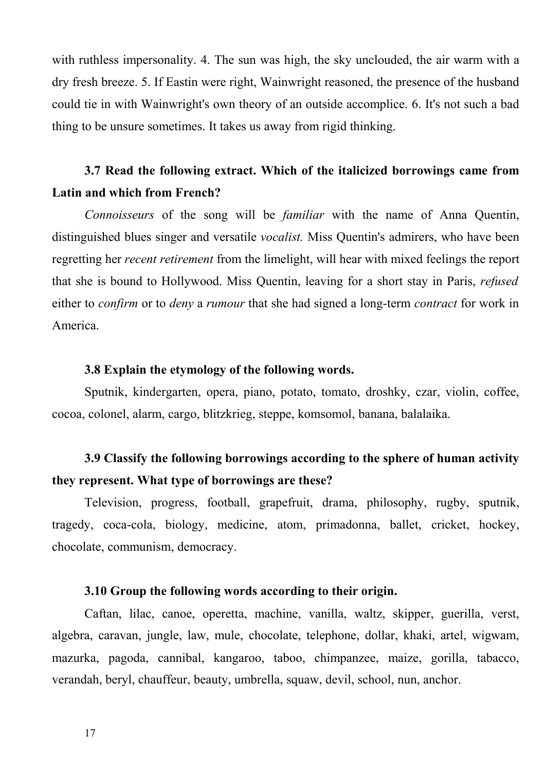with ruthless impersonality. 4. The sun was high, the sky unclouded, the air warm with a dry fresh breeze. 5. If Eastin were right, Wainwright reasoned, the presence of the husband could tie in with Wainwright's own theory of an outside accomplice. 6. It's not such a bad thing to be unsure sometimes. It takes us away from rigid thinking.

**3.7 Read the following extract. Which of the italicized borrowings came from Latin and which from French?**

*Connoisseurs* of the song will be *familiar* with the name of Anna Quentin, distinguished blues singer and versatile *vocalist.* Miss Quentin's admirers, who have been regretting her *recent retirement* from the limelight, will hear with mixed feelings the report that she is bound to Hollywood. Miss Quentin, leaving for a short stay in Paris, *refused* either to *confirm* or to *deny* a *rumour* that she had signed a long-term *contract* for work in America.

**3.8 Explain the etymology of the following words.**

Sputnik, kindergarten, opera, piano, potato, tomato, droshky, czar, violin, coffee, cocoa, colonel, alarm, cargo, blitzkrieg, steppe, komsomol, banana, balalaika.

**3.9 Classify the following borrowings according to the sphere of human activity they represent. What type of borrowings are these?**

Television, progress, football, grapefruit, drama, philosophy, rugby, sputnik, tragedy, coca-cola, biology, medicine, atom, primadonna, ballet, cricket, hockey, chocolate, communism, democracy.

**3.10 Group the following words according to their origin.**

Caftan, lilac, canoe, operetta, machine, vanilla, waltz, skipper, guerilla, verst, algebra, caravan, jungle, law, mule, chocolate, telephone, dollar, khaki, artel, wigwam, mazurka, pagoda, cannibal, kangaroo, taboo, chimpanzee, maize, gorilla, tabacco, verandah, beryl, chauffeur, beauty, umbrella, squaw, devil, school, nun, anchor.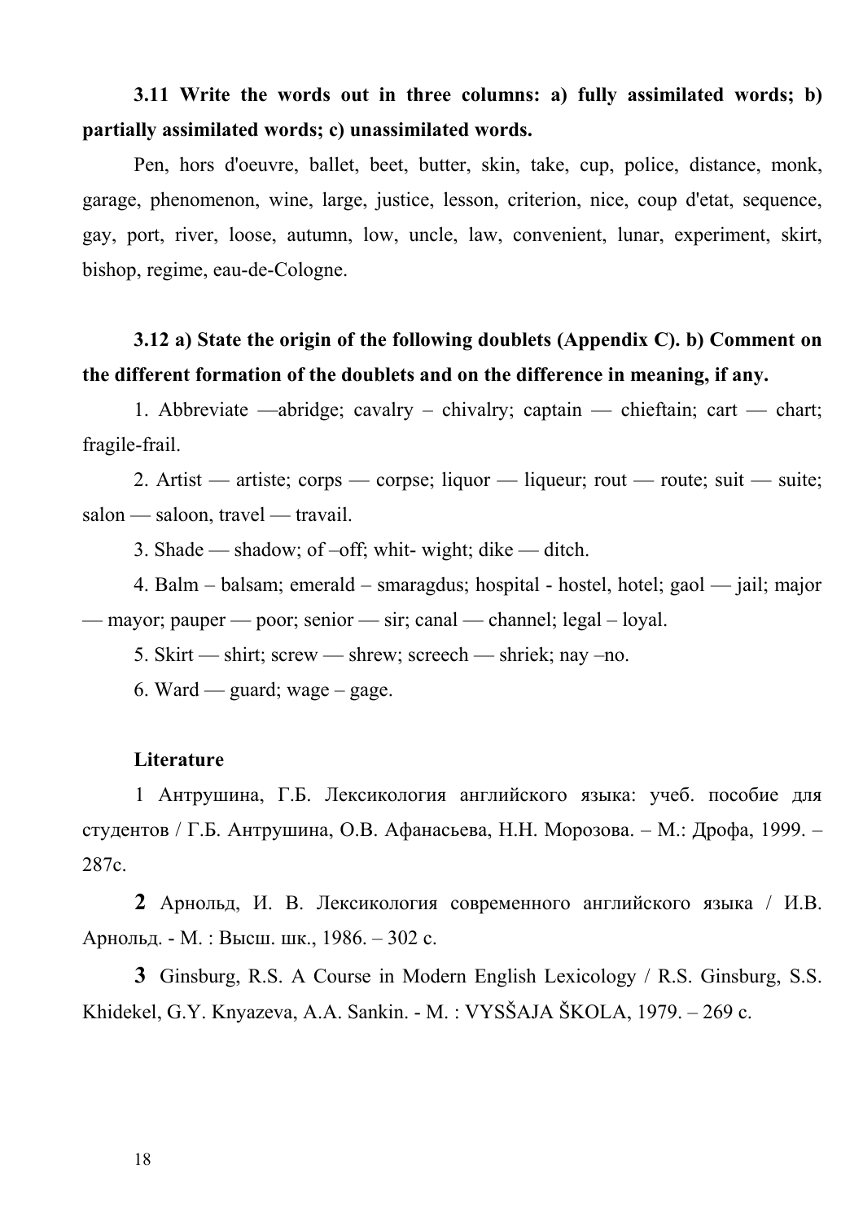**3.11 Write the words out in three columns: a) fully assimilated words; b) partially assimilated words; c) unassimilated words.**

Pen, hors d'oeuvre, ballet, beet, butter, skin, take, cup, police, distance, monk, garage, phenomenon, wine, large, justice, lesson, criterion, nice, coup d'etat, sequence, gay, port, river, loose, autumn, low, uncle, law, convenient, lunar, experiment, skirt, bishop, regime, eau-de-Cologne.

**3.12 a) State the origin of the following doublets (Appendix C). b) Comment on the different formation of the doublets and on the difference in meaning, if any.**

1. Abbreviate —abridge; cavalry – chivalry; captain — chieftain; cart — chart; fragile-frail.

2. Artist — artiste; corps — corpse; liquor — liqueur; rout — route; suit — suite; salon — saloon, travel — travail.

3. Shade — shadow; of –off; whit- wight; dike — ditch.

4. Balm – balsam; emerald – smaragdus; hospital - hostel, hotel; gaol — jail; major — mayor; pauper — poor; senior — sir; canal — channel; legal – loyal.

5. Skirt — shirt; screw — shrew; screech — shriek; nay –no.

6. Ward — guard; wage – gage.

**Literature**

1 Антрушина, Г.Б. Лексикология английского языка: учеб. пособие для студентов / Г.Б. Антрушина, О.В. Афанасьева, Н.Н. Морозова. – М.: Дрофа, 1999. – 287с.

**2** Арнольд, И. В. Лексикология современного английского языка / И.В. Арнольд. - М. : Высш. шк., 1986. – 302 с.

**3** Ginsburg, R.S. A Course in Modern English Lexicology / R.S. Ginsburg, S.S. Khidekel, G.Y. Knyazeva, A.A. Sankin. - M. : VYSŠAJA ŠKOLA, 1979. – 269 c.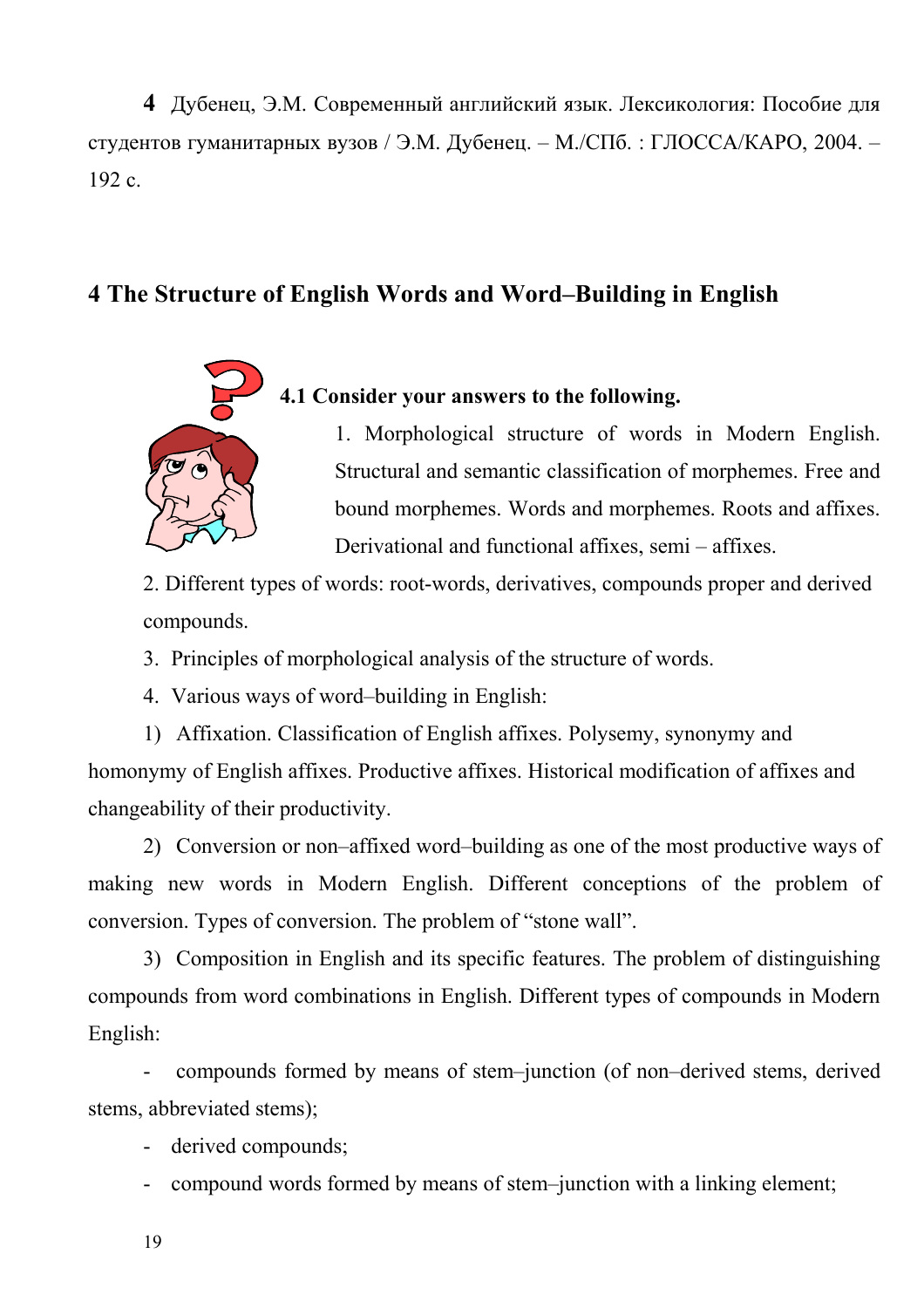**4** Дубенец, Э.М. Современный английский язык. Лексикология: Пособие для студентов гуманитарных вузов / Э.М. Дубенец. – М./СПб. : ГЛОССА/КАРО, 2004. – 192 с.

## 4 The Structure of English Words and Word–Building in English

### 4.1 Consider your answers to the following.

1. Morphological structure of words in Modern English. Structural and semantic classification of morphemes. Free and bound morphemes. Words and morphemes. Roots and affixes. Derivational and functional affixes, semi – affixes.

2. Different types of words: root-words, derivatives, compounds proper and derived compounds.

3. Principles of morphological analysis of the structure of words.

4. Various ways of word–building in English:

1) Affixation. Classification of English affixes. Polysemy, synonymy and homonymy of English affixes. Productive affixes. Historical modification of affixes and changeability of their productivity.

2) Conversion or non–affixed word–building as one of the most productive ways of making new words in Modern English. Different conceptions of the problem of conversion. Types of conversion. The problem of “stone wall”.

3) Composition in English and its specific features. The problem of distinguishing compounds from word combinations in English. Different types of compounds in Modern English:

- compounds formed by means of stem–junction (of non–derived stems, derived stems, abbreviated stems);
- derived compounds;
- compound words formed by means of stem–junction with a linking element;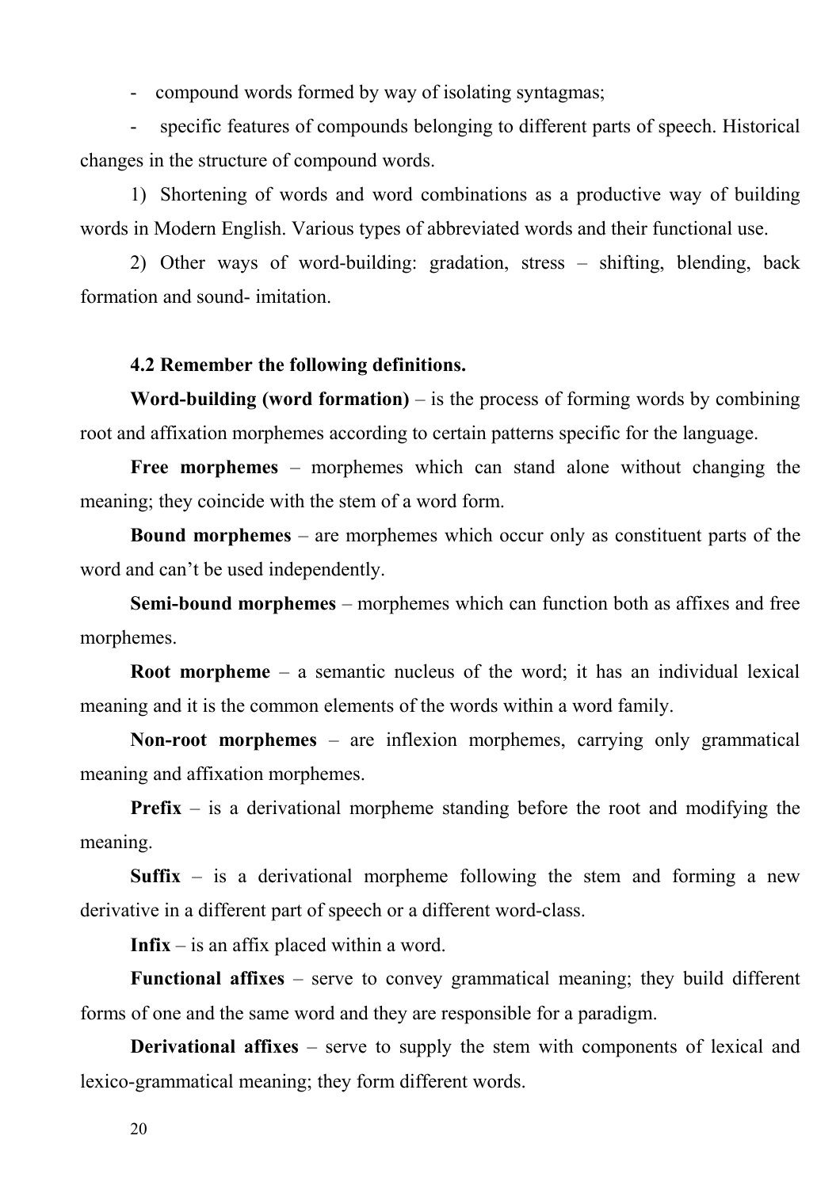- compound words formed by way of isolating syntagmas;
- specific features of compounds belonging to different parts of speech. Historical changes in the structure of compound words.

1) Shortening of words and word combinations as a productive way of building words in Modern English. Various types of abbreviated words and their functional use.

2) Other ways of word-building: gradation, stress – shifting, blending, back formation and sound- imitation.

### 4.2 Remember the following definitions.

**Word-building (word formation)** – is the process of forming words by combining root and affixation morphemes according to certain patterns specific for the language.

**Free morphemes** – morphemes which can stand alone without changing the meaning; they coincide with the stem of a word form.

**Bound morphemes** – are morphemes which occur only as constituent parts of the word and can't be used independently.

**Semi-bound morphemes** – morphemes which can function both as affixes and free morphemes.

**Root morpheme** – a semantic nucleus of the word; it has an individual lexical meaning and it is the common elements of the words within a word family.

**Non-root morphemes** – are inflexion morphemes, carrying only grammatical meaning and affixation morphemes.

**Prefix** – is a derivational morpheme standing before the root and modifying the meaning.

**Suffix** – is a derivational morpheme following the stem and forming a new derivative in a different part of speech or a different word-class.

**Infix** – is an affix placed within a word.

**Functional affixes** – serve to convey grammatical meaning; they build different forms of one and the same word and they are responsible for a paradigm.

**Derivational affixes** – serve to supply the stem with components of lexical and lexico-grammatical meaning; they form different words.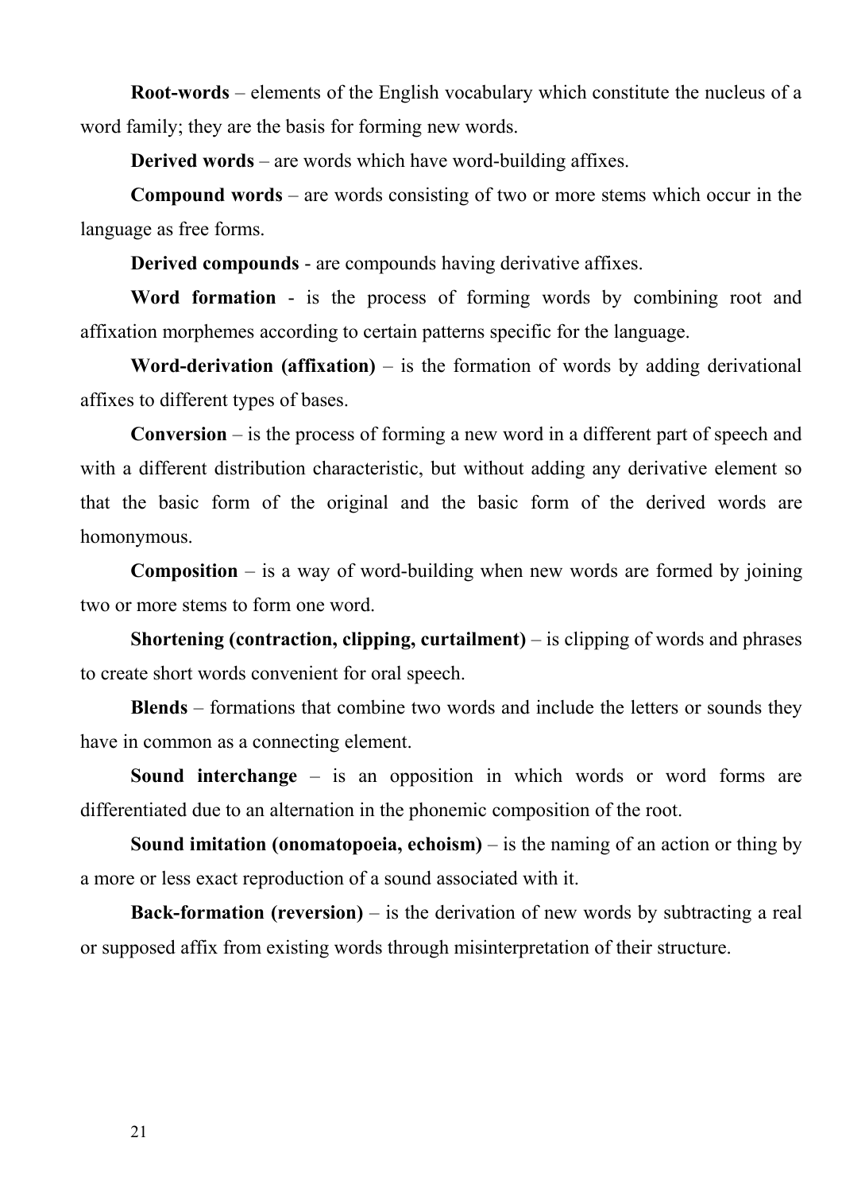**Root-words** – elements of the English vocabulary which constitute the nucleus of a word family; they are the basis for forming new words.

**Derived words** – are words which have word-building affixes.

**Compound words** – are words consisting of two or more stems which occur in the language as free forms.

**Derived compounds** - are compounds having derivative affixes.

**Word formation** - is the process of forming words by combining root and affixation morphemes according to certain patterns specific for the language.

**Word-derivation (affixation)** – is the formation of words by adding derivational affixes to different types of bases.

**Conversion** – is the process of forming a new word in a different part of speech and with a different distribution characteristic, but without adding any derivative element so that the basic form of the original and the basic form of the derived words are homonymous.

**Composition** – is a way of word-building when new words are formed by joining two or more stems to form one word.

**Shortening (contraction, clipping, curtailment)** – is clipping of words and phrases to create short words convenient for oral speech.

**Blends** – formations that combine two words and include the letters or sounds they have in common as a connecting element.

**Sound interchange** – is an opposition in which words or word forms are differentiated due to an alternation in the phonemic composition of the root.

**Sound imitation (onomatopoeia, echoism)** – is the naming of an action or thing by a more or less exact reproduction of a sound associated with it.

**Back-formation (reversion)** – is the derivation of new words by subtracting a real or supposed affix from existing words through misinterpretation of their structure.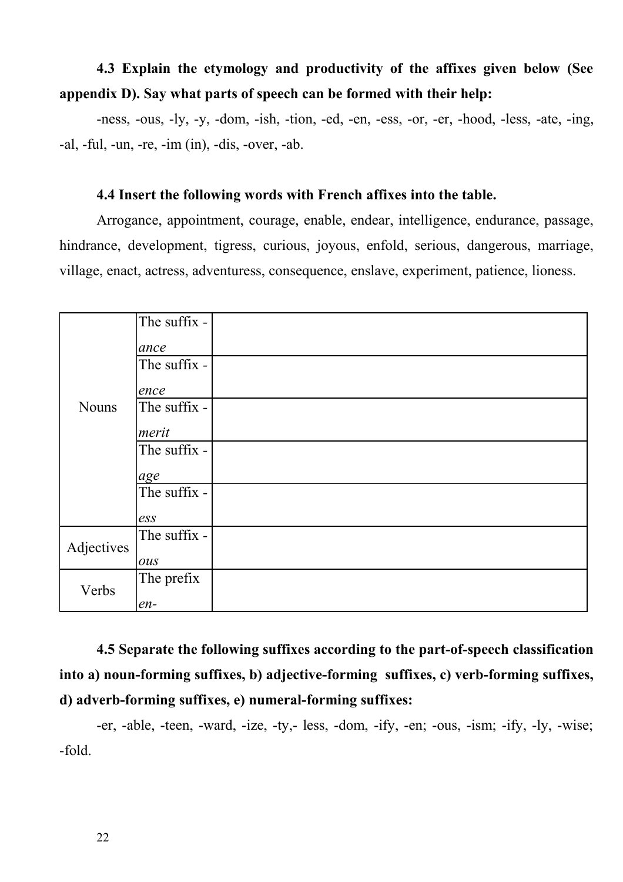**4.3 Explain the etymology and productivity of the affixes given below (See appendix D). Say what parts of speech can be formed with their help:**

-ness, -ous, -ly, -y, -dom, -ish, -tion, -ed, -en, -ess, -or, -er, -hood, -less, -ate, -ing, -al, -ful, -un, -re, -im (in), -dis, -over, -ab.

**4.4 Insert the following words with French affixes into the table.**

Arrogance, appointment, courage, enable, endear, intelligence, endurance, passage, hindrance, development, tigress, curious, joyous, enfold, serious, dangerous, marriage, village, enact, actress, adventuress, consequence, enslave, experiment, patience, lioness.

| | | |
|---|---|---|
| Nouns | The suffix -*ance* | |
| | The suffix -*ence* | |
| | The suffix -*merit* | |
| | The suffix -*age* | |
| | The suffix -*ess* | |
| Adjectives | The suffix -*ous* | |
| Verbs | The prefix *en-* | |

**4.5 Separate the following suffixes according to the part-of-speech classification into a) noun-forming suffixes, b) adjective-forming suffixes, c) verb-forming suffixes, d) adverb-forming suffixes, e) numeral-forming suffixes:**

-er, -able, -teen, -ward, -ize, -ty,- less, -dom, -ify, -en; -ous, -ism; -ify, -ly, -wise; -fold.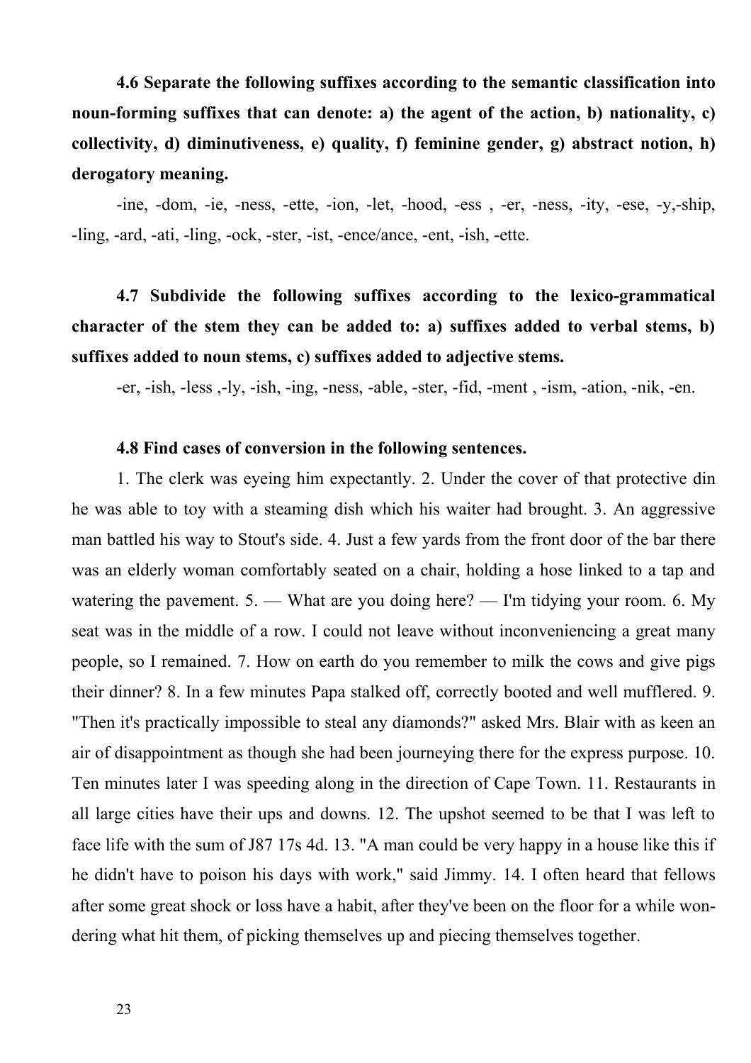**4.6 Separate the following suffixes according to the semantic classification into noun-forming suffixes that can denote: a) the agent of the action, b) nationality, c) collectivity, d) diminutiveness, e) quality, f) feminine gender, g) abstract notion, h) derogatory meaning.**

-ine, -dom, -ie, -ness, -ette, -ion, -let, -hood, -ess , -er, -ness, -ity, -ese, -y,-ship, -ling, -ard, -ati, -ling, -ock, -ster, -ist, -ence/ance, -ent, -ish, -ette.

**4.7 Subdivide the following suffixes according to the lexico-grammatical character of the stem they can be added to: a) suffixes added to verbal stems, b) suffixes added to noun stems, c) suffixes added to adjective stems.**

-er, -ish, -less ,-ly, -ish, -ing, -ness, -able, -ster, -fid, -ment , -ism, -ation, -nik, -en.

**4.8 Find cases of conversion in the following sentences.**

1. The clerk was eyeing him expectantly. 2. Under the cover of that protective din he was able to toy with a steaming dish which his waiter had brought. 3. An aggressive man battled his way to Stout's side. 4. Just a few yards from the front door of the bar there was an elderly woman comfortably seated on a chair, holding a hose linked to a tap and watering the pavement. 5. — What are you doing here? — I'm tidying your room. 6. My seat was in the middle of a row. I could not leave without inconveniencing a great many people, so I remained. 7. How on earth do you remember to milk the cows and give pigs their dinner? 8. In a few minutes Papa stalked off, correctly booted and well mufflered. 9. "Then it's practically impossible to steal any diamonds?" asked Mrs. Blair with as keen an air of disappointment as though she had been journeying there for the express purpose. 10. Ten minutes later I was speeding along in the direction of Cape Town. 11. Restaurants in all large cities have their ups and downs. 12. The upshot seemed to be that I was left to face life with the sum of J87 17s 4d. 13. "A man could be very happy in a house like this if he didn't have to poison his days with work," said Jimmy. 14. I often heard that fellows after some great shock or loss have a habit, after they've been on the floor for a while wondering what hit them, of picking themselves up and piecing themselves together.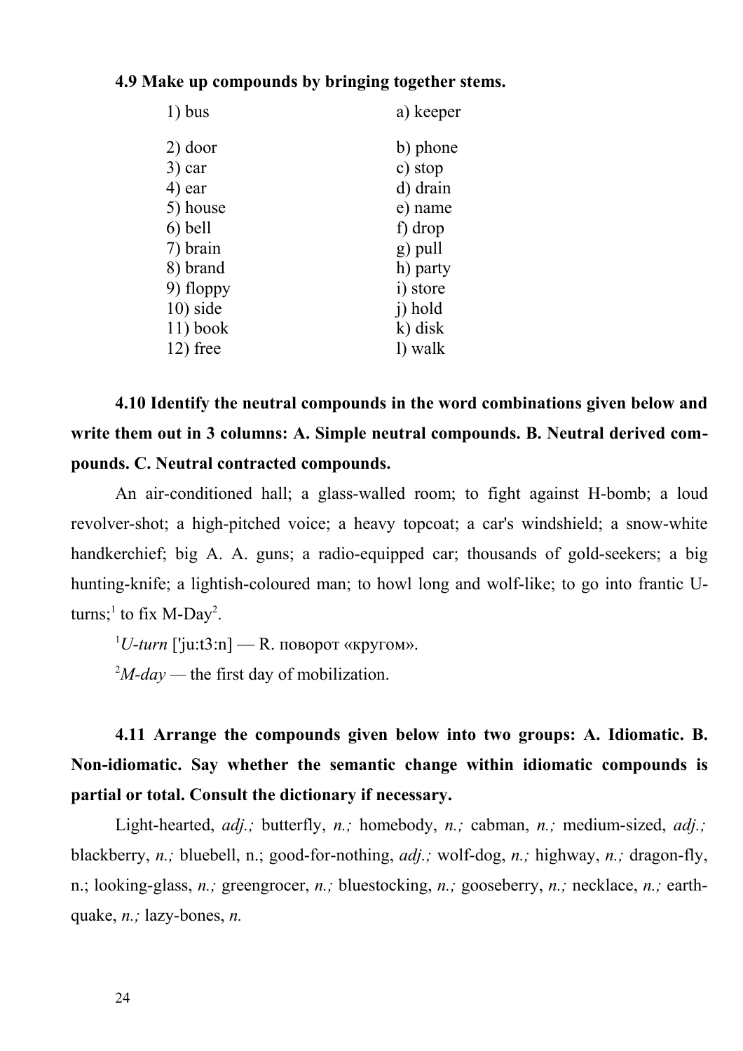**4.9 Make up compounds by bringing together stems.**

| | |
|---|---|
| 1) bus | a) keeper |
| 2) door | b) phone |
| 3) car | c) stop |
| 4) ear | d) drain |
| 5) house | e) name |
| 6) bell | f) drop |
| 7) brain | g) pull |
| 8) brand | h) party |
| 9) floppy | i) store |
| 10) side | j) hold |
| 11) book | k) disk |
| 12) free | l) walk |

**4.10 Identify the neutral compounds in the word combinations given below and write them out in 3 columns: A. Simple neutral compounds. B. Neutral derived compounds. C. Neutral contracted compounds.**

An air-conditioned hall; a glass-walled room; to fight against H-bomb; a loud revolver-shot; a high-pitched voice; a heavy topcoat; a car's windshield; a snow-white handkerchief; big A. A. guns; a radio-equipped car; thousands of gold-seekers; a big hunting-knife; a lightish-coloured man; to howl long and wolf-like; to go into frantic U-turns;[1] to fix M-Day[2].

[1]*U-turn* ['ju:t3:n] — R. поворот «кругом».

[2]*M-day* — the first day of mobilization.

**4.11 Arrange the compounds given below into two groups: A. Idiomatic. B. Non-idiomatic. Say whether the semantic change within idiomatic compounds is partial or total. Consult the dictionary if necessary.**

Light-hearted, *adj.;* butterfly, *n.;* homebody, *n.;* cabman, *n.;* medium-sized, *adj.;* blackberry, *n.;* bluebell, n.; good-for-nothing, *adj.;* wolf-dog, *n.;* highway, *n.;* dragon-fly, n.; looking-glass, *n.;* greengrocer, *n.;* bluestocking, *n.;* gooseberry, *n.;* necklace, *n.;* earthquake, *n.;* lazy-bones, *n.*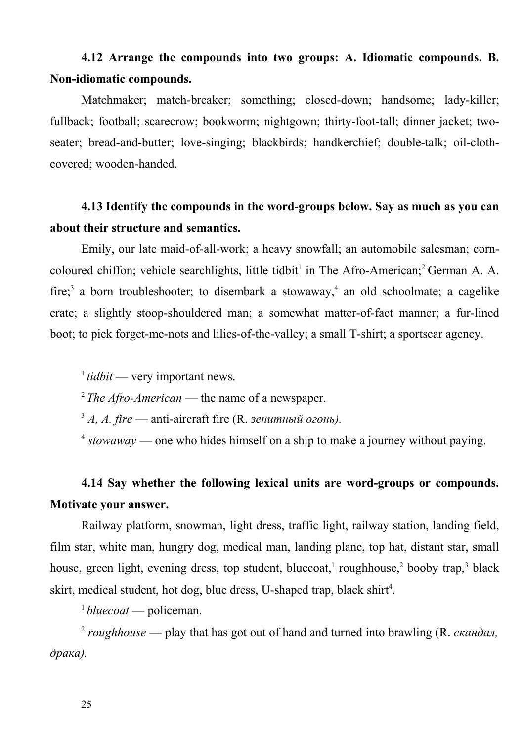**4.12 Arrange the compounds into two groups: A. Idiomatic compounds. B. Non-idiomatic compounds.**

Matchmaker; match-breaker; something; closed-down; handsome; lady-killer; fullback; football; scarecrow; bookworm; nightgown; thirty-foot-tall; dinner jacket; two-seater; bread-and-butter; love-singing; blackbirds; handkerchief; double-talk; oil-cloth-covered; wooden-handed.

**4.13 Identify the compounds in the word-groups below. Say as much as you can about their structure and semantics.**

Emily, our late maid-of-all-work; a heavy snowfall; an automobile salesman; corn-coloured chiffon; vehicle searchlights, little tidbit[1] in The Afro-American;[2] German A. A. fire;[3] a born troubleshooter; to disembark a stowaway,[4] an old schoolmate; a cagelike crate; a slightly stoop-shouldered man; a somewhat matter-of-fact manner; a fur-lined boot; to pick forget-me-nots and lilies-of-the-valley; a small T-shirt; a sportscar agency.

[1] *tidbit* — very important news.

[2] *The Afro-American* — the name of a newspaper.

[3] *A, A. fire* — anti-aircraft fire (R. *зенитный огонь).*

[4] *stowaway* — one who hides himself on a ship to make a journey without paying.

**4.14 Say whether the following lexical units are word-groups or compounds. Motivate your answer.**

Railway platform, snowman, light dress, traffic light, railway station, landing field, film star, white man, hungry dog, medical man, landing plane, top hat, distant star, small house, green light, evening dress, top student, bluecoat,[1] roughhouse,[2] booby trap,[3] black skirt, medical student, hot dog, blue dress, U-shaped trap, black shirt[4].

[1] *bluecoat* — policeman.

[2] *roughhouse* — play that has got out of hand and turned into brawling (R. *скандал, драка).*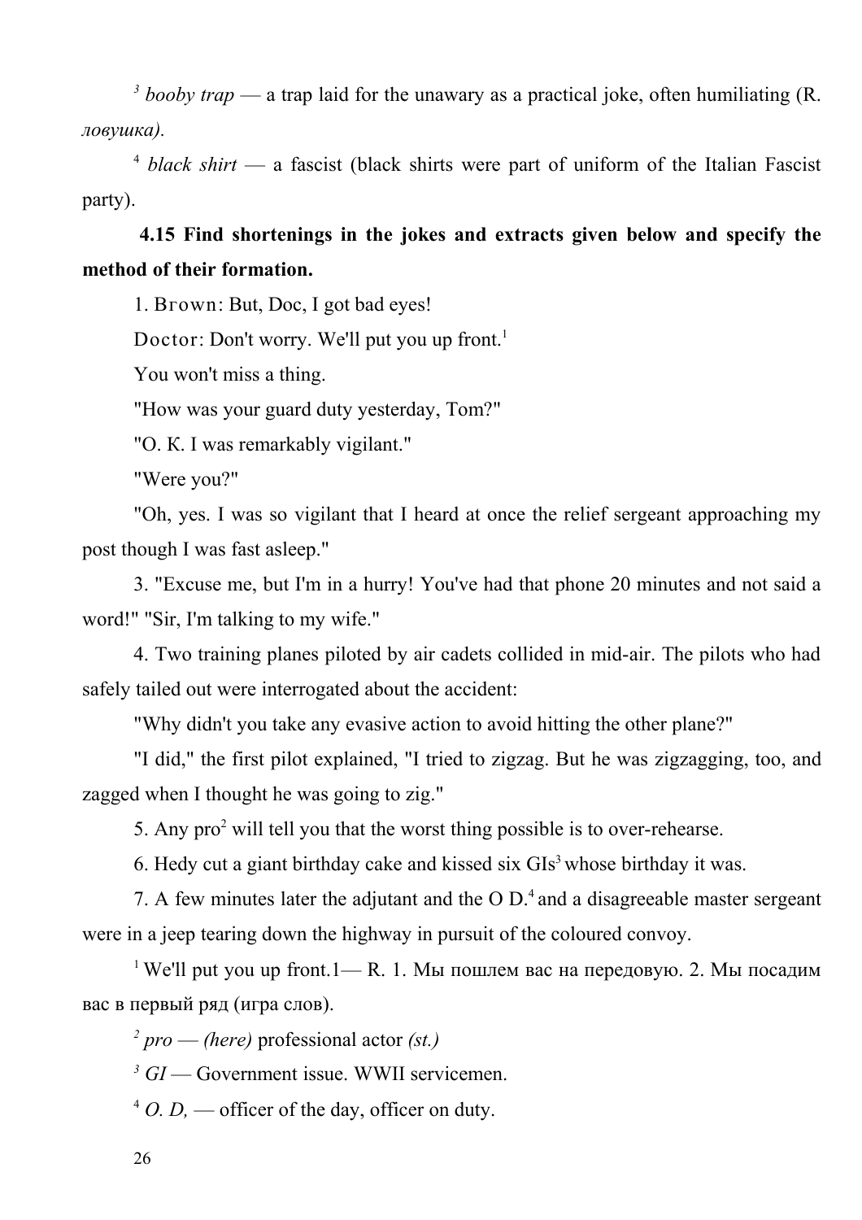[3] *booby trap* — a trap laid for the unawary as a practical joke, often humiliating (R. *ловушка).*

[4] *black shirt* — a fascist (black shirts were part of uniform of the Italian Fascist party).

**4.15 Find shortenings in the jokes and extracts given below and specify the method of their formation.**

1. Brown: But, Doc, I got bad eyes!

Doctor: Don't worry. We'll put you up front.[1]

You won't miss a thing.

"How was your guard duty yesterday, Tom?"

"O. K. I was remarkably vigilant."

"Were you?"

"Oh, yes. I was so vigilant that I heard at once the relief sergeant approaching my post though I was fast asleep."

3. "Excuse me, but I'm in a hurry! You've had that phone 20 minutes and not said a word!" "Sir, I'm talking to my wife."

4. Two training planes piloted by air cadets collided in mid-air. The pilots who had safely tailed out were interrogated about the accident:

"Why didn't you take any evasive action to avoid hitting the other plane?"

"I did," the first pilot explained, "I tried to zigzag. But he was zigzagging, too, and zagged when I thought he was going to zig."

5. Any pro[2] will tell you that the worst thing possible is to over-rehearse.

6. Hedy cut a giant birthday cake and kissed six GIs[3] whose birthday it was.

7. A few minutes later the adjutant and the O D.[4] and a disagreeable master sergeant were in a jeep tearing down the highway in pursuit of the coloured convoy.

[1] We'll put you up front.1— R. 1. Мы пошлем вас на передовую. 2. Мы посадим вас в первый ряд (игра слов).

[2] *pro — (here)* professional actor *(st.)*

[3] *GI* — Government issue. WWII servicemen.

[4] *O. D,* — officer of the day, officer on duty.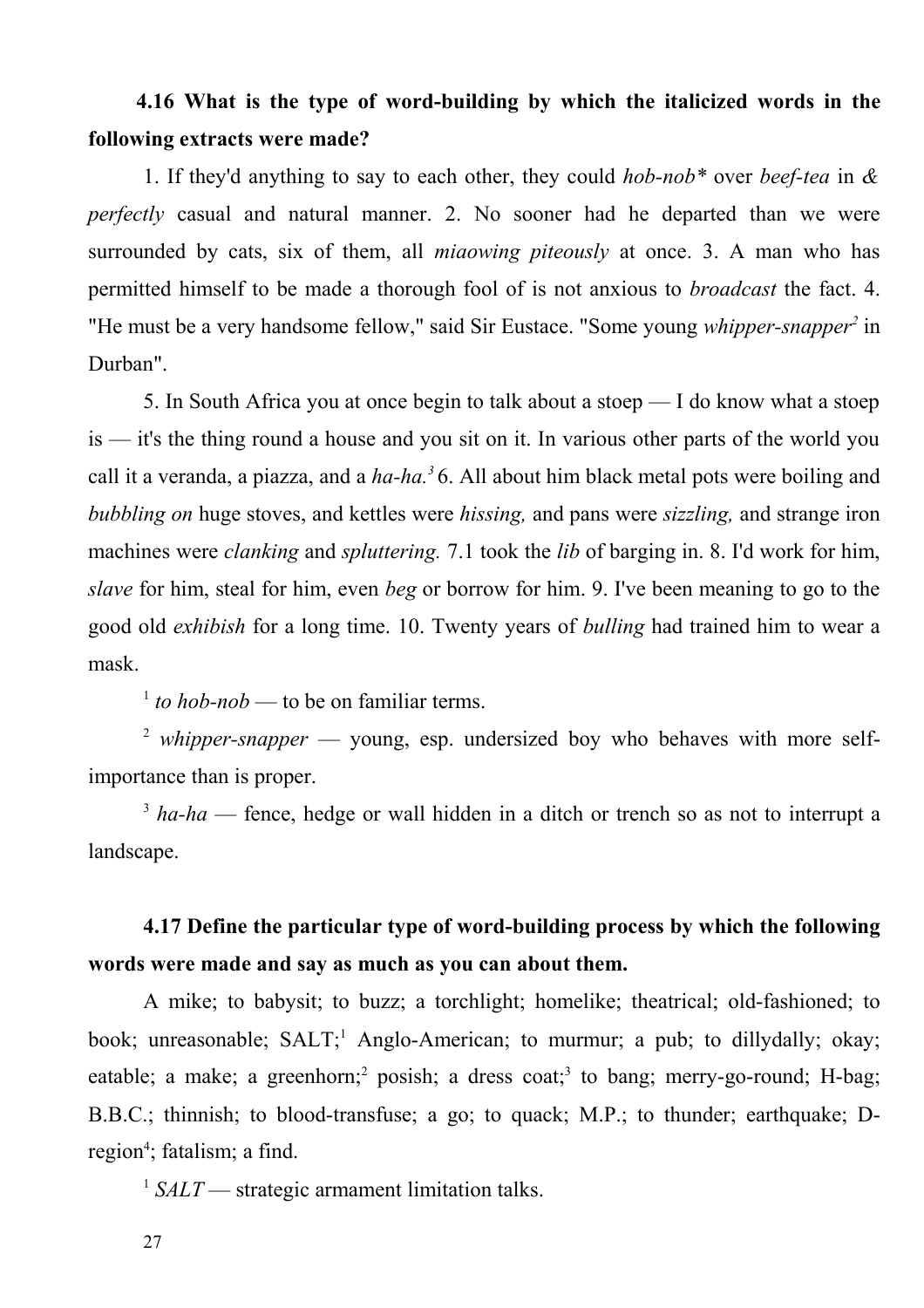**4.16 What is the type of word-building by which the italicized words in the following extracts were made?**

1. If they'd anything to say to each other, they could *hob-nob\** over *beef-tea* in *& perfectly* casual and natural manner. 2. No sooner had he departed than we were surrounded by cats, six of them, all *miaowing piteously* at once. 3. A man who has permitted himself to be made a thorough fool of is not anxious to *broadcast* the fact. 4. "He must be a very handsome fellow," said Sir Eustace. "Some young *whipper-snapper*[2] in Durban".

5. In South Africa you at once begin to talk about a stoep — I do know what a stoep is — it's the thing round a house and you sit on it. In various other parts of the world you call it a veranda, a piazza, and a *ha-ha.*[3] 6. All about him black metal pots were boiling and *bubbling on* huge stoves, and kettles were *hissing,* and pans were *sizzling,* and strange iron machines were *clanking* and *spluttering.* 7.1 took the *lib* of barging in. 8. I'd work for him, *slave* for him, steal for him, even *beg* or borrow for him. 9. I've been meaning to go to the good old *exhibish* for a long time. 10. Twenty years of *bulling* had trained him to wear a mask.

[1] *to hob-nob* — to be on familiar terms.

[2] *whipper-snapper* — young, esp. undersized boy who behaves with more self-importance than is proper.

[3] *ha-ha* — fence, hedge or wall hidden in a ditch or trench so as not to interrupt a landscape.

**4.17 Define the particular type of word-building process by which the following words were made and say as much as you can about them.**

A mike; to babysit; to buzz; a torchlight; homelike; theatrical; old-fashioned; to book; unreasonable; SALT;[1] Anglo-American; to murmur; a pub; to dillydally; okay; eatable; a make; a greenhorn;[2] posish; a dress coat;[3] to bang; merry-go-round; H-bag; B.B.C.; thinnish; to blood-transfuse; a go; to quack; M.P.; to thunder; earthquake; D-region[4]; fatalism; a find.

[1] *SALT* — strategic armament limitation talks.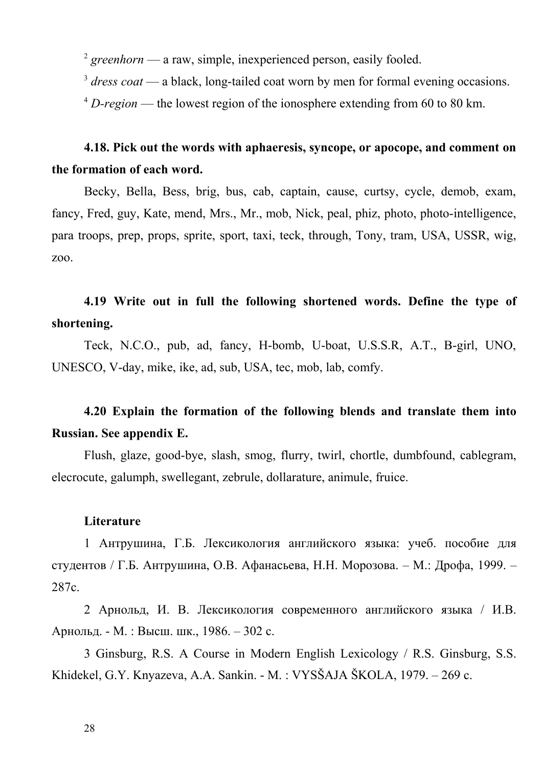[2] *greenhorn* — a raw, simple, inexperienced person, easily fooled.

[3] *dress coat* — a black, long-tailed coat worn by men for formal evening occasions.

[4] *D-region* — the lowest region of the ionosphere extending from 60 to 80 km.

**4.18. Pick out the words with aphaeresis, syncope, or apocope, and comment on the formation of each word.**

Becky, Bella, Bess, brig, bus, cab, captain, cause, curtsy, cycle, demob, exam, fancy, Fred, guy, Kate, mend, Mrs., Mr., mob, Nick, peal, phiz, photo, photo-intelligence, para troops, prep, props, sprite, sport, taxi, teck, through, Tony, tram, USA, USSR, wig, zoo.

**4.19 Write out in full the following shortened words. Define the type of shortening.**

Teck, N.C.O., pub, ad, fancy, H-bomb, U-boat, U.S.S.R, A.T., B-girl, UNO, UNESCO, V-day, mike, ike, ad, sub, USA, tec, mob, lab, comfy.

**4.20 Explain the formation of the following blends and translate them into Russian. See appendix E.**

Flush, glaze, good-bye, slash, smog, flurry, twirl, chortle, dumbfound, cablegram, elecrocute, galumph, swellegant, zebrule, dollarature, animule, fruice.

**Literature**

1 Антрушина, Г.Б. Лексикология английского языка: учеб. пособие для студентов / Г.Б. Антрушина, О.В. Афанасьева, Н.Н. Морозова. – М.: Дрофа, 1999. – 287с.

2 Арнольд, И. В. Лексикология современного английского языка / И.В. Арнольд. - М. : Высш. шк., 1986. – 302 с.

3 Ginsburg, R.S. A Course in Modern English Lexicology / R.S. Ginsburg, S.S. Khidekel, G.Y. Knyazeva, A.A. Sankin. - M. : VYSŠAJA ŠKOLA, 1979. – 269 c.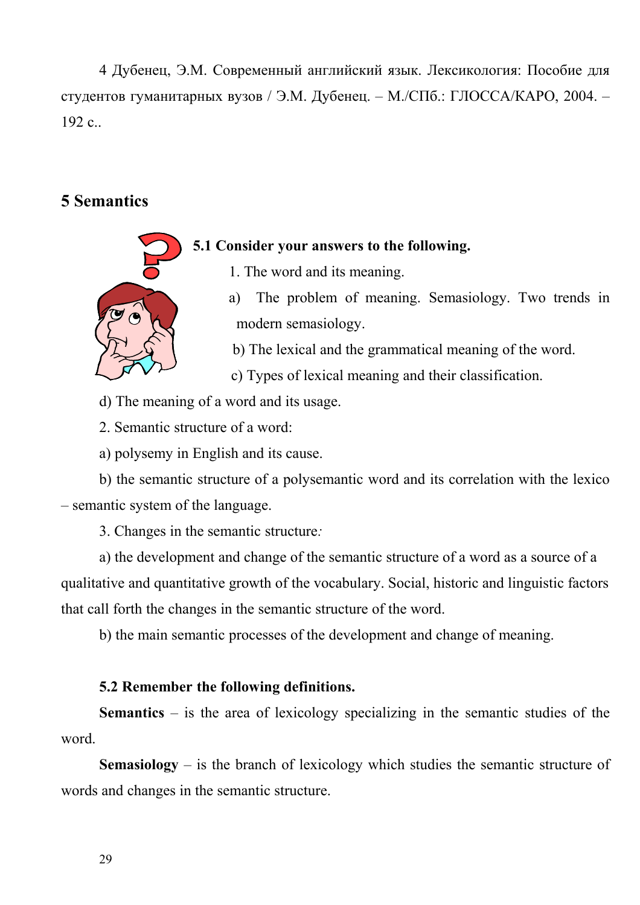4 Дубенец, Э.М. Современный английский язык. Лексикология: Пособие для студентов гуманитарных вузов / Э.М. Дубенец. – М./СПб.: ГЛОССА/КАРО, 2004. – 192 с..

## 5 Semantics

**5.1 Consider your answers to the following.**

1. The word and its meaning.

a) The problem of meaning. Semasiology. Two trends in modern semasiology.

b) The lexical and the grammatical meaning of the word.

c) Types of lexical meaning and their classification.

d) The meaning of a word and its usage.

2. Semantic structure of a word:

a) polysemy in English and its cause.

b) the semantic structure of a polysemantic word and its correlation with the lexico – semantic system of the language.

3. Changes in the semantic structure*:*

a) the development and change of the semantic structure of a word as a source of a qualitative and quantitative growth of the vocabulary. Social, historic and linguistic factors that call forth the changes in the semantic structure of the word.

b) the main semantic processes of the development and change of meaning.

**5.2 Remember the following definitions.**

**Semantics** – is the area of lexicology specializing in the semantic studies of the word.

**Semasiology** – is the branch of lexicology which studies the semantic structure of words and changes in the semantic structure.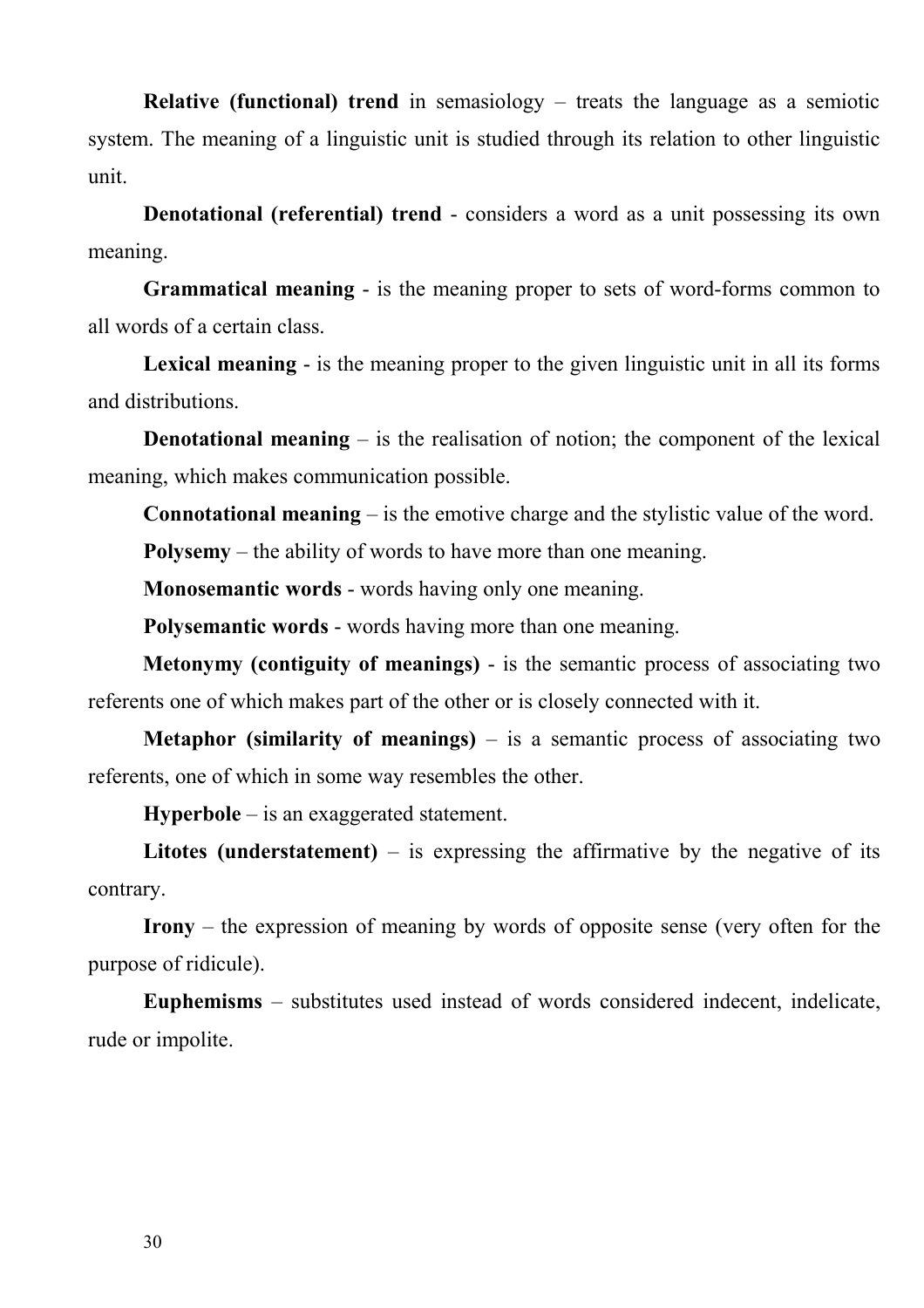**Relative (functional) trend** in semasiology – treats the language as a semiotic system. The meaning of a linguistic unit is studied through its relation to other linguistic unit.

**Denotational (referential) trend** - considers a word as a unit possessing its own meaning.

**Grammatical meaning** - is the meaning proper to sets of word-forms common to all words of a certain class.

**Lexical meaning** - is the meaning proper to the given linguistic unit in all its forms and distributions.

**Denotational meaning** – is the realisation of notion; the component of the lexical meaning, which makes communication possible.

**Connotational meaning** – is the emotive charge and the stylistic value of the word.

**Polysemy** – the ability of words to have more than one meaning.

**Monosemantic words** - words having only one meaning.

**Polysemantic words** - words having more than one meaning.

**Metonymy (contiguity of meanings)** - is the semantic process of associating two referents one of which makes part of the other or is closely connected with it.

**Metaphor (similarity of meanings)** – is a semantic process of associating two referents, one of which in some way resembles the other.

**Hyperbole** – is an exaggerated statement.

**Litotes (understatement)** – is expressing the affirmative by the negative of its contrary.

**Irony** – the expression of meaning by words of opposite sense (very often for the purpose of ridicule).

**Euphemisms** – substitutes used instead of words considered indecent, indelicate, rude or impolite.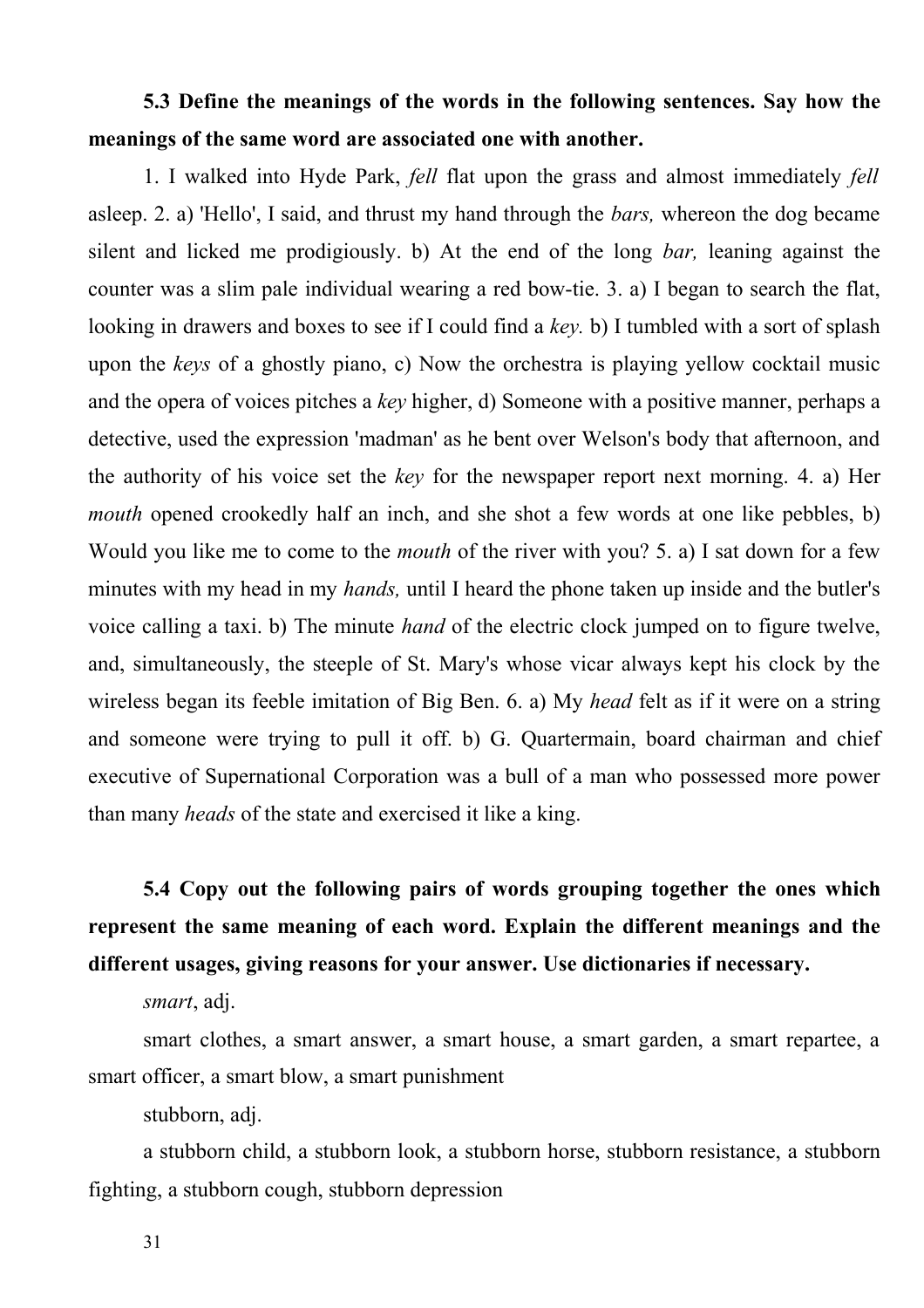**5.3 Define the meanings of the words in the following sentences. Say how the meanings of the same word are associated one with another.**

1. I walked into Hyde Park, *fell* flat upon the grass and almost immediately *fell* asleep. 2. a) 'Hello', I said, and thrust my hand through the *bars,* whereon the dog became silent and licked me prodigiously. b) At the end of the long *bar,* leaning against the counter was a slim pale individual wearing a red bow-tie. 3. a) I began to search the flat, looking in drawers and boxes to see if I could find a *key.* b) I tumbled with a sort of splash upon the *keys* of a ghostly piano, c) Now the orchestra is playing yellow cocktail music and the opera of voices pitches a *key* higher, d) Someone with a positive manner, perhaps a detective, used the expression 'madman' as he bent over Welson's body that afternoon, and the authority of his voice set the *key* for the newspaper report next morning. 4. a) Her *mouth* opened crookedly half an inch, and she shot a few words at one like pebbles, b) Would you like me to come to the *mouth* of the river with you? 5. a) I sat down for a few minutes with my head in my *hands,* until I heard the phone taken up inside and the butler's voice calling a taxi. b) The minute *hand* of the electric clock jumped on to figure twelve, and, simultaneously, the steeple of St. Mary's whose vicar always kept his clock by the wireless began its feeble imitation of Big Ben. 6. a) My *head* felt as if it were on a string and someone were trying to pull it off. b) G. Quartermain, board chairman and chief executive of Supernational Corporation was a bull of a man who possessed more power than many *heads* of the state and exercised it like a king.

**5.4 Copy out the following pairs of words grouping together the ones which represent the same meaning of each word. Explain the different meanings and the different usages, giving reasons for your answer. Use dictionaries if necessary.**

*smart*, adj.

smart clothes, a smart answer, a smart house, a smart garden, a smart repartee, a smart officer, a smart blow, a smart punishment

stubborn, adj.

a stubborn child, a stubborn look, a stubborn horse, stubborn resistance, a stubborn fighting, a stubborn cough, stubborn depression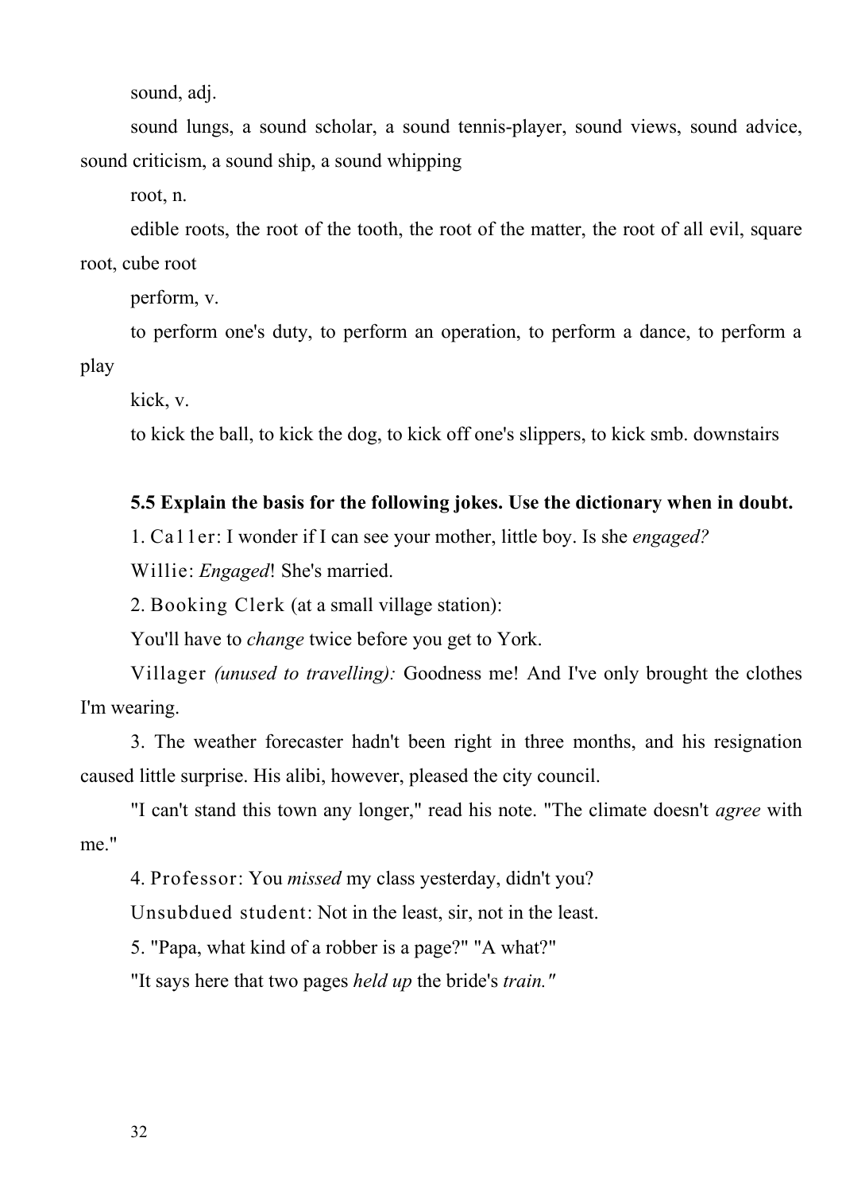sound, adj.

sound lungs, a sound scholar, a sound tennis-player, sound views, sound advice, sound criticism, a sound ship, a sound whipping

root, n.

edible roots, the root of the tooth, the root of the matter, the root of all evil, square root, cube root

perform, v.

to perform one's duty, to perform an operation, to perform a dance, to perform a play

kick, v.

to kick the ball, to kick the dog, to kick off one's slippers, to kick smb. downstairs

**5.5 Explain the basis for the following jokes. Use the dictionary when in doubt.**

1. Caller: I wonder if I can see your mother, little boy. Is she *engaged?*

Willie: *Engaged*! She's married.

2. Booking Clerk (at a small village station):

You'll have to *change* twice before you get to York.

Villager *(unused to travelling):* Goodness me! And I've only brought the clothes I'm wearing.

3. The weather forecaster hadn't been right in three months, and his resignation caused little surprise. His alibi, however, pleased the city council.

"I can't stand this town any longer," read his note. "The climate doesn't *agree* with me."

4. Professor: You *missed* my class yesterday, didn't you?

Unsubdued student: Not in the least, sir, not in the least.

5. "Papa, what kind of a robber is a page?" "A what?"

"It says here that two pages *held up* the bride's *train."*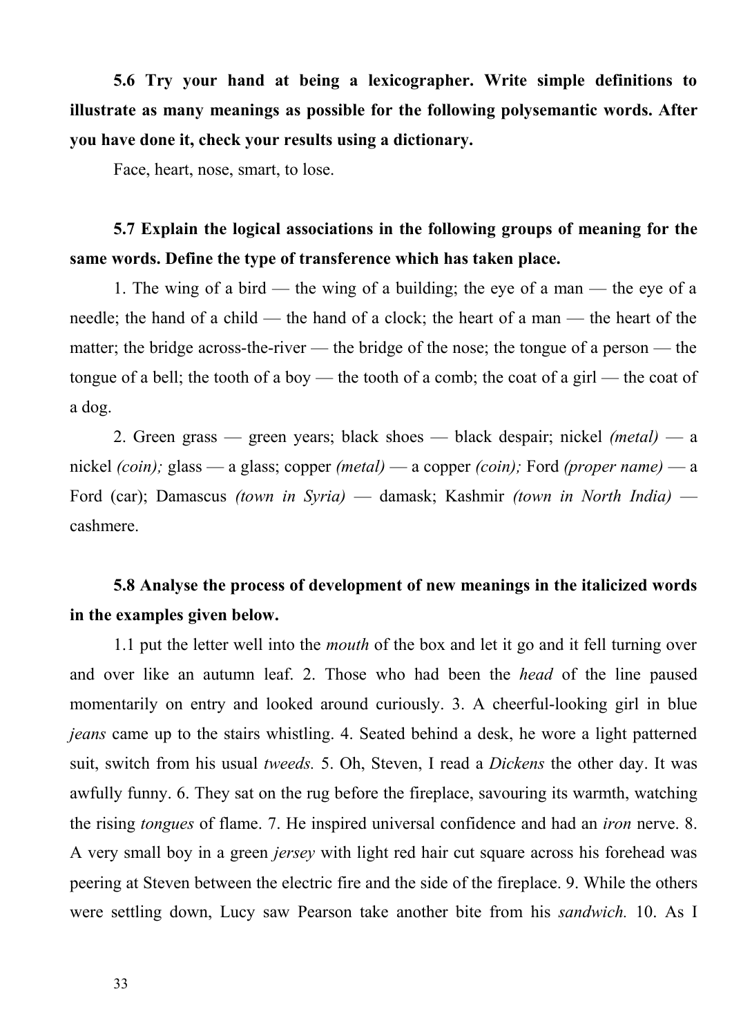**5.6 Try your hand at being a lexicographer. Write simple definitions to illustrate as many meanings as possible for the following polysemantic words. After you have done it, check your results using a dictionary.**

Face, heart, nose, smart, to lose.

**5.7 Explain the logical associations in the following groups of meaning for the same words. Define the type of transference which has taken place.**

1. The wing of a bird — the wing of a building; the eye of a man — the eye of a needle; the hand of a child — the hand of a clock; the heart of a man — the heart of the matter; the bridge across-the-river — the bridge of the nose; the tongue of a person — the tongue of a bell; the tooth of a boy — the tooth of a comb; the coat of a girl — the coat of a dog.

2. Green grass — green years; black shoes — black despair; nickel *(metal)* — a nickel *(coin);* glass — a glass; copper *(metal)* — a copper *(coin);* Ford *(proper name)* — a Ford (car); Damascus *(town in Syria)* — damask; Kashmir *(town in North India)* — cashmere.

**5.8 Analyse the process of development of new meanings in the italicized words in the examples given below.**

1.1 put the letter well into the *mouth* of the box and let it go and it fell turning over and over like an autumn leaf. 2. Those who had been the *head* of the line paused momentarily on entry and looked around curiously. 3. A cheerful-looking girl in blue *jeans* came up to the stairs whistling. 4. Seated behind a desk, he wore a light patterned suit, switch from his usual *tweeds.* 5. Oh, Steven, I read a *Dickens* the other day. It was awfully funny. 6. They sat on the rug before the fireplace, savouring its warmth, watching the rising *tongues* of flame. 7. He inspired universal confidence and had an *iron* nerve. 8. A very small boy in a green *jersey* with light red hair cut square across his forehead was peering at Steven between the electric fire and the side of the fireplace. 9. While the others were settling down, Lucy saw Pearson take another bite from his *sandwich.* 10. As I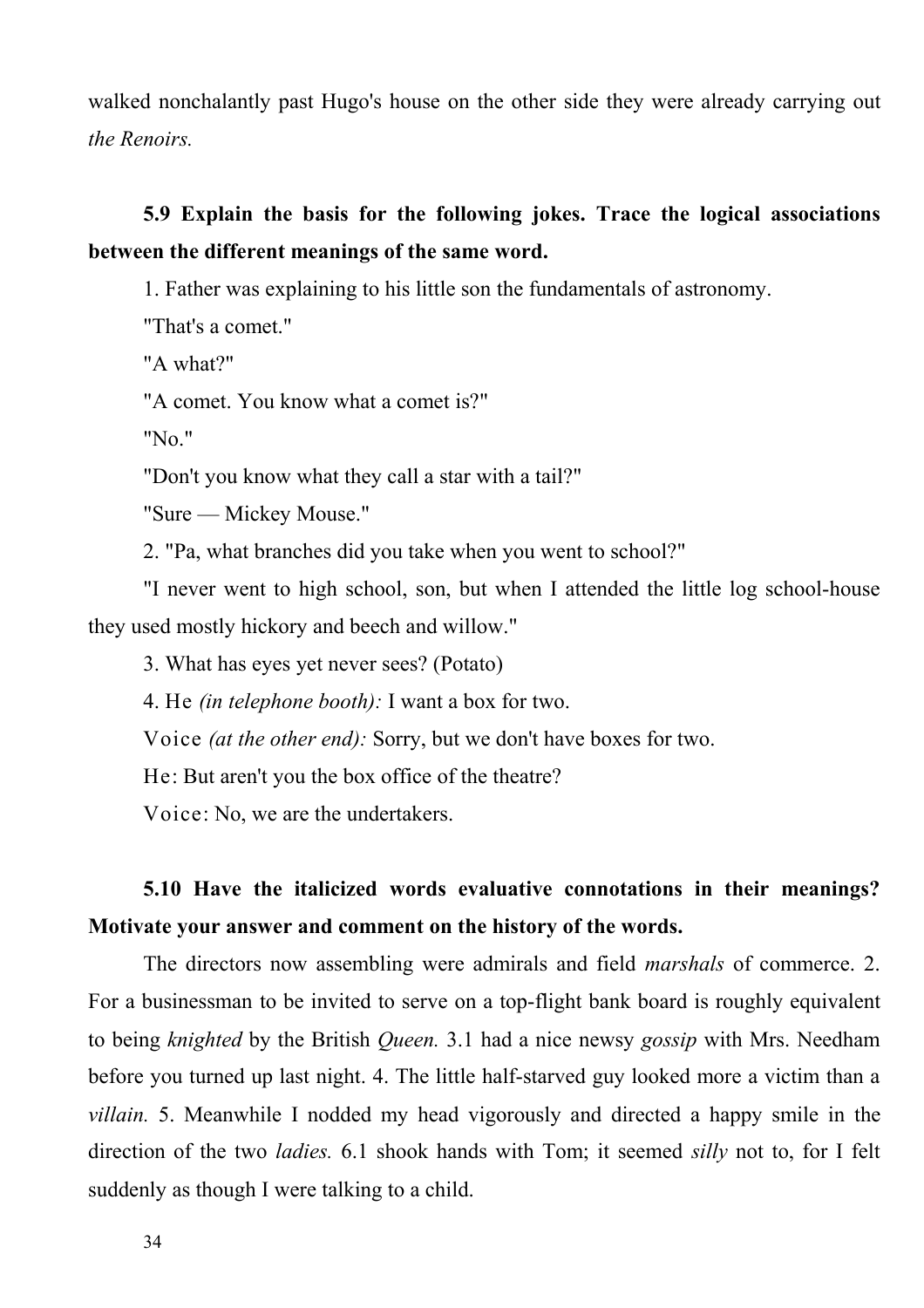walked nonchalantly past Hugo's house on the other side they were already carrying out *the Renoirs.*

**5.9 Explain the basis for the following jokes. Trace the logical associations between the different meanings of the same word.**

1. Father was explaining to his little son the fundamentals of astronomy.

"That's a comet."

"A what?"

"A comet. You know what a comet is?"

"No."

"Don't you know what they call a star with a tail?"

"Sure — Mickey Mouse."

2. "Pa, what branches did you take when you went to school?"

"I never went to high school, son, but when I attended the little log school-house they used mostly hickory and beech and willow."

3. What has eyes yet never sees? (Potato)

4. He *(in telephone booth):* I want a box for two.

Voice *(at the other end):* Sorry, but we don't have boxes for two.

He: But aren't you the box office of the theatre?

Voice: No, we are the undertakers.

**5.10 Have the italicized words evaluative connotations in their meanings? Motivate your answer and comment on the history of the words.**

The directors now assembling were admirals and field *marshals* of commerce. 2. For a businessman to be invited to serve on a top-flight bank board is roughly equivalent to being *knighted* by the British *Queen.* 3.1 had a nice newsy *gossip* with Mrs. Needham before you turned up last night. 4. The little half-starved guy looked more a victim than a *villain.* 5. Meanwhile I nodded my head vigorously and directed a happy smile in the direction of the two *ladies.* 6.1 shook hands with Tom; it seemed *silly* not to, for I felt suddenly as though I were talking to a child.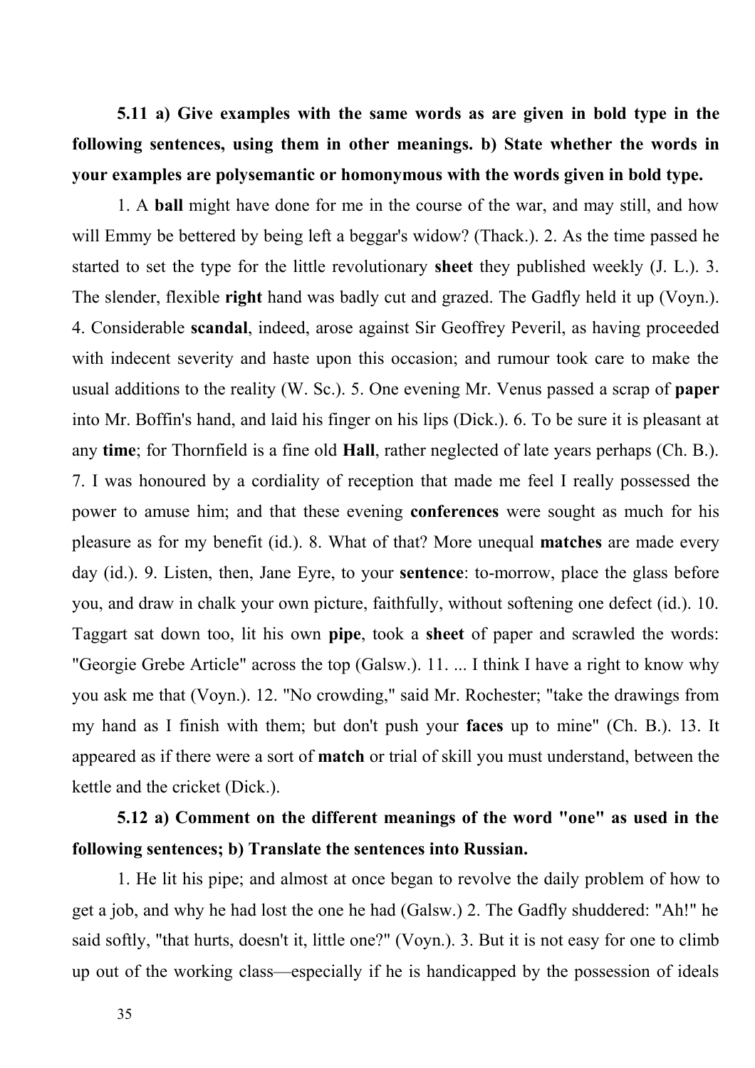**5.11 a) Give examples with the same words as are given in bold type in the following sentences, using them in other meanings. b) State whether the words in your examples are polysemantic or homonymous with the words given in bold type.**

1. A **ball** might have done for me in the course of the war, and may still, and how will Emmy be bettered by being left a beggar's widow? (Thack.). 2. As the time passed he started to set the type for the little revolutionary **sheet** they published weekly (J. L.). 3. The slender, flexible **right** hand was badly cut and grazed. The Gadfly held it up (Voyn.). 4. Considerable **scandal**, indeed, arose against Sir Geoffrey Peveril, as having proceeded with indecent severity and haste upon this occasion; and rumour took care to make the usual additions to the reality (W. Sc.). 5. One evening Mr. Venus passed a scrap of **paper** into Mr. Boffin's hand, and laid his finger on his lips (Dick.). 6. To be sure it is pleasant at any **time**; for Thornfield is a fine old **Hall**, rather neglected of late years perhaps (Ch. B.). 7. I was honoured by a cordiality of reception that made me feel I really possessed the power to amuse him; and that these evening **conferences** were sought as much for his pleasure as for my benefit (id.). 8. What of that? More unequal **matches** are made every day (id.). 9. Listen, then, Jane Eyre, to your **sentence**: to-morrow, place the glass before you, and draw in chalk your own picture, faithfully, without softening one defect (id.). 10. Taggart sat down too, lit his own **pipe**, took a **sheet** of paper and scrawled the words: "Georgie Grebe Article" across the top (Galsw.). 11. ... I think I have a right to know why you ask me that (Voyn.). 12. "No crowding," said Mr. Rochester; "take the drawings from my hand as I finish with them; but don't push your **faces** up to mine" (Ch. B.). 13. It appeared as if there were a sort of **match** or trial of skill you must understand, between the kettle and the cricket (Dick.).

**5.12 a) Comment on the different meanings of the word "one" as used in the following sentences; b) Translate the sentences into Russian.**

1. He lit his pipe; and almost at once began to revolve the daily problem of how to get a job, and why he had lost the one he had (Galsw.) 2. The Gadfly shuddered: "Ah!" he said softly, "that hurts, doesn't it, little one?" (Voyn.). 3. But it is not easy for one to climb up out of the working class—especially if he is handicapped by the possession of ideals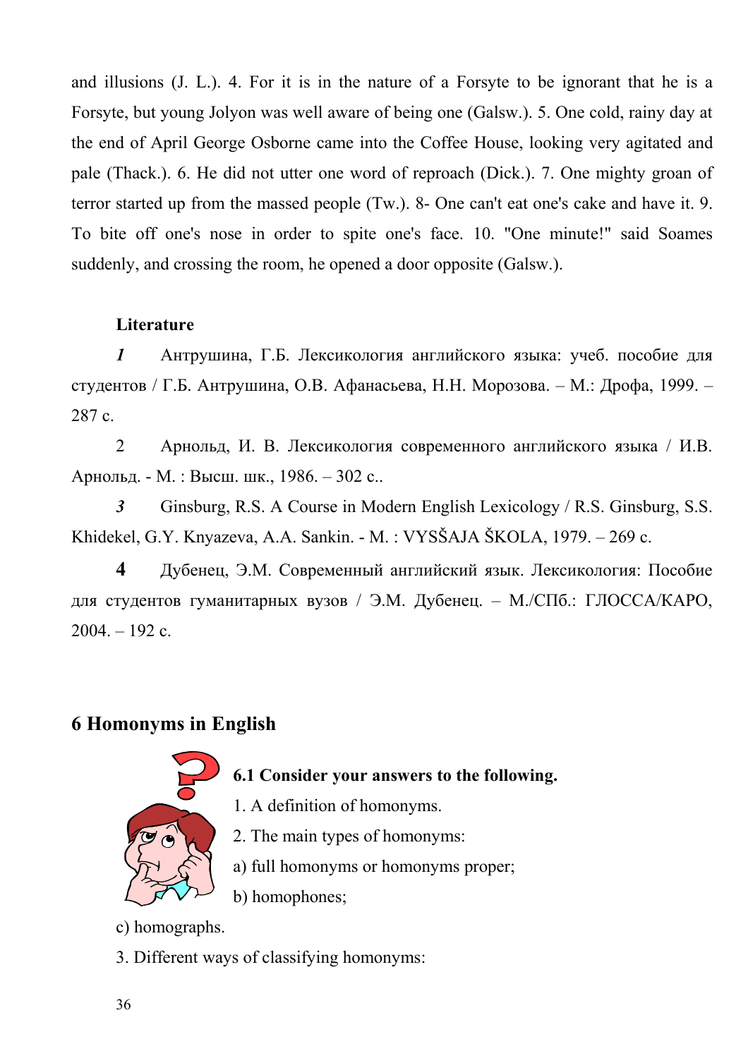and illusions (J. L.). 4. For it is in the nature of a Forsyte to be ignorant that he is a Forsyte, but young Jolyon was well aware of being one (Galsw.). 5. One cold, rainy day at the end of April George Osborne came into the Coffee House, looking very agitated and pale (Thack.). 6. He did not utter one word of reproach (Dick.). 7. One mighty groan of terror started up from the massed people (Tw.). 8- One can't eat one's cake and have it. 9. To bite off one's nose in order to spite one's face. 10. "One minute!" said Soames suddenly, and crossing the room, he opened a door opposite (Galsw.).

**Literature**

1. Антрушина, Г.Б. Лексикология английского языка: учеб. пособие для студентов / Г.Б. Антрушина, О.В. Афанасьева, Н.Н. Морозова. – М.: Дрофа, 1999. – 287 с.
2. Арнольд, И. В. Лексикология современного английского языка / И.В. Арнольд. - М. : Высш. шк., 1986. – 302 с..
3. Ginsburg, R.S. A Course in Modern English Lexicology / R.S. Ginsburg, S.S. Khidekel, G.Y. Knyazeva, A.A. Sankin. - M. : VYSŠAJA ŠKOLA, 1979. – 269 c.
4. Дубенец, Э.М. Современный английский язык. Лексикология: Пособие для студентов гуманитарных вузов / Э.М. Дубенец. – М./СПб.: ГЛОССА/КАРО, 2004. – 192 с.

## 6 Homonyms in English

**6.1 Consider your answers to the following.**

1. A definition of homonyms.
2. The main types of homonyms:

a) full homonyms or homonyms proper;

b) homophones;

c) homographs.

3. Different ways of classifying homonyms: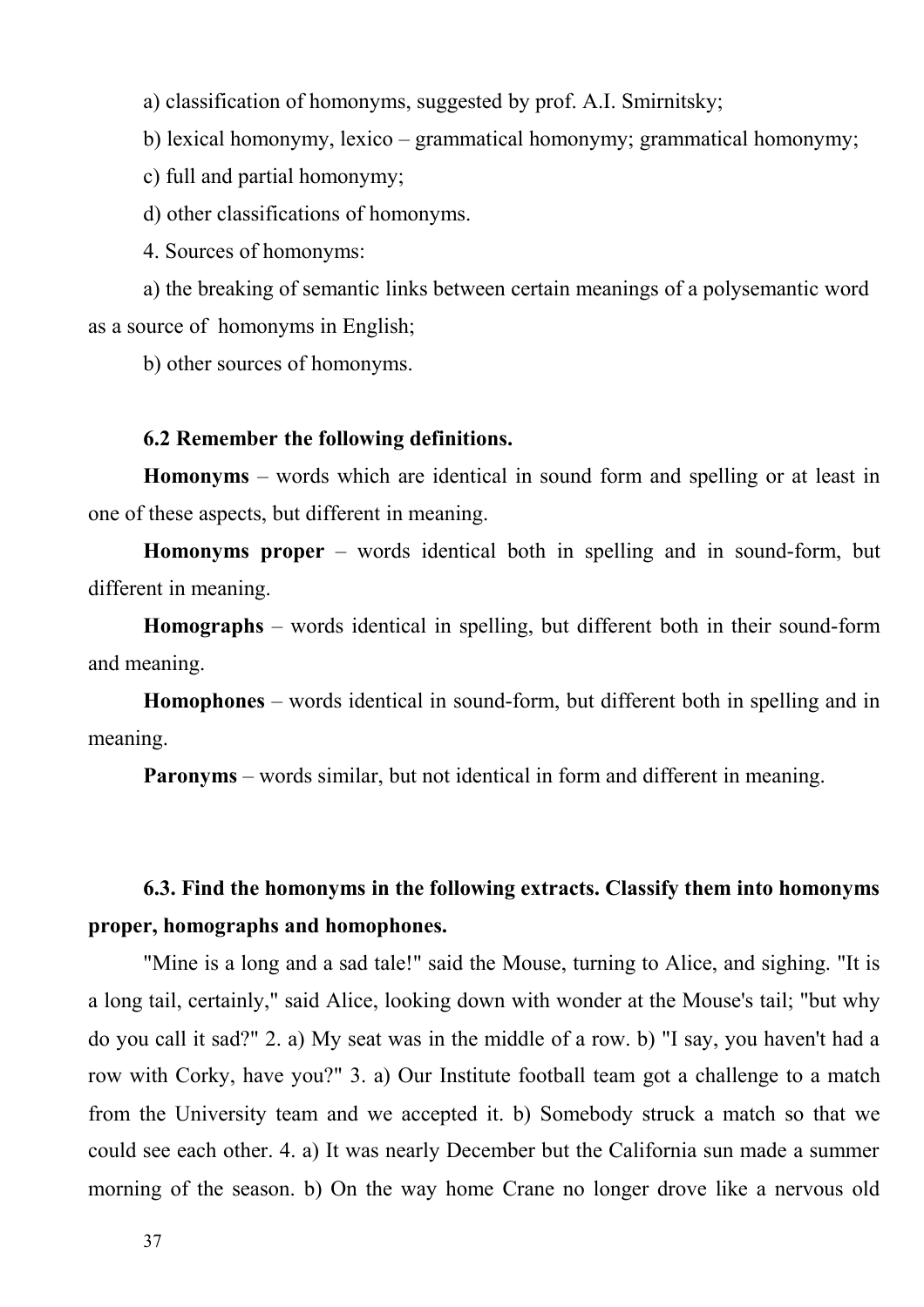a) classification of homonyms, suggested by prof. A.I. Smirnitsky;

b) lexical homonymy, lexico – grammatical homonymy; grammatical homonymy;

c) full and partial homonymy;

d) other classifications of homonyms.

4. Sources of homonyms:

a) the breaking of semantic links between certain meanings of a polysemantic word as a source of homonyms in English;

b) other sources of homonyms.

### 6.2 Remember the following definitions.

**Homonyms** – words which are identical in sound form and spelling or at least in one of these aspects, but different in meaning.

**Homonyms proper** – words identical both in spelling and in sound-form, but different in meaning.

**Homographs** – words identical in spelling, but different both in their sound-form and meaning.

**Homophones** – words identical in sound-form, but different both in spelling and in meaning.

**Paronyms** – words similar, but not identical in form and different in meaning.

### 6.3. Find the homonyms in the following extracts. Classify them into homonyms proper, homographs and homophones.

"Mine is a long and a sad tale!" said the Mouse, turning to Alice, and sighing. "It is a long tail, certainly," said Alice, looking down with wonder at the Mouse's tail; "but why do you call it sad?" 2. a) My seat was in the middle of a row. b) "I say, you haven't had a row with Corky, have you?" 3. a) Our Institute football team got a challenge to a match from the University team and we accepted it. b) Somebody struck a match so that we could see each other. 4. a) It was nearly December but the California sun made a summer morning of the season. b) On the way home Crane no longer drove like a nervous old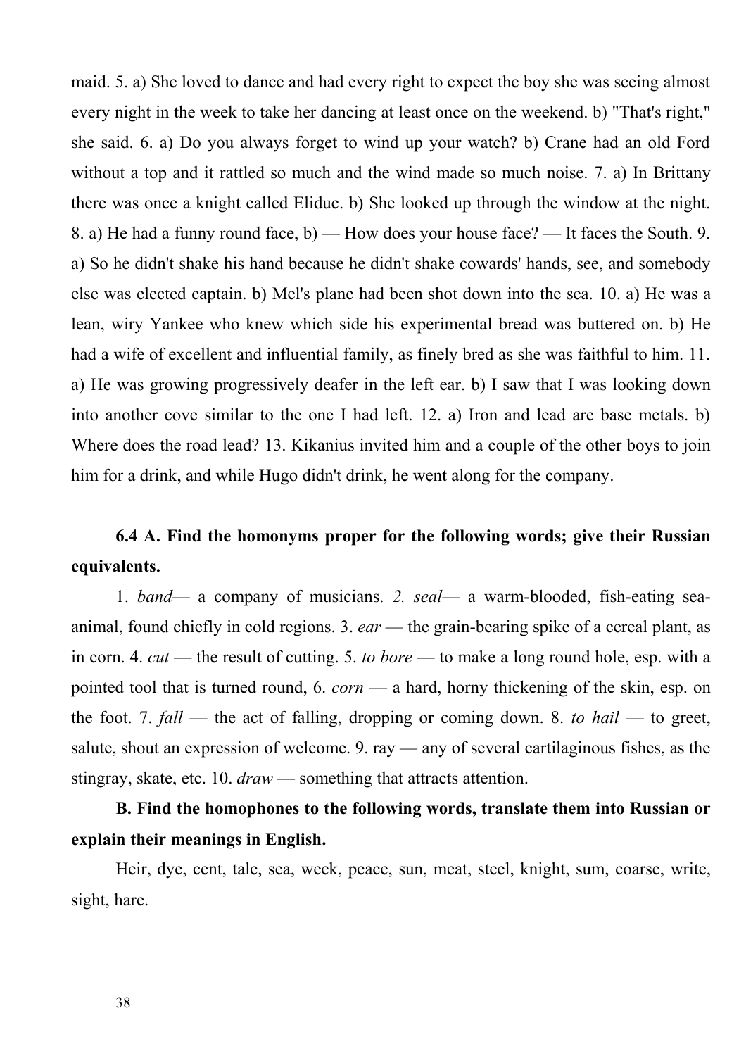maid. 5. a) She loved to dance and had every right to expect the boy she was seeing almost every night in the week to take her dancing at least once on the weekend. b) "That's right," she said. 6. a) Do you always forget to wind up your watch? b) Crane had an old Ford without a top and it rattled so much and the wind made so much noise. 7. a) In Brittany there was once a knight called Eliduc. b) She looked up through the window at the night. 8. a) He had a funny round face, b) — How does your house face? — It faces the South. 9. a) So he didn't shake his hand because he didn't shake cowards' hands, see, and somebody else was elected captain. b) Mel's plane had been shot down into the sea. 10. a) He was a lean, wiry Yankee who knew which side his experimental bread was buttered on. b) He had a wife of excellent and influential family, as finely bred as she was faithful to him. 11. a) He was growing progressively deafer in the left ear. b) I saw that I was looking down into another cove similar to the one I had left. 12. a) Iron and lead are base metals. b) Where does the road lead? 13. Kikanius invited him and a couple of the other boys to join him for a drink, and while Hugo didn't drink, he went along for the company.

**6.4 A. Find the homonyms proper for the following words; give their Russian equivalents.**

1. *band*— a company of musicians. *2. seal*— a warm-blooded, fish-eating sea-animal, found chiefly in cold regions. 3. *ear* — the grain-bearing spike of a cereal plant, as in corn. 4. *cut* — the result of cutting. 5. *to bore* — to make a long round hole, esp. with a pointed tool that is turned round, 6. *corn* — a hard, horny thickening of the skin, esp. on the foot. 7. *fall* — the act of falling, dropping or coming down. 8. *to hail* — to greet, salute, shout an expression of welcome. 9. ray — any of several cartilaginous fishes, as the stingray, skate, etc. 10. *draw* — something that attracts attention.

**B. Find the homophones to the following words, translate them into Russian or explain their meanings in English.**

Heir, dye, cent, tale, sea, week, peace, sun, meat, steel, knight, sum, coarse, write, sight, hare.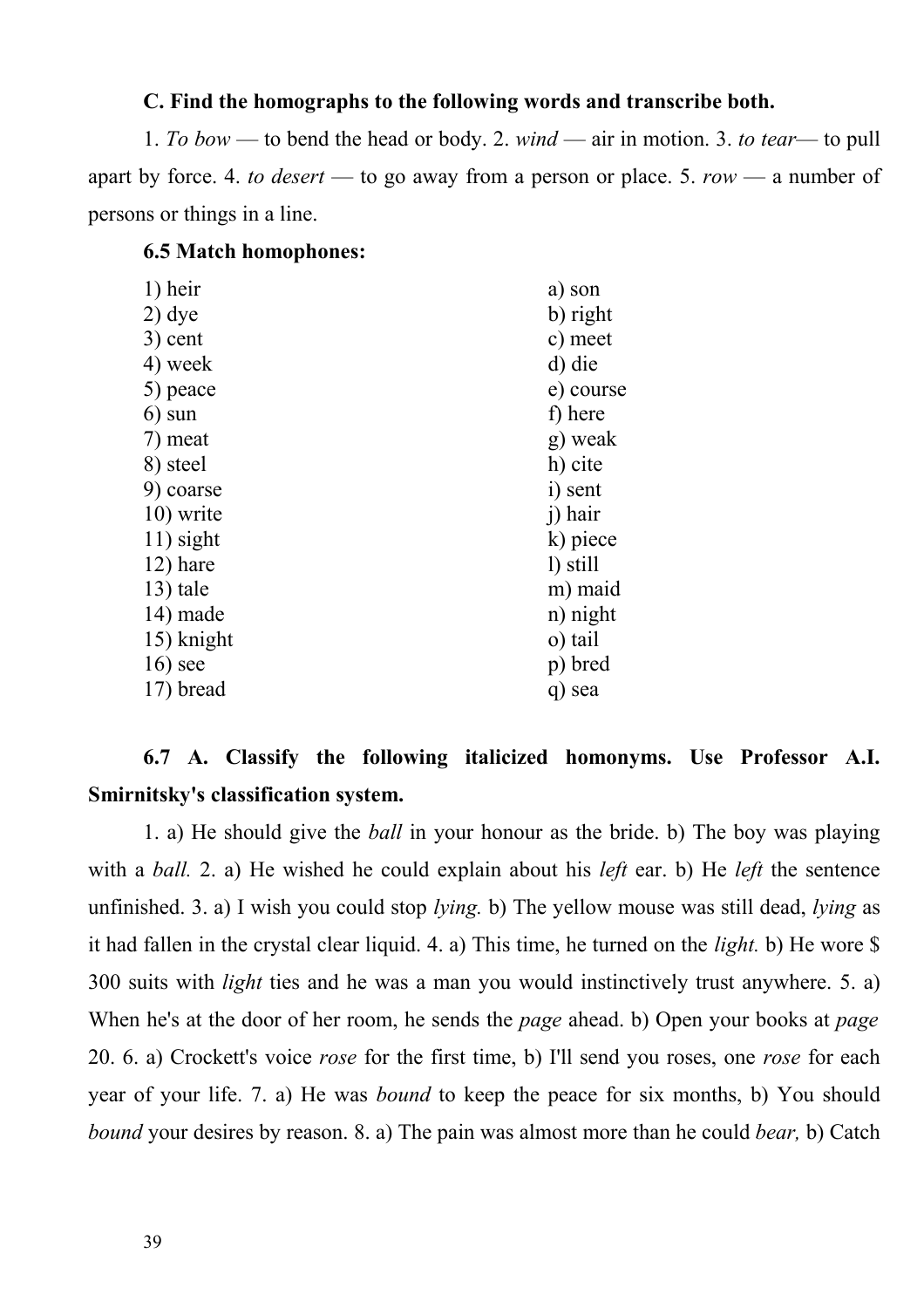**C. Find the homographs to the following words and transcribe both.**

1. *To bow* — to bend the head or body. 2. *wind* — air in motion. 3. *to tear*— to pull apart by force. 4. *to desert* — to go away from a person or place. 5. *row* — a number of persons or things in a line.

**6.5 Match homophones:**

| | |
|---|---|
| 1) heir | a) son |
| 2) dye | b) right |
| 3) cent | c) meet |
| 4) week | d) die |
| 5) peace | e) course |
| 6) sun | f) here |
| 7) meat | g) weak |
| 8) steel | h) cite |
| 9) coarse | i) sent |
| 10) write | j) hair |
| 11) sight | k) piece |
| 12) hare | l) still |
| 13) tale | m) maid |
| 14) made | n) night |
| 15) knight | o) tail |
| 16) see | p) bred |
| 17) bread | q) sea |

**6.7 A. Classify the following italicized homonyms. Use Professor A.I. Smirnitsky's classification system.**

1. a) He should give the *ball* in your honour as the bride. b) The boy was playing with a *ball.* 2. a) He wished he could explain about his *left* ear. b) He *left* the sentence unfinished. 3. a) I wish you could stop *lying.* b) The yellow mouse was still dead, *lying* as it had fallen in the crystal clear liquid. 4. a) This time, he turned on the *light.* b) He wore $ 300 suits with *light* ties and he was a man you would instinctively trust anywhere. 5. a) When he's at the door of her room, he sends the *page* ahead. b) Open your books at *page* 20. 6. a) Crockett's voice *rose* for the first time, b) I'll send you roses, one *rose* for each year of your life. 7. a) He was *bound* to keep the peace for six months, b) You should *bound* your desires by reason. 8. a) The pain was almost more than he could *bear,* b) Catch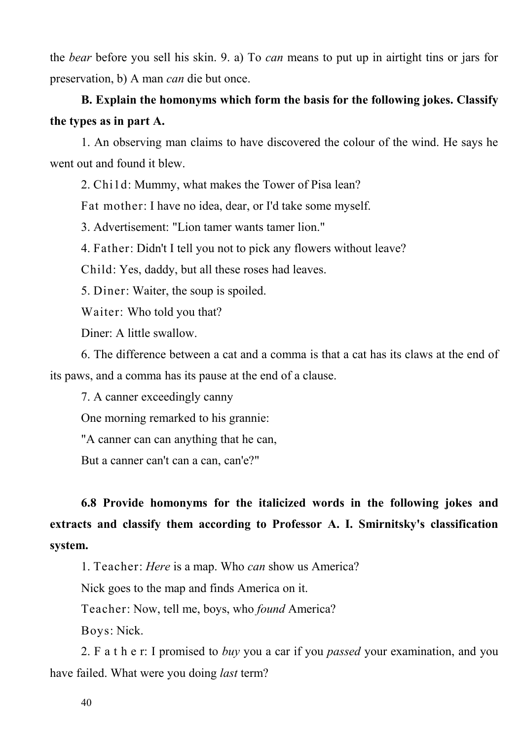the *bear* before you sell his skin. 9. a) To *can* means to put up in airtight tins or jars for preservation, b) A man *can* die but once.

**B. Explain the homonyms which form the basis for the following jokes. Classify the types as in part A.**

1. An observing man claims to have discovered the colour of the wind. He says he went out and found it blew.

2. Child: Mummy, what makes the Tower of Pisa lean?

Fat mother: I have no idea, dear, or I'd take some myself.

3. Advertisement: "Lion tamer wants tamer lion."

4. Father: Didn't I tell you not to pick any flowers without leave?

Child: Yes, daddy, but all these roses had leaves.

5. Diner: Waiter, the soup is spoiled.

Waiter: Who told you that?

Diner: A little swallow.

6. The difference between a cat and a comma is that a cat has its claws at the end of its paws, and a comma has its pause at the end of a clause.

7. A canner exceedingly canny

One morning remarked to his grannie:

"A canner can can anything that he can,

But a canner can't can a can, can'e?"

**6.8 Provide homonyms for the italicized words in the following jokes and extracts and classify them according to Professor A. I. Smirnitsky's classification system.**

1. Teacher: *Here* is a map. Who *can* show us America?

Nick goes to the map and finds America on it.

Teacher: Now, tell me, boys, who *found* America?

Boys: Nick.

2. Father: I promised to *buy* you a car if you *passed* your examination, and you have failed. What were you doing *last* term?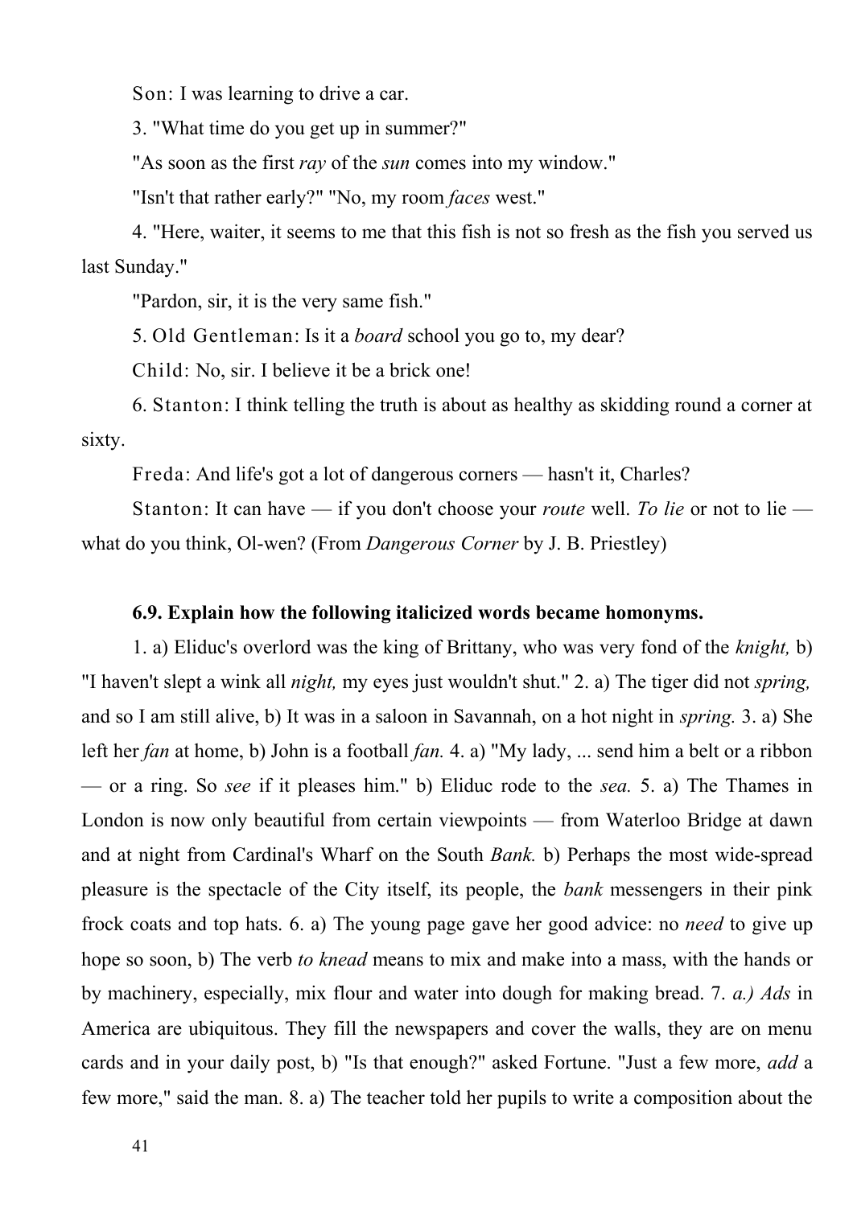Son: I was learning to drive a car.

3. "What time do you get up in summer?"

"As soon as the first *ray* of the *sun* comes into my window."

"Isn't that rather early?" "No, my room *faces* west."

4. "Here, waiter, it seems to me that this fish is not so fresh as the fish you served us last Sunday."

"Pardon, sir, it is the very same fish."

5. Old Gentleman: Is it a *board* school you go to, my dear?

Child: No, sir. I believe it be a brick one!

6. Stanton: I think telling the truth is about as healthy as skidding round a corner at sixty.

Freda: And life's got a lot of dangerous corners — hasn't it, Charles?

Stanton: It can have — if you don't choose your *route* well. *To lie* or not to lie — what do you think, Ol-wen? (From *Dangerous Corner* by J. B. Priestley)

**6.9. Explain how the following italicized words became homonyms.**

1. a) Eliduc's overlord was the king of Brittany, who was very fond of the *knight,* b) "I haven't slept a wink all *night,* my eyes just wouldn't shut." 2. a) The tiger did not *spring,* and so I am still alive, b) It was in a saloon in Savannah, on a hot night in *spring.* 3. a) She left her *fan* at home, b) John is a football *fan.* 4. a) "My lady, ... send him a belt or a ribbon — or a ring. So *see* if it pleases him." b) Eliduc rode to the *sea.* 5. a) The Thames in London is now only beautiful from certain viewpoints — from Waterloo Bridge at dawn and at night from Cardinal's Wharf on the South *Bank.* b) Perhaps the most wide-spread pleasure is the spectacle of the City itself, its people, the *bank* messengers in their pink frock coats and top hats. 6. a) The young page gave her good advice: no *need* to give up hope so soon, b) The verb *to knead* means to mix and make into a mass, with the hands or by machinery, especially, mix flour and water into dough for making bread. 7. *a.) Ads* in America are ubiquitous. They fill the newspapers and cover the walls, they are on menu cards and in your daily post, b) "Is that enough?" asked Fortune. "Just a few more, *add* a few more," said the man. 8. a) The teacher told her pupils to write a composition about the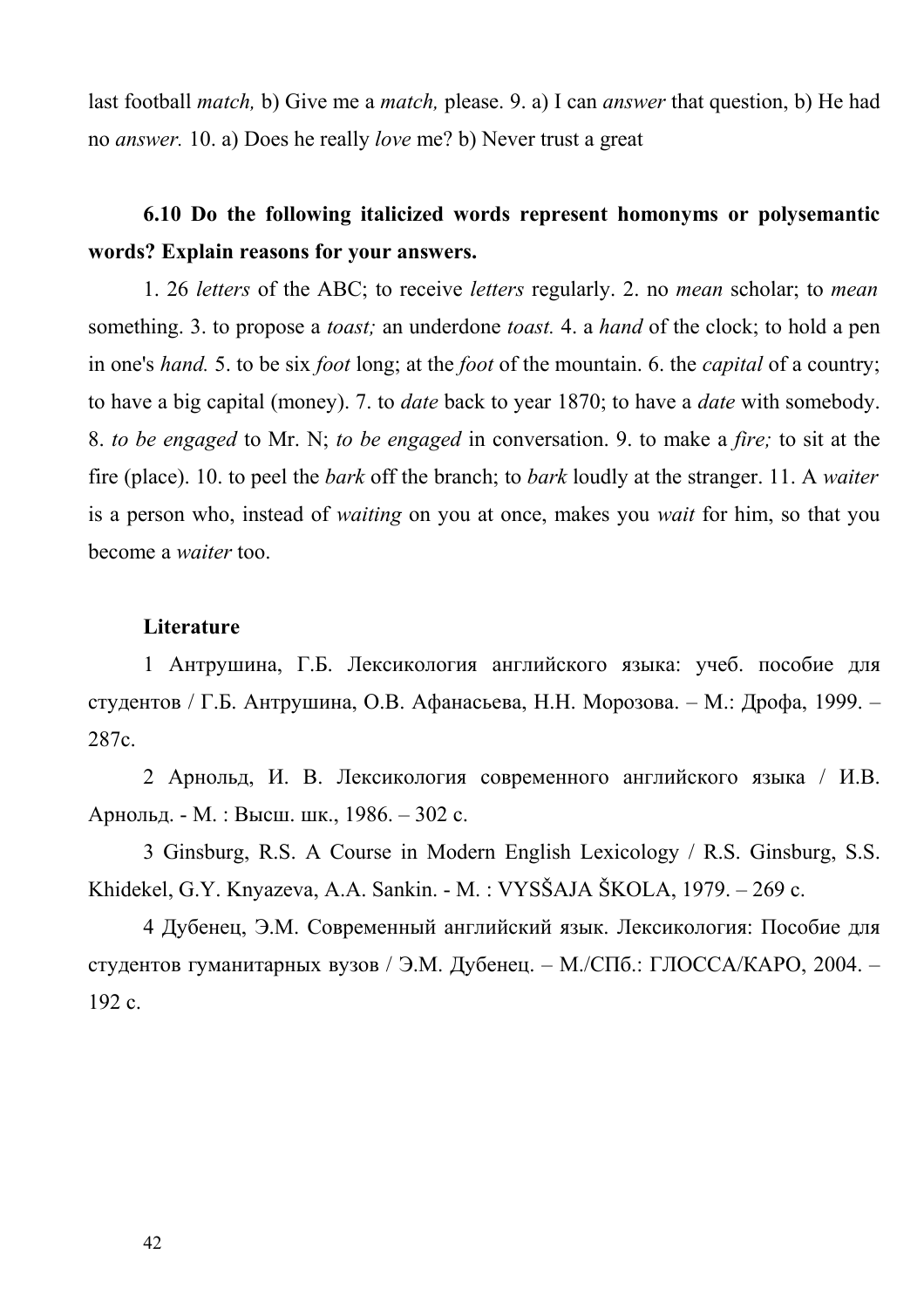last football *match,* b) Give me a *match,* please. 9. a) I can *answer* that question, b) He had no *answer.* 10. a) Does he really *love* me? b) Never trust a great

**6.10 Do the following italicized words represent homonyms or polysemantic words? Explain reasons for your answers.**

1. 26 *letters* of the ABC; to receive *letters* regularly. 2. no *mean* scholar; to *mean* something. 3. to propose a *toast;* an underdone *toast.* 4. a *hand* of the clock; to hold a pen in one's *hand.* 5. to be six *foot* long; at the *foot* of the mountain. 6. the *capital* of a country; to have a big capital (money). 7. to *date* back to year 1870; to have a *date* with somebody. 8. *to be engaged* to Mr. N; *to be engaged* in conversation. 9. to make a *fire;* to sit at the fire (place). 10. to peel the *bark* off the branch; to *bark* loudly at the stranger. 11. A *waiter* is a person who, instead of *waiting* on you at once, makes you *wait* for him, so that you become a *waiter* too.

**Literature**

1 Антрушина, Г.Б. Лексикология английского языка: учеб. пособие для студентов / Г.Б. Антрушина, О.В. Афанасьева, Н.Н. Морозова. – М.: Дрофа, 1999. – 287с.

2 Арнольд, И. В. Лексикология современного английского языка / И.В. Арнольд. - М. : Высш. шк., 1986. – 302 с.

3 Ginsburg, R.S. A Course in Modern English Lexicology / R.S. Ginsburg, S.S. Khidekel, G.Y. Knyazeva, A.A. Sankin. - M. : VYSŠAJA ŠKOLA, 1979. – 269 с.

4 Дубенец, Э.М. Современный английский язык. Лексикология: Пособие для студентов гуманитарных вузов / Э.М. Дубенец. – М./СПб.: ГЛОССА/КАРО, 2004. – 192 с.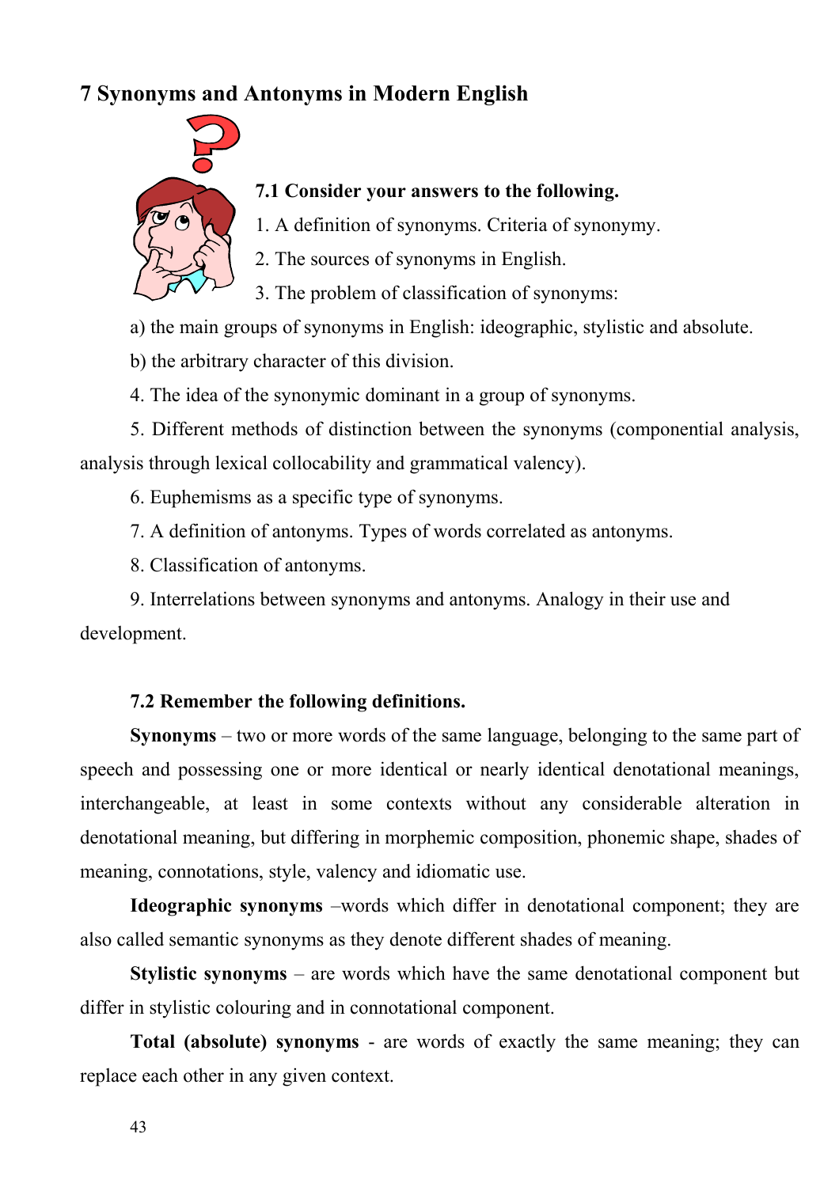# 7 Synonyms and Antonyms in Modern English

### 7.1 Consider your answers to the following.

1. A definition of synonyms. Criteria of synonymy.
2. The sources of synonyms in English.
3. The problem of classification of synonyms:

a) the main groups of synonyms in English: ideographic, stylistic and absolute.

b) the arbitrary character of this division.

4. The idea of the synonymic dominant in a group of synonyms.
5. Different methods of distinction between the synonyms (componential analysis, analysis through lexical collocability and grammatical valency).
6. Euphemisms as a specific type of synonyms.
7. A definition of antonyms. Types of words correlated as antonyms.
8. Classification of antonyms.
9. Interrelations between synonyms and antonyms. Analogy in their use and development.

### 7.2 Remember the following definitions.

**Synonyms** – two or more words of the same language, belonging to the same part of speech and possessing one or more identical or nearly identical denotational meanings, interchangeable, at least in some contexts without any considerable alteration in denotational meaning, but differing in morphemic composition, phonemic shape, shades of meaning, connotations, style, valency and idiomatic use.

**Ideographic synonyms** –words which differ in denotational component; they are also called semantic synonyms as they denote different shades of meaning.

**Stylistic synonyms** – are words which have the same denotational component but differ in stylistic colouring and in connotational component.

**Total (absolute) synonyms** - are words of exactly the same meaning; they can replace each other in any given context.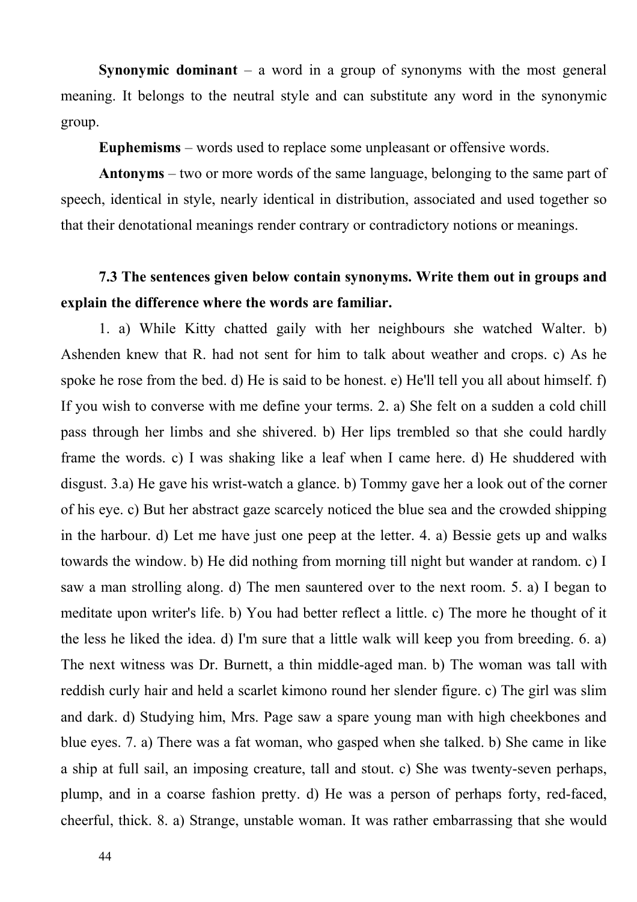**Synonymic dominant** – a word in a group of synonyms with the most general meaning. It belongs to the neutral style and can substitute any word in the synonymic group.

**Euphemisms** – words used to replace some unpleasant or offensive words.

**Antonyms** – two or more words of the same language, belonging to the same part of speech, identical in style, nearly identical in distribution, associated and used together so that their denotational meanings render contrary or contradictory notions or meanings.

**7.3 The sentences given below contain synonyms. Write them out in groups and explain the difference where the words are familiar.**

1. a) While Kitty chatted gaily with her neighbours she watched Walter. b) Ashenden knew that R. had not sent for him to talk about weather and crops. c) As he spoke he rose from the bed. d) He is said to be honest. e) He'll tell you all about himself. f) If you wish to converse with me define your terms. 2. a) She felt on a sudden a cold chill pass through her limbs and she shivered. b) Her lips trembled so that she could hardly frame the words. c) I was shaking like a leaf when I came here. d) He shuddered with disgust. 3.a) He gave his wrist-watch a glance. b) Tommy gave her a look out of the corner of his eye. c) But her abstract gaze scarcely noticed the blue sea and the crowded shipping in the harbour. d) Let me have just one peep at the letter. 4. a) Bessie gets up and walks towards the window. b) He did nothing from morning till night but wander at random. c) I saw a man strolling along. d) The men sauntered over to the next room. 5. a) I began to meditate upon writer's life. b) You had better reflect a little. c) The more he thought of it the less he liked the idea. d) I'm sure that a little walk will keep you from breeding. 6. a) The next witness was Dr. Burnett, a thin middle-aged man. b) The woman was tall with reddish curly hair and held a scarlet kimono round her slender figure. c) The girl was slim and dark. d) Studying him, Mrs. Page saw a spare young man with high cheekbones and blue eyes. 7. a) There was a fat woman, who gasped when she talked. b) She came in like a ship at full sail, an imposing creature, tall and stout. c) She was twenty-seven perhaps, plump, and in a coarse fashion pretty. d) He was a person of perhaps forty, red-faced, cheerful, thick. 8. a) Strange, unstable woman. It was rather embarrassing that she would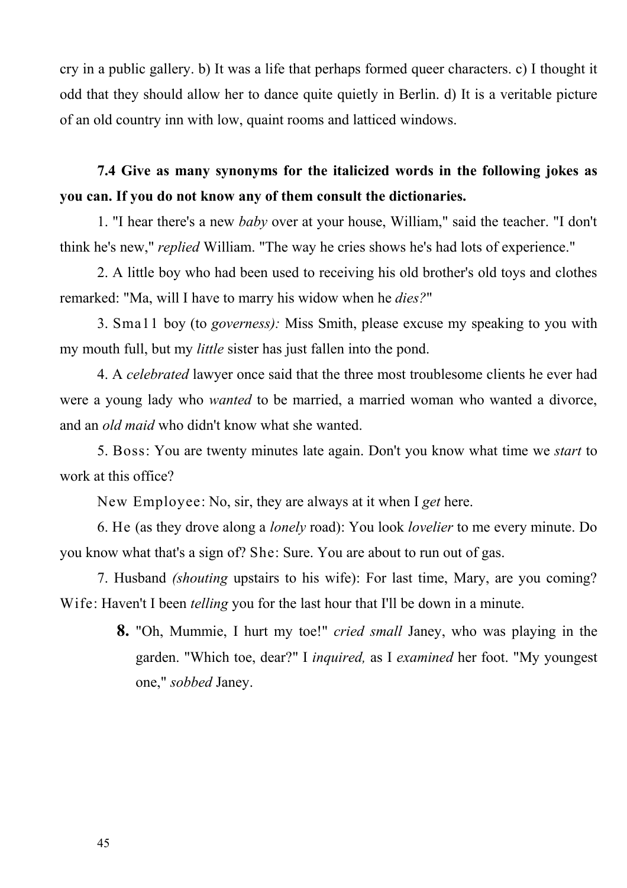cry in a public gallery. b) It was a life that perhaps formed queer characters. c) I thought it odd that they should allow her to dance quite quietly in Berlin. d) It is a veritable picture of an old country inn with low, quaint rooms and latticed windows.

**7.4 Give as many synonyms for the italicized words in the following jokes as you can. If you do not know any of them consult the dictionaries.**

1. "I hear there's a new *baby* over at your house, William," said the teacher. "I don't think he's new," *replied* William. "The way he cries shows he's had lots of experience."

2. A little boy who had been used to receiving his old brother's old toys and clothes remarked: "Ma, will I have to marry his widow when he *dies?*"

3. Small boy (to *governess):* Miss Smith, please excuse my speaking to you with my mouth full, but my *little* sister has just fallen into the pond.

4. A *celebrated* lawyer once said that the three most troublesome clients he ever had were a young lady who *wanted* to be married, a married woman who wanted a divorce, and an *old maid* who didn't know what she wanted.

5. Boss: You are twenty minutes late again. Don't you know what time we *start* to work at this office?

New Employee: No, sir, they are always at it when I *get* here.

6. He (as they drove along a *lonely* road): You look *lovelier* to me every minute. Do you know what that's a sign of? She: Sure. You are about to run out of gas.

7. Husband *(shouting* upstairs to his wife): For last time, Mary, are you coming? Wife: Haven't I been *telling* you for the last hour that I'll be down in a minute.

**8.** "Oh, Mummie, I hurt my toe!" *cried small* Janey, who was playing in the garden. "Which toe, dear?" I *inquired,* as I *examined* her foot. "My youngest one," *sobbed* Janey.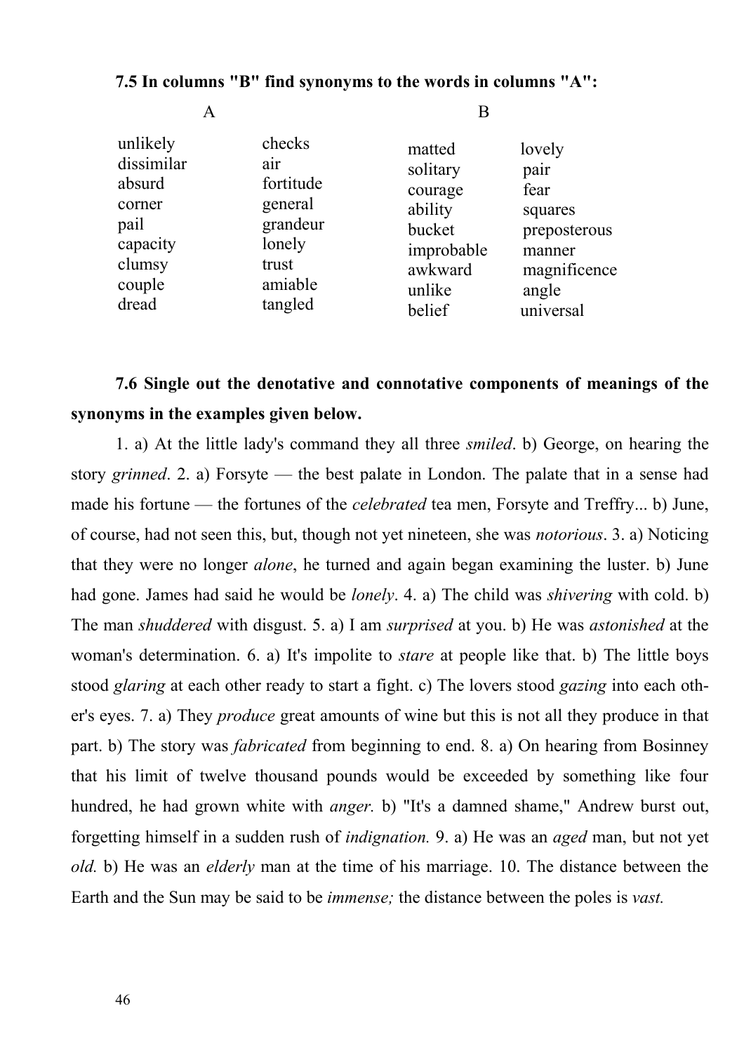**7.5 In columns "B" find synonyms to the words in columns "A":**

| A | | B | |
|---|---|---|---|
| unlikely | checks | matted | lovely |
| dissimilar | air | solitary | pair |
| absurd | fortitude | courage | fear |
| corner | general | ability | squares |
| pail | grandeur | bucket | preposterous |
| capacity | lonely | improbable | manner |
| clumsy | trust | awkward | magnificence |
| couple | amiable | unlike | angle |
| dread | tangled | belief | universal |

**7.6 Single out the denotative and connotative components of meanings of the synonyms in the examples given below.**

1. a) At the little lady's command they all three *smiled*. b) George, on hearing the story *grinned*. 2. a) Forsyte — the best palate in London. The palate that in a sense had made his fortune — the fortunes of the *celebrated* tea men, Forsyte and Treffry... b) June, of course, had not seen this, but, though not yet nineteen, she was *notorious*. 3. a) Noticing that they were no longer *alone*, he turned and again began examining the luster. b) June had gone. James had said he would be *lonely*. 4. a) The child was *shivering* with cold. b) The man *shuddered* with disgust. 5. a) I am *surprised* at you. b) He was *astonished* at the woman's determination. 6. a) It's impolite to *stare* at people like that. b) The little boys stood *glaring* at each other ready to start a fight. c) The lovers stood *gazing* into each other's eyes. 7. a) They *produce* great amounts of wine but this is not all they produce in that part. b) The story was *fabricated* from beginning to end. 8. a) On hearing from Bosinney that his limit of twelve thousand pounds would be exceeded by something like four hundred, he had grown white with *anger.* b) "It's a damned shame," Andrew burst out, forgetting himself in a sudden rush of *indignation.* 9. a) He was an *aged* man, but not yet *old.* b) He was an *elderly* man at the time of his marriage. 10. The distance between the Earth and the Sun may be said to be *immense;* the distance between the poles is *vast.*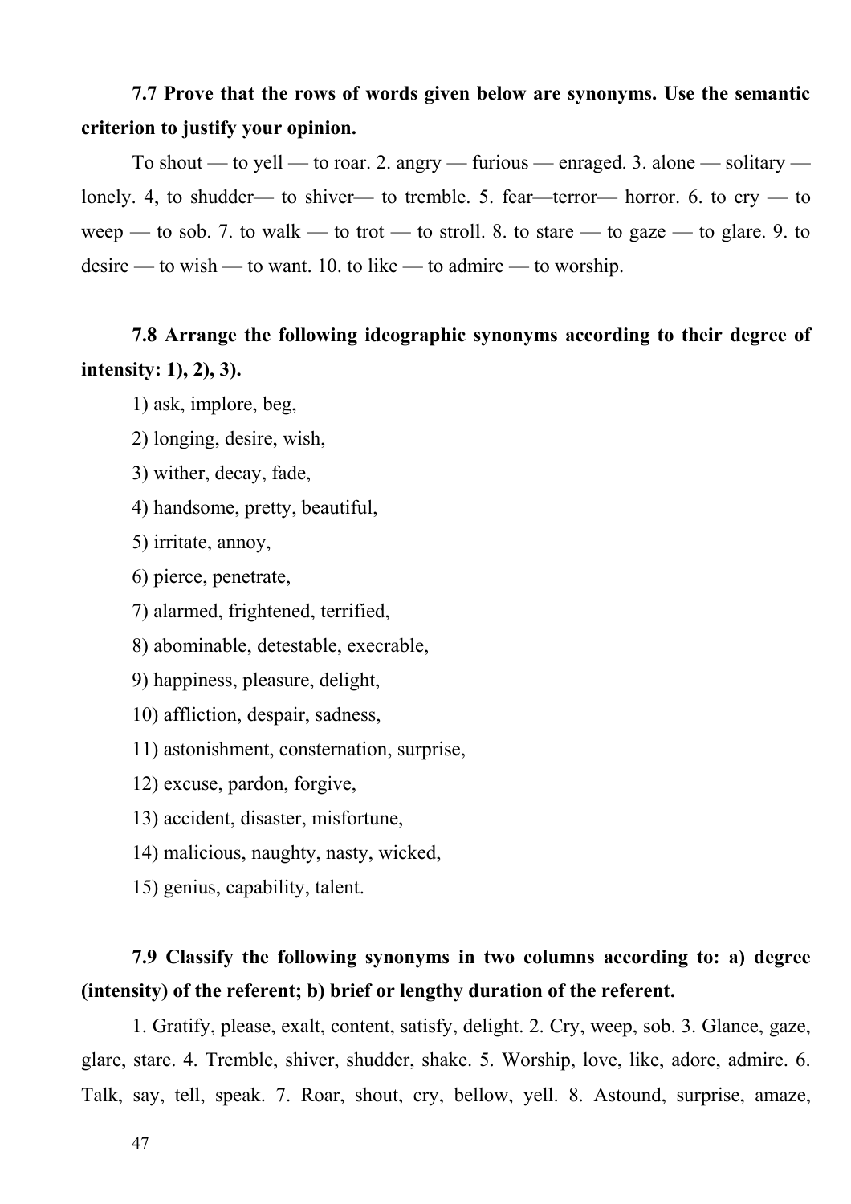**7.7 Prove that the rows of words given below are synonyms. Use the semantic criterion to justify your opinion.**

To shout — to yell — to roar. 2. angry — furious — enraged. 3. alone — solitary — lonely. 4, to shudder— to shiver— to tremble. 5. fear—terror— horror. 6. to cry — to weep — to sob. 7. to walk — to trot — to stroll. 8. to stare — to gaze — to glare. 9. to desire — to wish — to want. 10. to like — to admire — to worship.

**7.8 Arrange the following ideographic synonyms according to their degree of intensity: 1), 2), 3).**

1) ask, implore, beg,

2) longing, desire, wish,

3) wither, decay, fade,

4) handsome, pretty, beautiful,

5) irritate, annoy,

6) pierce, penetrate,

7) alarmed, frightened, terrified,

8) abominable, detestable, execrable,

9) happiness, pleasure, delight,

10) affliction, despair, sadness,

11) astonishment, consternation, surprise,

12) excuse, pardon, forgive,

13) accident, disaster, misfortune,

14) malicious, naughty, nasty, wicked,

15) genius, capability, talent.

**7.9 Classify the following synonyms in two columns according to: a) degree (intensity) of the referent; b) brief or lengthy duration of the referent.**

1. Gratify, please, exalt, content, satisfy, delight. 2. Cry, weep, sob. 3. Glance, gaze, glare, stare. 4. Tremble, shiver, shudder, shake. 5. Worship, love, like, adore, admire. 6. Talk, say, tell, speak. 7. Roar, shout, cry, bellow, yell. 8. Astound, surprise, amaze,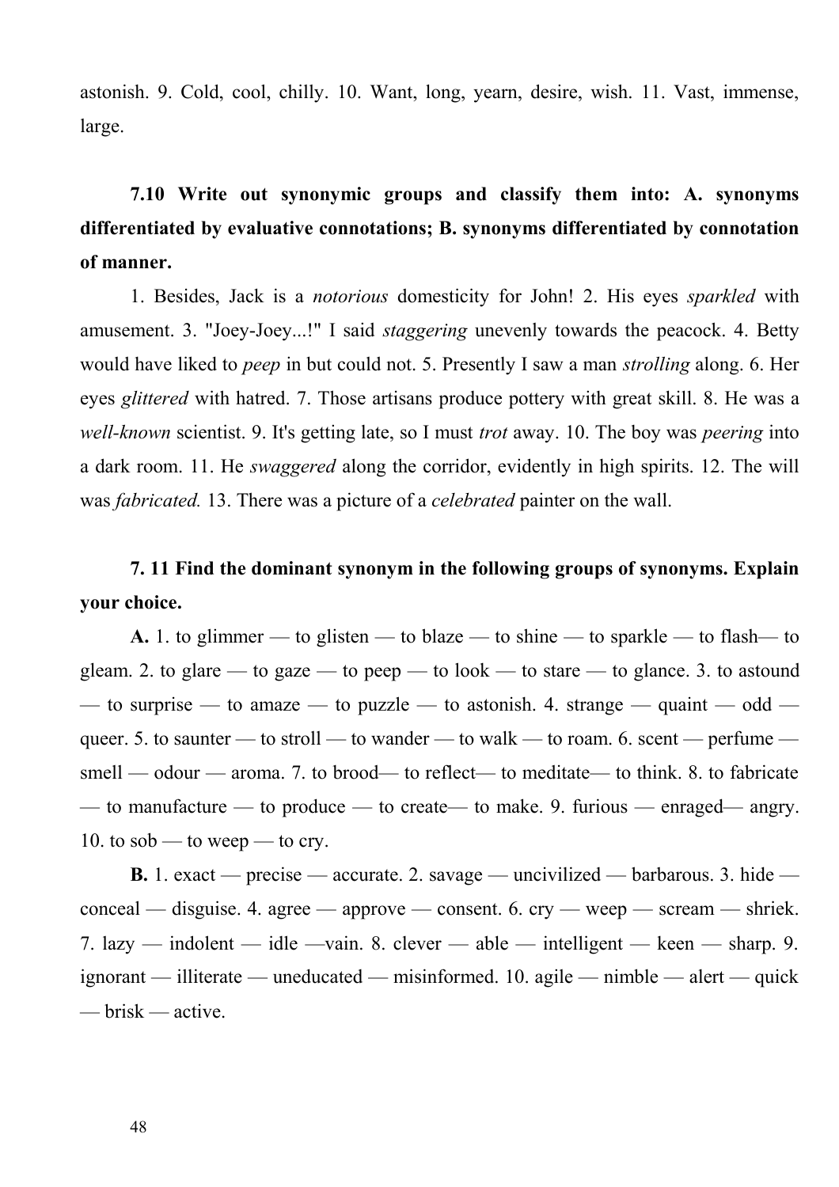astonish. 9. Cold, cool, chilly. 10. Want, long, yearn, desire, wish. 11. Vast, immense, large.

**7.10 Write out synonymic groups and classify them into: A. synonyms differentiated by evaluative connotations; B. synonyms differentiated by connotation of manner.**

1. Besides, Jack is a *notorious* domesticity for John! 2. His eyes *sparkled* with amusement. 3. "Joey-Joey...!" I said *staggering* unevenly towards the peacock. 4. Betty would have liked to *peep* in but could not. 5. Presently I saw a man *strolling* along. 6. Her eyes *glittered* with hatred. 7. Those artisans produce pottery with great skill. 8. He was a *well-known* scientist. 9. It's getting late, so I must *trot* away. 10. The boy was *peering* into a dark room. 11. He *swaggered* along the corridor, evidently in high spirits. 12. The will was *fabricated.* 13. There was a picture of a *celebrated* painter on the wall.

**7. 11 Find the dominant synonym in the following groups of synonyms. Explain your choice.**

**A.** 1. to glimmer — to glisten — to blaze — to shine — to sparkle — to flash— to gleam. 2. to glare — to gaze — to peep — to look — to stare — to glance. 3. to astound — to surprise — to amaze — to puzzle — to astonish. 4. strange — quaint — odd — queer. 5. to saunter — to stroll — to wander — to walk — to roam. 6. scent — perfume — smell — odour — aroma. 7. to brood— to reflect— to meditate— to think. 8. to fabricate — to manufacture — to produce — to create— to make. 9. furious — enraged— angry. 10. to sob — to weep — to cry.

**B.** 1. exact — precise — accurate. 2. savage — uncivilized — barbarous. 3. hide — conceal — disguise. 4. agree — approve — consent. 6. cry — weep — scream — shriek. 7. lazy — indolent — idle —vain. 8. clever — able — intelligent — keen — sharp. 9. ignorant — illiterate — uneducated — misinformed. 10. agile — nimble — alert — quick — brisk — active.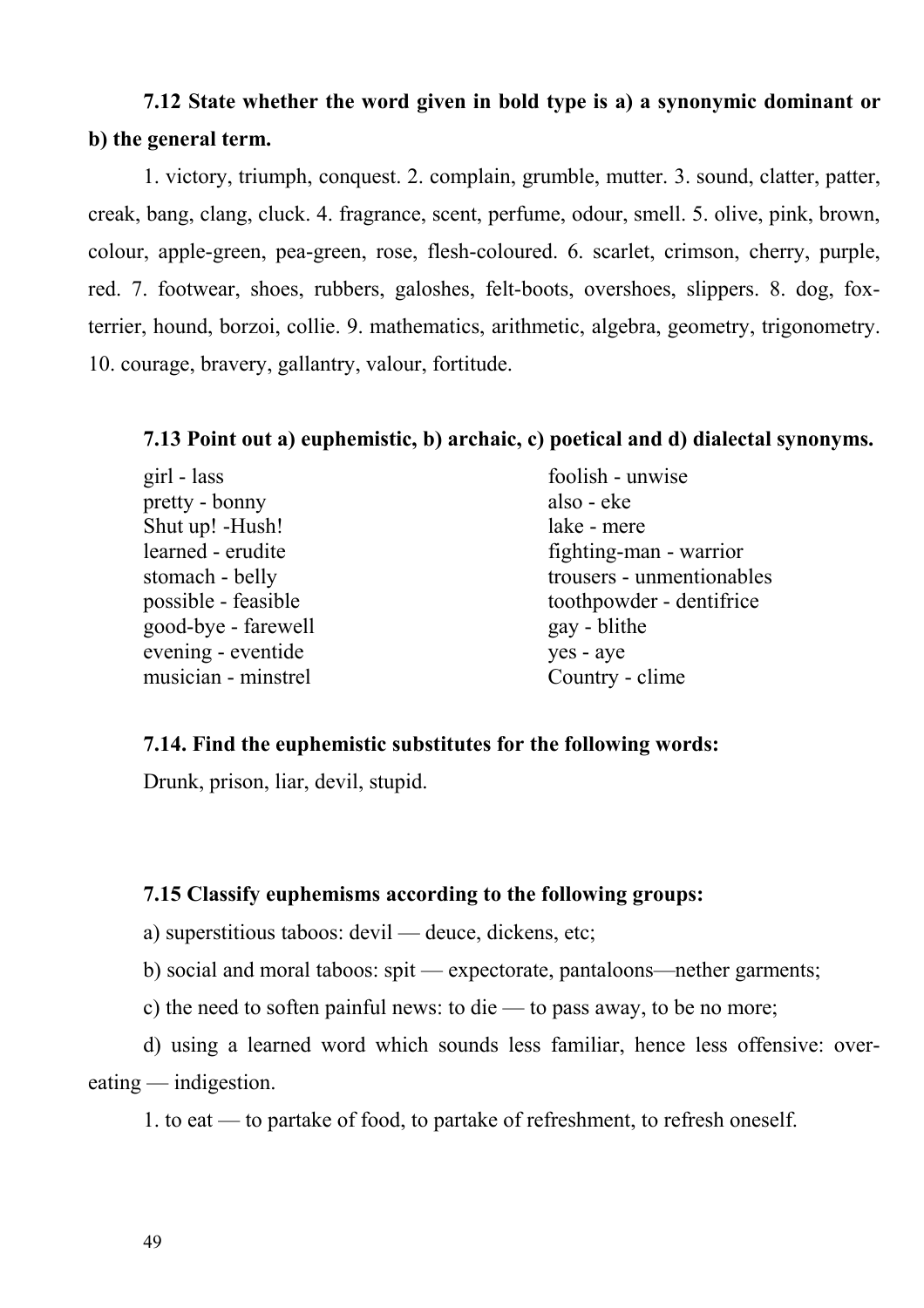**7.12 State whether the word given in bold type is a) a synonymic dominant or b) the general term.**

1. victory, triumph, conquest. 2. complain, grumble, mutter. 3. sound, clatter, patter, creak, bang, clang, cluck. 4. fragrance, scent, perfume, odour, smell. 5. olive, pink, brown, colour, apple-green, pea-green, rose, flesh-coloured. 6. scarlet, crimson, cherry, purple, red. 7. footwear, shoes, rubbers, galoshes, felt-boots, overshoes, slippers. 8. dog, fox-terrier, hound, borzoi, collie. 9. mathematics, arithmetic, algebra, geometry, trigonometry. 10. courage, bravery, gallantry, valour, fortitude.

**7.13 Point out a) euphemistic, b) archaic, c) poetical and d) dialectal synonyms.**

girl - lass
pretty - bonny
Shut up! -Hush!
learned - erudite
stomach - belly
possible - feasible
good-bye - farewell
evening - eventide
musician - minstrel
foolish - unwise
also - eke
lake - mere
fighting-man - warrior
trousers - unmentionables
toothpowder - dentifrice
gay - blithe
yes - aye
Country - clime

**7.14. Find the euphemistic substitutes for the following words:**

Drunk, prison, liar, devil, stupid.

**7.15 Classify euphemisms according to the following groups:**

a) superstitious taboos: devil — deuce, dickens, etc;

b) social and moral taboos: spit — expectorate, pantaloons—nether garments;

c) the need to soften painful news: to die — to pass away, to be no more;

d) using a learned word which sounds less familiar, hence less offensive: over-eating — indigestion.

1. to eat — to partake of food, to partake of refreshment, to refresh oneself.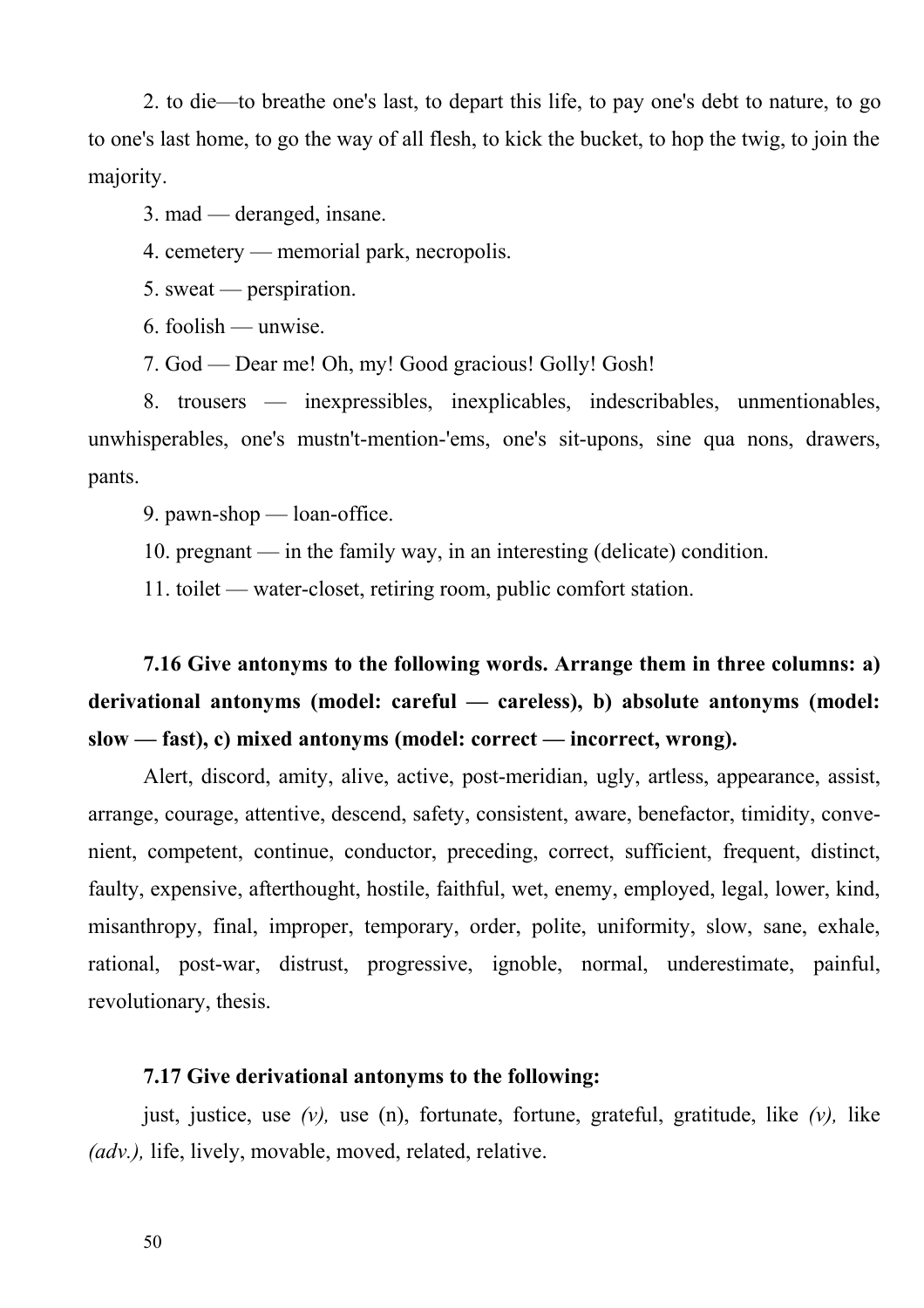2. to die—to breathe one's last, to depart this life, to pay one's debt to nature, to go to one's last home, to go the way of all flesh, to kick the bucket, to hop the twig, to join the majority.

3. mad — deranged, insane.

4. cemetery — memorial park, necropolis.

5. sweat — perspiration.

6. foolish — unwise.

7. God — Dear me! Oh, my! Good gracious! Golly! Gosh!

8. trousers — inexpressibles, inexplicables, indescribables, unmentionables, unwhisperables, one's mustn't-mention-'ems, one's sit-upons, sine qua nons, drawers, pants.

9. pawn-shop — loan-office.

10. pregnant — in the family way, in an interesting (delicate) condition.

11. toilet — water-closet, retiring room, public comfort station.

**7.16 Give antonyms to the following words. Arrange them in three columns: a) derivational antonyms (model: careful — careless), b) absolute antonyms (model: slow — fast), c) mixed antonyms (model: correct — incorrect, wrong).**

Alert, discord, amity, alive, active, post-meridian, ugly, artless, appearance, assist, arrange, courage, attentive, descend, safety, consistent, aware, benefactor, timidity, convenient, competent, continue, conductor, preceding, correct, sufficient, frequent, distinct, faulty, expensive, afterthought, hostile, faithful, wet, enemy, employed, legal, lower, kind, misanthropy, final, improper, temporary, order, polite, uniformity, slow, sane, exhale, rational, post-war, distrust, progressive, ignoble, normal, underestimate, painful, revolutionary, thesis.

**7.17 Give derivational antonyms to the following:**

just, justice, use *(v),* use (n), fortunate, fortune, grateful, gratitude, like *(v),* like *(adv.),* life, lively, movable, moved, related, relative.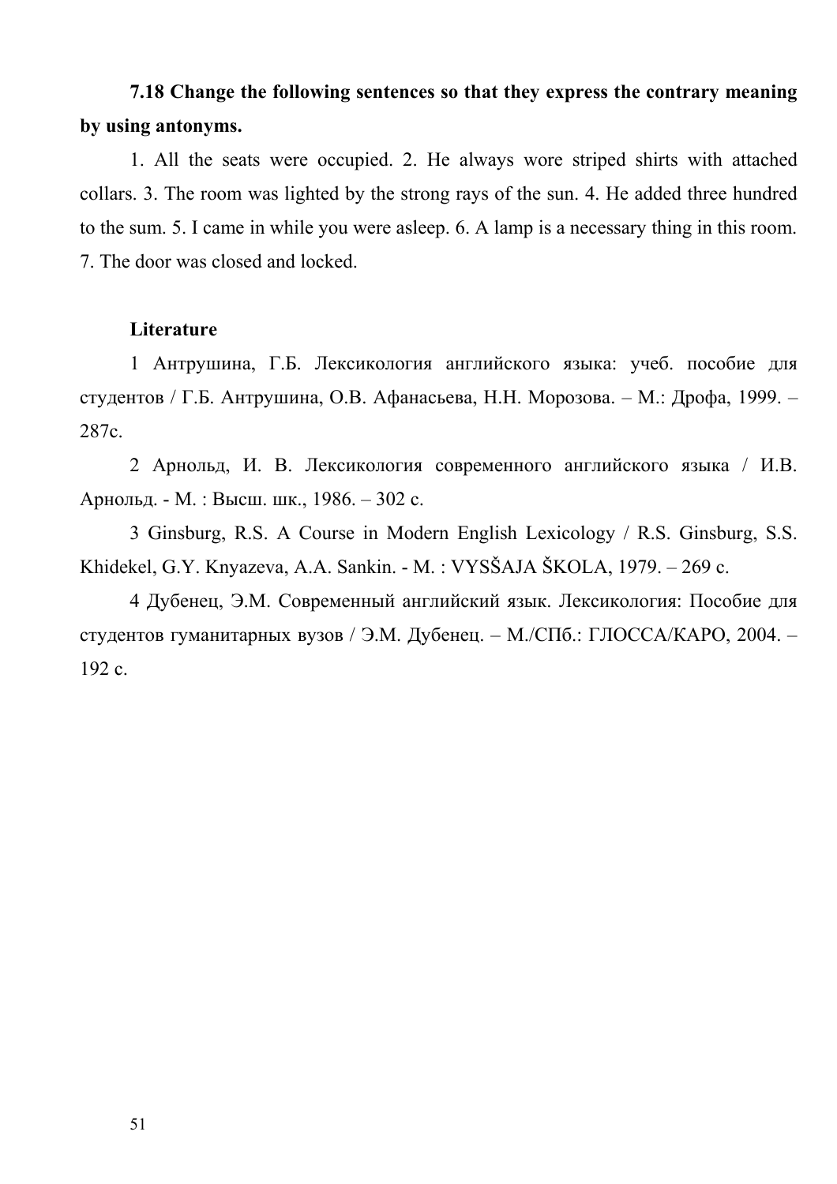**7.18 Change the following sentences so that they express the contrary meaning by using antonyms.**

1. All the seats were occupied. 2. He always wore striped shirts with attached collars. 3. The room was lighted by the strong rays of the sun. 4. He added three hundred to the sum. 5. I came in while you were asleep. 6. A lamp is a necessary thing in this room. 7. The door was closed and locked.

**Literature**

1 Антрушина, Г.Б. Лексикология английского языка: учеб. пособие для студентов / Г.Б. Антрушина, О.В. Афанасьева, Н.Н. Морозова. – М.: Дрофа, 1999. – 287с.

2 Арнольд, И. В. Лексикология современного английского языка / И.В. Арнольд. - М. : Высш. шк., 1986. – 302 с.

3 Ginsburg, R.S. A Course in Modern English Lexicology / R.S. Ginsburg, S.S. Khidekel, G.Y. Knyazeva, A.A. Sankin. - M. : VYSŠAJA ŠKOLA, 1979. – 269 c.

4 Дубенец, Э.М. Современный английский язык. Лексикология: Пособие для студентов гуманитарных вузов / Э.М. Дубенец. – М./СПб.: ГЛОССА/КАРО, 2004. – 192 с.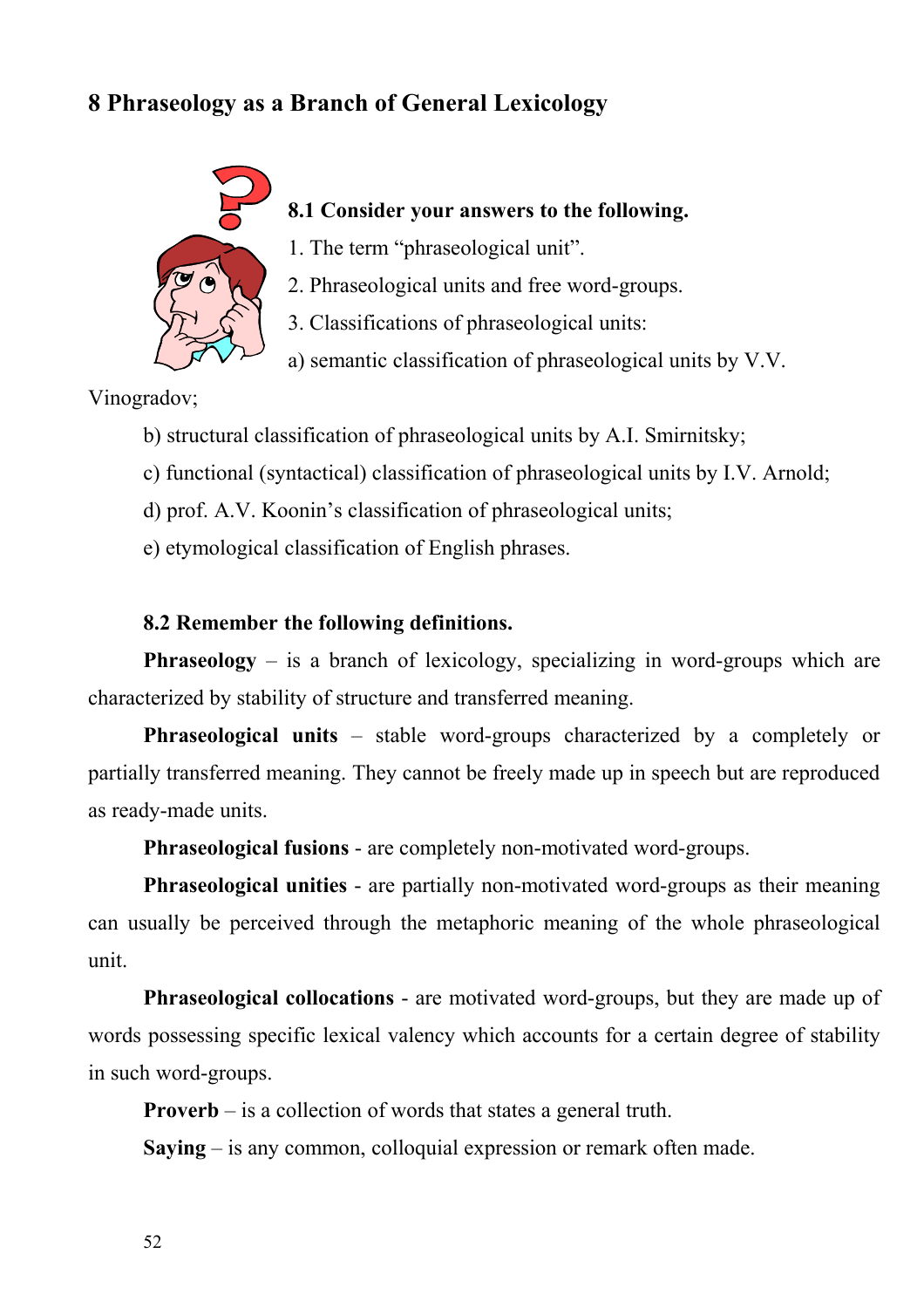## 8 Phraseology as a Branch of General Lexicology

**8.1 Consider your answers to the following.**

1. The term "phraseological unit".
2. Phraseological units and free word-groups.
3. Classifications of phraseological units:

a) semantic classification of phraseological units by V.V. Vinogradov;

b) structural classification of phraseological units by A.I. Smirnitsky;

c) functional (syntactical) classification of phraseological units by I.V. Arnold;

d) prof. A.V. Koonin's classification of phraseological units;

e) etymological classification of English phrases.

**8.2 Remember the following definitions.**

**Phraseology** – is a branch of lexicology, specializing in word-groups which are characterized by stability of structure and transferred meaning.

**Phraseological units** – stable word-groups characterized by a completely or partially transferred meaning. They cannot be freely made up in speech but are reproduced as ready-made units.

**Phraseological fusions** - are completely non-motivated word-groups.

**Phraseological unities** - are partially non-motivated word-groups as their meaning can usually be perceived through the metaphoric meaning of the whole phraseological unit.

**Phraseological collocations** - are motivated word-groups, but they are made up of words possessing specific lexical valency which accounts for a certain degree of stability in such word-groups.

**Proverb** – is a collection of words that states a general truth.

**Saying** – is any common, colloquial expression or remark often made.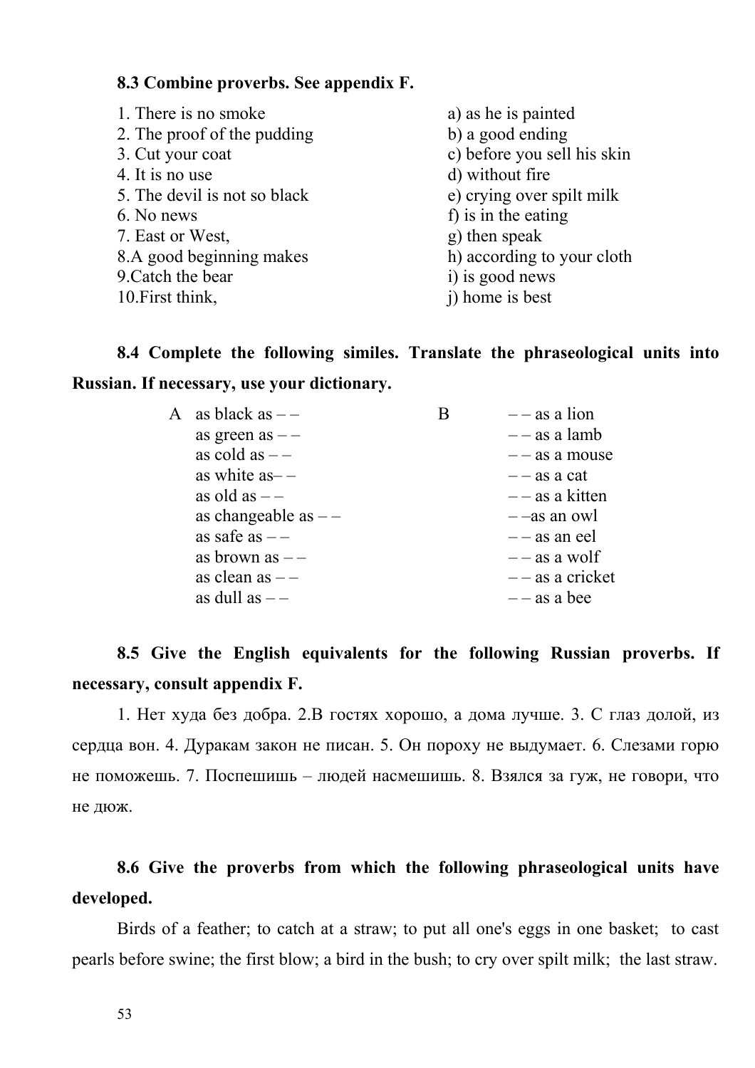**8.3 Combine proverbs. See appendix F.**

| | |
|---|---|
| 1. There is no smoke | a) as he is painted |
| 2. The proof of the pudding | b) a good ending |
| 3. Cut your coat | c) before you sell his skin |
| 4. It is no use | d) without fire |
| 5. The devil is not so black | e) crying over spilt milk |
| 6. No news | f) is in the eating |
| 7. East or West, | g) then speak |
| 8.A good beginning makes | h) according to your cloth |
| 9.Catch the bear | i) is good news |
| 10.First think, | j) home is best |

**8.4 Complete the following similes. Translate the phraseological units into Russian. If necessary, use your dictionary.**

| A | B |
|---|---|
| as black as – – | – – as a lion |
| as green as – – | – – as a lamb |
| as cold as – – | – – as a mouse |
| as white as– – | – – as a cat |
| as old as – – | – – as a kitten |
| as changeable as – – | – –as an owl |
| as safe as – – | – – as an eel |
| as brown as – – | – – as a wolf |
| as clean as – – | – – as a cricket |
| as dull as – – | – – as a bee |

**8.5 Give the English equivalents for the following Russian proverbs. If necessary, consult appendix F.**

1. Нет худа без добра. 2.В гостях хорошо, а дома лучше. 3. С глаз долой, из сердца вон. 4. Дуракам закон не писан. 5. Он пороху не выдумает. 6. Слезами горю не поможешь. 7. Поспешишь – людей насмешишь. 8. Взялся за гуж, не говори, что не дюж.

**8.6 Give the proverbs from which the following phraseological units have developed.**

Birds of a feather; to catch at a straw; to put all one's eggs in one basket; to cast pearls before swine; the first blow; a bird in the bush; to cry over spilt milk; the last straw.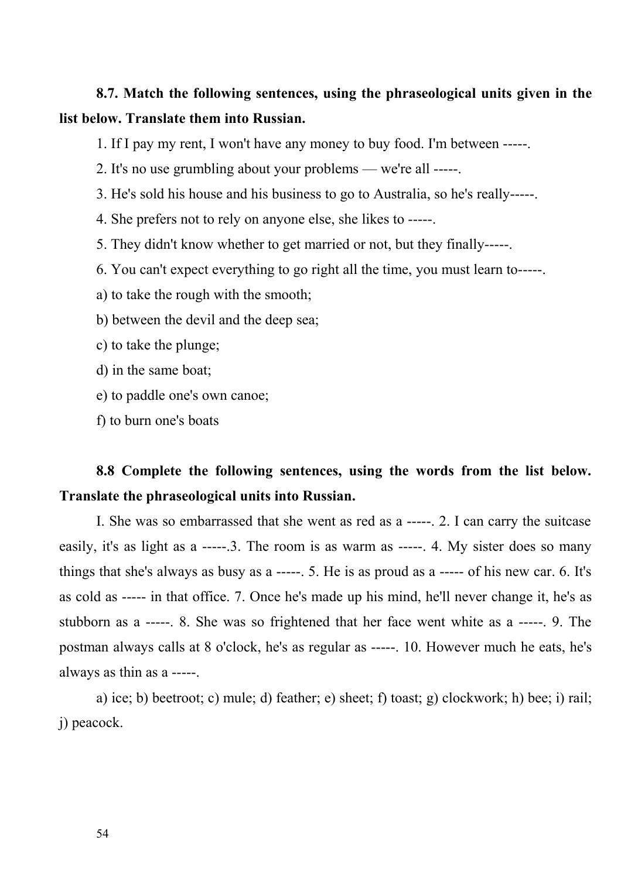**8.7. Match the following sentences, using the phraseological units given in the list below. Translate them into Russian.**

1. If I pay my rent, I won't have any money to buy food. I'm between -----.

2. It's no use grumbling about your problems — we're all -----.

3. He's sold his house and his business to go to Australia, so he's really-----.

4. She prefers not to rely on anyone else, she likes to -----.

5. They didn't know whether to get married or not, but they finally-----.

6. You can't expect everything to go right all the time, you must learn to-----.

a) to take the rough with the smooth;

b) between the devil and the deep sea;

c) to take the plunge;

d) in the same boat;

e) to paddle one's own canoe;

f) to burn one's boats

**8.8 Complete the following sentences, using the words from the list below. Translate the phraseological units into Russian.**

I. She was so embarrassed that she went as red as a -----. 2. I can carry the suitcase easily, it's as light as a -----.3. The room is as warm as -----. 4. My sister does so many things that she's always as busy as a -----. 5. He is as proud as a ----- of his new car. 6. It's as cold as ----- in that office. 7. Once he's made up his mind, he'll never change it, he's as stubborn as a -----. 8. She was so frightened that her face went white as a -----. 9. The postman always calls at 8 o'clock, he's as regular as -----. 10. However much he eats, he's always as thin as a -----.

a) ice; b) beetroot; c) mule; d) feather; e) sheet; f) toast; g) clockwork; h) bee; i) rail; j) peacock.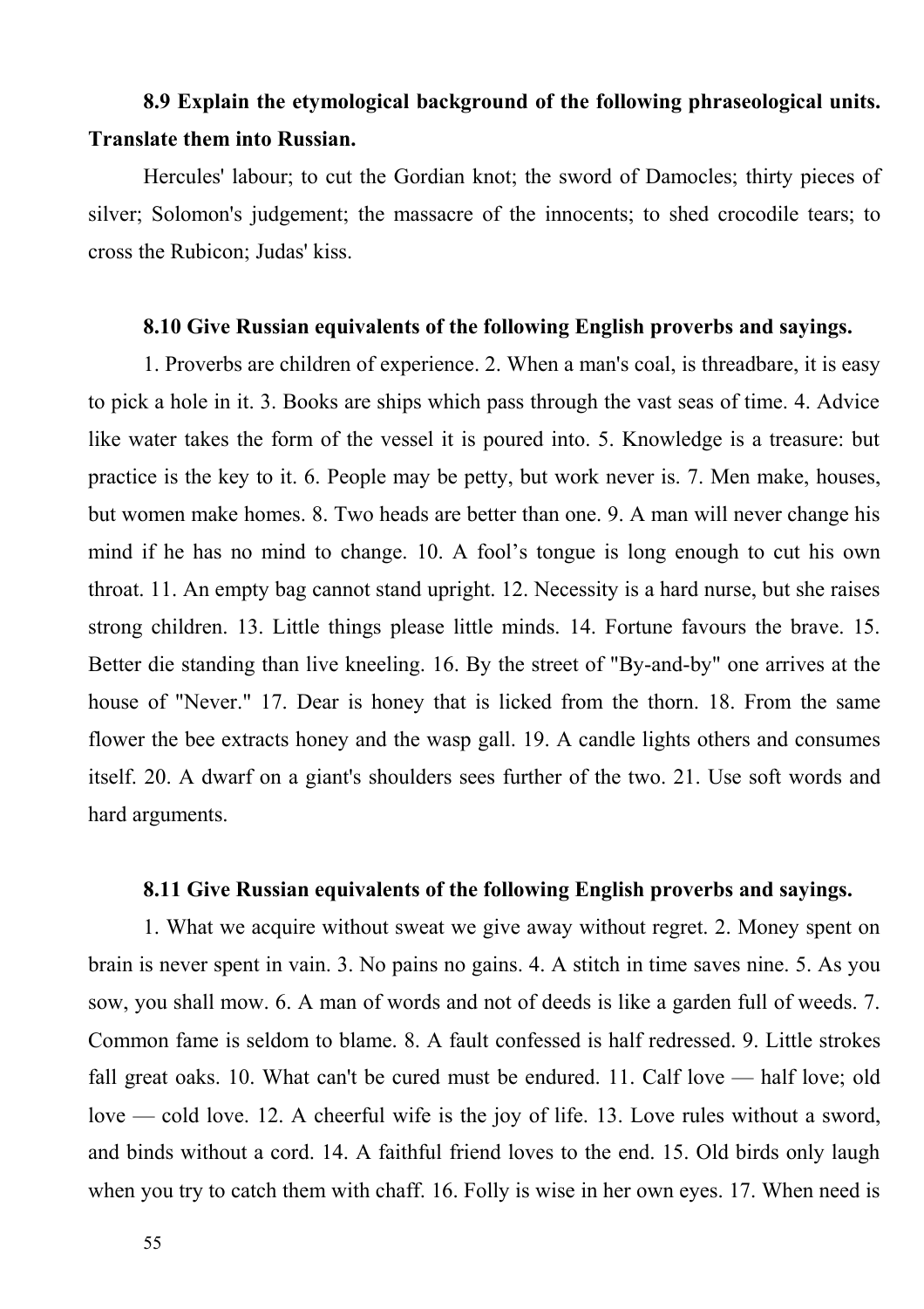**8.9 Explain the etymological background of the following phraseological units. Translate them into Russian.**

Hercules' labour; to cut the Gordian knot; the sword of Damocles; thirty pieces of silver; Solomon's judgement; the massacre of the innocents; to shed crocodile tears; to cross the Rubicon; Judas' kiss.

**8.10 Give Russian equivalents of the following English proverbs and sayings.**

1. Proverbs are children of experience. 2. When a man's coal, is threadbare, it is easy to pick a hole in it. 3. Books are ships which pass through the vast seas of time. 4. Advice like water takes the form of the vessel it is poured into. 5. Knowledge is a treasure: but practice is the key to it. 6. People may be petty, but work never is. 7. Men make, houses, but women make homes. 8. Two heads are better than one. 9. A man will never change his mind if he has no mind to change. 10. A fool's tongue is long enough to cut his own throat. 11. An empty bag cannot stand upright. 12. Necessity is a hard nurse, but she raises strong children. 13. Little things please little minds. 14. Fortune favours the brave. 15. Better die standing than live kneeling. 16. By the street of "By-and-by" one arrives at the house of "Never." 17. Dear is honey that is licked from the thorn. 18. From the same flower the bee extracts honey and the wasp gall. 19. A candle lights others and consumes itself. 20. A dwarf on a giant's shoulders sees further of the two. 21. Use soft words and hard arguments.

**8.11 Give Russian equivalents of the following English proverbs and sayings.**

1. What we acquire without sweat we give away without regret. 2. Money spent on brain is never spent in vain. 3. No pains no gains. 4. A stitch in time saves nine. 5. As you sow, you shall mow. 6. A man of words and not of deeds is like a garden full of weeds. 7. Common fame is seldom to blame. 8. A fault confessed is half redressed. 9. Little strokes fall great oaks. 10. What can't be cured must be endured. 11. Calf love — half love; old love — cold love. 12. A cheerful wife is the joy of life. 13. Love rules without a sword, and binds without a cord. 14. A faithful friend loves to the end. 15. Old birds only laugh when you try to catch them with chaff. 16. Folly is wise in her own eyes. 17. When need is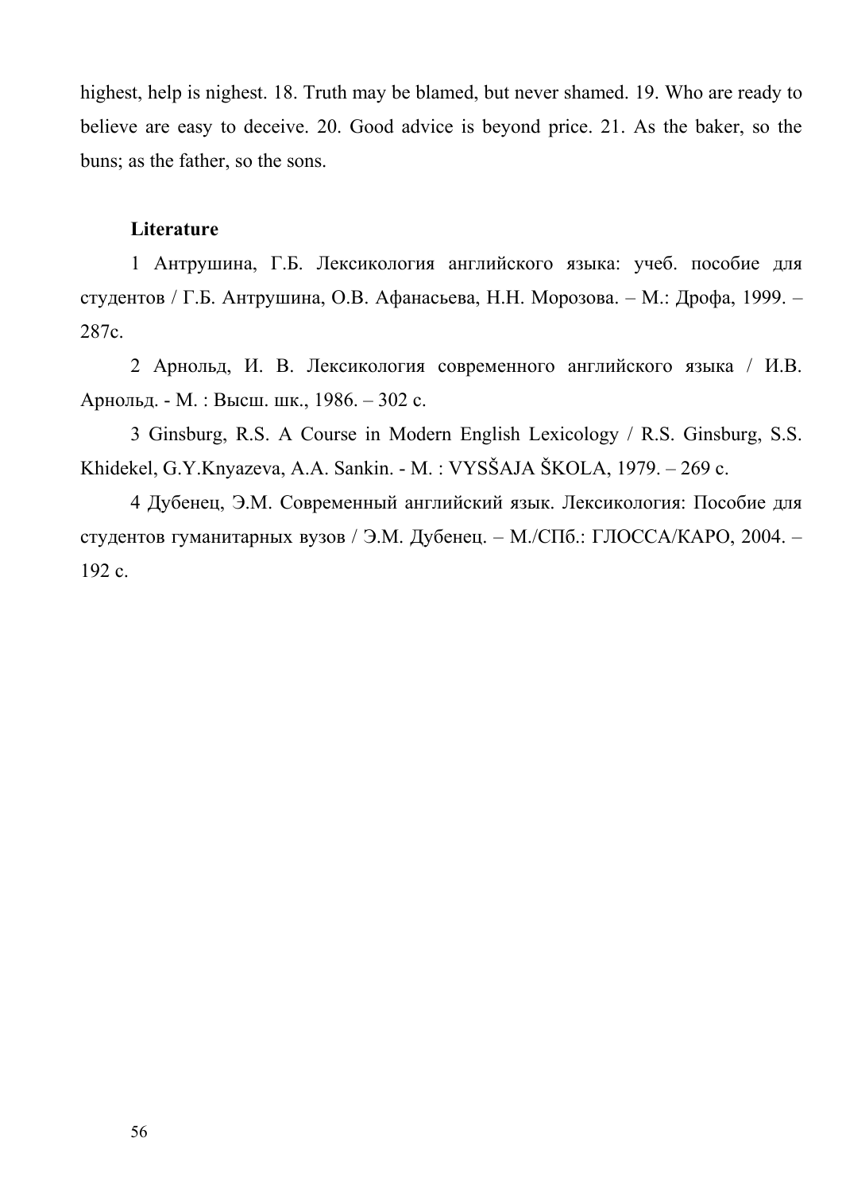highest, help is nighest. 18. Truth may be blamed, but never shamed. 19. Who are ready to believe are easy to deceive. 20. Good advice is beyond price. 21. As the baker, so the buns; as the father, so the sons.

**Literature**

1 Антрушина, Г.Б. Лексикология английского языка: учеб. пособие для студентов / Г.Б. Антрушина, О.В. Афанасьева, Н.Н. Морозова. – М.: Дрофа, 1999. – 287с.

2 Арнольд, И. В. Лексикология современного английского языка / И.В. Арнольд. - М. : Высш. шк., 1986. – 302 с.

3 Ginsburg, R.S. A Course in Modern English Lexicology / R.S. Ginsburg, S.S. Khidekel, G.Y.Knyazeva, A.A. Sankin. - М. : VYSŠAJA ŠKOLA, 1979. – 269 с.

4 Дубенец, Э.М. Современный английский язык. Лексикология: Пособие для студентов гуманитарных вузов / Э.М. Дубенец. – М./СПб.: ГЛОССА/КАРО, 2004. – 192 с.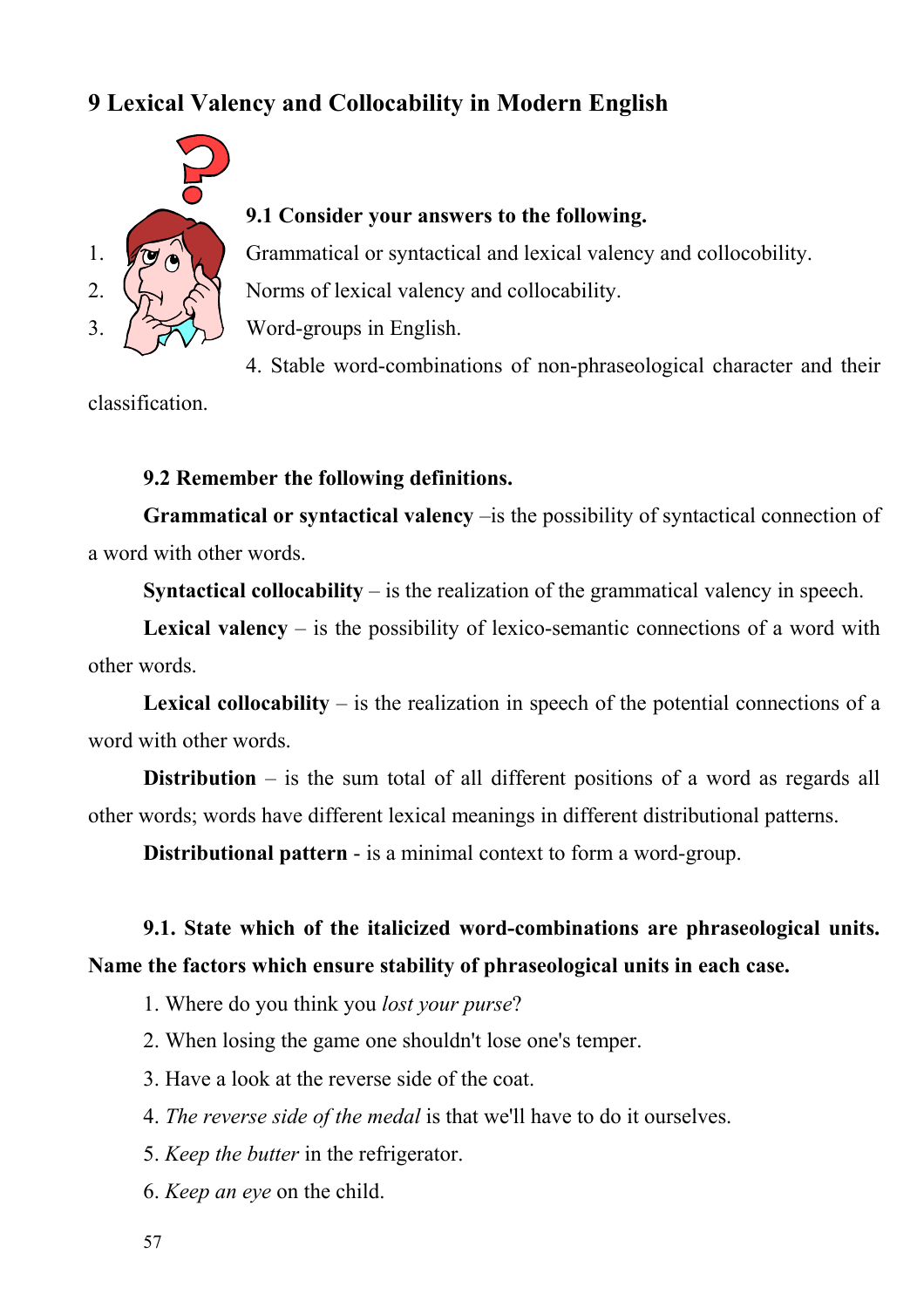# 9 Lexical Valency and Collocability in Modern English

**9.1 Consider your answers to the following.**

1. Grammatical or syntactical and lexical valency and collocobility.
2. Norms of lexical valency and collocability.
3. Word-groups in English.
4. Stable word-combinations of non-phraseological character and their classification.

**9.2 Remember the following definitions.**

**Grammatical or syntactical valency** –is the possibility of syntactical connection of a word with other words.

**Syntactical collocability** – is the realization of the grammatical valency in speech.

**Lexical valency** – is the possibility of lexico-semantic connections of a word with other words.

**Lexical collocability** – is the realization in speech of the potential connections of a word with other words.

**Distribution** – is the sum total of all different positions of a word as regards all other words; words have different lexical meanings in different distributional patterns.

**Distributional pattern** - is a minimal context to form a word-group.

**9.1. State which of the italicized word-combinations are phraseological units. Name the factors which ensure stability of phraseological units in each case.**

1. Where do you think you *lost your purse*?
2. When losing the game one shouldn't lose one's temper.
3. Have a look at the reverse side of the coat.
4. *The reverse side of the medal* is that we'll have to do it ourselves.
5. *Keep the butter* in the refrigerator.
6. *Keep an eye* on the child.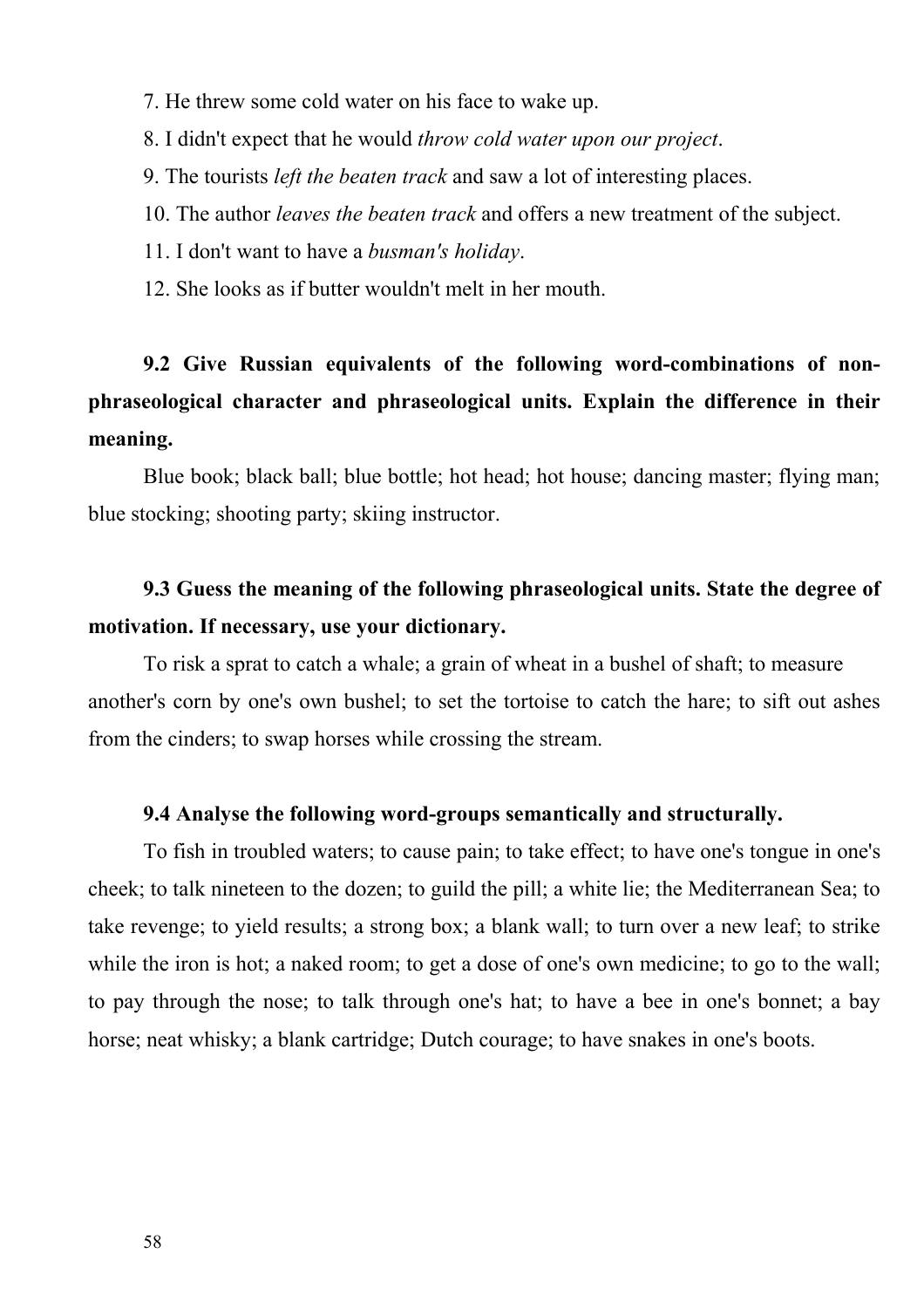7. He threw some cold water on his face to wake up.

8. I didn't expect that he would *throw cold water upon our project*.

9. The tourists *left the beaten track* and saw a lot of interesting places.

10. The author *leaves the beaten track* and offers a new treatment of the subject.

11. I don't want to have a *busman's holiday*.

12. She looks as if butter wouldn't melt in her mouth.

**9.2 Give Russian equivalents of the following word-combinations of non-phraseological character and phraseological units. Explain the difference in their meaning.**

Blue book; black ball; blue bottle; hot head; hot house; dancing master; flying man; blue stocking; shooting party; skiing instructor.

**9.3 Guess the meaning of the following phraseological units. State the degree of motivation. If necessary, use your dictionary.**

To risk a sprat to catch a whale; a grain of wheat in a bushel of shaft; to measure another's corn by one's own bushel; to set the tortoise to catch the hare; to sift out ashes from the cinders; to swap horses while crossing the stream.

**9.4 Analyse the following word-groups semantically and structurally.**

To fish in troubled waters; to cause pain; to take effect; to have one's tongue in one's cheek; to talk nineteen to the dozen; to guild the pill; a white lie; the Mediterranean Sea; to take revenge; to yield results; a strong box; a blank wall; to turn over a new leaf; to strike while the iron is hot; a naked room; to get a dose of one's own medicine; to go to the wall; to pay through the nose; to talk through one's hat; to have a bee in one's bonnet; a bay horse; neat whisky; a blank cartridge; Dutch courage; to have snakes in one's boots.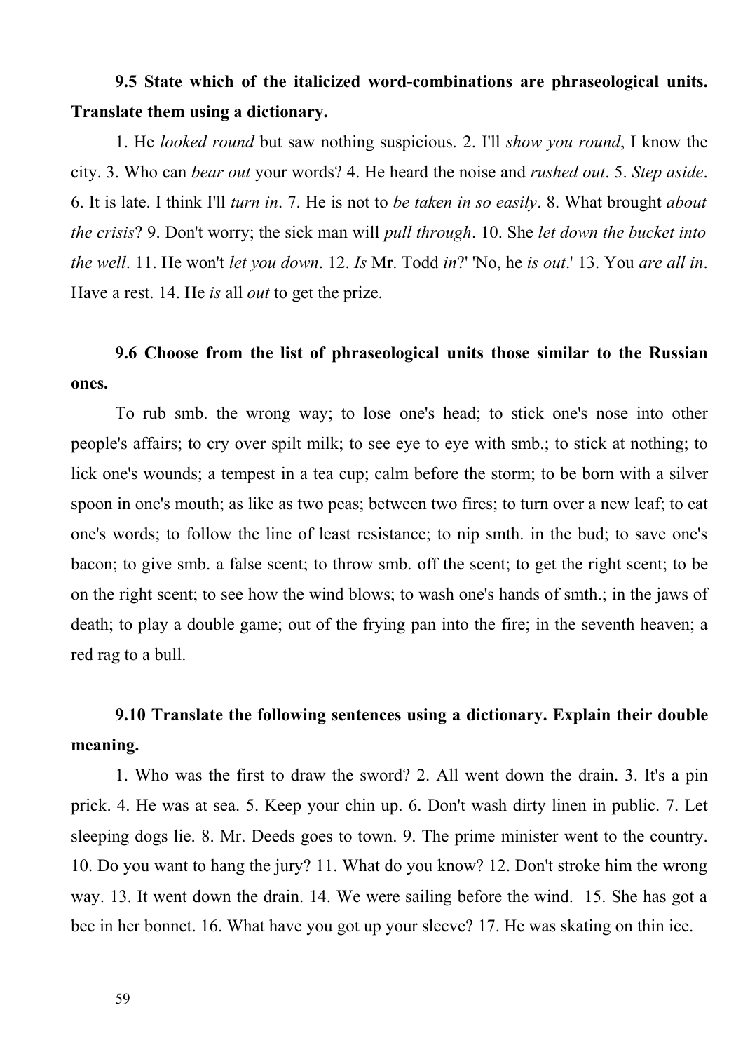**9.5 State which of the italicized word-combinations are phraseological units. Translate them using a dictionary.**

1. He *looked round* but saw nothing suspicious. 2. I'll *show you round*, I know the city. 3. Who can *bear out* your words? 4. He heard the noise and *rushed out*. 5. *Step aside*. 6. It is late. I think I'll *turn in*. 7. He is not to *be taken in so easily*. 8. What brought *about the crisis*? 9. Don't worry; the sick man will *pull through*. 10. She *let down the bucket into the well*. 11. He won't *let you down*. 12. *Is* Mr. Todd *in*?' 'No, he *is out*.' 13. You *are all in*. Have a rest. 14. He *is* all *out* to get the prize.

**9.6 Choose from the list of phraseological units those similar to the Russian ones.**

To rub smb. the wrong way; to lose one's head; to stick one's nose into other people's affairs; to cry over spilt milk; to see eye to eye with smb.; to stick at nothing; to lick one's wounds; a tempest in a tea cup; calm before the storm; to be born with a silver spoon in one's mouth; as like as two peas; between two fires; to turn over a new leaf; to eat one's words; to follow the line of least resistance; to nip smth. in the bud; to save one's bacon; to give smb. a false scent; to throw smb. off the scent; to get the right scent; to be on the right scent; to see how the wind blows; to wash one's hands of smth.; in the jaws of death; to play a double game; out of the frying pan into the fire; in the seventh heaven; a red rag to a bull.

**9.10 Translate the following sentences using a dictionary. Explain their double meaning.**

1. Who was the first to draw the sword? 2. All went down the drain. 3. It's a pin prick. 4. He was at sea. 5. Keep your chin up. 6. Don't wash dirty linen in public. 7. Let sleeping dogs lie. 8. Mr. Deeds goes to town. 9. The prime minister went to the country. 10. Do you want to hang the jury? 11. What do you know? 12. Don't stroke him the wrong way. 13. It went down the drain. 14. We were sailing before the wind. 15. She has got a bee in her bonnet. 16. What have you got up your sleeve? 17. He was skating on thin ice.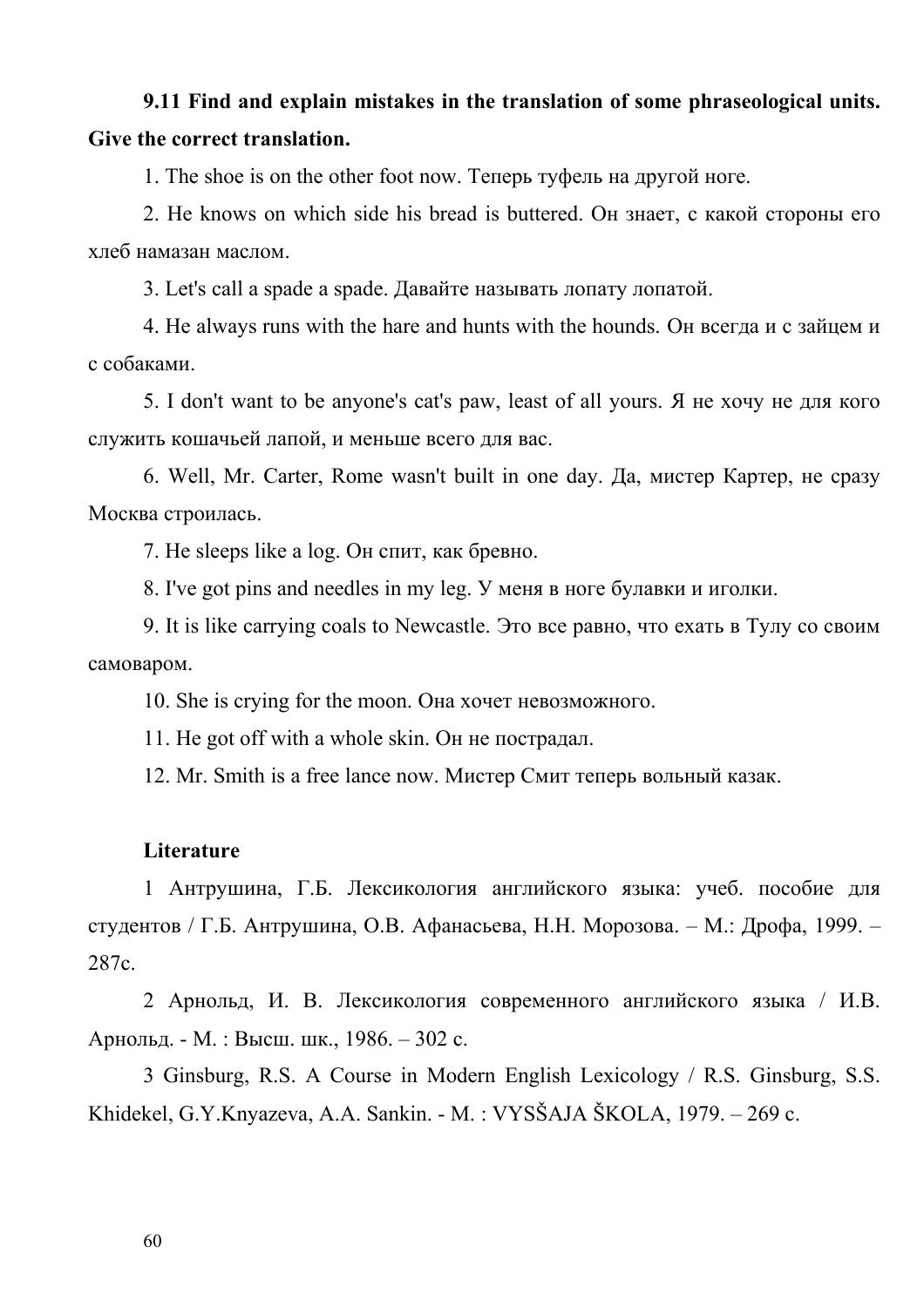**9.11 Find and explain mistakes in the translation of some phraseological units. Give the correct translation.**

1. The shoe is on the other foot now. Теперь туфель на другой ноге.

2. He knows on which side his bread is buttered. Он знает, с какой стороны его хлеб намазан маслом.

3. Let's call a spade a spade. Давайте называть лопату лопатой.

4. He always runs with the hare and hunts with the hounds. Он всегда и с зайцем и с собаками.

5. I don't want to be anyone's cat's paw, least of all yours. Я не хочу не для кого служить кошачьей лапой, и меньше всего для вас.

6. Well, Mr. Carter, Rome wasn't built in one day. Да, мистер Картер, не сразу Москва строилась.

7. He sleeps like a log. Он спит, как бревно.

8. I've got pins and needles in my leg. У меня в ноге булавки и иголки.

9. It is like carrying coals to Newcastle. Это все равно, что ехать в Тулу со своим самоваром.

10. She is crying for the moon. Она хочет невозможного.

11. He got off with a whole skin. Он не пострадал.

12. Mr. Smith is a free lance now. Мистер Смит теперь вольный казак.

**Literature**

1 Антрушина, Г.Б. Лексикология английского языка: учеб. пособие для студентов / Г.Б. Антрушина, О.В. Афанасьева, Н.Н. Морозова. – М.: Дрофа, 1999. – 287с.

2 Арнольд, И. В. Лексикология современного английского языка / И.В. Арнольд. - М. : Высш. шк., 1986. – 302 с.

3 Ginsburg, R.S. A Course in Modern English Lexicology / R.S. Ginsburg, S.S. Khidekel, G.Y.Knyazeva, A.A. Sankin. - M. : VYSŠAJA ŠKOLA, 1979. – 269 c.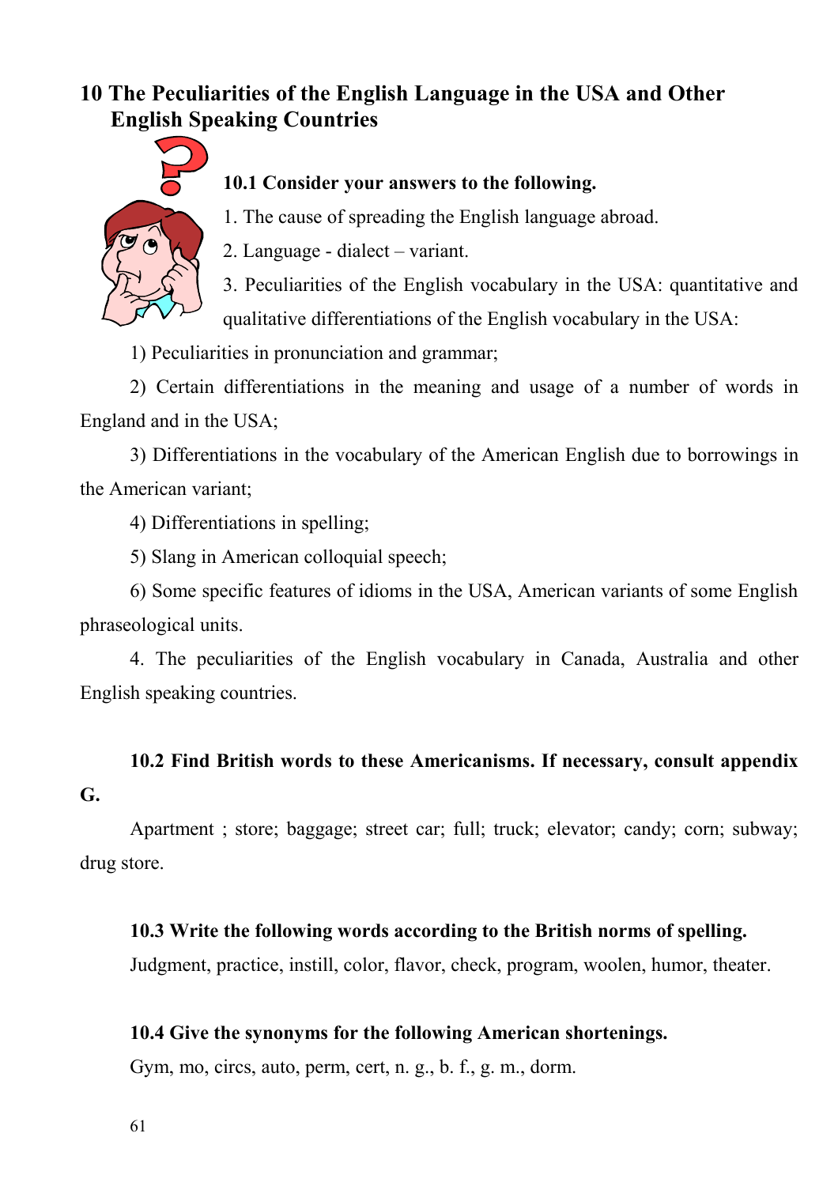# 10 The Peculiarities of the English Language in the USA and Other English Speaking Countries

**10.1 Consider your answers to the following.**

1. The cause of spreading the English language abroad.
2. Language - dialect – variant.
3. Peculiarities of the English vocabulary in the USA: quantitative and qualitative differentiations of the English vocabulary in the USA:

1) Peculiarities in pronunciation and grammar;

2) Certain differentiations in the meaning and usage of a number of words in England and in the USA;

3) Differentiations in the vocabulary of the American English due to borrowings in the American variant;

4) Differentiations in spelling;

5) Slang in American colloquial speech;

6) Some specific features of idioms in the USA, American variants of some English phraseological units.

4. The peculiarities of the English vocabulary in Canada, Australia and other English speaking countries.

**10.2 Find British words to these Americanisms. If necessary, consult appendix G.**

Apartment ; store; baggage; street car; full; truck; elevator; candy; corn; subway; drug store.

**10.3 Write the following words according to the British norms of spelling.**

Judgment, practice, instill, color, flavor, check, program, woolen, humor, theater.

**10.4 Give the synonyms for the following American shortenings.**

Gym, mo, circs, auto, perm, cert, n. g., b. f., g. m., dorm.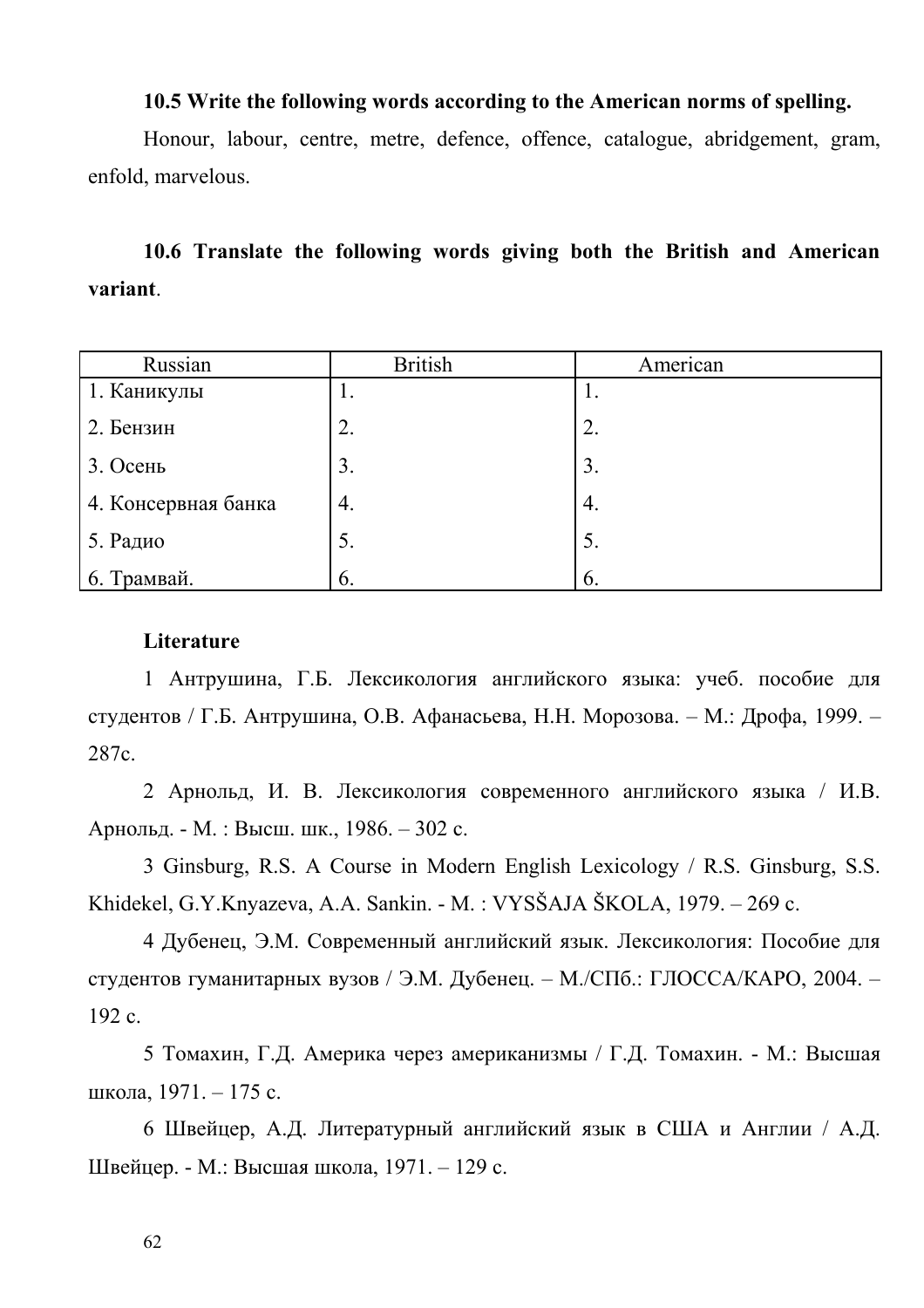**10.5 Write the following words according to the American norms of spelling.**

Honour, labour, centre, metre, defence, offence, catalogue, abridgement, gram, enfold, marvelous.

**10.6 Translate the following words giving both the British and American variant**.

| Russian | British | American |
|---|---|---|
| 1. Каникулы | 1. | 1. |
| 2. Бензин | 2. | 2. |
| 3. Осень | 3. | 3. |
| 4. Консервная банка | 4. | 4. |
| 5. Радио | 5. | 5. |
| 6. Трамвай. | 6. | 6. |

**Literature**

1 Антрушина, Г.Б. Лексикология английского языка: учеб. пособие для студентов / Г.Б. Антрушина, О.В. Афанасьева, Н.Н. Морозова. – М.: Дрофа, 1999. – 287с.

2 Арнольд, И. В. Лексикология современного английского языка / И.В. Арнольд. - М. : Высш. шк., 1986. – 302 с.

3 Ginsburg, R.S. A Course in Modern English Lexicology / R.S. Ginsburg, S.S. Khidekel, G.Y.Knyazeva, A.A. Sankin. - М. : VYSŠAJA ŠKOLA, 1979. – 269 с.

4 Дубенец, Э.М. Современный английский язык. Лексикология: Пособие для студентов гуманитарных вузов / Э.М. Дубенец. – М./СПб.: ГЛОССА/КАРО, 2004. – 192 с.

5 Томахин, Г.Д. Америка через американизмы / Г.Д. Томахин. - М.: Высшая школа, 1971. – 175 с.

6 Швейцер, А.Д. Литературный английский язык в США и Англии / А.Д. Швейцер. - М.: Высшая школа, 1971. – 129 с.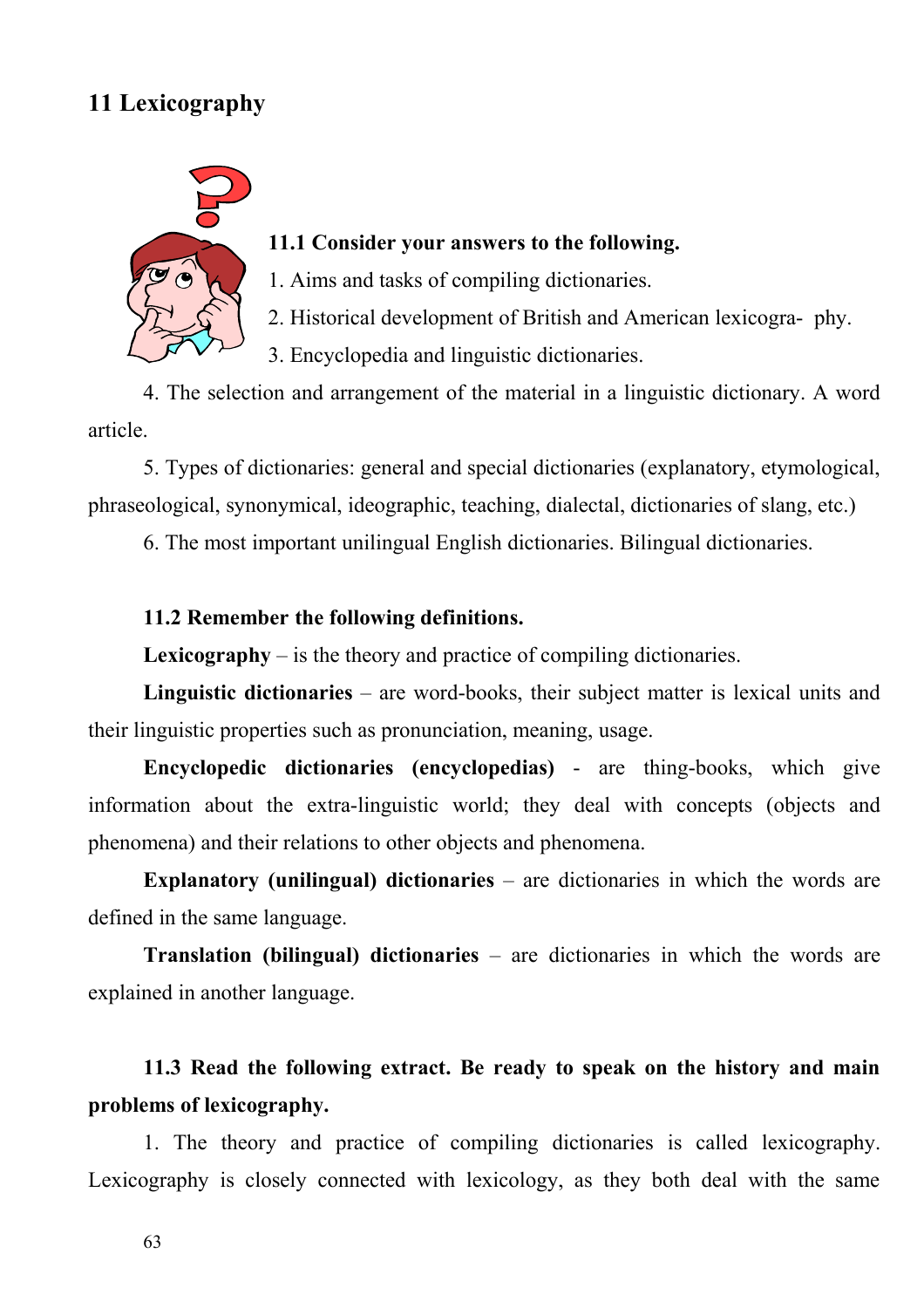## 11 Lexicography

**11.1 Consider your answers to the following.**

1. Aims and tasks of compiling dictionaries.
2. Historical development of British and American lexicography.
3. Encyclopedia and linguistic dictionaries.
4. The selection and arrangement of the material in a linguistic dictionary. A word article.
5. Types of dictionaries: general and special dictionaries (explanatory, etymological, phraseological, synonymical, ideographic, teaching, dialectal, dictionaries of slang, etc.)
6. The most important unilingual English dictionaries. Bilingual dictionaries.

**11.2 Remember the following definitions.**

**Lexicography** – is the theory and practice of compiling dictionaries.

**Linguistic dictionaries** – are word-books, their subject matter is lexical units and their linguistic properties such as pronunciation, meaning, usage.

**Encyclopedic dictionaries (encyclopedias)** - are thing-books, which give information about the extra-linguistic world; they deal with concepts (objects and phenomena) and their relations to other objects and phenomena.

**Explanatory (unilingual) dictionaries** – are dictionaries in which the words are defined in the same language.

**Translation (bilingual) dictionaries** – are dictionaries in which the words are explained in another language.

**11.3 Read the following extract. Be ready to speak on the history and main problems of lexicography.**

1. The theory and practice of compiling dictionaries is called lexicography. Lexicography is closely connected with lexicology, as they both deal with the same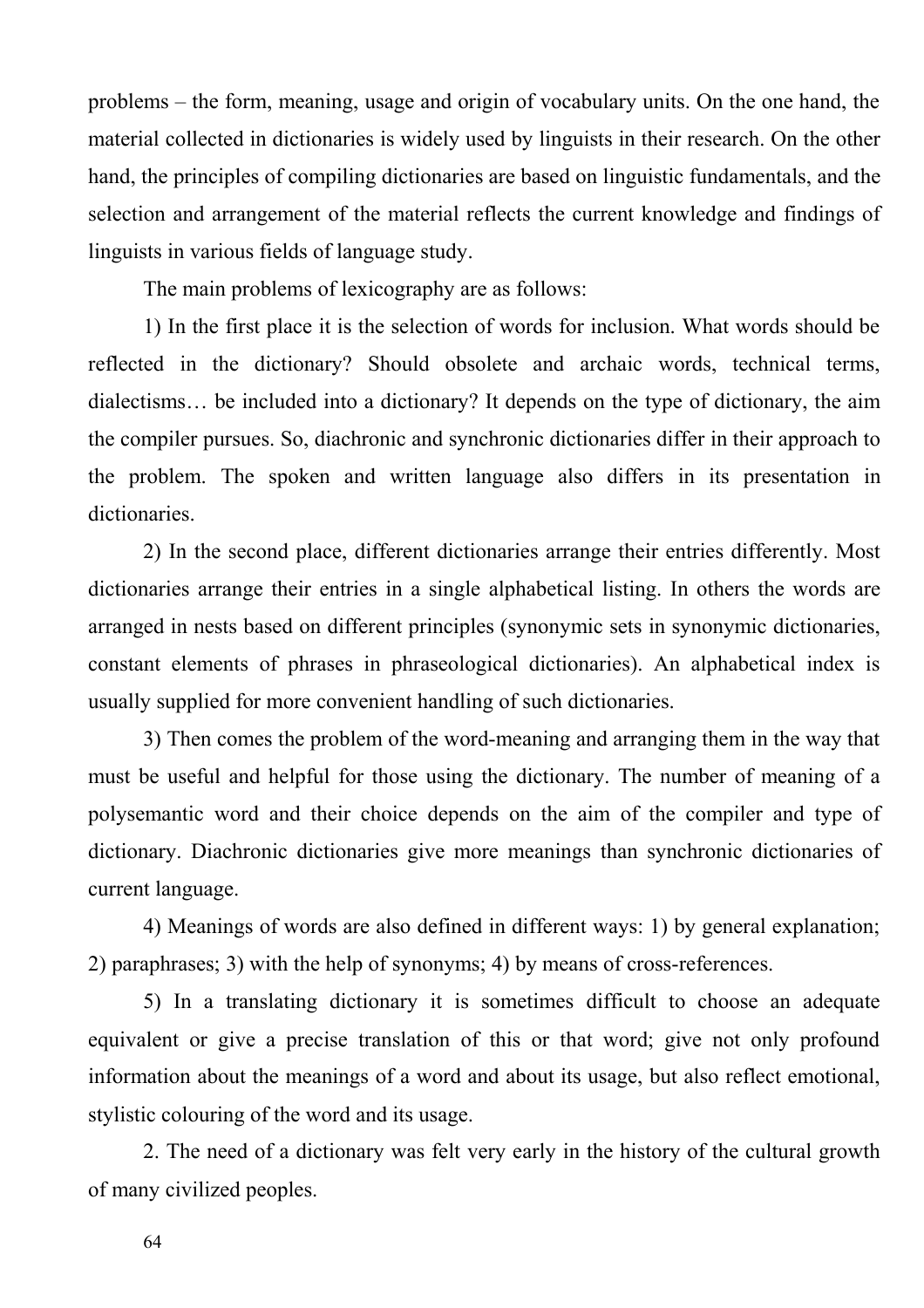problems – the form, meaning, usage and origin of vocabulary units. On the one hand, the material collected in dictionaries is widely used by linguists in their research. On the other hand, the principles of compiling dictionaries are based on linguistic fundamentals, and the selection and arrangement of the material reflects the current knowledge and findings of linguists in various fields of language study.

The main problems of lexicography are as follows:

1) In the first place it is the selection of words for inclusion. What words should be reflected in the dictionary? Should obsolete and archaic words, technical terms, dialectisms… be included into a dictionary? It depends on the type of dictionary, the aim the compiler pursues. So, diachronic and synchronic dictionaries differ in their approach to the problem. The spoken and written language also differs in its presentation in dictionaries.

2) In the second place, different dictionaries arrange their entries differently. Most dictionaries arrange their entries in a single alphabetical listing. In others the words are arranged in nests based on different principles (synonymic sets in synonymic dictionaries, constant elements of phrases in phraseological dictionaries). An alphabetical index is usually supplied for more convenient handling of such dictionaries.

3) Then comes the problem of the word-meaning and arranging them in the way that must be useful and helpful for those using the dictionary. The number of meaning of a polysemantic word and their choice depends on the aim of the compiler and type of dictionary. Diachronic dictionaries give more meanings than synchronic dictionaries of current language.

4) Meanings of words are also defined in different ways: 1) by general explanation; 2) paraphrases; 3) with the help of synonyms; 4) by means of cross-references.

5) In a translating dictionary it is sometimes difficult to choose an adequate equivalent or give a precise translation of this or that word; give not only profound information about the meanings of a word and about its usage, but also reflect emotional, stylistic colouring of the word and its usage.

2. The need of a dictionary was felt very early in the history of the cultural growth of many civilized peoples.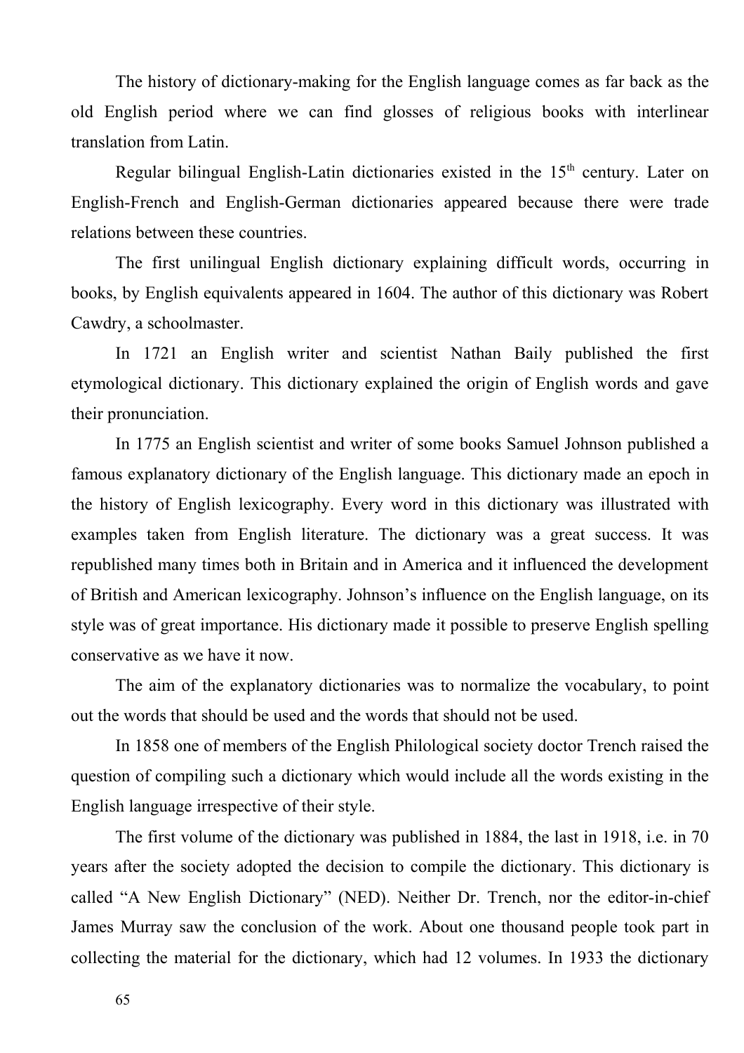The history of dictionary-making for the English language comes as far back as the old English period where we can find glosses of religious books with interlinear translation from Latin.

Regular bilingual English-Latin dictionaries existed in the 15th century. Later on English-French and English-German dictionaries appeared because there were trade relations between these countries.

The first unilingual English dictionary explaining difficult words, occurring in books, by English equivalents appeared in 1604. The author of this dictionary was Robert Cawdry, a schoolmaster.

In 1721 an English writer and scientist Nathan Baily published the first etymological dictionary. This dictionary explained the origin of English words and gave their pronunciation.

In 1775 an English scientist and writer of some books Samuel Johnson published a famous explanatory dictionary of the English language. This dictionary made an epoch in the history of English lexicography. Every word in this dictionary was illustrated with examples taken from English literature. The dictionary was a great success. It was republished many times both in Britain and in America and it influenced the development of British and American lexicography. Johnson's influence on the English language, on its style was of great importance. His dictionary made it possible to preserve English spelling conservative as we have it now.

The aim of the explanatory dictionaries was to normalize the vocabulary, to point out the words that should be used and the words that should not be used.

In 1858 one of members of the English Philological society doctor Trench raised the question of compiling such a dictionary which would include all the words existing in the English language irrespective of their style.

The first volume of the dictionary was published in 1884, the last in 1918, i.e. in 70 years after the society adopted the decision to compile the dictionary. This dictionary is called "A New English Dictionary" (NED). Neither Dr. Trench, nor the editor-in-chief James Murray saw the conclusion of the work. About one thousand people took part in collecting the material for the dictionary, which had 12 volumes. In 1933 the dictionary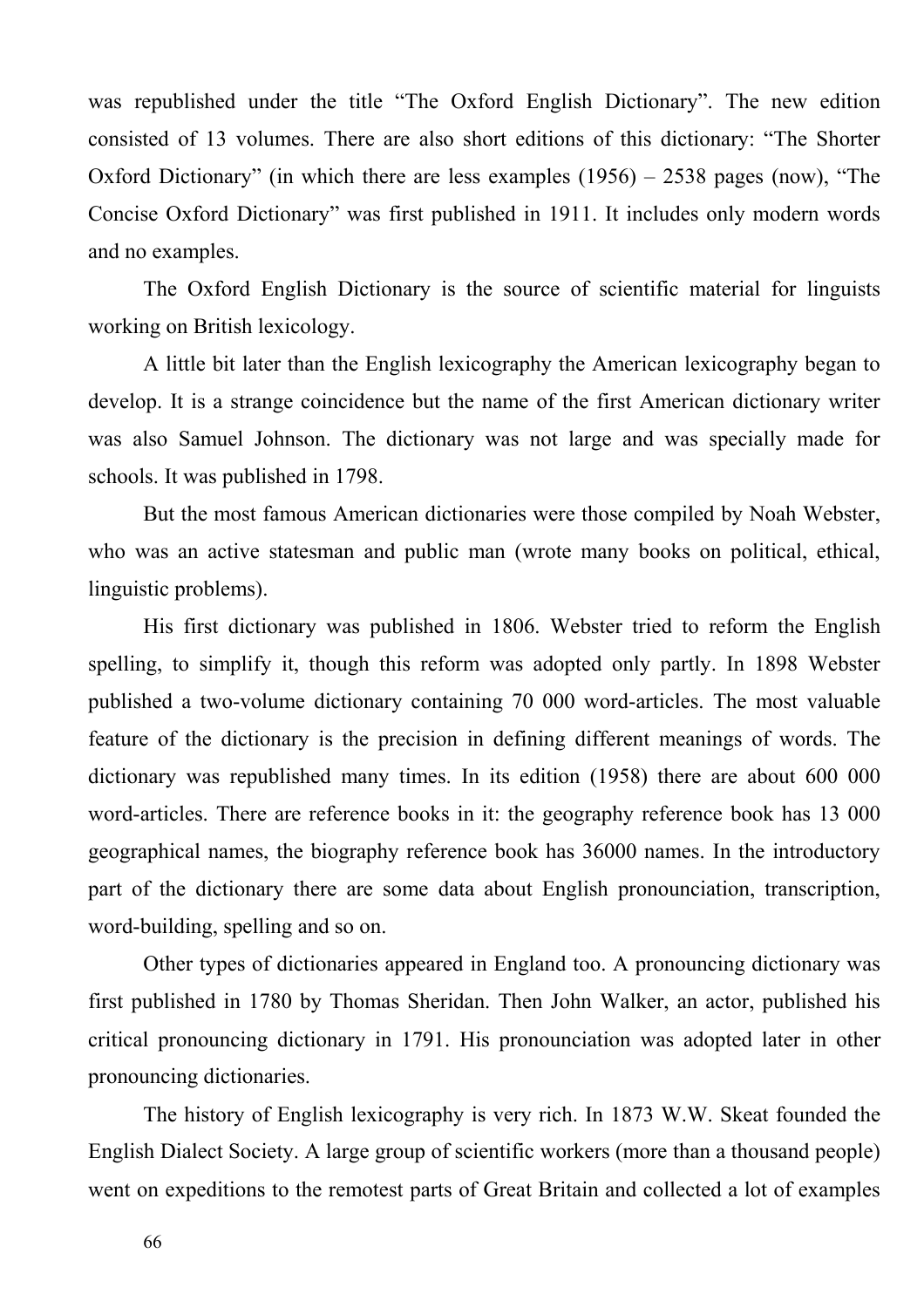was republished under the title “The Oxford English Dictionary”. The new edition consisted of 13 volumes. There are also short editions of this dictionary: “The Shorter Oxford Dictionary” (in which there are less examples (1956) – 2538 pages (now), “The Concise Oxford Dictionary” was first published in 1911. It includes only modern words and no examples.

The Oxford English Dictionary is the source of scientific material for linguists working on British lexicology.

A little bit later than the English lexicography the American lexicography began to develop. It is a strange coincidence but the name of the first American dictionary writer was also Samuel Johnson. The dictionary was not large and was specially made for schools. It was published in 1798.

But the most famous American dictionaries were those compiled by Noah Webster, who was an active statesman and public man (wrote many books on political, ethical, linguistic problems).

His first dictionary was published in 1806. Webster tried to reform the English spelling, to simplify it, though this reform was adopted only partly. In 1898 Webster published a two-volume dictionary containing 70 000 word-articles. The most valuable feature of the dictionary is the precision in defining different meanings of words. The dictionary was republished many times. In its edition (1958) there are about 600 000 word-articles. There are reference books in it: the geography reference book has 13 000 geographical names, the biography reference book has 36000 names. In the introductory part of the dictionary there are some data about English pronounciation, transcription, word-building, spelling and so on.

Other types of dictionaries appeared in England too. A pronouncing dictionary was first published in 1780 by Thomas Sheridan. Then John Walker, an actor, published his critical pronouncing dictionary in 1791. His pronounciation was adopted later in other pronouncing dictionaries.

The history of English lexicography is very rich. In 1873 W.W. Skeat founded the English Dialect Society. A large group of scientific workers (more than a thousand people) went on expeditions to the remotest parts of Great Britain and collected a lot of examples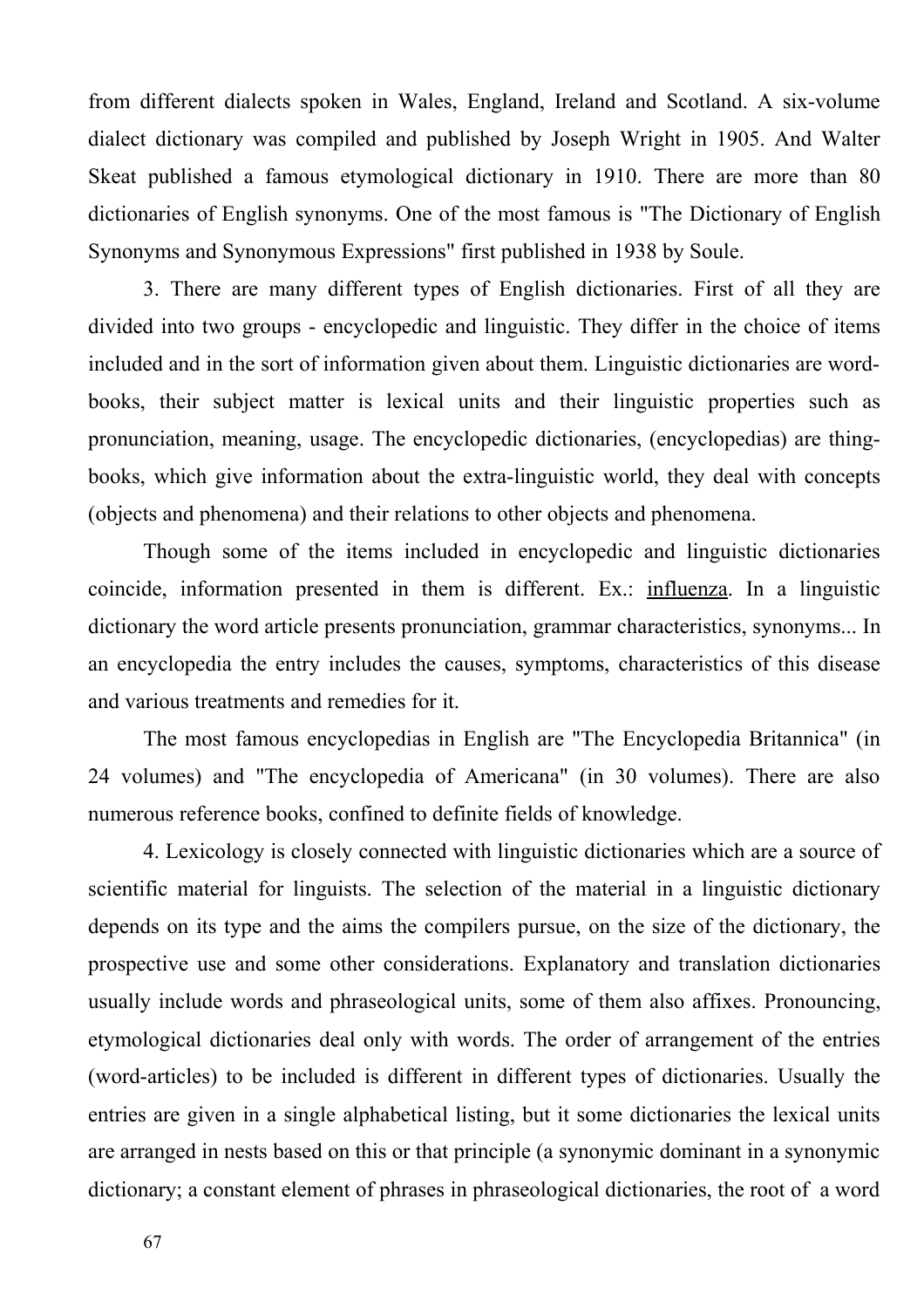from different dialects spoken in Wales, England, Ireland and Scotland. A six-volume dialect dictionary was compiled and published by Joseph Wright in 1905. And Walter Skeat published a famous etymological dictionary in 1910. There are more than 80 dictionaries of English synonyms. One of the most famous is "The Dictionary of English Synonyms and Synonymous Expressions" first published in 1938 by Soule.

3. There are many different types of English dictionaries. First of all they are divided into two groups - encyclopedic and linguistic. They differ in the choice of items included and in the sort of information given about them. Linguistic dictionaries are word-books, their subject matter is lexical units and their linguistic properties such as pronunciation, meaning, usage. The encyclopedic dictionaries, (encyclopedias) are thing-books, which give information about the extra-linguistic world, they deal with concepts (objects and phenomena) and their relations to other objects and phenomena.

Though some of the items included in encyclopedic and linguistic dictionaries coincide, information presented in them is different. Ex.: influenza. In a linguistic dictionary the word article presents pronunciation, grammar characteristics, synonyms... In an encyclopedia the entry includes the causes, symptoms, characteristics of this disease and various treatments and remedies for it.

The most famous encyclopedias in English are "The Encyclopedia Britannica" (in 24 volumes) and "The encyclopedia of Americana" (in 30 volumes). There are also numerous reference books, confined to definite fields of knowledge.

4. Lexicology is closely connected with linguistic dictionaries which are a source of scientific material for linguists. The selection of the material in a linguistic dictionary depends on its type and the aims the compilers pursue, on the size of the dictionary, the prospective use and some other considerations. Explanatory and translation dictionaries usually include words and phraseological units, some of them also affixes. Pronouncing, etymological dictionaries deal only with words. The order of arrangement of the entries (word-articles) to be included is different in different types of dictionaries. Usually the entries are given in a single alphabetical listing, but it some dictionaries the lexical units are arranged in nests based on this or that principle (a synonymic dominant in a synonymic dictionary; a constant element of phrases in phraseological dictionaries, the root of a word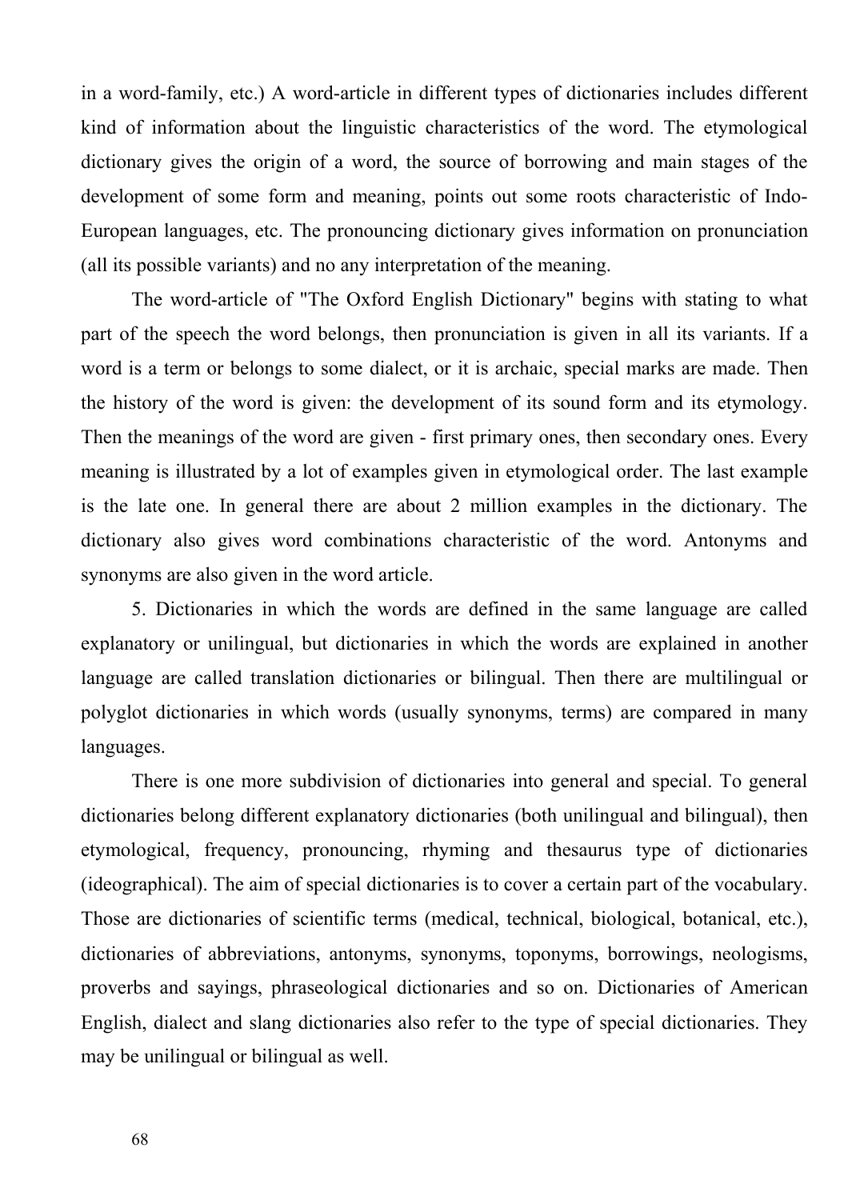in a word-family, etc.) A word-article in different types of dictionaries includes different kind of information about the linguistic characteristics of the word. The etymological dictionary gives the origin of a word, the source of borrowing and main stages of the development of some form and meaning, points out some roots characteristic of Indo-European languages, etc. The pronouncing dictionary gives information on pronunciation (all its possible variants) and no any interpretation of the meaning.

The word-article of "The Oxford English Dictionary" begins with stating to what part of the speech the word belongs, then pronunciation is given in all its variants. If a word is a term or belongs to some dialect, or it is archaic, special marks are made. Then the history of the word is given: the development of its sound form and its etymology. Then the meanings of the word are given - first primary ones, then secondary ones. Every meaning is illustrated by a lot of examples given in etymological order. The last example is the late one. In general there are about 2 million examples in the dictionary. The dictionary also gives word combinations characteristic of the word. Antonyms and synonyms are also given in the word article.

5. Dictionaries in which the words are defined in the same language are called explanatory or unilingual, but dictionaries in which the words are explained in another language are called translation dictionaries or bilingual. Then there are multilingual or polyglot dictionaries in which words (usually synonyms, terms) are compared in many languages.

There is one more subdivision of dictionaries into general and special. To general dictionaries belong different explanatory dictionaries (both unilingual and bilingual), then etymological, frequency, pronouncing, rhyming and thesaurus type of dictionaries (ideographical). The aim of special dictionaries is to cover a certain part of the vocabulary. Those are dictionaries of scientific terms (medical, technical, biological, botanical, etc.), dictionaries of abbreviations, antonyms, synonyms, toponyms, borrowings, neologisms, proverbs and sayings, phraseological dictionaries and so on. Dictionaries of American English, dialect and slang dictionaries also refer to the type of special dictionaries. They may be unilingual or bilingual as well.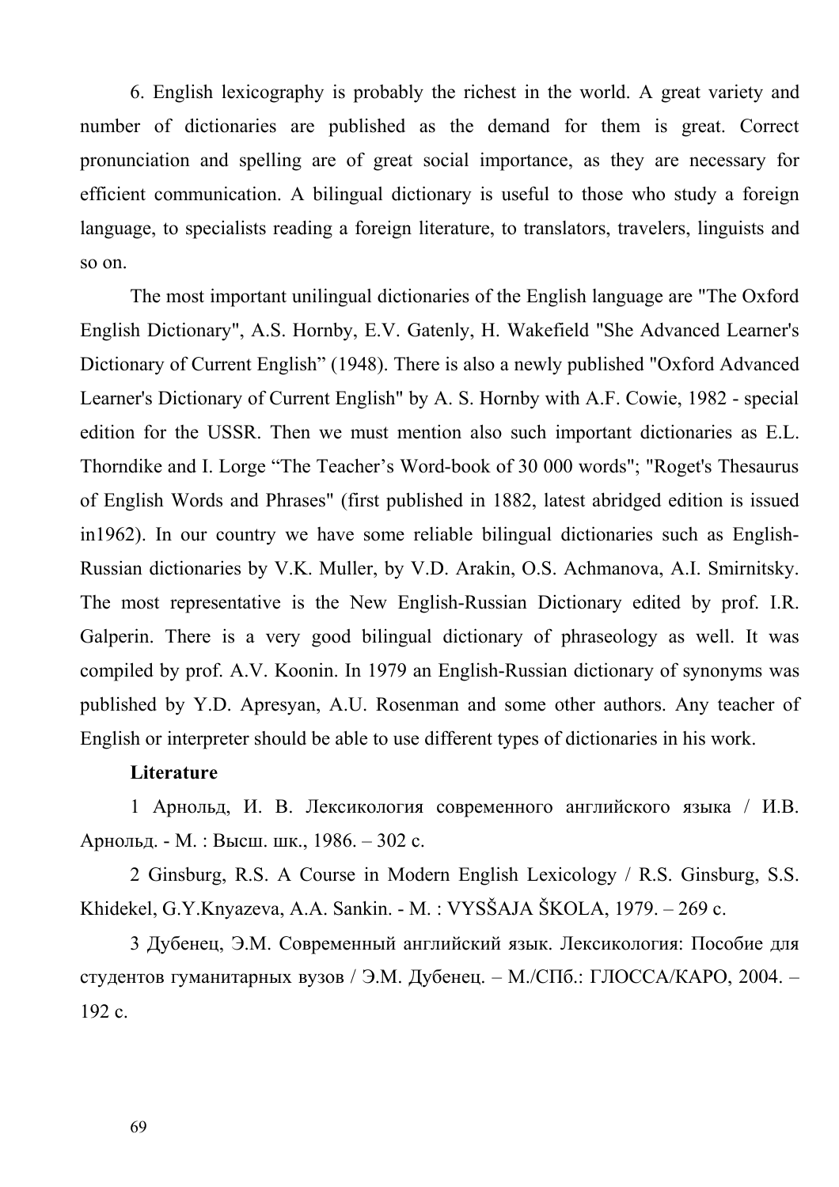6. English lexicography is probably the richest in the world. A great variety and number of dictionaries are published as the demand for them is great. Correct pronunciation and spelling are of great social importance, as they are necessary for efficient communication. A bilingual dictionary is useful to those who study a foreign language, to specialists reading a foreign literature, to translators, travelers, linguists and so on.

The most important unilingual dictionaries of the English language are "The Oxford English Dictionary", A.S. Hornby, E.V. Gatenly, H. Wakefield "She Advanced Learner's Dictionary of Current English" (1948). There is also a newly published "Oxford Advanced Learner's Dictionary of Current English" by A. S. Hornby with A.F. Cowie, 1982 - special edition for the USSR. Then we must mention also such important dictionaries as E.L. Thorndike and I. Lorge "The Teacher's Word-book of 30 000 words"; "Roget's Thesaurus of English Words and Phrases" (first published in 1882, latest abridged edition is issued in1962). In our country we have some reliable bilingual dictionaries such as English-Russian dictionaries by V.K. Muller, by V.D. Arakin, O.S. Achmanova, A.I. Smirnitsky. The most representative is the New English-Russian Dictionary edited by prof. I.R. Galperin. There is a very good bilingual dictionary of phraseology as well. It was compiled by prof. A.V. Koonin. In 1979 an English-Russian dictionary of synonyms was published by Y.D. Apresyan, A.U. Rosenman and some other authors. Any teacher of English or interpreter should be able to use different types of dictionaries in his work.

**Literature**

1 Арнольд, И. В. Лексикология современного английского языка / И.В. Арнольд. - М. : Высш. шк., 1986. – 302 с.

2 Ginsburg, R.S. A Course in Modern English Lexicology / R.S. Ginsburg, S.S. Khidekel, G.Y.Knyazeva, A.A. Sankin. - M. : VYSŠAJA ŠKOLA, 1979. – 269 c.

3 Дубенец, Э.М. Современный английский язык. Лексикология: Пособие для студентов гуманитарных вузов / Э.М. Дубенец. – М./СПб.: ГЛОССА/КАРО, 2004. – 192 с.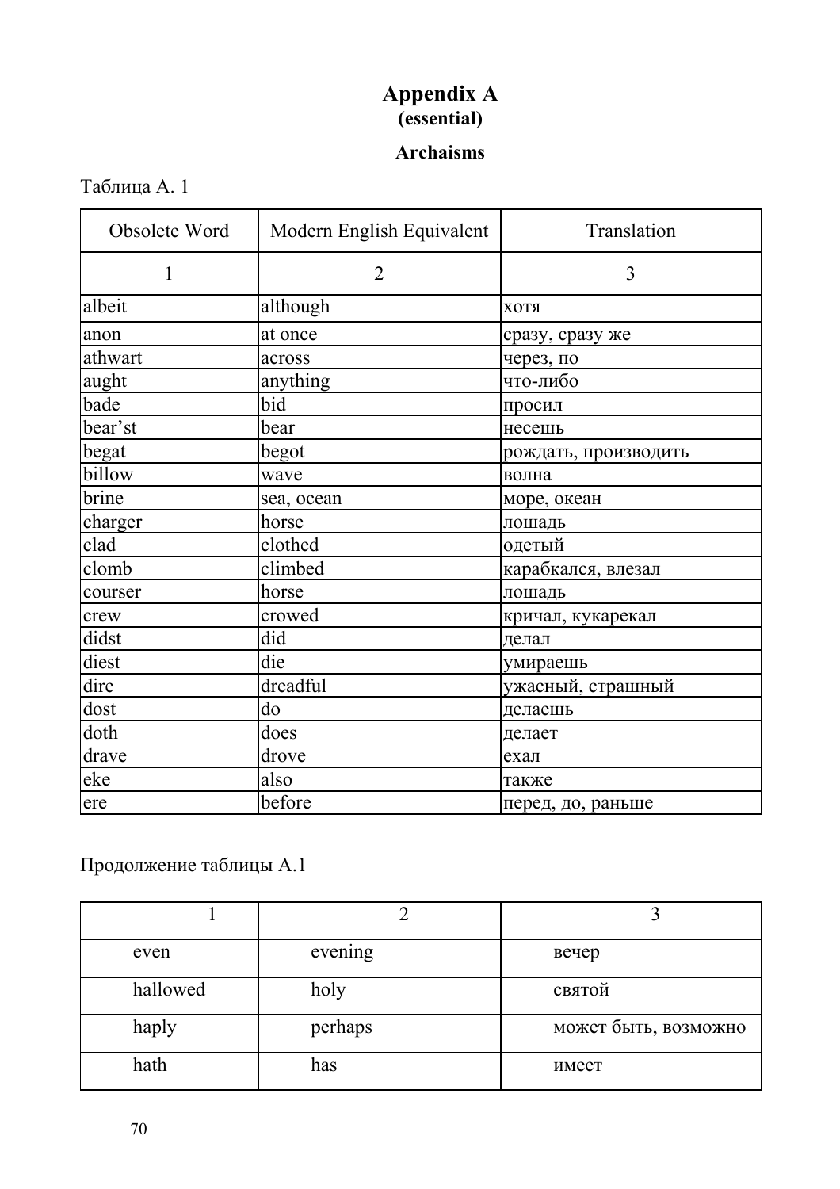# Appendix A
**(essential)**

**Archaisms**

Таблица А. 1

| Obsolete Word | Modern English Equivalent | Translation |
|---|---|---|
| 1 | 2 | 3 |
| albeit | although | хотя |
| anon | at once | сразу, сразу же |
| athwart | across | через, по |
| aught | anything | что-либо |
| bade | bid | просил |
| bear'st | bear | несешь |
| begat | begot | рождать, производить |
| billow | wave | волна |
| brine | sea, ocean | море, океан |
| charger | horse | лошадь |
| clad | clothed | одетый |
| clomb | climbed | карабкался, влезал |
| courser | horse | лошадь |
| crew | crowed | кричал, кукарекал |
| didst | did | делал |
| diest | die | умираешь |
| dire | dreadful | ужасный, страшный |
| dost | do | делаешь |
| doth | does | делает |
| drave | drove | ехал |
| eke | also | также |
| ere | before | перед, до, раньше |

Продолжение таблицы А.1

| 1 | 2 | 3 |
|---|---|---|
| even | evening | вечер |
| hallowed | holy | святой |
| haply | perhaps | может быть, возможно |
| hath | has | имеет |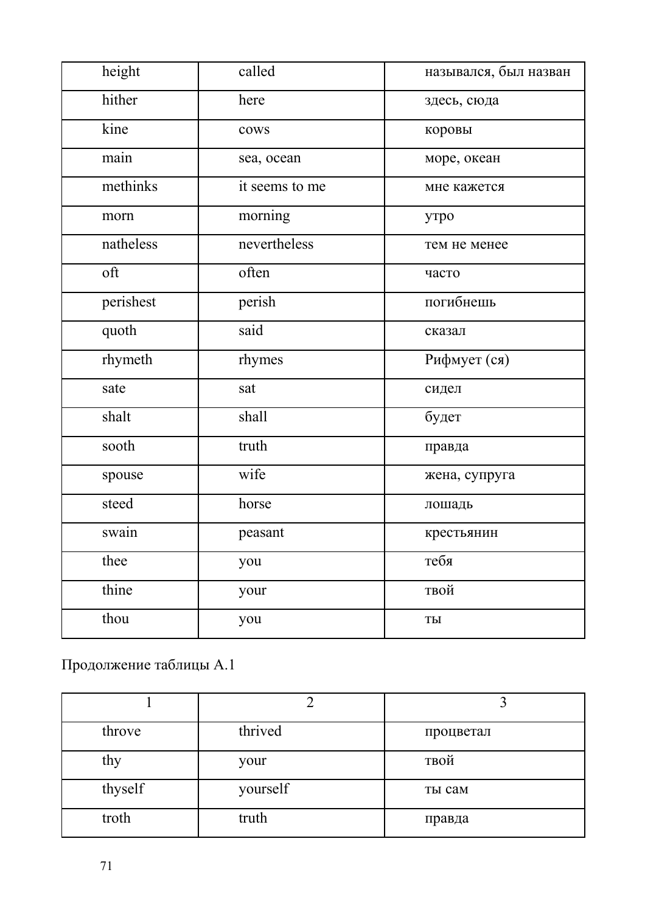| | | |
|---|---|---|
| height | called | назывался, был назван |
| hither | here | здесь, сюда |
| kine | cows | коровы |
| main | sea, ocean | море, океан |
| methinks | it seems to me | мне кажется |
| morn | morning | утро |
| natheless | nevertheless | тем не менее |
| oft | often | часто |
| perishest | perish | погибнешь |
| quoth | said | сказал |
| rhymeth | rhymes | Рифмует (ся) |
| sate | sat | сидел |
| shalt | shall | будет |
| sooth | truth | правда |
| spouse | wife | жена, супруга |
| steed | horse | лошадь |
| swain | peasant | крестьянин |
| thee | you | тебя |
| thine | your | твой |
| thou | you | ты |

Продолжение таблицы А.1

| 1 | 2 | 3 |
|---|---|---|
| throve | thrived | процветал |
| thy | your | твой |
| thyself | yourself | ты сам |
| troth | truth | правда |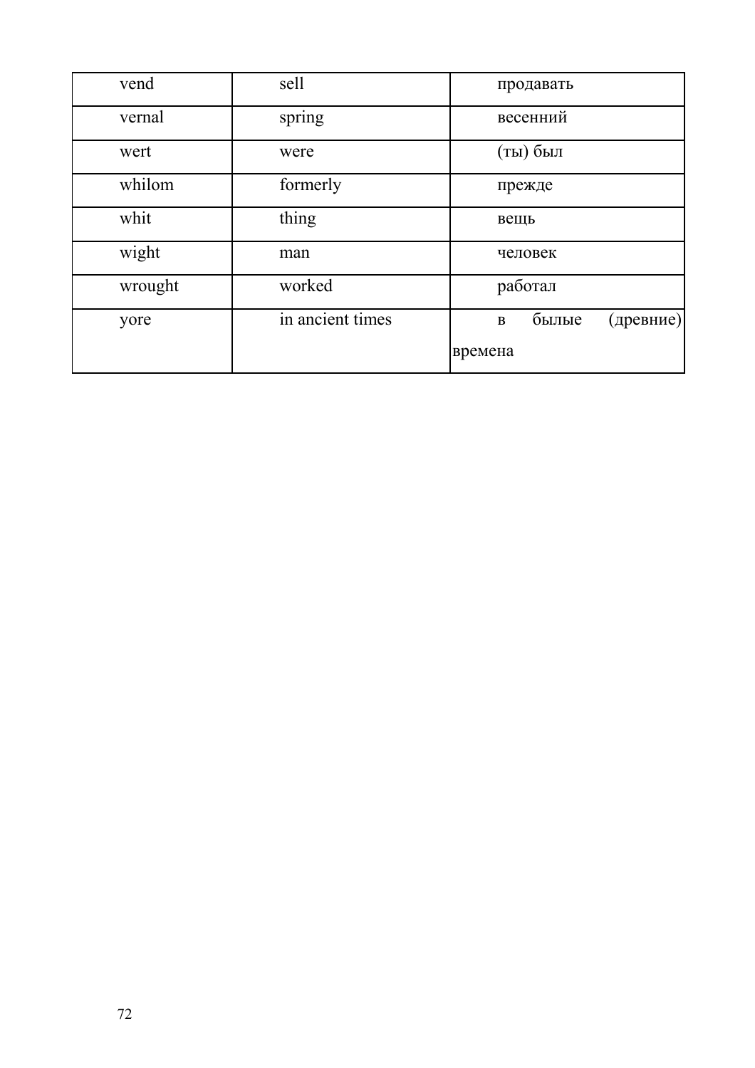| vend | sell | продавать |
|---|---|---|
| vernal | spring | весенний |
| wert | were | (ты) был |
| whilom | formerly | прежде |
| whit | thing | вещь |
| wight | man | человек |
| wrought | worked | работал |
| yore | in ancient times | в былые (древние) времена |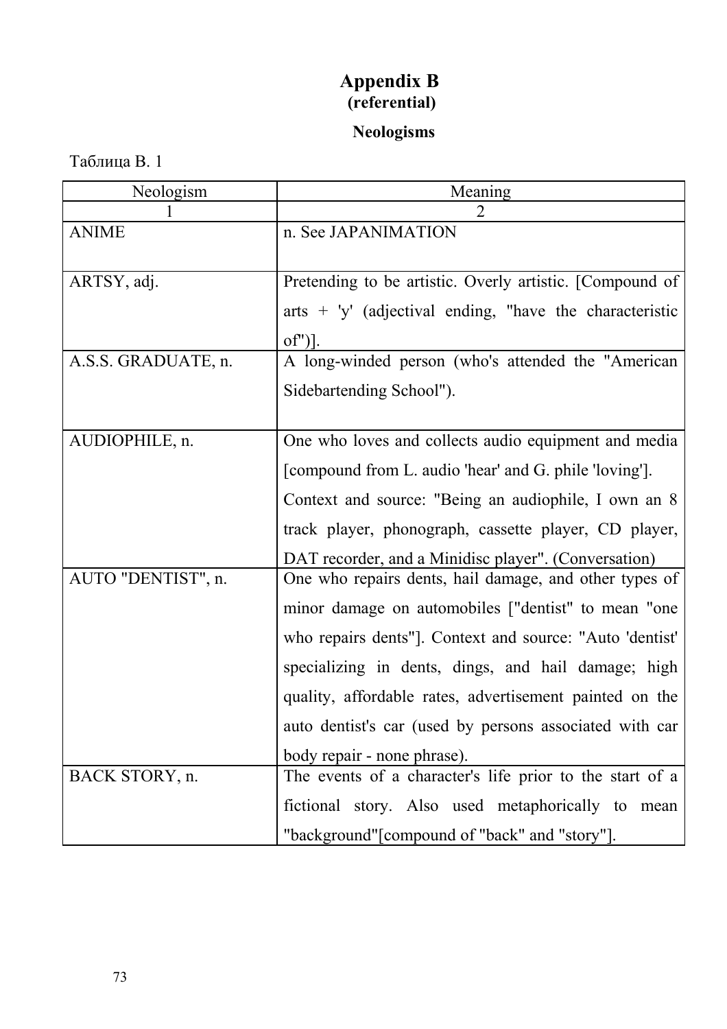# Appendix B
**(referential)**

**Neologisms**

Таблица В. 1

| Neologism | Meaning |
|---|---|
| 1 | 2 |
| ANIME | n. See JAPANIMATION |
| ARTSY, adj. | Pretending to be artistic. Overly artistic. [Compound of arts + 'y' (adjectival ending, "have the characteristic of")]. |
| A.S.S. GRADUATE, n. | A long-winded person (who's attended the "American Sidebartending School"). |
| AUDIOPHILE, n. | One who loves and collects audio equipment and media [compound from L. audio 'hear' and G. phile 'loving']. Context and source: "Being an audiophile, I own an 8 track player, phonograph, cassette player, CD player, DAT recorder, and a Minidisc player". (Conversation) |
| AUTO "DENTIST", n. | One who repairs dents, hail damage, and other types of minor damage on automobiles ["dentist" to mean "one who repairs dents"]. Context and source: "Auto 'dentist' specializing in dents, dings, and hail damage; high quality, affordable rates, advertisement painted on the auto dentist's car (used by persons associated with car body repair - none phrase). |
| BACK STORY, n. | The events of a character's life prior to the start of a fictional story. Also used metaphorically to mean "background"[compound of "back" and "story"]. |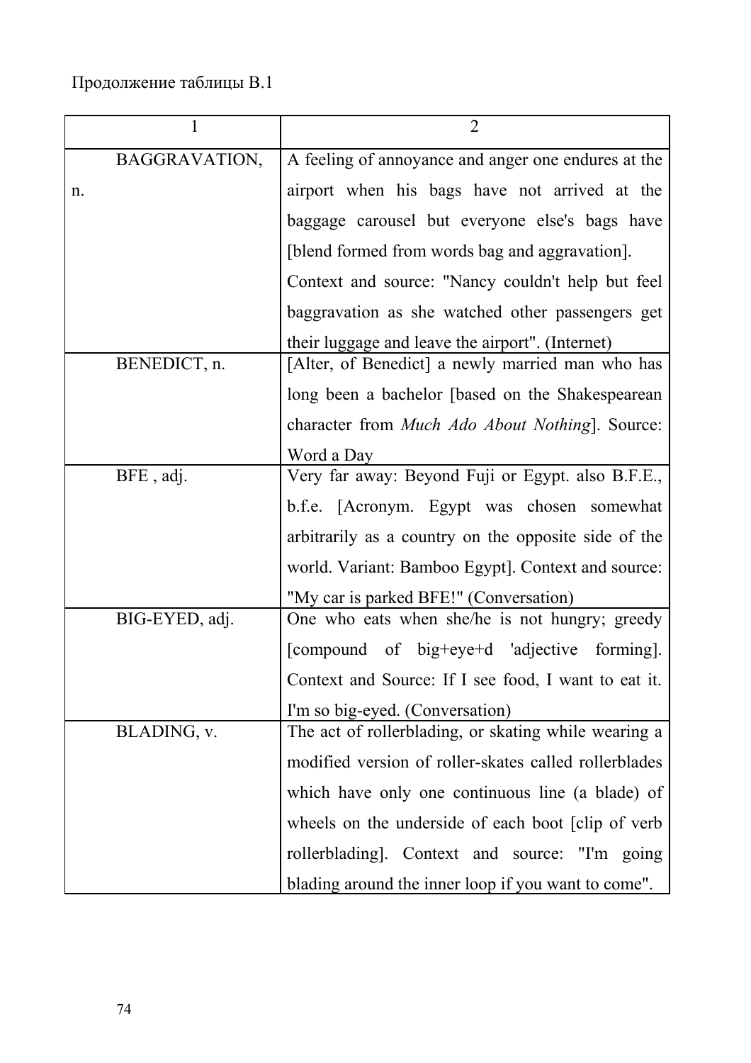Продолжение таблицы В.1

| 1 | 2 |
|---|---|
| BAGGRAVATION, n. | A feeling of annoyance and anger one endures at the airport when his bags have not arrived at the baggage carousel but everyone else's bags have [blend formed from words bag and aggravation]. Context and source: "Nancy couldn't help but feel baggravation as she watched other passengers get their luggage and leave the airport". (Internet) |
| BENEDICT, n. | [Alter, of Benedict] a newly married man who has long been a bachelor [based on the Shakespearean character from *Much Ado About Nothing*]. Source: Word a Day |
| BFE , adj. | Very far away: Beyond Fuji or Egypt. also B.F.E., b.f.e. [Acronym. Egypt was chosen somewhat arbitrarily as a country on the opposite side of the world. Variant: Bamboo Egypt]. Context and source: "My car is parked BFE!" (Conversation) |
| BIG-EYED, adj. | One who eats when she/he is not hungry; greedy [compound of big+eye+d 'adjective forming]. Context and Source: If I see food, I want to eat it. I'm so big-eyed. (Conversation) |
| BLADING, v. | The act of rollerblading, or skating while wearing a modified version of roller-skates called rollerblades which have only one continuous line (a blade) of wheels on the underside of each boot [clip of verb rollerblading]. Context and source: "I'm going blading around the inner loop if you want to come". |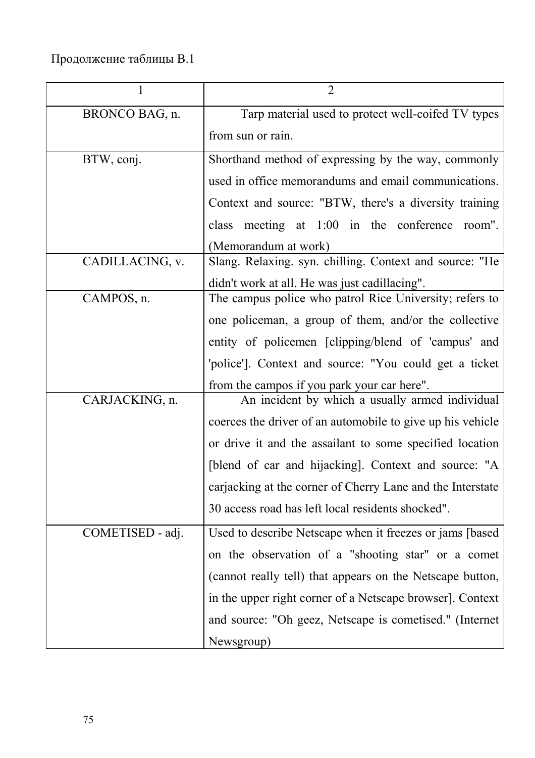Продолжение таблицы В.1

| 1 | 2 |
|---|---|
| BRONCO BAG, n. | Tarp material used to protect well-coifed TV types from sun or rain. |
| BTW, conj. | Shorthand method of expressing by the way, commonly used in office memorandums and email communications. Context and source: "BTW, there's a diversity training class meeting at 1:00 in the conference room". (Memorandum at work) |
| CADILLACING, v. | Slang. Relaxing. syn. chilling. Context and source: "He didn't work at all. He was just cadillacing". |
| CAMPOS, n. | The campus police who patrol Rice University; refers to one policeman, a group of them, and/or the collective entity of policemen [clipping/blend of 'campus' and 'police']. Context and source: "You could get a ticket from the campos if you park your car here". |
| CARJACKING, n. | An incident by which a usually armed individual coerces the driver of an automobile to give up his vehicle or drive it and the assailant to some specified location [blend of car and hijacking]. Context and source: "A carjacking at the corner of Cherry Lane and the Interstate 30 access road has left local residents shocked". |
| COMETISED - adj. | Used to describe Netscape when it freezes or jams [based on the observation of a "shooting star" or a comet (cannot really tell) that appears on the Netscape button, in the upper right corner of a Netscape browser]. Context and source: "Oh geez, Netscape is cometised." (Internet Newsgroup) |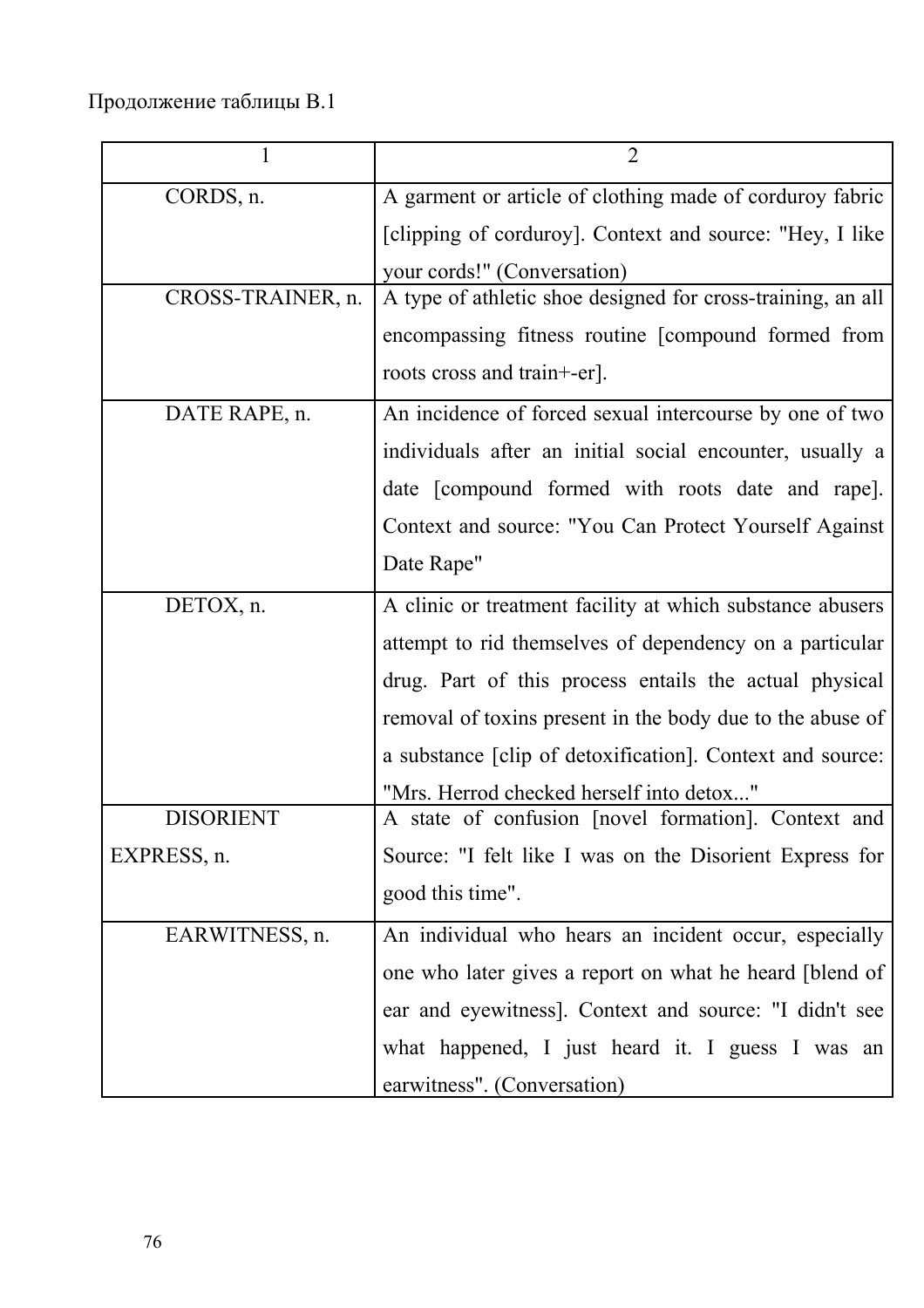Продолжение таблицы В.1

| 1 | 2 |
|---|---|
| CORDS, n. | A garment or article of clothing made of corduroy fabric [clipping of corduroy]. Context and source: "Hey, I like your cords!" (Conversation) |
| CROSS-TRAINER, n. | A type of athletic shoe designed for cross-training, an all encompassing fitness routine [compound formed from roots cross and train+-er]. |
| DATE RAPE, n. | An incidence of forced sexual intercourse by one of two individuals after an initial social encounter, usually a date [compound formed with roots date and rape]. Context and source: "You Can Protect Yourself Against Date Rape" |
| DETOX, n. | A clinic or treatment facility at which substance abusers attempt to rid themselves of dependency on a particular drug. Part of this process entails the actual physical removal of toxins present in the body due to the abuse of a substance [clip of detoxification]. Context and source: "Mrs. Herrod checked herself into detox..." |
| DISORIENT EXPRESS, n. | A state of confusion [novel formation]. Context and Source: "I felt like I was on the Disorient Express for good this time". |
| EARWITNESS, n. | An individual who hears an incident occur, especially one who later gives a report on what he heard [blend of ear and eyewitness]. Context and source: "I didn't see what happened, I just heard it. I guess I was an earwitness". (Conversation) |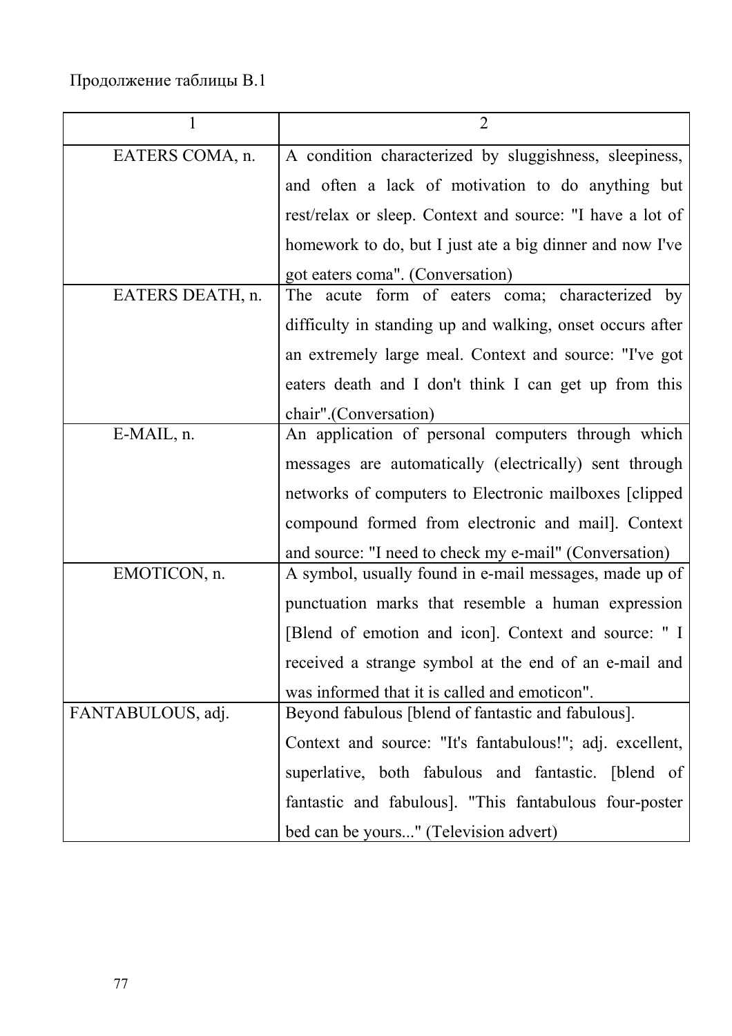Продолжение таблицы В.1

| 1 | 2 |
|---|---|
| EATERS COMA, n. | A condition characterized by sluggishness, sleepiness, and often a lack of motivation to do anything but rest/relax or sleep. Context and source: "I have a lot of homework to do, but I just ate a big dinner and now I've got eaters coma". (Conversation) |
| EATERS DEATH, n. | The acute form of eaters coma; characterized by difficulty in standing up and walking, onset occurs after an extremely large meal. Context and source: "I've got eaters death and I don't think I can get up from this chair".(Conversation) |
| E-MAIL, n. | An application of personal computers through which messages are automatically (electrically) sent through networks of computers to Electronic mailboxes [clipped compound formed from electronic and mail]. Context and source: "I need to check my e-mail" (Conversation) |
| EMOTICON, n. | A symbol, usually found in e-mail messages, made up of punctuation marks that resemble a human expression [Blend of emotion and icon]. Context and source: " I received a strange symbol at the end of an e-mail and was informed that it is called and emoticon". |
| FANTABULOUS, adj. | Beyond fabulous [blend of fantastic and fabulous]. Context and source: "It's fantabulous!"; adj. excellent, superlative, both fabulous and fantastic. [blend of fantastic and fabulous]. "This fantabulous four-poster bed can be yours..." (Television advert) |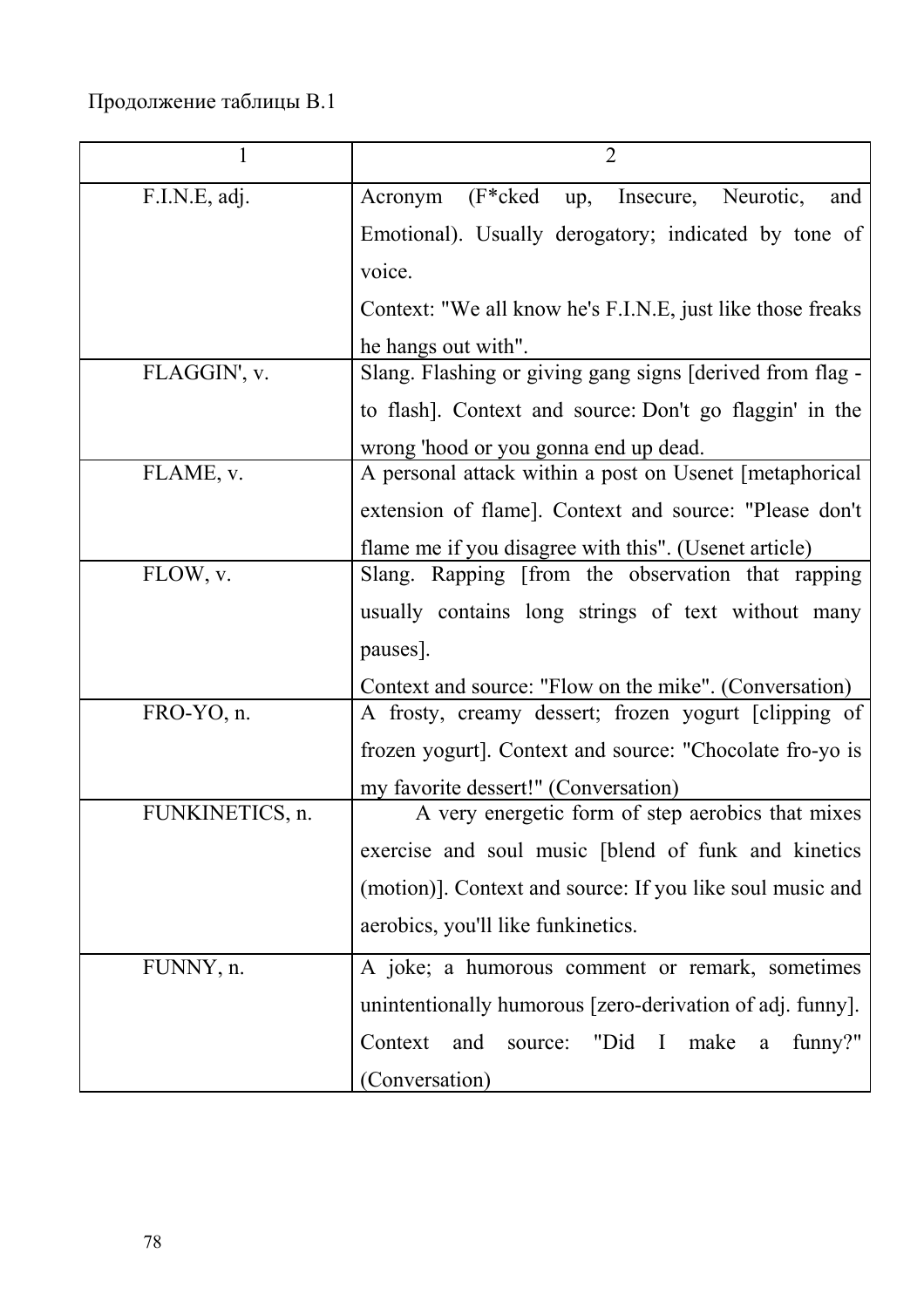Продолжение таблицы В.1

| 1 | 2 |
|---|---|
| F.I.N.E, adj. | Acronym (F*cked up, Insecure, Neurotic, and Emotional). Usually derogatory; indicated by tone of voice.<br>Context: "We all know he's F.I.N.E, just like those freaks he hangs out with". |
| FLAGGIN', v. | Slang. Flashing or giving gang signs [derived from flag - to flash]. Context and source: Don't go flaggin' in the wrong 'hood or you gonna end up dead. |
| FLAME, v. | A personal attack within a post on Usenet [metaphorical extension of flame]. Context and source: "Please don't flame me if you disagree with this". (Usenet article) |
| FLOW, v. | Slang. Rapping [from the observation that rapping usually contains long strings of text without many pauses].<br>Context and source: "Flow on the mike". (Conversation) |
| FRO-YO, n. | A frosty, creamy dessert; frozen yogurt [clipping of frozen yogurt]. Context and source: "Chocolate fro-yo is my favorite dessert!" (Conversation) |
| FUNKINETICS, n. | A very energetic form of step aerobics that mixes exercise and soul music [blend of funk and kinetics (motion)]. Context and source: If you like soul music and aerobics, you'll like funkinetics. |
| FUNNY, n. | A joke; a humorous comment or remark, sometimes unintentionally humorous [zero-derivation of adj. funny]. Context and source: "Did I make a funny?" (Conversation) |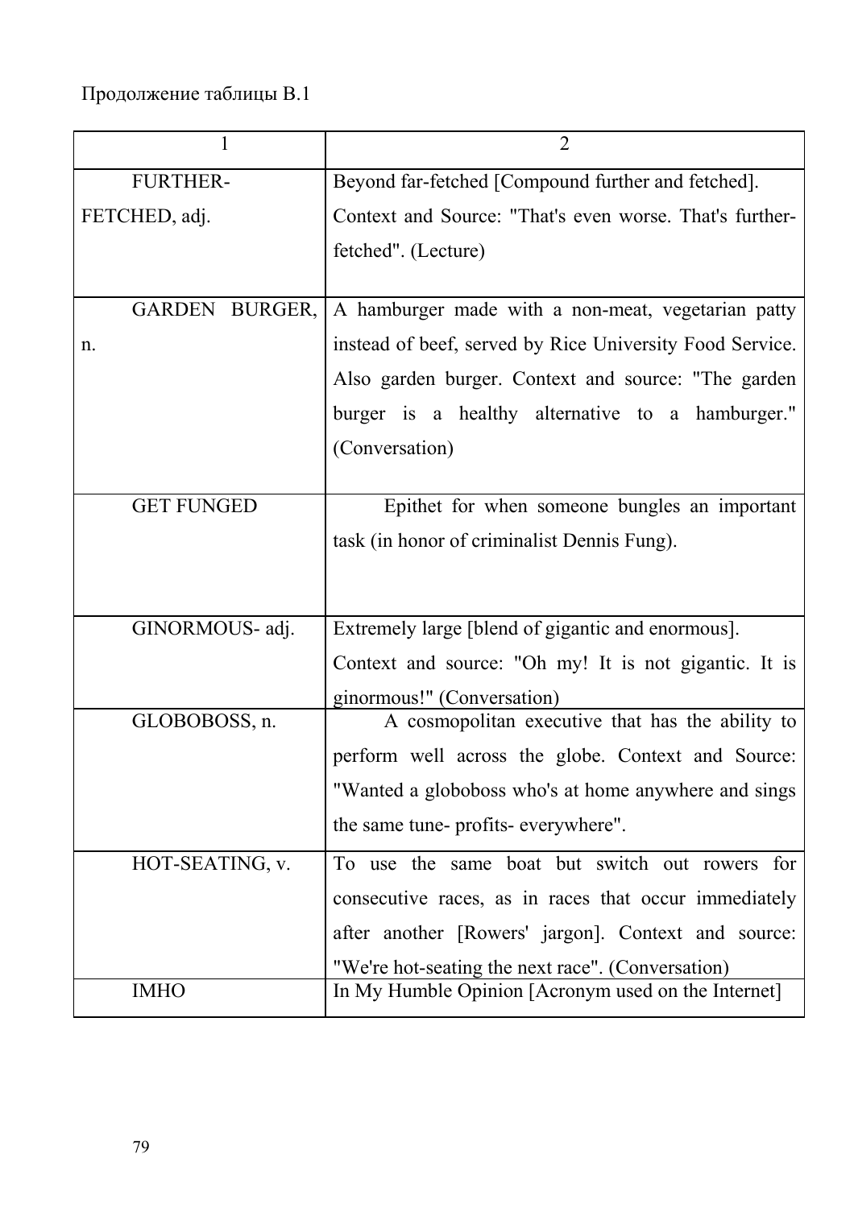Продолжение таблицы В.1

| 1 | 2 |
|---|---|
| FURTHER-FETCHED, adj. | Beyond far-fetched [Compound further and fetched]. Context and Source: "That's even worse. That's further-fetched". (Lecture) |
| GARDEN BURGER, n. | A hamburger made with a non-meat, vegetarian patty instead of beef, served by Rice University Food Service. Also garden burger. Context and source: "The garden burger is a healthy alternative to a hamburger." (Conversation) |
| GET FUNGED | Epithet for when someone bungles an important task (in honor of criminalist Dennis Fung). |
| GINORMOUS- adj. | Extremely large [blend of gigantic and enormous]. Context and source: "Oh my! It is not gigantic. It is ginormous!" (Conversation) |
| GLOBOBOSS, n. | A cosmopolitan executive that has the ability to perform well across the globe. Context and Source: "Wanted a globoboss who's at home anywhere and sings the same tune- profits- everywhere". |
| HOT-SEATING, v. | To use the same boat but switch out rowers for consecutive races, as in races that occur immediately after another [Rowers' jargon]. Context and source: "We're hot-seating the next race". (Conversation) |
| IMHO | In My Humble Opinion [Acronym used on the Internet] |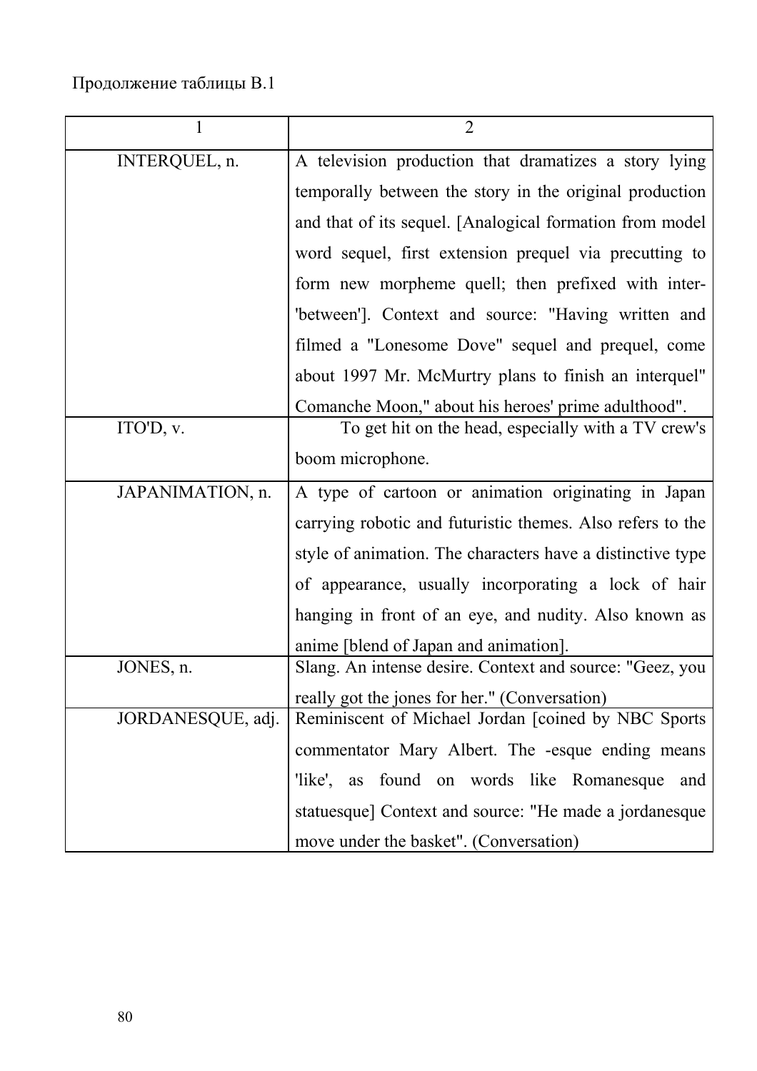Продолжение таблицы В.1

| 1 | 2 |
|---|---|
| INTERQUEL, n. | A television production that dramatizes a story lying temporally between the story in the original production and that of its sequel. [Analogical formation from model word sequel, first extension prequel via precutting to form new morpheme quell; then prefixed with inter- 'between']. Context and source: "Having written and filmed a "Lonesome Dove" sequel and prequel, come about 1997 Mr. McMurtry plans to finish an interquel" Comanche Moon," about his heroes' prime adulthood". |
| ITO'D, v. | To get hit on the head, especially with a TV crew's boom microphone. |
| JAPANIMATION, n. | A type of cartoon or animation originating in Japan carrying robotic and futuristic themes. Also refers to the style of animation. The characters have a distinctive type of appearance, usually incorporating a lock of hair hanging in front of an eye, and nudity. Also known as anime [blend of Japan and animation]. |
| JONES, n. | Slang. An intense desire. Context and source: "Geez, you really got the jones for her." (Conversation) |
| JORDANESQUE, adj. | Reminiscent of Michael Jordan [coined by NBC Sports commentator Mary Albert. The -esque ending means 'like', as found on words like Romanesque and statuesque] Context and source: "He made a jordanesque move under the basket". (Conversation) |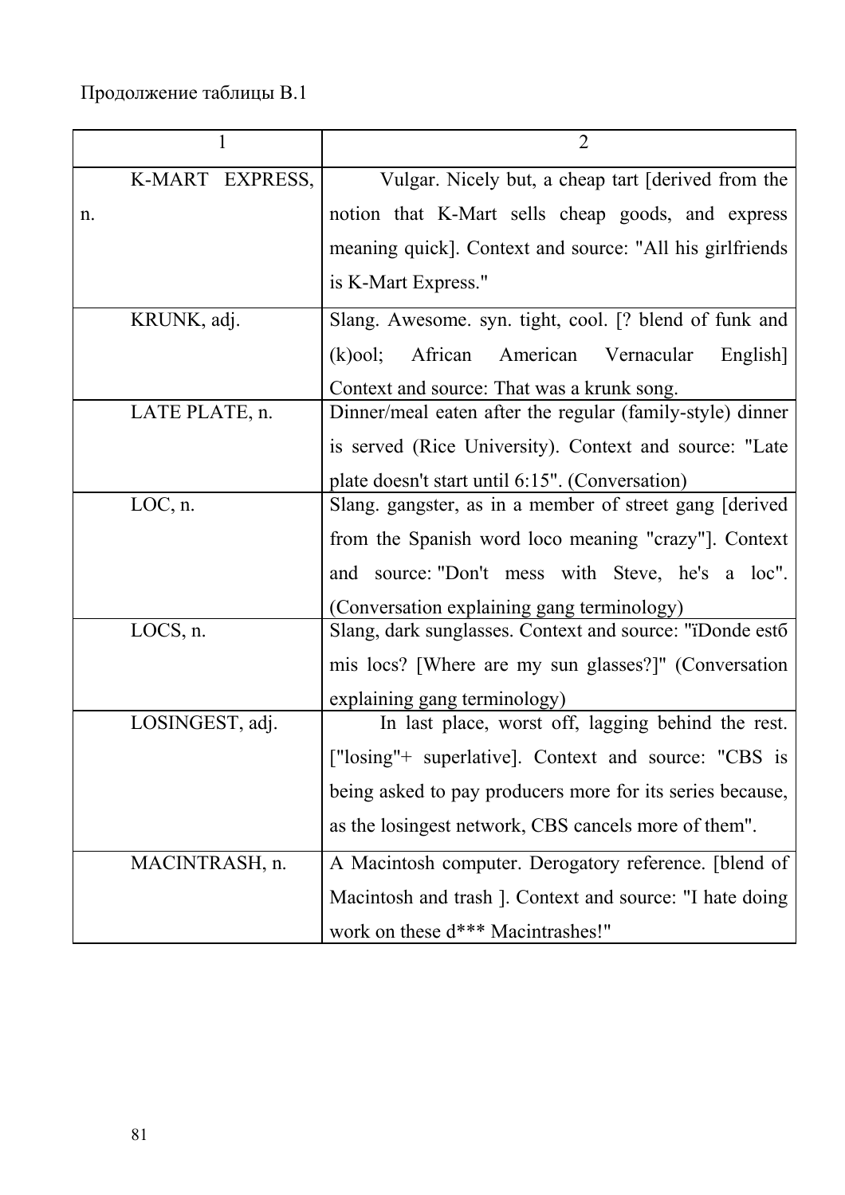Продолжение таблицы В.1

| 1 | 2 |
|---|---|
| K-MART EXPRESS, n. | Vulgar. Nicely but, a cheap tart [derived from the notion that K-Mart sells cheap goods, and express meaning quick]. Context and source: "All his girlfriends is K-Mart Express." |
| KRUNK, adj. | Slang. Awesome. syn. tight, cool. [? blend of funk and (k)ool; African American Vernacular English] Context and source: That was a krunk song. |
| LATE PLATE, n. | Dinner/meal eaten after the regular (family-style) dinner is served (Rice University). Context and source: "Late plate doesn't start until 6:15". (Conversation) |
| LOC, n. | Slang. gangster, as in a member of street gang [derived from the Spanish word loco meaning "crazy"]. Context and source: "Don't mess with Steve, he's a loc". (Conversation explaining gang terminology) |
| LOCS, n. | Slang, dark sunglasses. Context and source: "їDonde estб mis locs? [Where are my sun glasses?]" (Conversation explaining gang terminology) |
| LOSINGEST, adj. | In last place, worst off, lagging behind the rest. ["losing"+ superlative]. Context and source: "CBS is being asked to pay producers more for its series because, as the losingest network, CBS cancels more of them". |
| MACINTRASH, n. | A Macintosh computer. Derogatory reference. [blend of Macintosh and trash ]. Context and source: "I hate doing work on these d*** Macintrashes!" |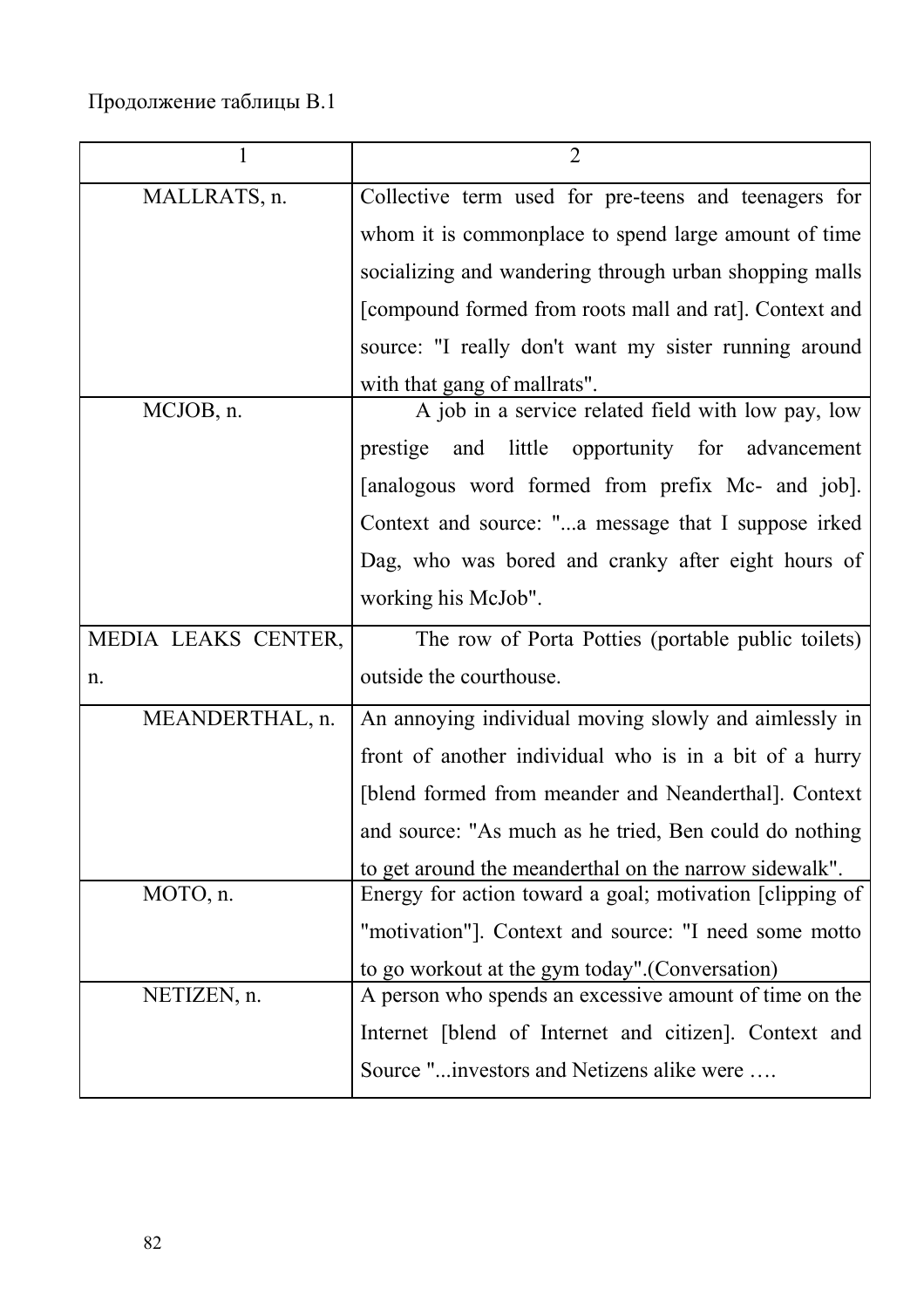Продолжение таблицы В.1

| 1 | 2 |
|---|---|
| MALLRATS, n. | Collective term used for pre-teens and teenagers for whom it is commonplace to spend large amount of time socializing and wandering through urban shopping malls [compound formed from roots mall and rat]. Context and source: "I really don't want my sister running around with that gang of mallrats". |
| MCJOB, n. | A job in a service related field with low pay, low prestige and little opportunity for advancement [analogous word formed from prefix Mc- and job]. Context and source: "...a message that I suppose irked Dag, who was bored and cranky after eight hours of working his McJob". |
| MEDIA LEAKS CENTER, n. | The row of Porta Potties (portable public toilets) outside the courthouse. |
| MEANDERTHAL, n. | An annoying individual moving slowly and aimlessly in front of another individual who is in a bit of a hurry [blend formed from meander and Neanderthal]. Context and source: "As much as he tried, Ben could do nothing to get around the meanderthal on the narrow sidewalk". |
| MOTO, n. | Energy for action toward a goal; motivation [clipping of "motivation"]. Context and source: "I need some motto to go workout at the gym today".(Conversation) |
| NETIZEN, n. | A person who spends an excessive amount of time on the Internet [blend of Internet and citizen]. Context and Source "...investors and Netizens alike were …. |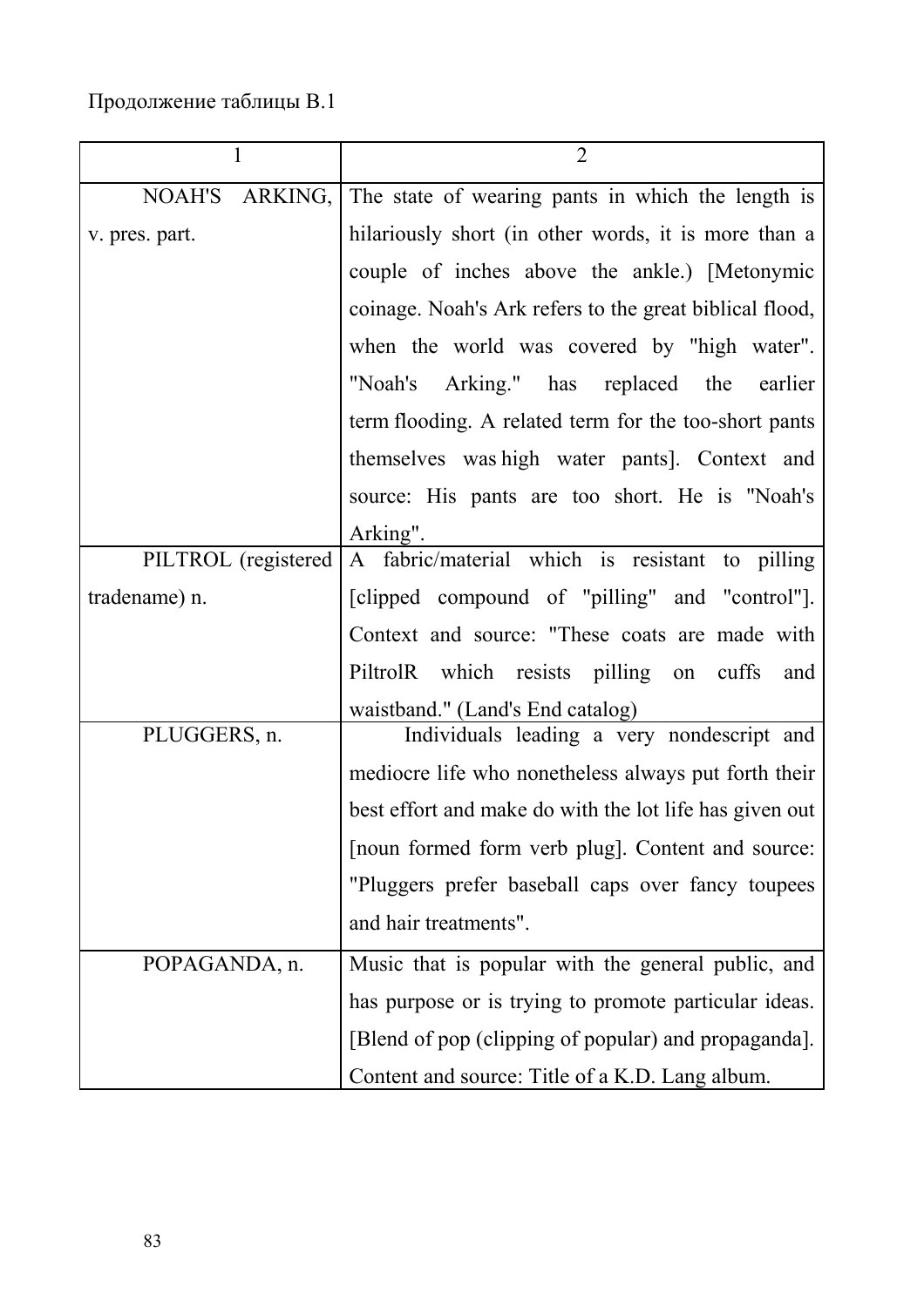Продолжение таблицы В.1

| 1 | 2 |
|---|---|
| NOAH'S ARKING, v. pres. part. | The state of wearing pants in which the length is hilariously short (in other words, it is more than a couple of inches above the ankle.) [Metonymic coinage. Noah's Ark refers to the great biblical flood, when the world was covered by "high water". "Noah's Arking." has replaced the earlier term flooding. A related term for the too-short pants themselves was high water pants]. Context and source: His pants are too short. He is "Noah's Arking". |
| PILTROL (registered tradename) n. | A fabric/material which is resistant to pilling [clipped compound of "pilling" and "control"]. Context and source: "These coats are made with PiltrolR which resists pilling on cuffs and waistband." (Land's End catalog) |
| PLUGGERS, n. | Individuals leading a very nondescript and mediocre life who nonetheless always put forth their best effort and make do with the lot life has given out [noun formed form verb plug]. Content and source: "Pluggers prefer baseball caps over fancy toupees and hair treatments". |
| POPAGANDA, n. | Music that is popular with the general public, and has purpose or is trying to promote particular ideas. [Blend of pop (clipping of popular) and propaganda]. Content and source: Title of a K.D. Lang album. |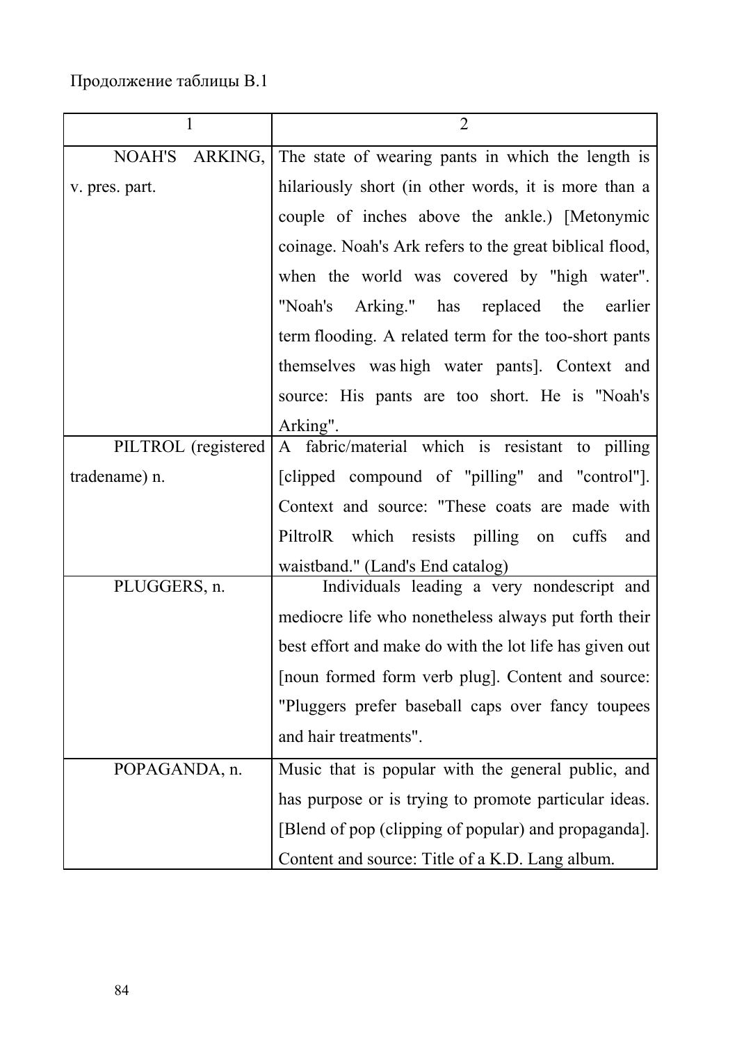Продолжение таблицы В.1

| 1 | 2 |
|---|---|
| NOAH'S ARKING, v. pres. part. | The state of wearing pants in which the length is hilariously short (in other words, it is more than a couple of inches above the ankle.) [Metonymic coinage. Noah's Ark refers to the great biblical flood, when the world was covered by "high water". "Noah's Arking." has replaced the earlier term flooding. A related term for the too-short pants themselves was high water pants]. Context and source: His pants are too short. He is "Noah's Arking". |
| PILTROL (registered tradename) n. | A fabric/material which is resistant to pilling [clipped compound of "pilling" and "control"]. Context and source: "These coats are made with PiltrolR which resists pilling on cuffs and waistband." (Land's End catalog) |
| PLUGGERS, n. | Individuals leading a very nondescript and mediocre life who nonetheless always put forth their best effort and make do with the lot life has given out [noun formed form verb plug]. Content and source: "Pluggers prefer baseball caps over fancy toupees and hair treatments". |
| POPAGANDA, n. | Music that is popular with the general public, and has purpose or is trying to promote particular ideas. [Blend of pop (clipping of popular) and propaganda]. Content and source: Title of a K.D. Lang album. |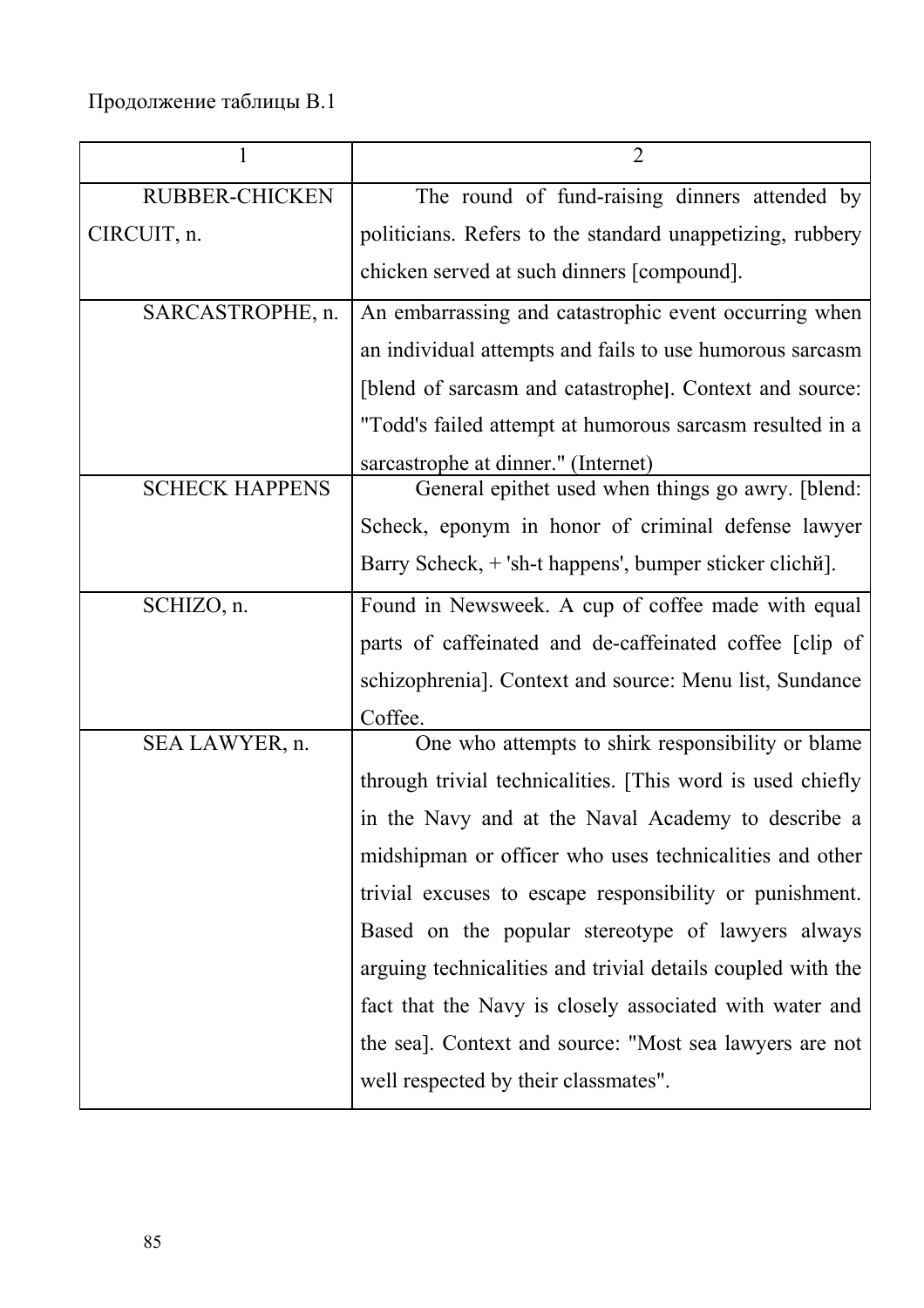Продолжение таблицы В.1

| 1 | 2 |
|---|---|
| RUBBER-CHICKEN CIRCUIT, n. | The round of fund-raising dinners attended by politicians. Refers to the standard unappetizing, rubbery chicken served at such dinners [compound]. |
| SARCASTROPHE, n. | An embarrassing and catastrophic event occurring when an individual attempts and fails to use humorous sarcasm [blend of sarcasm and catastrophe]. Context and source: "Todd's failed attempt at humorous sarcasm resulted in a sarcastrophe at dinner." (Internet) |
| SCHECK HAPPENS | General epithet used when things go awry. [blend: Scheck, eponym in honor of criminal defense lawyer Barry Scheck, + 'sh-t happens', bumper sticker clichй]. |
| SCHIZO, n. | Found in Newsweek. A cup of coffee made with equal parts of caffeinated and de-caffeinated coffee [clip of schizophrenia]. Context and source: Menu list, Sundance Coffee. |
| SEA LAWYER, n. | One who attempts to shirk responsibility or blame through trivial technicalities. [This word is used chiefly in the Navy and at the Naval Academy to describe a midshipman or officer who uses technicalities and other trivial excuses to escape responsibility or punishment. Based on the popular stereotype of lawyers always arguing technicalities and trivial details coupled with the fact that the Navy is closely associated with water and the sea]. Context and source: "Most sea lawyers are not well respected by their classmates". |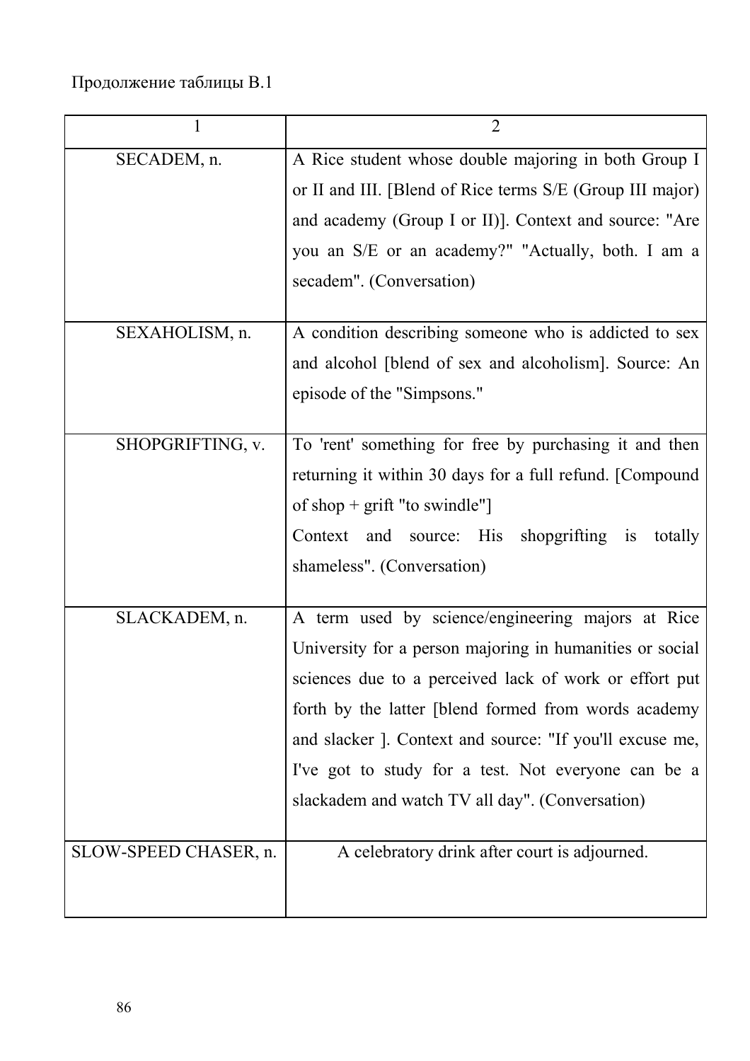Продолжение таблицы В.1

| 1 | 2 |
|---|---|
| SECADEM, n. | A Rice student whose double majoring in both Group I or II and III. [Blend of Rice terms S/E (Group III major) and academy (Group I or II)]. Context and source: "Are you an S/E or an academy?" "Actually, both. I am a secadem". (Conversation) |
| SEXAHOLISM, n. | A condition describing someone who is addicted to sex and alcohol [blend of sex and alcoholism]. Source: An episode of the "Simpsons." |
| SHOPGRIFTING, v. | To 'rent' something for free by purchasing it and then returning it within 30 days for a full refund. [Compound of shop + grift "to swindle"] Context and source: His shopgrifting is totally shameless". (Conversation) |
| SLACKADEM, n. | A term used by science/engineering majors at Rice University for a person majoring in humanities or social sciences due to a perceived lack of work or effort put forth by the latter [blend formed from words academy and slacker ]. Context and source: "If you'll excuse me, I've got to study for a test. Not everyone can be a slackadem and watch TV all day". (Conversation) |
| SLOW-SPEED CHASER, n. | A celebratory drink after court is adjourned. |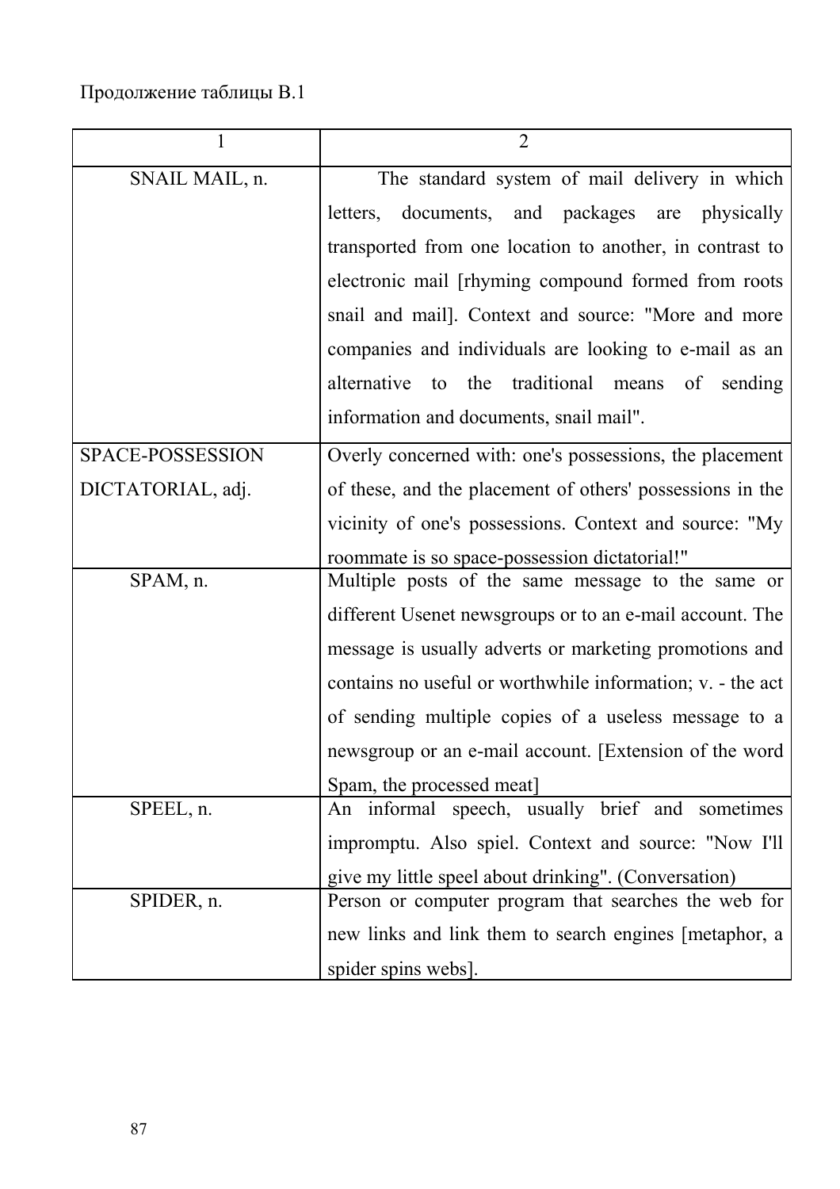Продолжение таблицы В.1

| 1 | 2 |
|---|---|
| SNAIL MAIL, n. | The standard system of mail delivery in which letters, documents, and packages are physically transported from one location to another, in contrast to electronic mail [rhyming compound formed from roots snail and mail]. Context and source: "More and more companies and individuals are looking to e-mail as an alternative to the traditional means of sending information and documents, snail mail". |
| SPACE-POSSESSION DICTATORIAL, adj. | Overly concerned with: one's possessions, the placement of these, and the placement of others' possessions in the vicinity of one's possessions. Context and source: "My roommate is so space-possession dictatorial!" |
| SPAM, n. | Multiple posts of the same message to the same or different Usenet newsgroups or to an e-mail account. The message is usually adverts or marketing promotions and contains no useful or worthwhile information; v. - the act of sending multiple copies of a useless message to a newsgroup or an e-mail account. [Extension of the word Spam, the processed meat] |
| SPEEL, n. | An informal speech, usually brief and sometimes impromptu. Also spiel. Context and source: "Now I'll give my little speel about drinking". (Conversation) |
| SPIDER, n. | Person or computer program that searches the web for new links and link them to search engines [metaphor, a spider spins webs]. |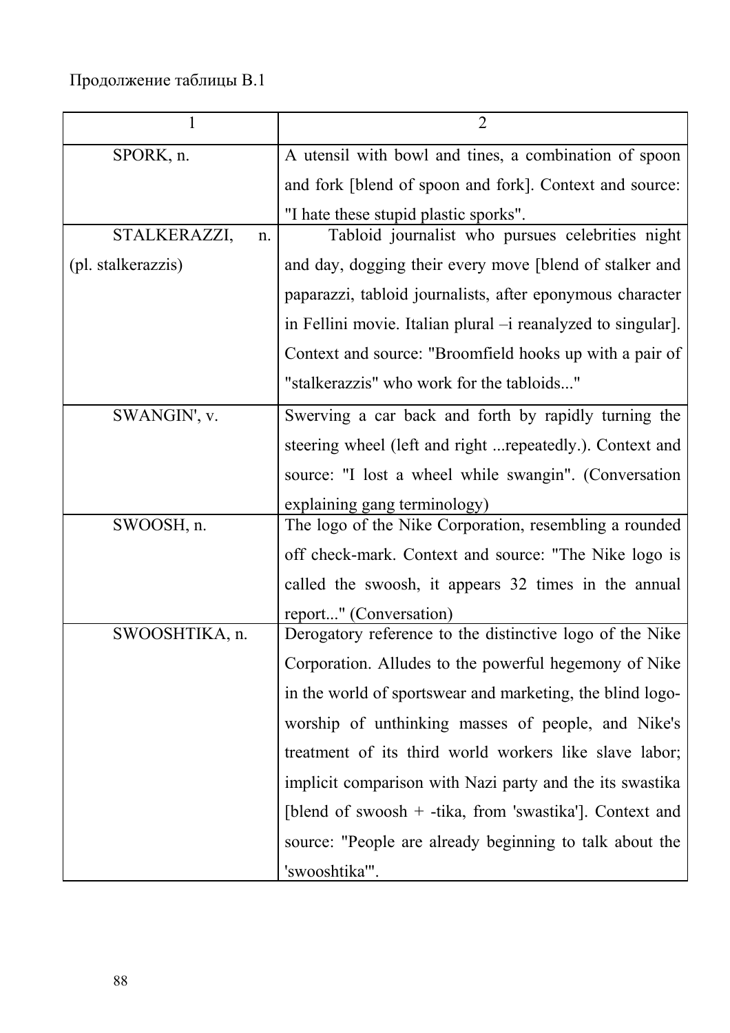Продолжение таблицы В.1

| 1 | 2 |
|---|---|
| SPORK, n. | A utensil with bowl and tines, a combination of spoon and fork [blend of spoon and fork]. Context and source: "I hate these stupid plastic sporks". |
| STALKERAZZI, n. (pl. stalkerazzis) | Tabloid journalist who pursues celebrities night and day, dogging their every move [blend of stalker and paparazzi, tabloid journalists, after eponymous character in Fellini movie. Italian plural –i reanalyzed to singular]. Context and source: "Broomfield hooks up with a pair of "stalkerazzis" who work for the tabloids..." |
| SWANGIN', v. | Swerving a car back and forth by rapidly turning the steering wheel (left and right ...repeatedly.). Context and source: "I lost a wheel while swangin". (Conversation explaining gang terminology) |
| SWOOSH, n. | The logo of the Nike Corporation, resembling a rounded off check-mark. Context and source: "The Nike logo is called the swoosh, it appears 32 times in the annual report..." (Conversation) |
| SWOOSHTIKA, n. | Derogatory reference to the distinctive logo of the Nike Corporation. Alludes to the powerful hegemony of Nike in the world of sportswear and marketing, the blind logo-worship of unthinking masses of people, and Nike's treatment of its third world workers like slave labor; implicit comparison with Nazi party and the its swastika [blend of swoosh + -tika, from 'swastika']. Context and source: "People are already beginning to talk about the 'swooshtika'". |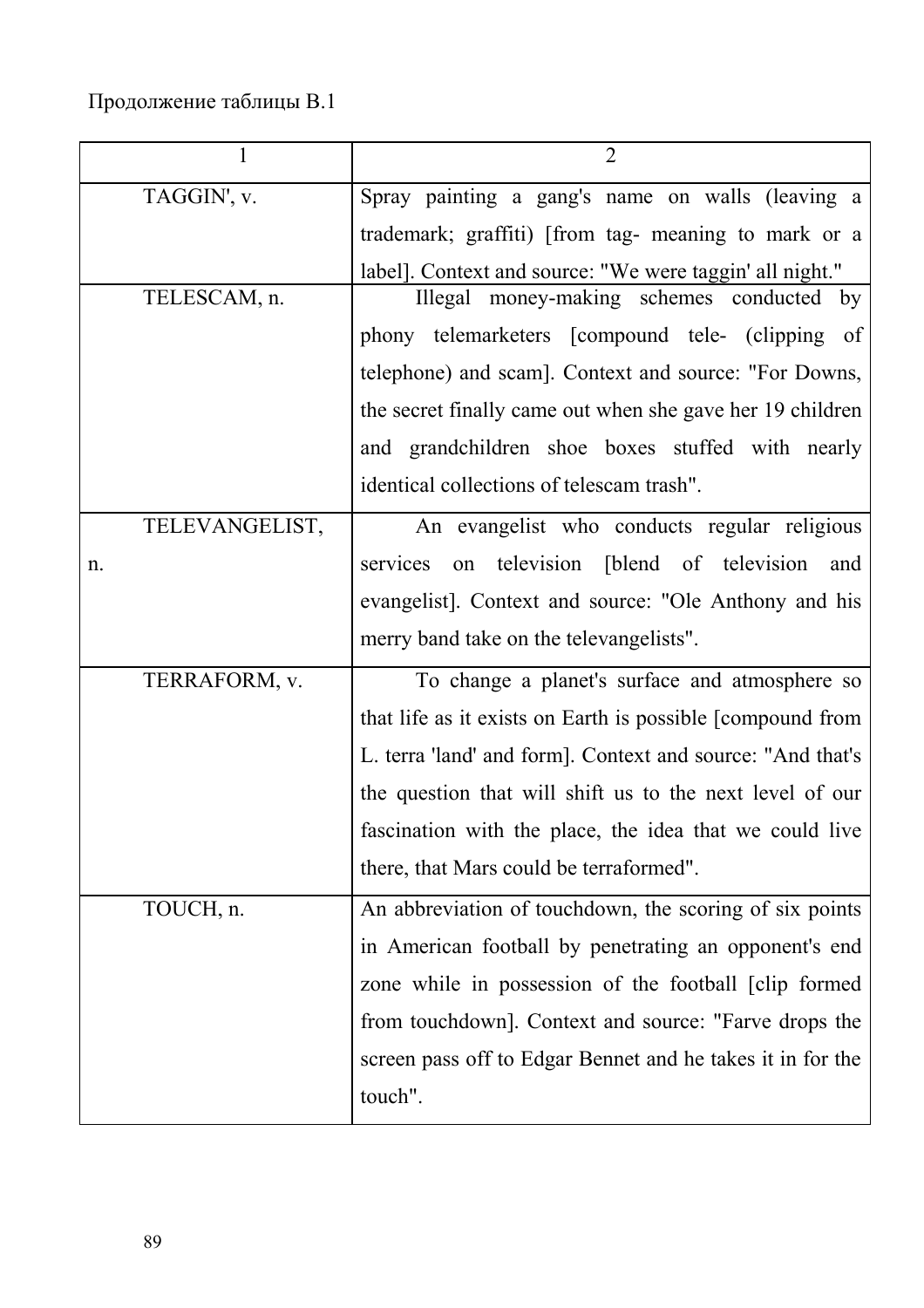Продолжение таблицы В.1

| 1 | 2 |
|---|---|
| TAGGIN', v. | Spray painting a gang's name on walls (leaving a trademark; graffiti) [from tag- meaning to mark or a label]. Context and source: "We were taggin' all night." |
| TELESCAM, n. | Illegal money-making schemes conducted by phony telemarketers [compound tele- (clipping of telephone) and scam]. Context and source: "For Downs, the secret finally came out when she gave her 19 children and grandchildren shoe boxes stuffed with nearly identical collections of telescam trash". |
| TELEVANGELIST, n. | An evangelist who conducts regular religious services on television [blend of television and evangelist]. Context and source: "Ole Anthony and his merry band take on the televangelists". |
| TERRAFORM, v. | To change a planet's surface and atmosphere so that life as it exists on Earth is possible [compound from L. terra 'land' and form]. Context and source: "And that's the question that will shift us to the next level of our fascination with the place, the idea that we could live there, that Mars could be terraformed". |
| TOUCH, n. | An abbreviation of touchdown, the scoring of six points in American football by penetrating an opponent's end zone while in possession of the football [clip formed from touchdown]. Context and source: "Farve drops the screen pass off to Edgar Bennet and he takes it in for the touch". |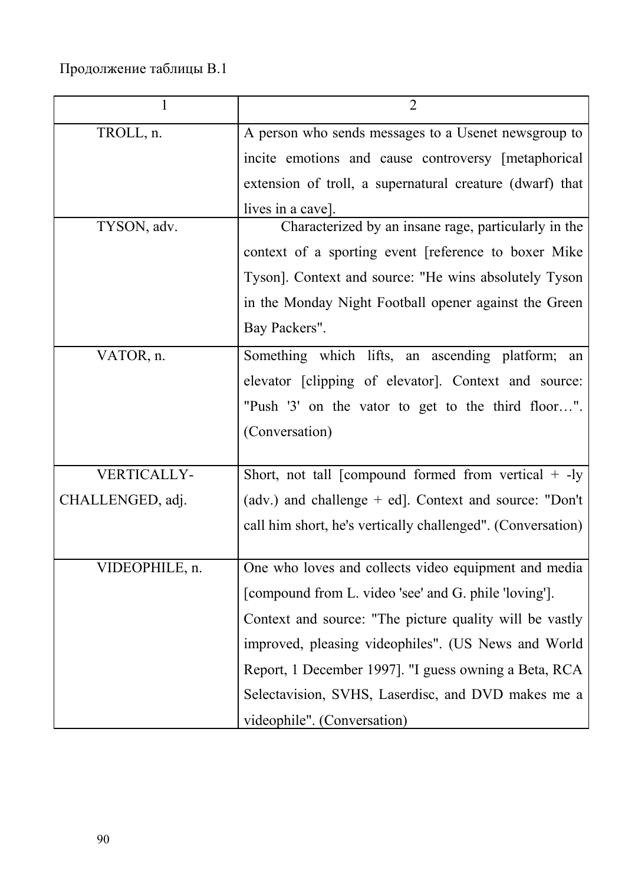Продолжение таблицы В.1

| 1 | 2 |
|---|---|
| TROLL, n. | A person who sends messages to a Usenet newsgroup to incite emotions and cause controversy [metaphorical extension of troll, a supernatural creature (dwarf) that lives in a cave]. |
| TYSON, adv. | Characterized by an insane rage, particularly in the context of a sporting event [reference to boxer Mike Tyson]. Context and source: "He wins absolutely Tyson in the Monday Night Football opener against the Green Bay Packers". |
| VATOR, n. | Something which lifts, an ascending platform; an elevator [clipping of elevator]. Context and source: "Push '3' on the vator to get to the third floor…". (Conversation) |
| VERTICALLY-CHALLENGED, adj. | Short, not tall [compound formed from vertical + -ly (adv.) and challenge + ed]. Context and source: "Don't call him short, he's vertically challenged". (Conversation) |
| VIDEOPHILE, n. | One who loves and collects video equipment and media [compound from L. video 'see' and G. phile 'loving']. Context and source: "The picture quality will be vastly improved, pleasing videophiles". (US News and World Report, 1 December 1997]. "I guess owning a Beta, RCA Selectavision, SVHS, Laserdisc, and DVD makes me a videophile". (Conversation) |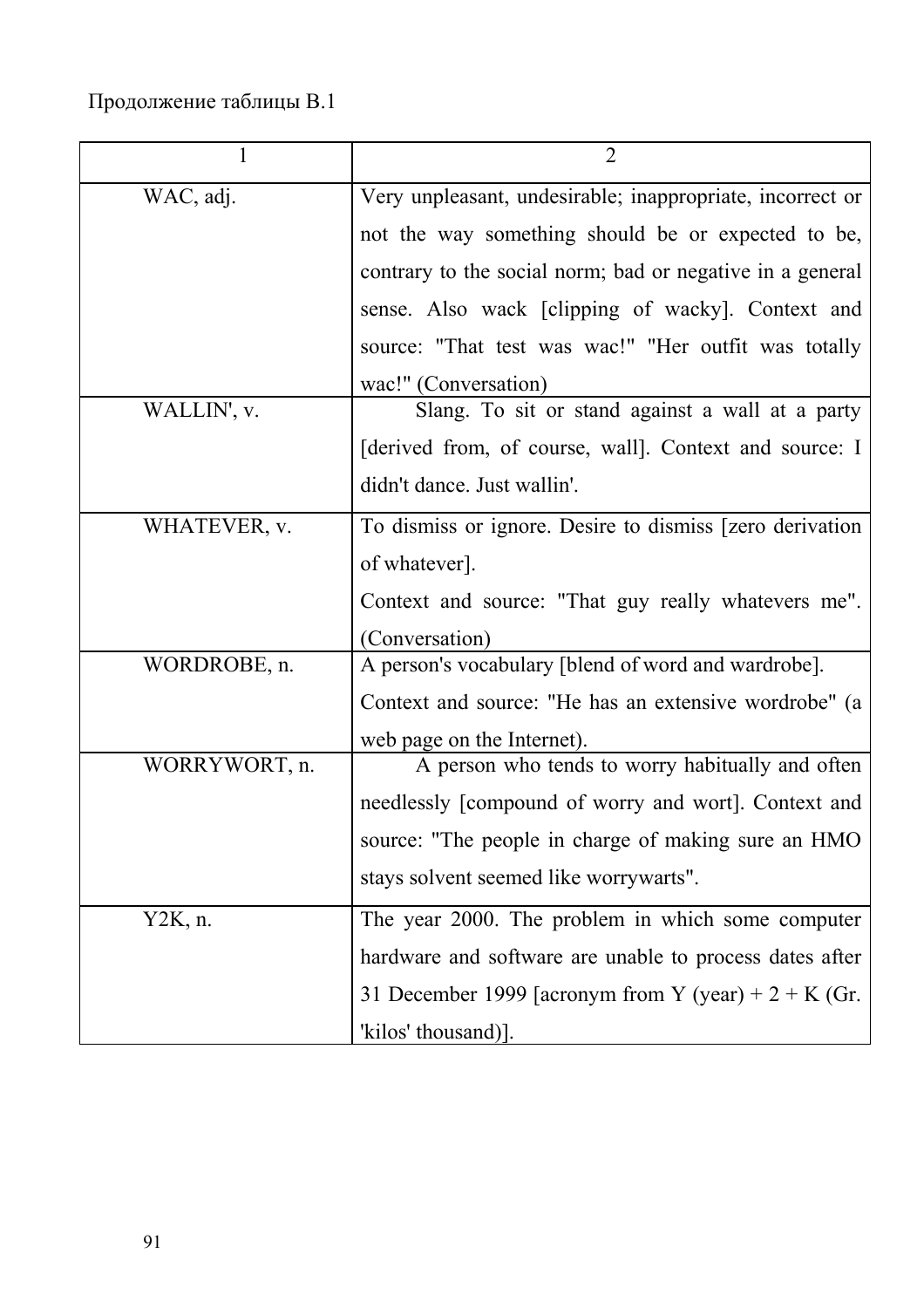Продолжение таблицы В.1

| 1 | 2 |
|---|---|
| WAC, adj. | Very unpleasant, undesirable; inappropriate, incorrect or not the way something should be or expected to be, contrary to the social norm; bad or negative in a general sense. Also wack [clipping of wacky]. Context and source: "That test was wac!" "Her outfit was totally wac!" (Conversation) |
| WALLIN', v. | Slang. To sit or stand against a wall at a party [derived from, of course, wall]. Context and source: I didn't dance. Just wallin'. |
| WHATEVER, v. | To dismiss or ignore. Desire to dismiss [zero derivation of whatever]. Context and source: "That guy really whatevers me". (Conversation) |
| WORDROBE, n. | A person's vocabulary [blend of word and wardrobe]. Context and source: "He has an extensive wordrobe" (a web page on the Internet). |
| WORRYWORT, n. | A person who tends to worry habitually and often needlessly [compound of worry and wort]. Context and source: "The people in charge of making sure an HMO stays solvent seemed like worrywarts". |
| Y2K, n. | The year 2000. The problem in which some computer hardware and software are unable to process dates after 31 December 1999 [acronym from Y (year) + 2 + K (Gr. 'kilos' thousand)]. |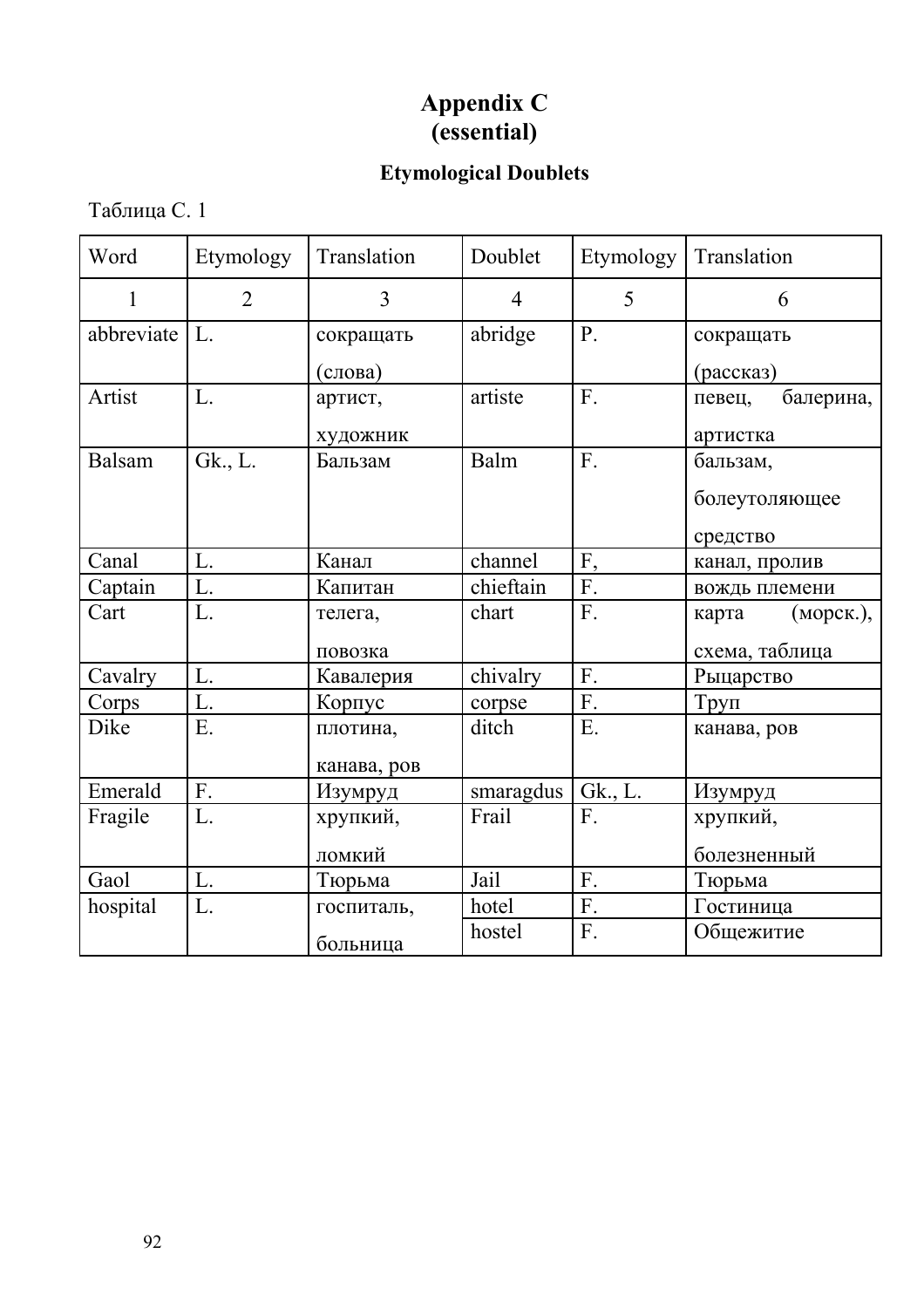# Appendix C
# (essential)

### Etymological Doublets

Таблица С. 1

| Word | Etymology | Translation | Doublet | Etymology | Translation |
|---|---|---|---|---|---|
| 1 | 2 | 3 | 4 | 5 | 6 |
| abbreviate | L. | сокращать (слова) | abridge | P. | сокращать (рассказ) |
| Artist | L. | артист, художник | artiste | F. | певец, балерина, артистка |
| Balsam | Gk., L. | Бальзам | Balm | F. | бальзам, болеутоляющее средство |
| Canal | L. | Канал | channel | F, | канал, пролив |
| Captain | L. | Капитан | chieftain | F. | вождь племени |
| Cart | L. | телега, повозка | chart | F. | карта (морск.), схема, таблица |
| Cavalry | L. | Кавалерия | chivalry | F. | Рыцарство |
| Corps | L. | Корпус | corpse | F. | Труп |
| Dike | E. | плотина, канава, ров | ditch | E. | канава, ров |
| Emerald | F. | Изумруд | smaragdus | Gk., L. | Изумруд |
| Fragile | L. | хрупкий, ломкий | Frail | F. | хрупкий, болезненный |
| Gaol | L. | Тюрьма | Jail | F. | Тюрьма |
| hospital | L. | госпиталь, больница | hotel | F. | Гостиница |
| | | | hostel | F. | Общежитие |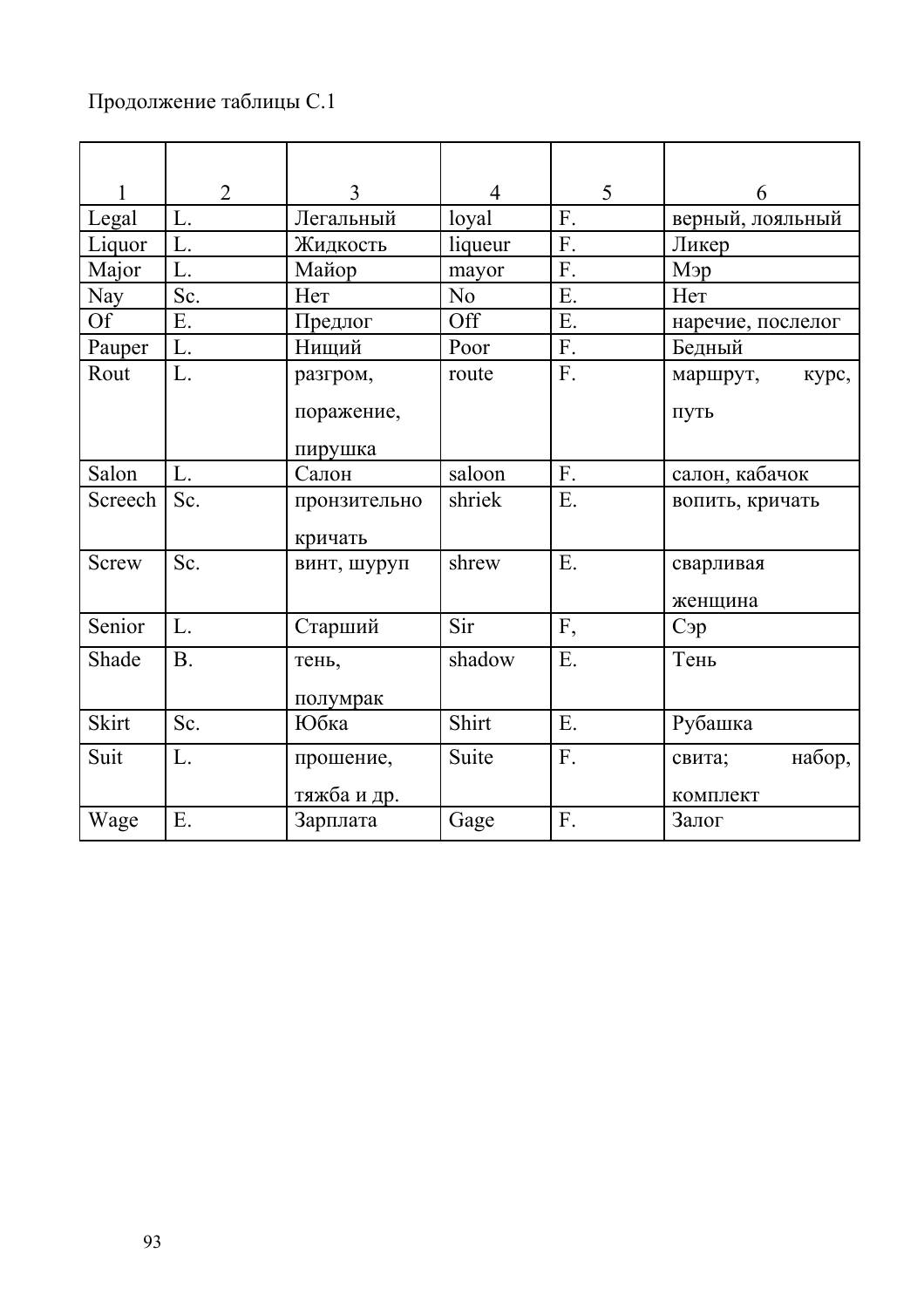Продолжение таблицы С.1

| 1 | 2 | 3 | 4 | 5 | 6 |
|---|---|---|---|---|---|
| Legal | L. | Легальный | loyal | F. | верный, лояльный |
| Liquor | L. | Жидкость | liqueur | F. | Ликер |
| Major | L. | Майор | mayor | F. | Мэр |
| Nay | Sc. | Нет | No | E. | Нет |
| Of | E. | Предлог | Off | E. | наречие, послелог |
| Pauper | L. | Нищий | Poor | F. | Бедный |
| Rout | L. | разгром, поражение, пирушка | route | F. | маршрут, курс, путь |
| Salon | L. | Салон | saloon | F. | салон, кабачок |
| Screech | Sc. | пронзительно кричать | shriek | E. | вопить, кричать |
| Screw | Sc. | винт, шуруп | shrew | E. | сварливая женщина |
| Senior | L. | Старший | Sir | F, | Сэр |
| Shade | B. | тень, полумрак | shadow | E. | Тень |
| Skirt | Sc. | Юбка | Shirt | E. | Рубашка |
| Suit | L. | прошение, тяжба и др. | Suite | F. | свита; набор, комплект |
| Wage | E. | Зарплата | Gage | F. | Залог |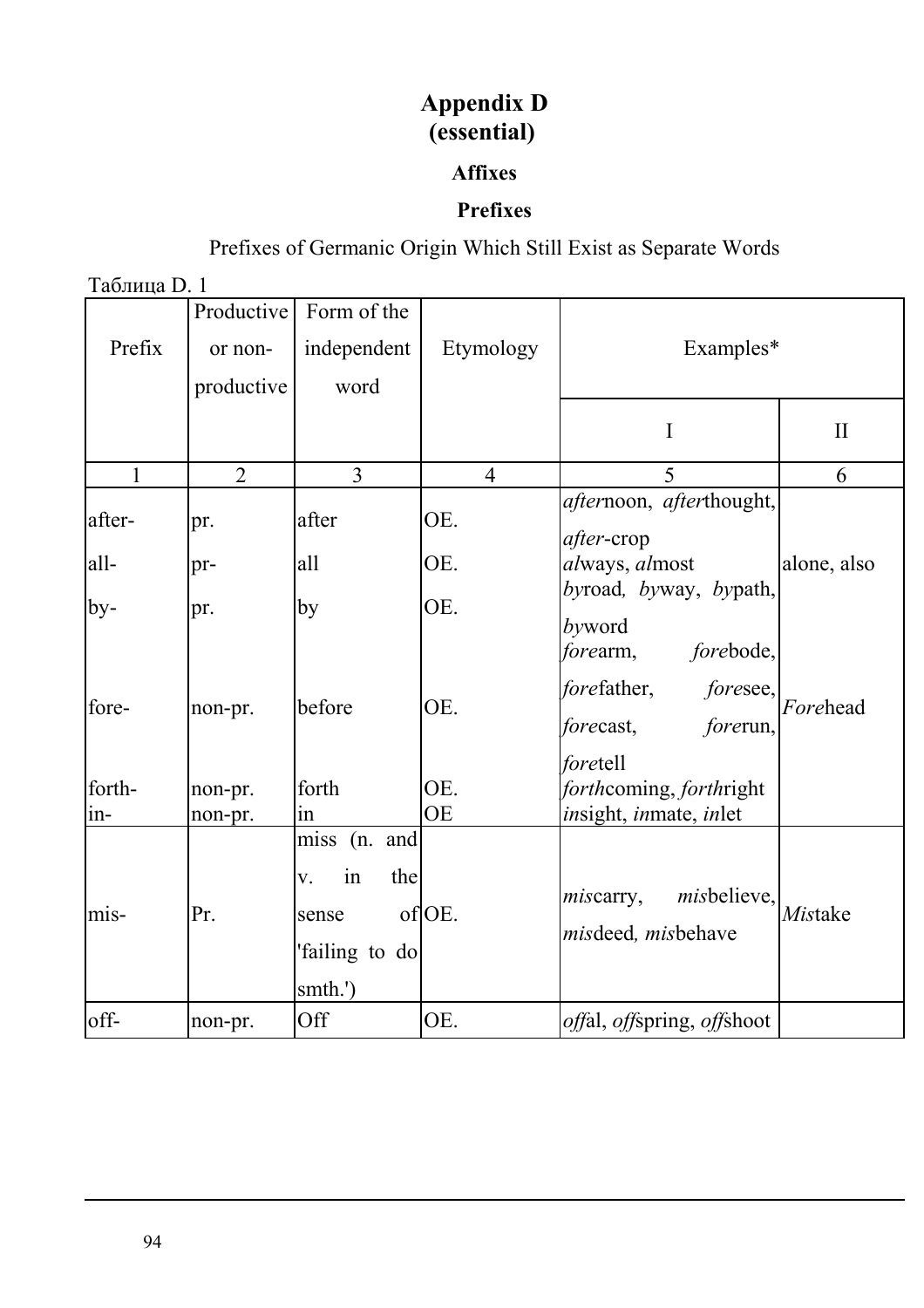# Appendix D
# (essential)

## Affixes

### Prefixes

Prefixes of Germanic Origin Which Still Exist as Separate Words

Таблица D. 1

| Prefix | Productive or non-productive | Form of the independent word | Etymology | Examples* | |
|---|---|---|---|---|---|
| | | | | I | II |
| 1 | 2 | 3 | 4 | 5 | 6 |
| after- | pr. | after | OE. | *after*noon, *after*thought, *after*-crop | |
| all- | pr- | all | OE. | *al*ways, *al*most | alone, also |
| by- | pr. | by | OE. | *by*road, *by*way, *by*path, *by*word | |
| fore- | non-pr. | before | OE. | *fore*arm, *fore*bode, *fore*father, *fore*see, *fore*cast, *fore*run, *fore*tell | *Fore*head |
| forth- | non-pr. | forth | OE. | *forth*coming, *forth*right | |
| in- | non-pr. | in | OE | *in*sight, *in*mate, *in*let | |
| mis- | Pr. | miss (n. and v. in the sense of 'failing to do smth.') | OE. | *mis*carry, *mis*believe, *mis*deed, *mis*behave | *Mis*take |
| off- | non-pr. | Off | OE. | *off*al, *off*spring, *off*shoot | |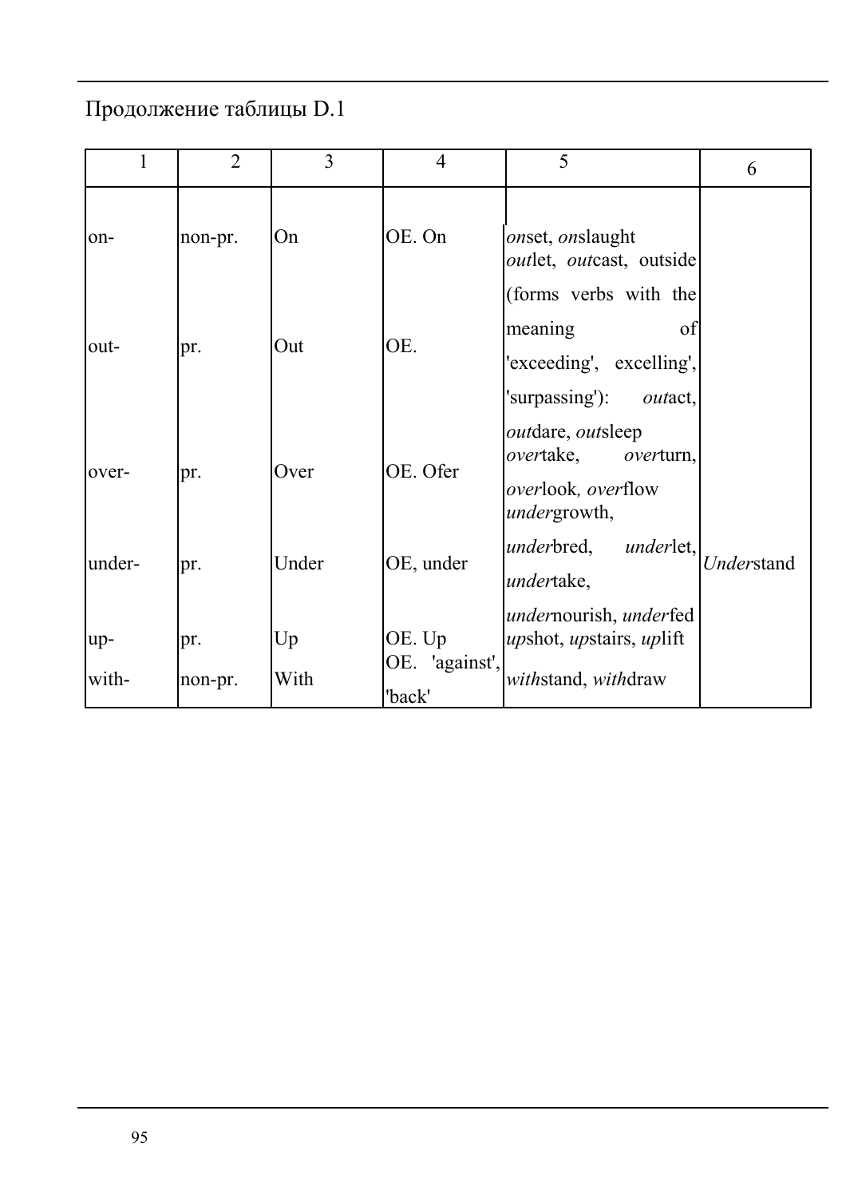Продолжение таблицы D.1

| 1 | 2 | 3 | 4 | 5 | 6 |
|---|---|---|---|---|---|
| on- | non-pr. | On | OE. On | *on*set, *on*slaught | |
| out- | pr. | Out | OE. | *out*let, *out*cast, outside (forms verbs with the meaning of 'exceeding', excelling', 'surpassing'): *out*act, *out*dare, *out*sleep | |
| over- | pr. | Over | OE. Ofer | *over*take, *over*turn, *over*look*, over*flow | |
| under- | pr. | Under | OE, under | *under*growth, *under*bred, *under*let, *under*take, *under*nourish, *under*fed | *Under*stand |
| up- | pr. | Up | OE. Up | *up*shot, *up*stairs, *up*lift | |
| with- | non-pr. | With | OE. 'against', 'back' | *with*stand, *with*draw | |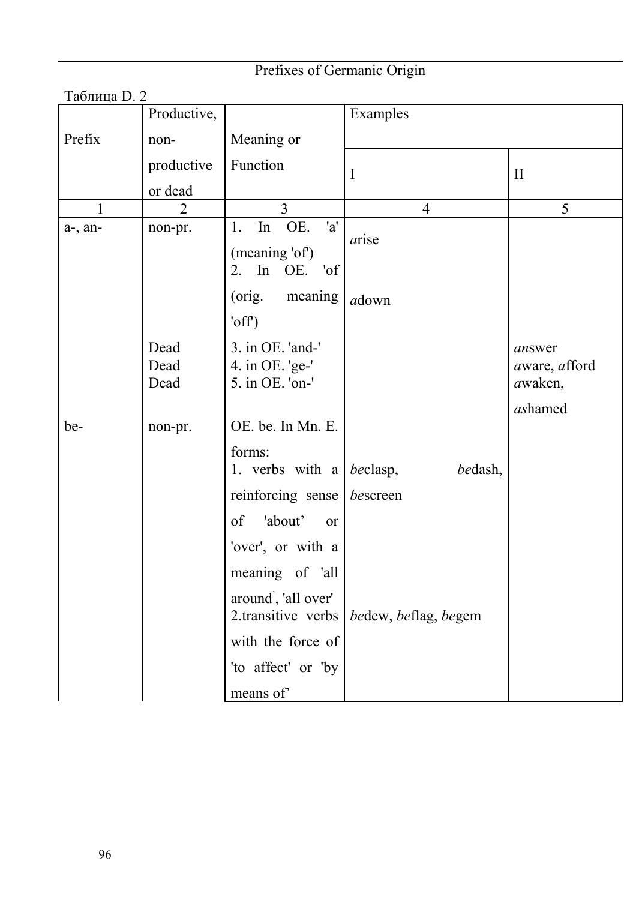Prefixes of Germanic Origin

Таблица D. 2

| Prefix | Productive, non-productive or dead | Meaning or Function | Examples | |
|---|---|---|---|---|
| | | | I | II |
| 1 | 2 | 3 | 4 | 5 |
| a-, an- | non-pr. | 1. In OE. 'a' (meaning 'of') | *a*rise | |
| | | 2. In OE. 'of (orig. meaning 'off') | *a*down | |
| | Dead | 3. in OE. 'and-' | | *an*swer |
| | Dead | 4. in OE. 'ge-' | | *a*ware, *a*fford |
| | Dead | 5. in OE. 'on-' | | *a*waken, *a*shamed |
| be- | non-pr. | OE. be. In Mn. E. forms: | | |
| | | 1. verbs with a reinforcing sense of 'about' or 'over', or with a meaning of 'all around', 'all over' | *be*clasp, *be*dash, *be*screen | |
| | | 2.transitive verbs with the force of 'to affect' or 'by means of' | *be*dew, *be*flag, *be*gem | |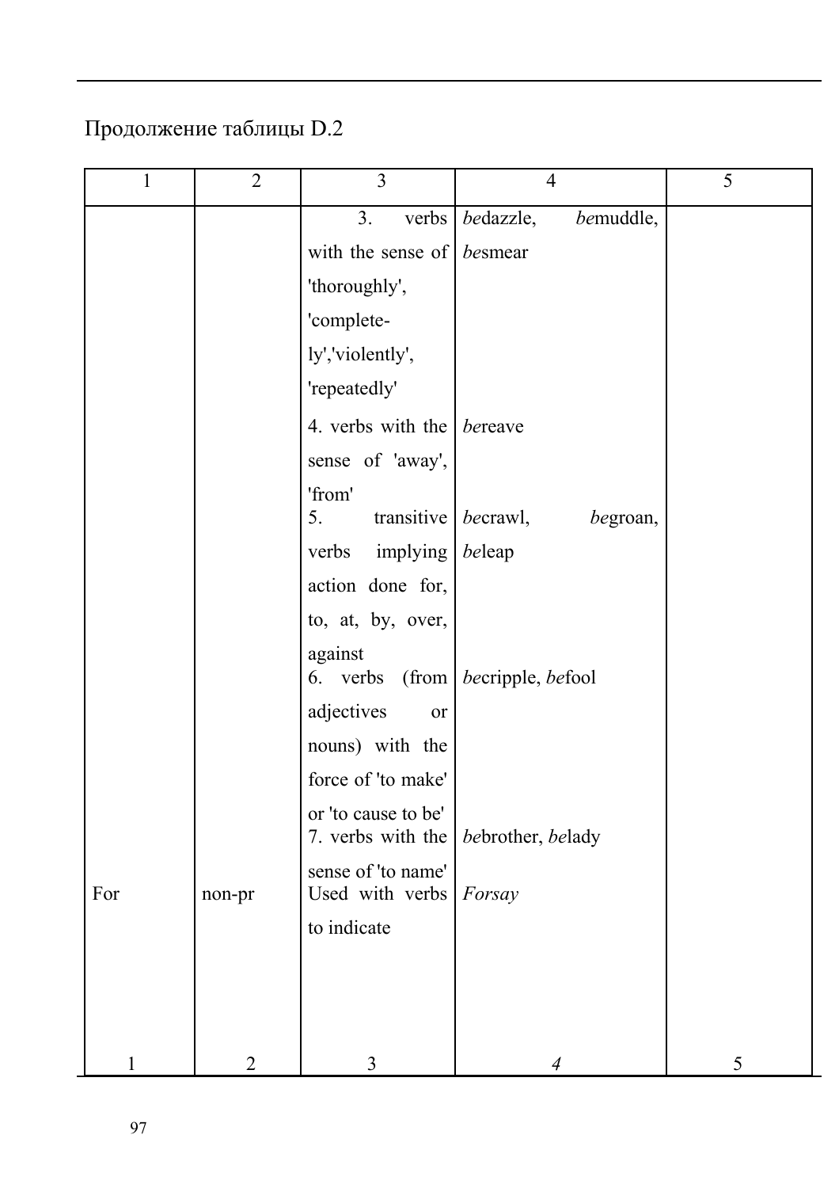Продолжение таблицы D.2

| 1 | 2 | 3 | 4 | 5 |
|---|---|---|---|---|
| | | 3. verbs with the sense of 'thoroughly', 'complete-ly','violently', 'repeatedly' | *be*dazzle, *be*muddle, *be*smear | |
| | | 4. verbs with the sense of 'away', 'from' | *be*reave | |
| | | 5. transitive verbs implying action done for, to, at, by, over, against | *be*crawl, *be*groan, *be*leap | |
| | | 6. verbs (from adjectives or nouns) with the force of 'to make' or 'to cause to be' | *be*cripple, *be*fool | |
| | | 7. verbs with the sense of 'to name' | *be*brother, *be*lady | |
| For | non-pr | Used with verbs to indicate | *Forsay* | |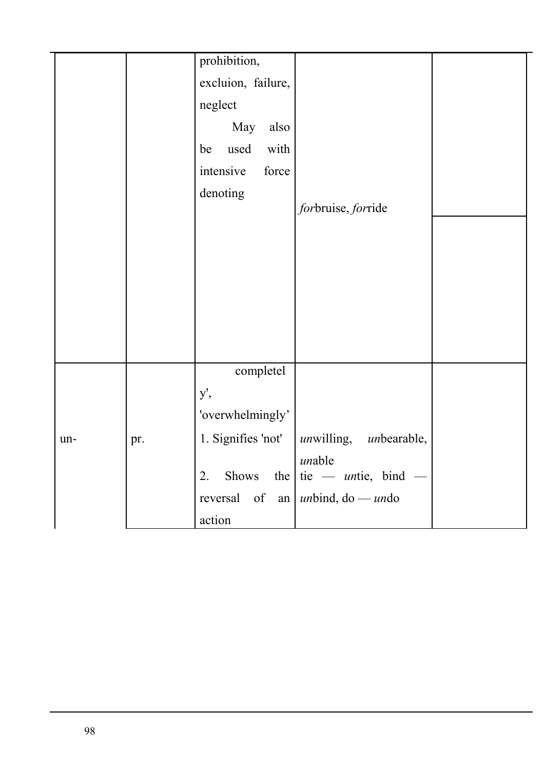| | | | | |
|---|---|---|---|---|
| | | prohibition, excluion, failure, neglect<br>May also be used with intensive force denoting | *for*bruise, *for*ride | |
| | | completely', 'overwhelmingly' | | |
| un- | pr. | 1. Signifies 'not'<br>2. Shows the reversal of an action | *un*willing, *un*bearable, *un*able<br>tie — *un*tie, bind — *un*bind, do — *un*do | |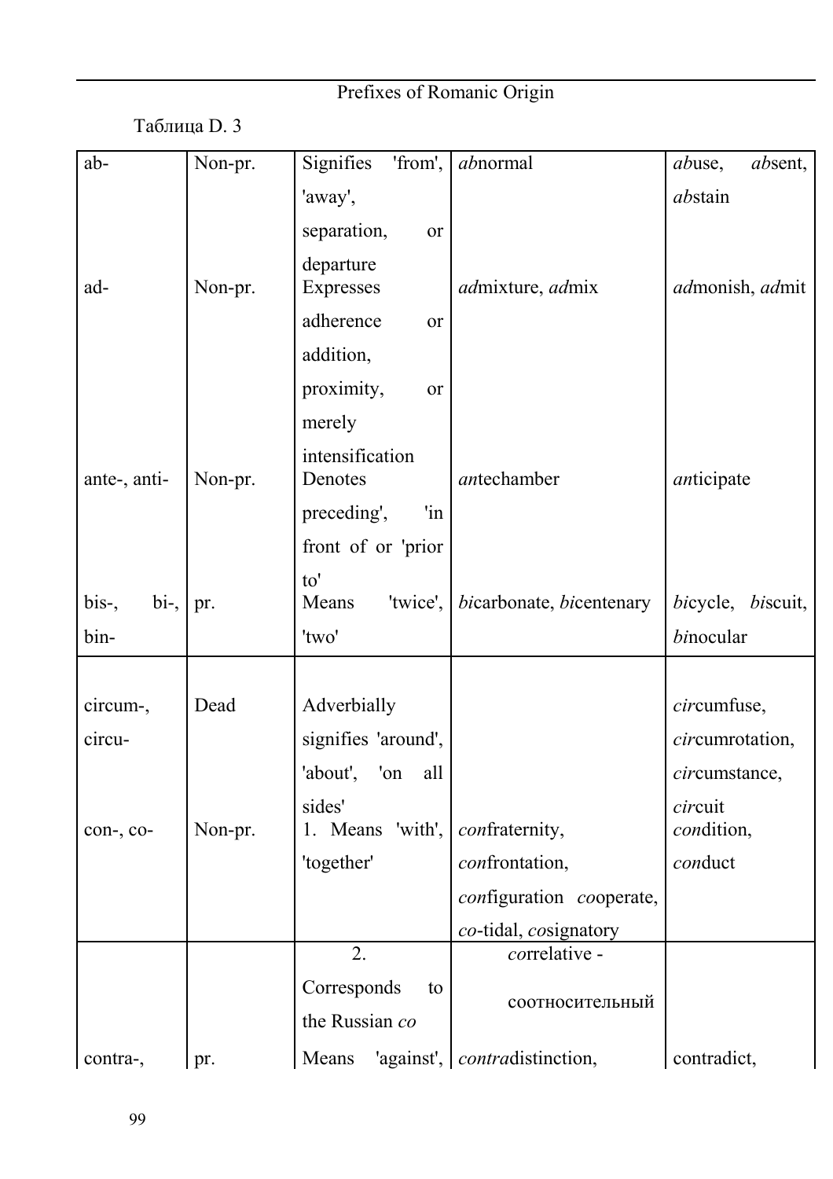Prefixes of Romanic Origin

Таблица D. 3

| ab- | Non-pr. | Signifies 'from', 'away', separation, or departure | *ab*normal | *ab*use, *ab*sent, *ab*stain |
|---|---|---|---|---|
| ad- | Non-pr. | Expresses adherence or addition, proximity, or merely intensification | *ad*mixture, *ad*mix | *ad*monish, *ad*mit |
| ante-, anti- | Non-pr. | Denotes preceding', 'in front of or 'prior to' | *an*techamber | *an*ticipate |
| bis-, bi-, bin- | pr. | Means 'twice', 'two' | *bi*carbonate, *bi*centenary | *bi*cycle, *bi*scuit, *bi*nocular |
| circum-, circu- | Dead | Adverbially signifies 'around', 'about', 'on all sides' | | *cir*cumfuse, *cir*cumrotation, *cir*cumstance, *cir*cuit |
| con-, co- | Non-pr. | 1. Means 'with', 'together' | *con*fraternity, *con*frontation, *con*figuration *co*operate, *co*-tidal, *co*signatory | *con*dition, *con*duct |
| | | 2. Corresponds to the Russian *co* | *co*rrelative - соотносительный | |
| contra-, | pr. | Means 'against', | *contra*distinction, | contradict, |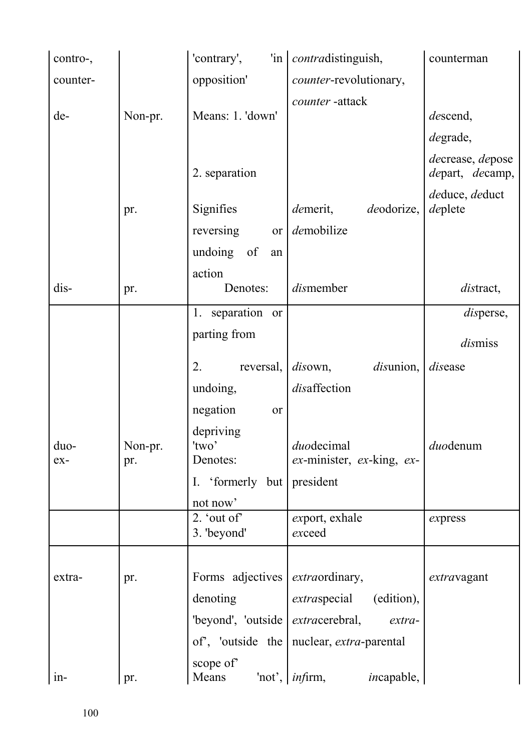| | | | | |
|---|---|---|---|---|
| contro-, counter- | | 'contrary', 'in opposition' | *contra*distinguish, *counter*-revolutionary, *counter* -attack | counterman |
| de- | Non-pr. | Means: 1. 'down' | | *de*scend, *de*grade, |
| | | 2. separation | | *de*crease, *de*pose *de*part, *de*camp, *de*duce, *de*duct *de*plete |
| | pr. | Signifies reversing or undoing of an action | *de*merit, *de*odorize, *de*mobilize | |
| dis- | pr. | Denotes: | *dis*member | *dis*tract, |
| | | 1. separation or parting from | | *dis*perse, *dis*miss |
| | | 2. reversal, undoing, negation or depriving | *dis*own, *dis*union, *dis*affection | *dis*ease |
| duo- | Non-pr. | 'two' | *duo*decimal | *duo*denum |
| ex- | pr. | Denotes: I. 'formerly but not now' | *ex*-minister, *ex*-king, *ex*-president | |
| | | 2. 'out of' 3. 'beyond' | *ex*port, exhale *ex*ceed | *ex*press |
| extra- | pr. | Forms adjectives denoting 'beyond', 'outside of', 'outside the scope of' | *extra*ordinary, *extra*special (edition), *extra*cerebral, *extra*-nuclear, *extra*-parental | *extra*vagant |
| in- | pr. | Means 'not', | *in*firm, *in*capable, | |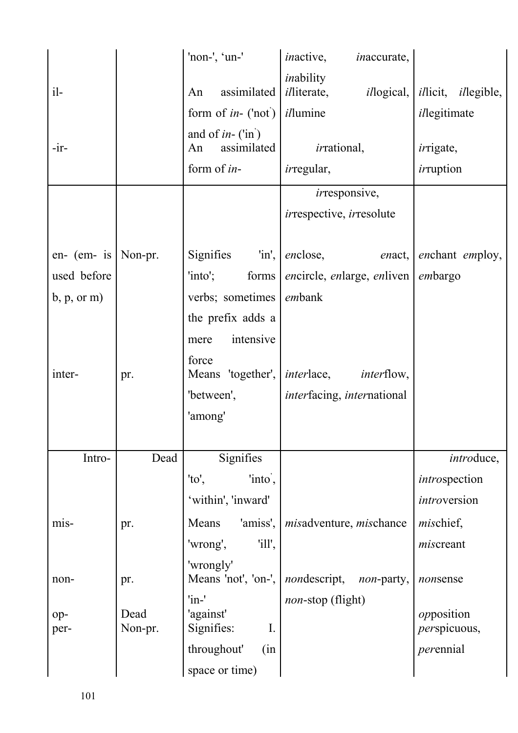|  |  |  |  |  |
|---|---|---|---|---|
|  |  | 'non-', 'un-' | *in*active, *in*accurate, *in*ability |  |
| il- |  | An assimilated form of *in-* ('not') and of *in-* ('in') | *il*literate, *il*logical, *il*lumine | *il*licit, *il*legible, *il*legitimate |
| -ir- |  | An assimilated form of *in-* | *ir*rational, *ir*regular, *ir*responsive, *ir*respective, *ir*resolute | *ir*rigate, *ir*ruption |
| en- (em- is used before b, p, or m) | Non-pr. | Signifies 'in', 'into'; forms verbs; sometimes the prefix adds a mere intensive force | *en*close, *en*act, *en*circle, *en*large, *en*liven *em*bank | *en*chant *em*ploy, *em*bargo |
| inter- | pr. | Means 'together', 'between', 'among' | *inter*lace, *inter*flow, *inter*facing, *inter*national |  |
| Intro- | Dead | Signifies 'to', 'into', 'within', 'inward' |  | *intro*duce, *intro*spection *intro*version |
| mis- | pr. | Means 'amiss', 'wrong', 'ill', 'wrongly' | *mis*adventure, *mis*chance | *mis*chief, *mis*creant |
| non- | pr. | Means 'not', 'on-', 'in-' | *non*descript, *non*-party, *non*-stop (flight) | *non*sense |
| op- | Dead | 'against' |  | *op*position |
| per- | Non-pr. | Signifies: I. throughout' (in space or time) |  | *per*spicuous, *per*ennial |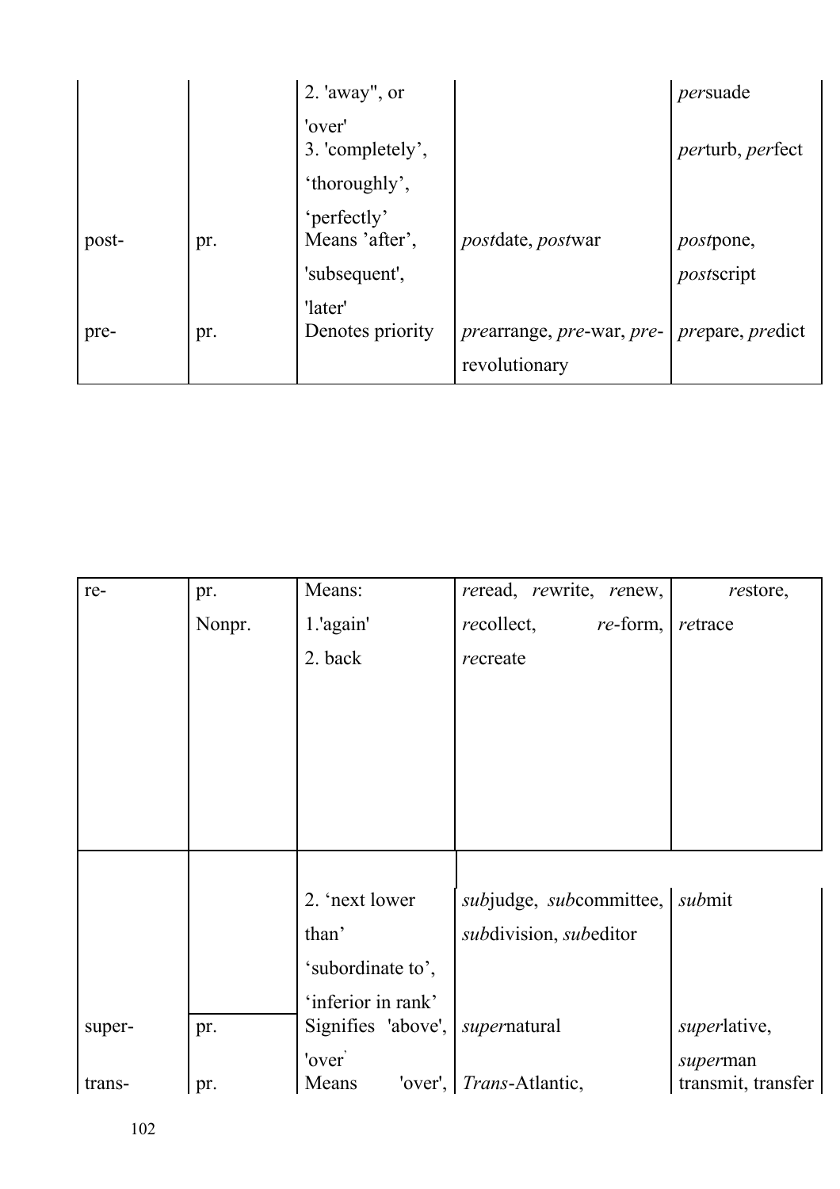| | | 2. 'away", or 'over'<br>3. 'completely', 'thoroughly', 'perfectly' | | *per*suade<br>*per*turb, *per*fect |
|---|---|---|---|---|
| post- | pr. | Means 'after', 'subsequent', 'later' | *post*date, *post*war | *post*pone, *post*script |
| pre- | pr. | Denotes priority | *pre*arrange, *pre*-war, *pre*-revolutionary | *pre*pare, *pre*dict |

| re- | pr.<br>Nonpr. | Means:<br>1.'again'<br>2. back | *re*read, *re*write, *re*new, *re*collect, *re*-form, *re*create | *re*store, *re*trace |
|---|---|---|---|---|

| | | | | |
|---|---|---|---|---|
| | | 2. 'next lower than' 'subordinate to', 'inferior in rank' | *sub*judge, *sub*committee, *sub*division, *sub*editor | *sub*mit |
| super- | pr. | Signifies 'above', 'over' | *super*natural | *super*lative, *super*man |
| trans- | pr. | Means 'over', | *Trans*-Atlantic, | transmit, transfer |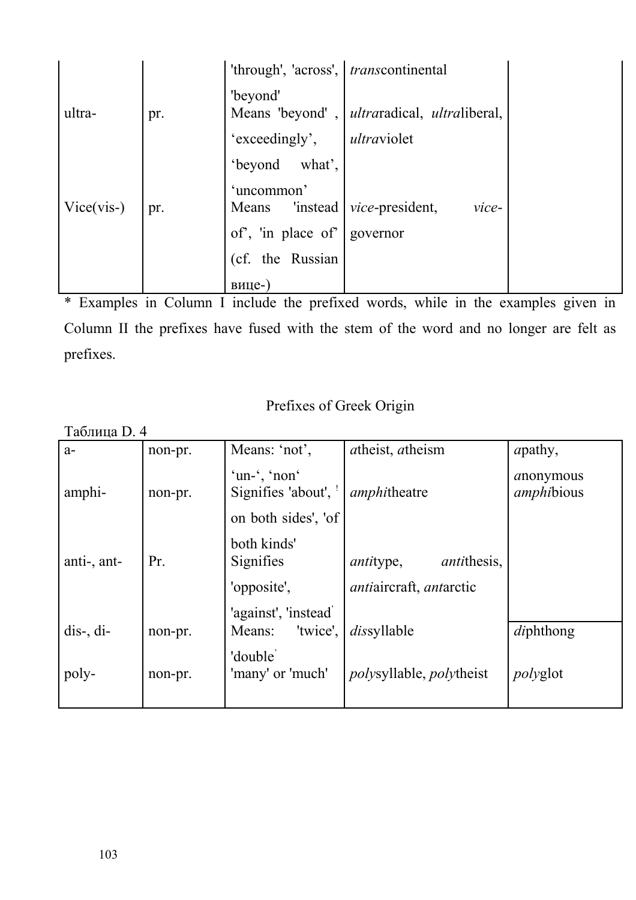|  |  | 'through', 'across', 'beyond' | *trans*continental |  |
|---|---|---|---|---|
| ultra- | pr. | Means 'beyond', 'exceedingly', 'beyond what', 'uncommon' | *ultra*radical, *ultra*liberal, *ultra*violet |  |
| Vice(vis-) | pr. | Means 'instead of', 'in place of' (cf. the Russian вице-) | *vice*-president, *vice*-governor |  |

\* Examples in Column I include the prefixed words, while in the examples given in Column II the prefixes have fused with the stem of the word and no longer are felt as prefixes.

## Prefixes of Greek Origin

Таблица D. 4

| a- | non-pr. | Means: 'not', 'un-', 'non' | *a*theist, *a*theism | *a*pathy, *a*nonymous |
|---|---|---|---|---|
| amphi- | non-pr. | Signifies 'about', 'on both sides', 'of both kinds' | *amphi*theatre | *amphi*bious |
| anti-, ant- | Pr. | Signifies 'opposite', 'against', 'instead' | *anti*type, *anti*thesis, *anti*aircraft, *ant*arctic |  |
| dis-, di- | non-pr. | Means: 'twice', 'double' | *dis*syllable | *di*phthong |
| poly- | non-pr. | 'many' or 'much' | *poly*syllable, *poly*theist | *poly*glot |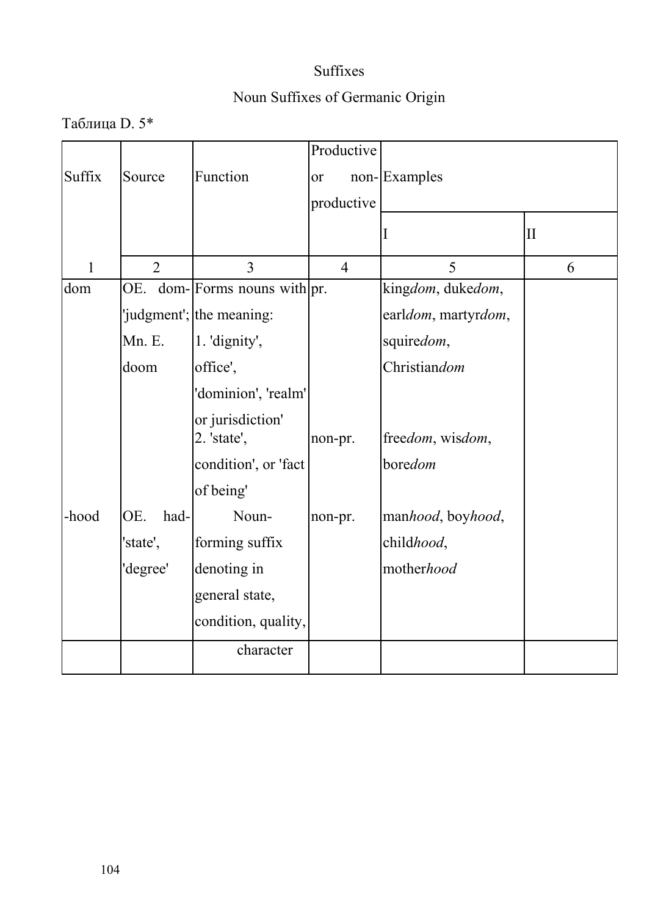Suffixes

Noun Suffixes of Germanic Origin

Таблица D. 5*

| Suffix | Source | Function | Productive or non-productive | Examples | |
|---|---|---|---|---|---|
| | | | | I | II |
| 1 | 2 | 3 | 4 | 5 | 6 |
| dom | OE. dom- 'judgment'; Mn. E. doom | Forms nouns with the meaning: 1. 'dignity', office', 'dominion', 'realm' or jurisdiction' | pr. | king*dom*, duke*dom*, earl*dom*, martyr*dom*, squire*dom*, Christian*dom* | |
| | | 2. 'state', condition', or 'fact of being' | non-pr. | free*dom*, wis*dom*, bore*dom* | |
| -hood | OE. had- 'state', 'degree' | Noun-forming suffix denoting in general state, condition, quality, character | non-pr. | man*hood*, boy*hood*, child*hood*, mother*hood* | |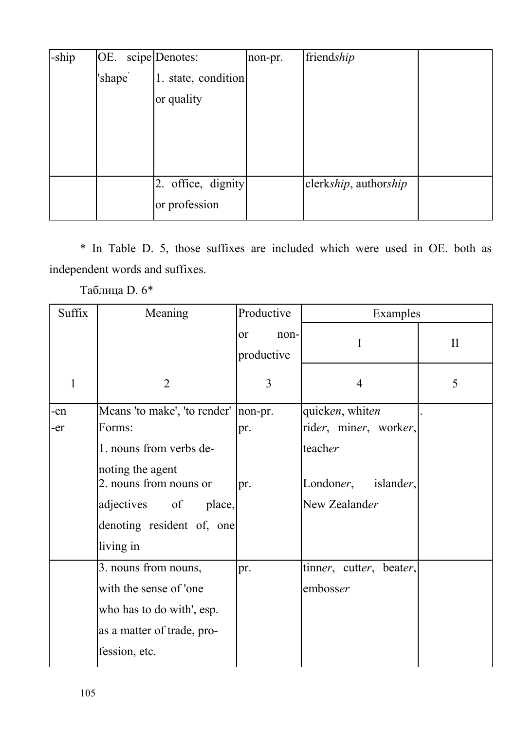| -ship | OE. scipe 'shape' | Denotes: 1. state, condition or quality | non-pr. | friend*ship* | |
|---|---|---|---|---|---|
| | | 2. office, dignity or profession | | clerk*ship*, author*ship* | |

* In Table D. 5, those suffixes are included which were used in OE. both as independent words and suffixes.

Таблица D. 6*

| Suffix | Meaning | Productive or non-productive | Examples | |
|---|---|---|---|---|
| | | | I | II |
| 1 | 2 | 3 | 4 | 5 |
| -en | Means 'to make', 'to render' | non-pr. | quick*en*, whit*en* | . |
| -er | Forms: 1. nouns from verbs denoting the agent | pr. | rid*er*, min*er*, work*er*, teach*er* | |
| | 2. nouns from nouns or adjectives of place, denoting resident of, one living in | pr. | London*er*, island*er*, New Zealand*er* | |
| | 3. nouns from nouns, with the sense of 'one who has to do with', esp. as a matter of trade, profession, etc. | pr. | tinn*er*, cutt*er*, beat*er*, emboss*er* | |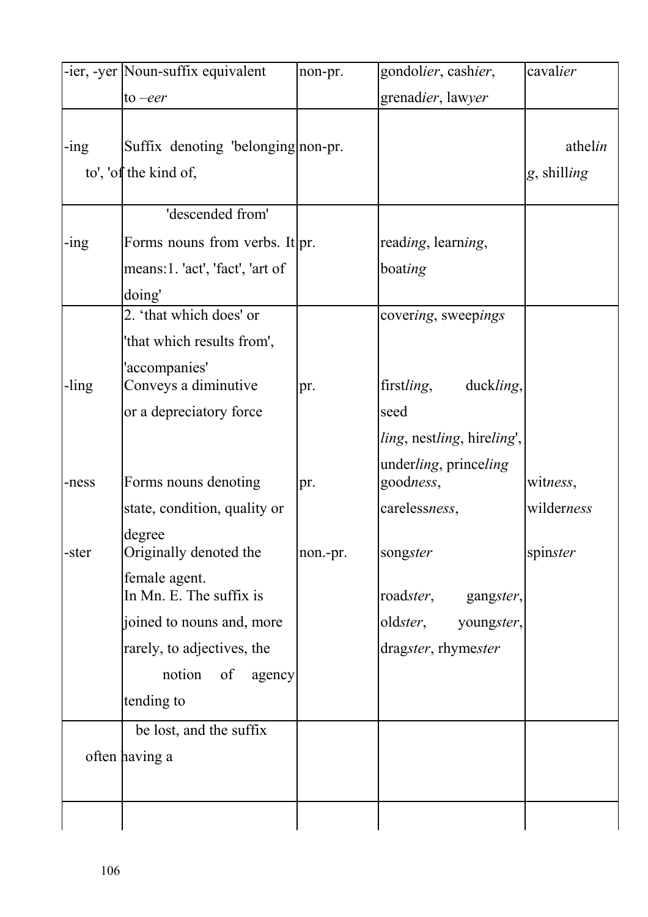| | | | | |
|---|---|---|---|---|
| -ier, -yer | Noun-suffix equivalent to *–eer* | non-pr. | gondol*ier*, cash*ier*, grenad*ier*, law*yer* | caval*ier* |
| -ing | Suffix denoting 'belonging to', 'of the kind of', 'descended from' | non-pr. | | athel*ing*, shill*ing* |
| -ing | Forms nouns from verbs. It means:1. 'act', 'fact', 'art of doing' | pr. | read*ing*, learn*ing*, boat*ing* | |
| | 2. 'that which does' or 'that which results from', 'accompanies' | | cover*ing*, sweep*ings* | |
| -ling | Conveys a diminutive or a depreciatory force | pr. | first*ling*, duck*ling*, seed*ling*, nest*ling*, hire*ling*', under*ling*, prince*ling* | |
| -ness | Forms nouns denoting state, condition, quality or degree | pr. | good*ness*, careless*ness*, | wit*ness*, wilder*ness* |
| -ster | Originally denoted the female agent. In Mn. E. The suffix is joined to nouns and, more rarely, to adjectives, the notion of agency tending to be lost, and the suffix often having a | non.-pr. | song*ster* road*ster*, gang*ster*, old*ster*, young*ster*, drag*ster*, rhyme*ster* | spin*ster* |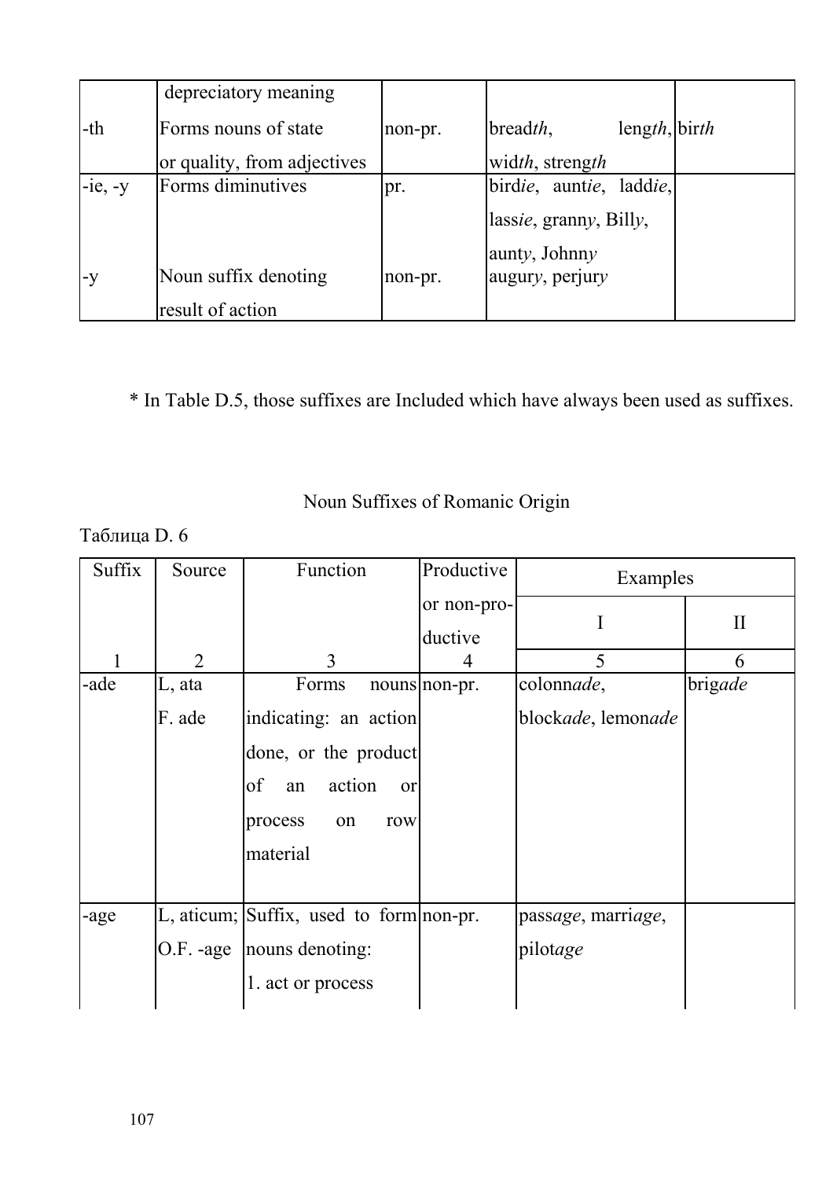|  |  |  |  |  |
|---|---|---|---|---|
|  | depreciatory meaning |  |  |  |
| -th | Forms nouns of state or quality, from adjectives | non-pr. | bread*th*, leng*th*, wid*th*, streng*th* | bir*th* |
| -ie, -y | Forms diminutives | pr. | bird*ie*, aunt*ie*, ladd*ie*, lass*ie*, grann*y*, Bill*y*, aunt*y*, Johnn*y* |  |
| -y | Noun suffix denoting result of action | non-pr. | augur*y*, perjur*y* |  |

\* In Table D.5, those suffixes are Included which have always been used as suffixes.

Noun Suffixes of Romanic Origin

Таблица D. 6

| Suffix | Source | Function | Productive or non-productive | Examples | |
|---|---|---|---|---|---|
|  |  |  |  | I | II |
| 1 | 2 | 3 | 4 | 5 | 6 |
| -ade | L, ata F. ade | Forms nouns indicating: an action done, or the product of an action or process on row material | non-pr. | colonn*ade*, block*ade*, lemon*ade* | brig*ade* |
| -age | L, aticum; O.F. -age | Suffix, used to form nouns denoting: 1. act or process | non-pr. | pass*age*, marri*age*, pilot*age* |  |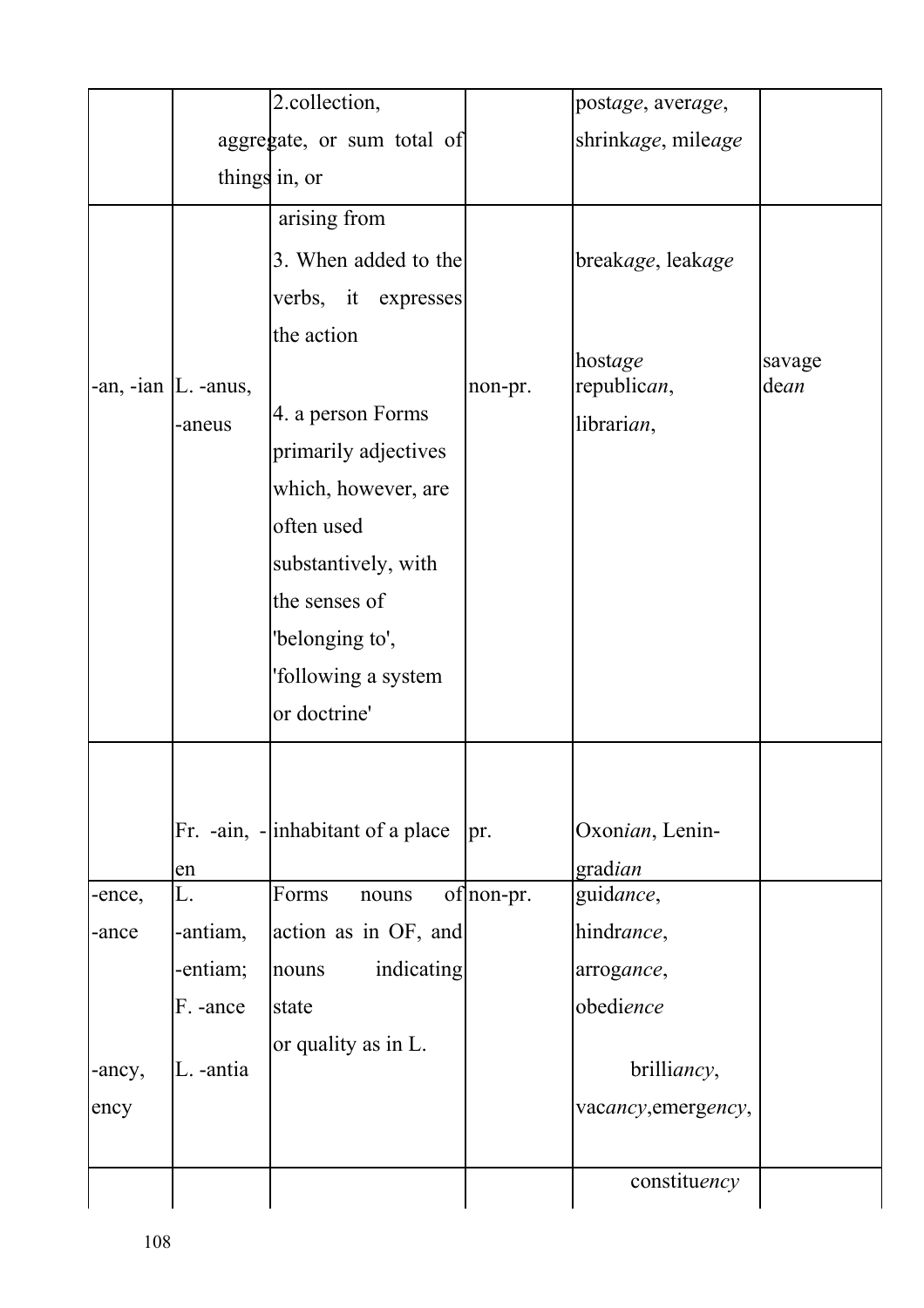| | | 2.collection, aggregate, or sum total of things in, or | | post*age*, aver*age*, shrink*age*, mile*age* | |
|---|---|---|---|---|---|
| | | arising from<br>3. When added to the verbs, it expresses the action | | break*age*, leak*age*<br><br>host*age* | |
| -an, -ian | L. -anus, -aneus | 4. a person Forms primarily adjectives which, however, are often used substantively, with the senses of 'belonging to', 'following a system or doctrine' | non-pr. | republic*an*, librari*an*, | savage de*an* |
| | Fr. -ain, -en | inhabitant of a place | pr. | Oxon*ian*, Lenin-grad*ian* | |
| -ence, -ance<br><br>-ancy, ency | L. -antiam, -entiam; F. -ance<br><br>L. -antia | Forms nouns of action as in OF, and nouns indicating state or quality as in L. | non-pr. | guid*ance*, hindr*ance*, arrog*ance*, obedi*ence*<br><br>brilli*ancy*, vac*ancy*, emerg*ency*, | |
| | | | | constitu*ency* | |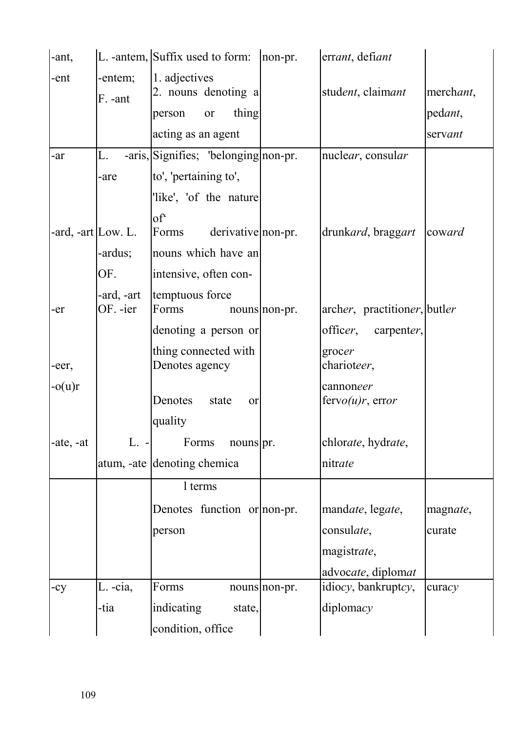| | | | | | |
|---|---|---|---|---|---|
| -ant, -ent | L. -antem, -entem; F. -ant | Suffix used to form: 1. adjectives 2. nouns denoting a person or thing acting as an agent | non-pr. | err*ant*, defi*ant* stud*ent*, claim*ant* | merch*ant*, ped*ant*, serv*ant* |
| -ar | L. -aris, -are | Signifies; 'belonging to', 'pertaining to', 'like', 'of the nature of' | non-pr. | nucle*ar*, consul*ar* | |
| -ard, -art | Low. L. -ardus; OF. -ard, -art | Forms derivative nouns which have an intensive, often contemptuous force | non-pr. | drunk*ard*, bragg*art* | cow*ard* |
| -er | OF. -ier | Forms nouns denoting a person or thing connected with | non-pr. | arch*er*, practition*er*, offic*er*, carpent*er*, groc*er* | butl*er* |
| -eer, | | Denotes agency | | chariot*eer*, cannon*eer* | |
| -o(u)r | | Denotes state or quality | | ferv*o(u)r*, err*or* | |
| -ate, -at | L. -atum, -ate | Forms nouns denoting chemical terms | pr. | chlor*ate*, hydr*ate*, nitr*ate* | |
| | | Denotes function or person | non-pr. | mand*ate*, leg*ate*, consul*ate*, magistr*ate*, advoc*ate*, diplom*at* | magn*ate*, curate |
| -cy | L. -cia, -tia | Forms nouns indicating state, condition, office | non-pr. | idio*cy*, bankrupt*cy*, diploma*cy* | cura*cy* |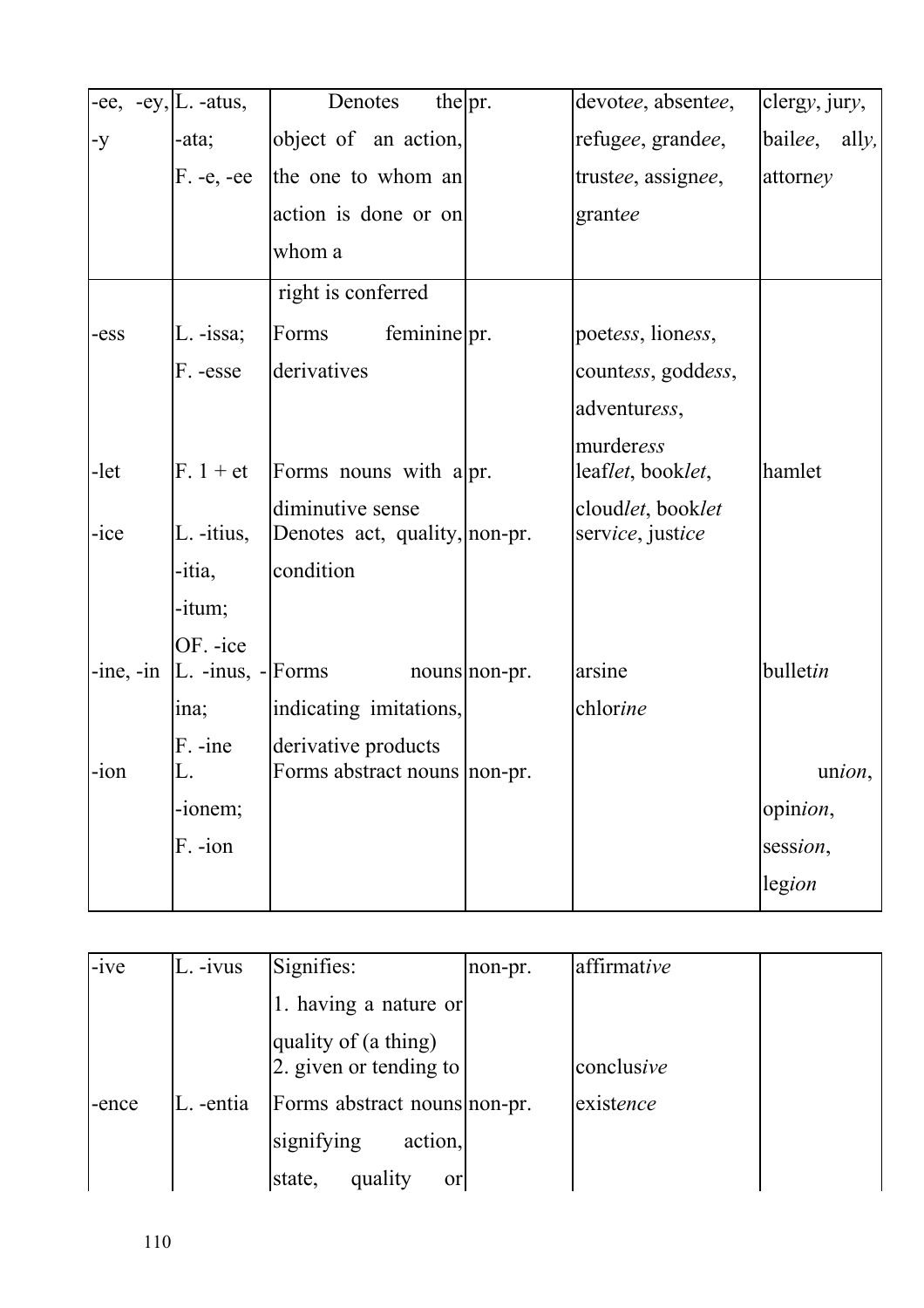| | | | | | |
|---|---|---|---|---|---|
| -ee, -ey, -y | L. -atus, -ata; F. -e, -ee | Denotes the object of an action, the one to whom an action is done or on whom a right is conferred | pr. | devot*ee*, absent*ee*, refug*ee*, grand*ee*, trust*ee*, assign*ee*, grant*ee* | clerg*y*, jur*y*, bail*ee*, all*y*, attorn*ey* |
| -ess | L. -issa; F. -esse | Forms feminine derivatives | pr. | poet*ess*, lion*ess*, count*ess*, godd*ess*, adventur*ess*, murder*ess* | |
| -let | F. 1 + et | Forms nouns with a diminutive sense | pr. | leaf*let*, book*let*, cloud*let*, book*let* | ham*let* |
| -ice | L. -itius, -itia, -itum; OF. -ice | Denotes act, quality, condition | non-pr. | serv*ice*, just*ice* | |
| -ine, -in | L. -inus, -ina; F. -ine | Forms nouns indicating imitations, derivative products | non-pr. | arsine chlor*ine* | bullet*in* |
| -ion | L. -ionem; F. -ion | Forms abstract nouns | non-pr. | | un*ion*, opin*ion*, sess*ion*, leg*ion* |

| | | | | | |
|---|---|---|---|---|---|
| -ive | L. -ivus | Signifies: 1. having a nature or quality of (a thing) 2. given or tending to | non-pr. | affirmat*ive* conclus*ive* | |
| -ence | L. -entia | Forms abstract nouns signifying action, state, quality or | non-pr. | exist*ence* | |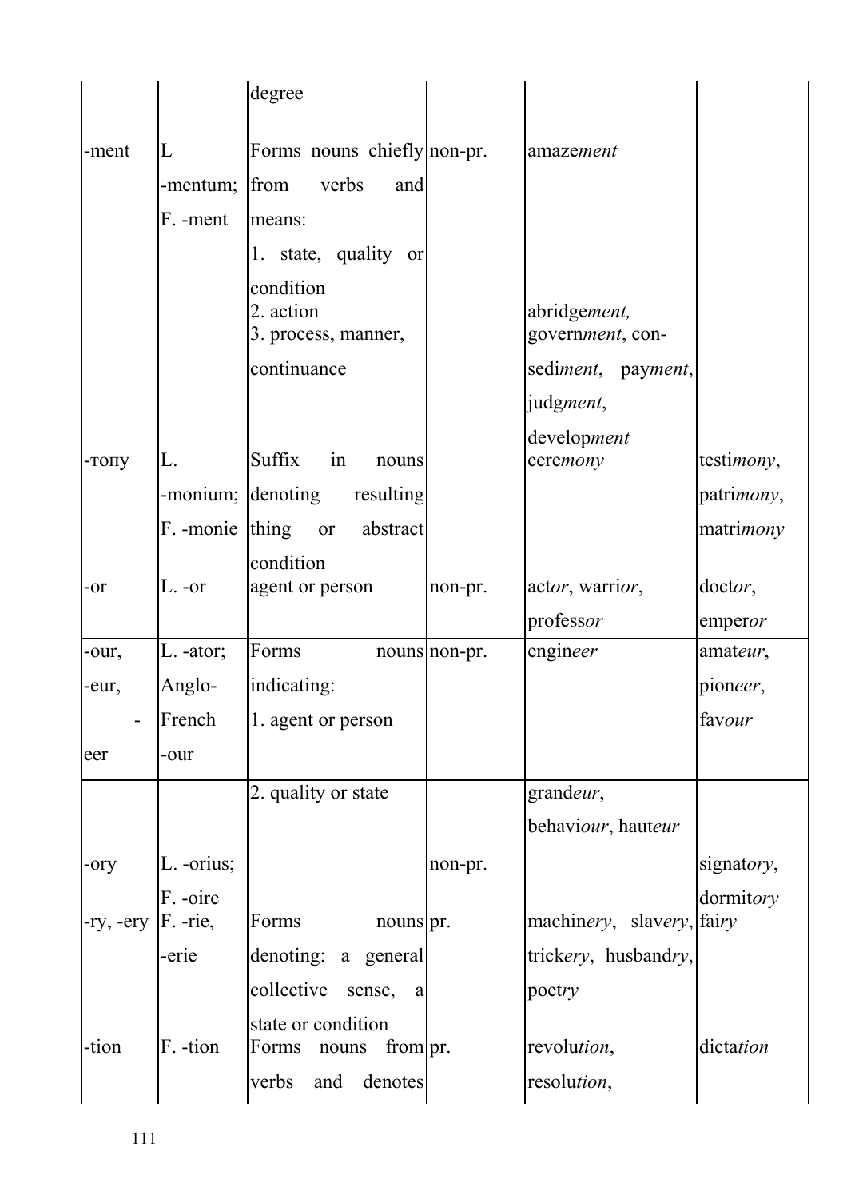| | | degree | | | |
|---|---|---|---|---|---|
| -ment | L -mentum; F. -ment | Forms nouns chiefly from verbs and means: 1. state, quality or condition 2. action 3. process, manner, continuance | non-pr. | amaze*ment* abridge*ment,* govern*ment*, con-sedi*ment*, pay*ment*, judg*ment*, develop*ment* | |
| -топу | L. -monium; F. -monie | Suffix in nouns denoting resulting thing or abstract condition | | cere*mony* | testi*mony*, patri*mony*, matri*mony* |
| -or | L. -or | agent or person | non-pr. | act*or*, warri*or*, profess*or* | doct*or*, emper*or* |
| -our, -eur, -eer | L. -ator; Anglo-French -our | Forms nouns indicating: 1. agent or person | non-pr. | engin*eer* | amat*eur*, pion*eer*, fav*our* |
| | | 2. quality or state | | grand*eur*, behavi*our*, haut*eur* | |
| -ory | L. -orius; F. -oire | | non-pr. | | signat*ory*, dormit*ory* |
| -ry, -ery | F. -rie, -erie | Forms nouns denoting: a general collective sense, a state or condition | pr. | machin*ery*, slav*ery*, trick*ery*, husband*ry*, poet*ry* | fai*ry* |
| -tion | F. -tion | Forms nouns from verbs and denotes | pr. | revolu*tion*, resolu*tion*, | dicta*tion* |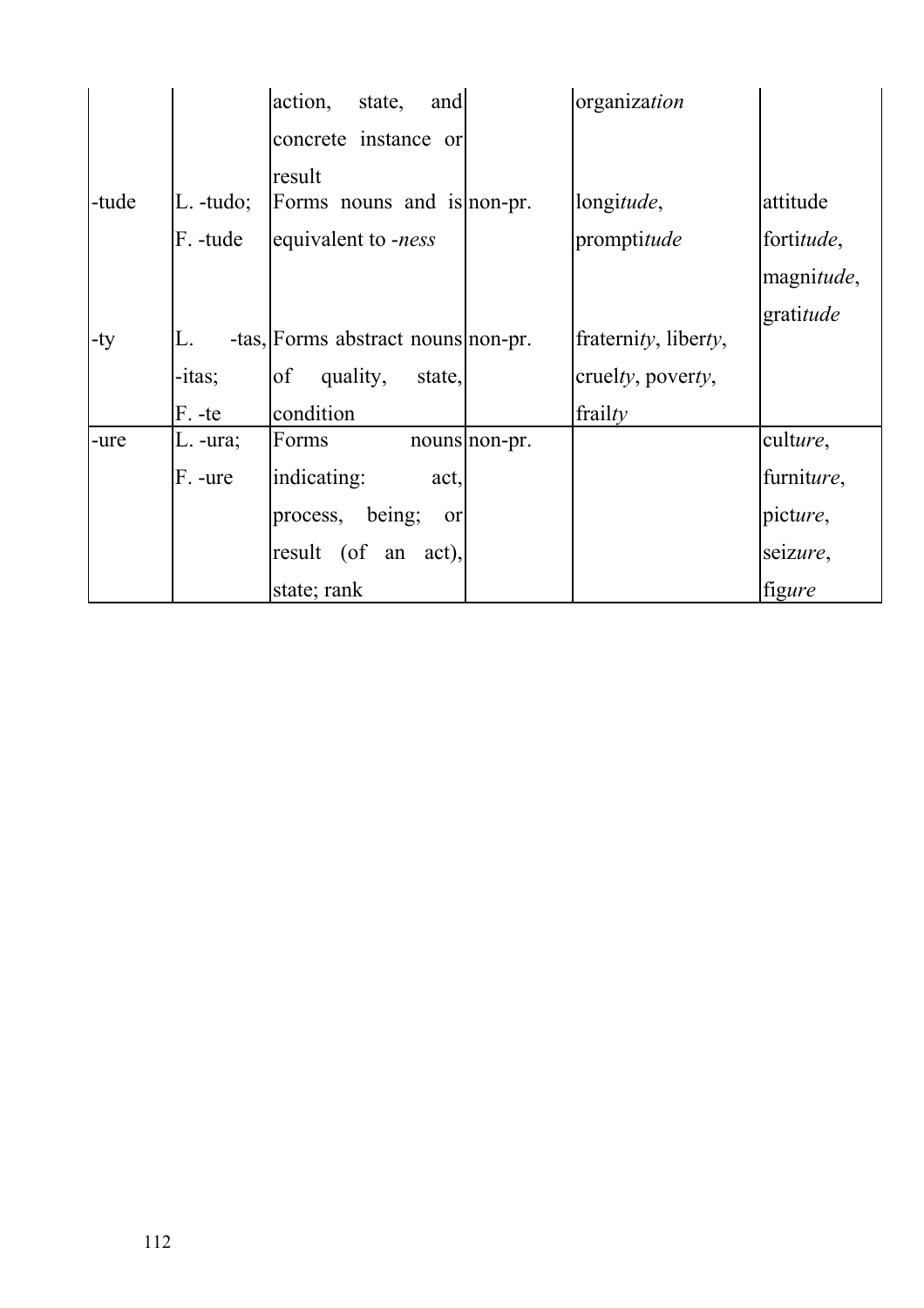| | | action, state, and concrete instance or result | | organiz*ation* | |
|---|---|---|---|---|---|
| -tude | L. -tudo; F. -tude | Forms nouns and is equivalent to -*ness* | non-pr. | longi*tude*, prompti*tude* | attitude forti*tude*, magni*tude*, grati*tude* |
| -ty | L. -tas, -itas; F. -te | Forms abstract nouns of quality, state, condition | non-pr. | fraterni*ty*, liber*ty*, cruel*ty*, pover*ty*, frail*ty* | |
| -ure | L. -ura; F. -ure | Forms nouns indicating: act, process, being; or result (of an act), state; rank | non-pr. | | cult*ure*, furnit*ure*, pict*ure*, seiz*ure*, fig*ure* |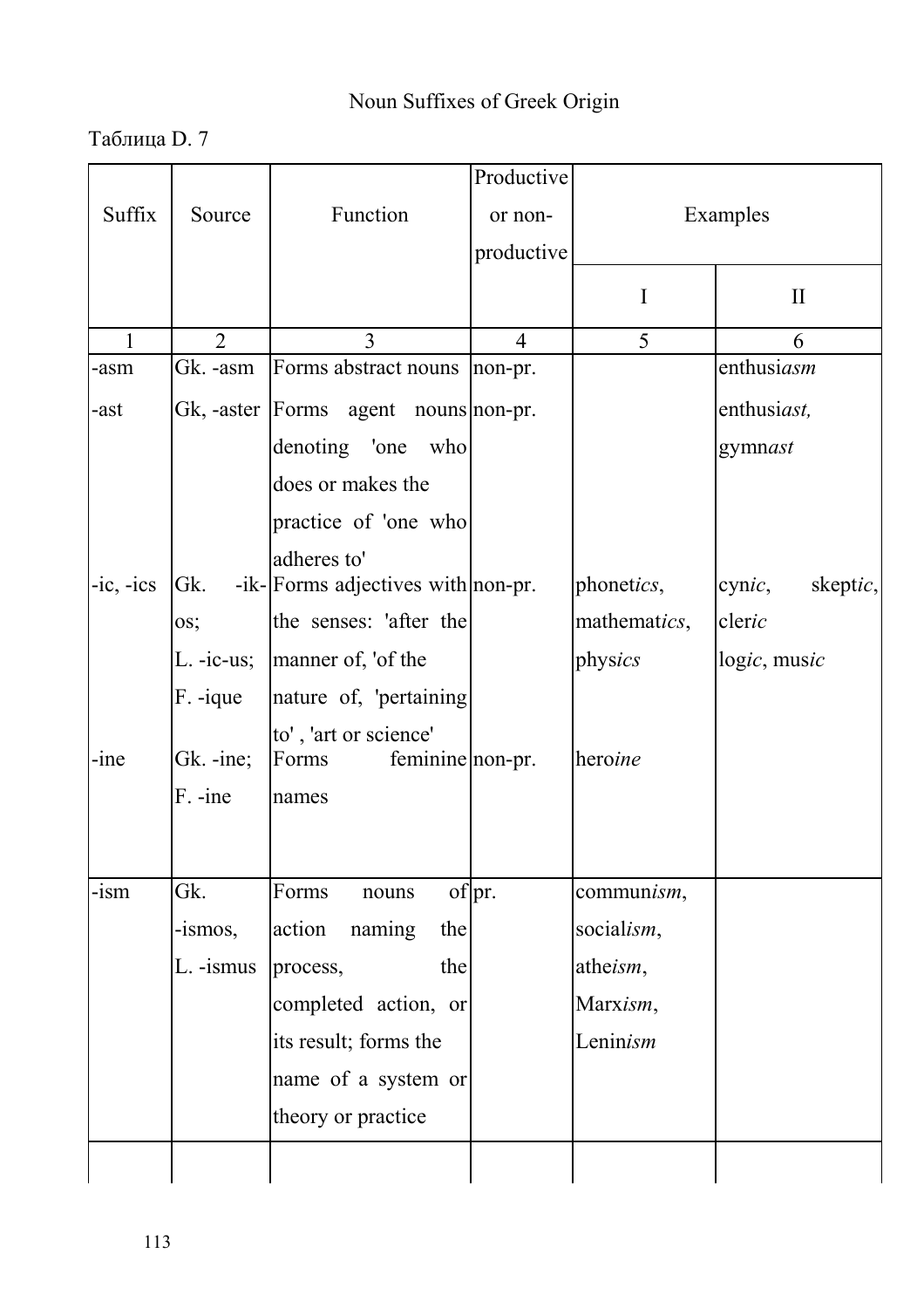Noun Suffixes of Greek Origin

Таблица D. 7

| Suffix | Source | Function | Productive or non-productive | Examples | |
|---|---|---|---|---|---|
| | | | | I | II |
| 1 | 2 | 3 | 4 | 5 | 6 |
| -asm | Gk. -asm | Forms abstract nouns | non-pr. | | enthusi*asm* |
| -ast | Gk, -aster | Forms agent nouns denoting 'one who does or makes the practice of 'one who adheres to' | non-pr. | | enthusi*ast,* gymn*ast* |
| -ic, -ics | Gk. -ik-os; L. -ic-us; F. -ique | Forms adjectives with the senses: 'after the manner of, 'of the nature of, 'pertaining to' , 'art or science' | non-pr. | phonet*ics*, mathemat*ics*, phys*ics* | cyn*ic*, skept*ic*, cler*ic* log*ic*, mus*ic* |
| -ine | Gk. -ine; F. -ine | Forms feminine names | non-pr. | hero*ine* | |
| -ism | Gk. -ismos, L. -ismus | Forms nouns of action naming the process, the completed action, or its result; forms the name of a system or theory or practice | pr. | commun*ism*, social*ism*, athe*ism*, Marx*ism*, Lenin*ism* | |
| | | | | | |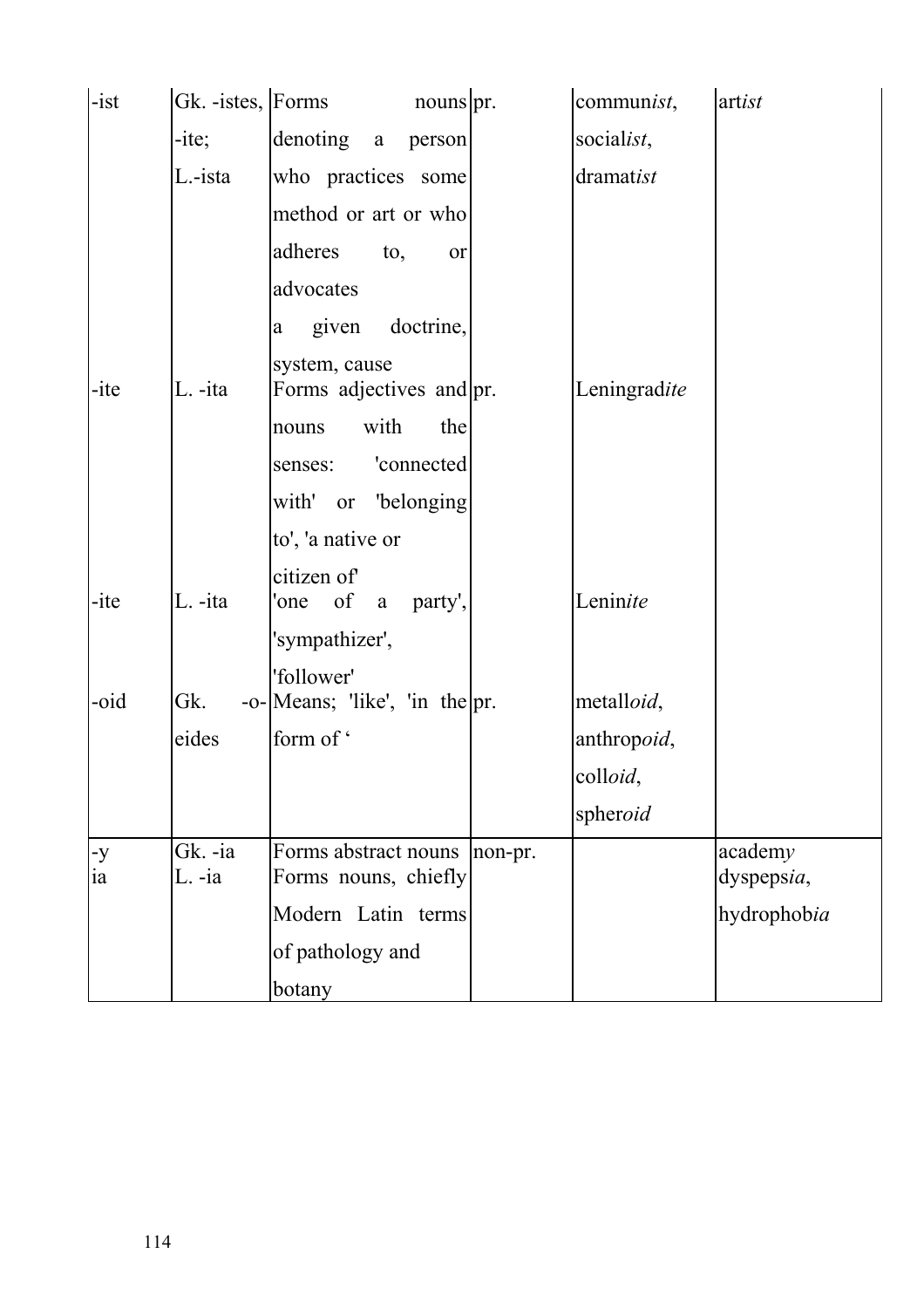| -ist | Gk. -istes, -ite; L.-ista | Forms nouns denoting a person who practices some method or art or who adheres to, or advocates a given doctrine, system, cause | pr. | commun*ist*, social*ist*, dramat*ist* | art*ist* |
|---|---|---|---|---|---|
| -ite | L. -ita | Forms adjectives and nouns with the senses: 'connected with' or 'belonging to', 'a native or citizen of' | pr. | Leningrad*ite* | |
| -ite | L. -ita | 'one of a party', 'sympathizer', 'follower' | | Lenin*ite* | |
| -oid | Gk. -o-eides | Means; 'like', 'in the form of ‘ | pr. | metall*oid*, anthrop*oid*, coll*oid*, spher*oid* | |
| -y<br>ia | Gk. -ia<br>L. -ia | Forms abstract nouns<br>Forms nouns, chiefly Modern Latin terms of pathology and botany | non-pr. | | academ*y*<br>dyspeps*ia*, hydrophob*ia* |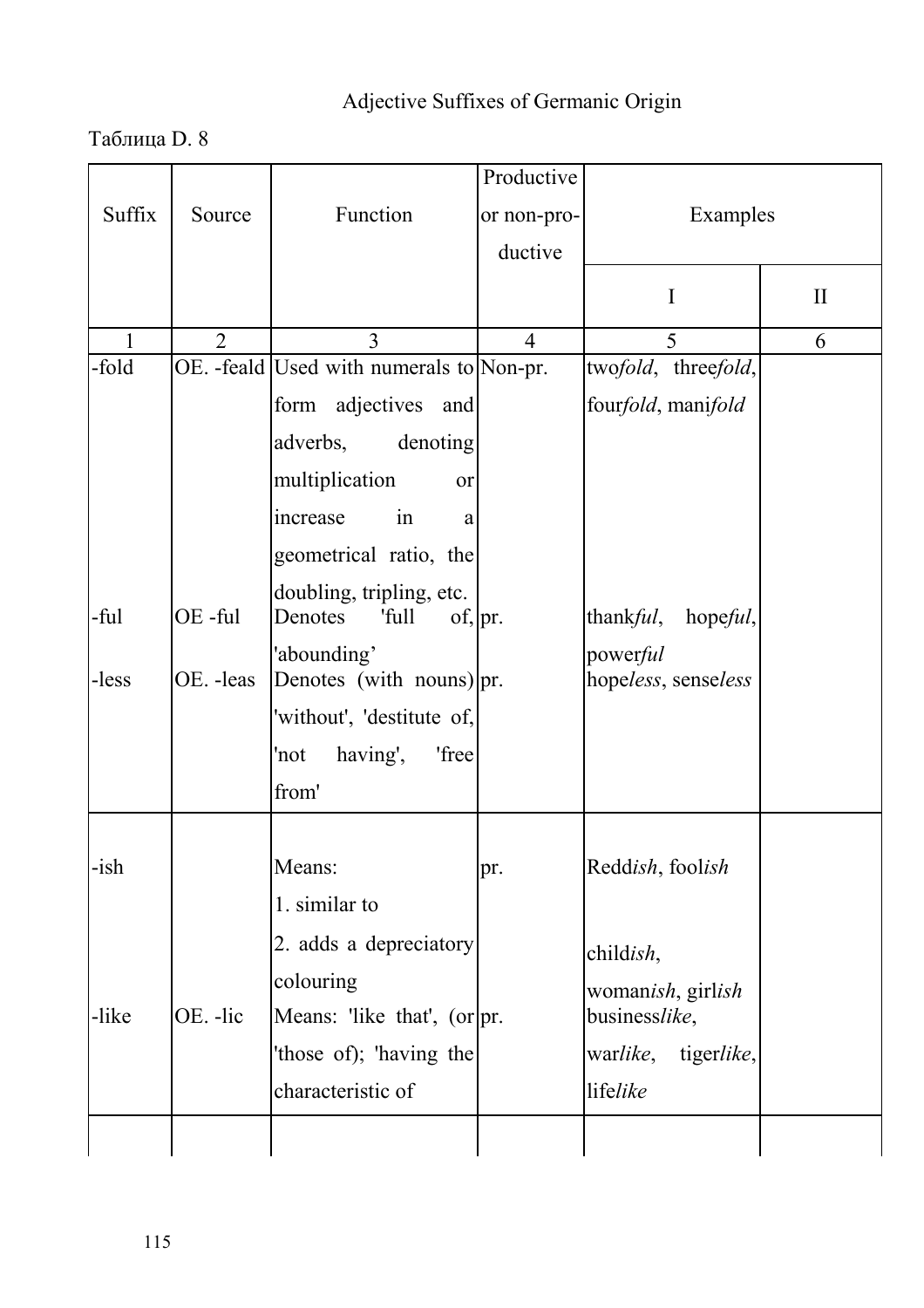Adjective Suffixes of Germanic Origin

Таблица D. 8

| Suffix | Source | Function | Productive or non-productive | Examples | |
|---|---|---|---|---|---|
| | | | | I | II |
| 1 | 2 | 3 | 4 | 5 | 6 |
| -fold | OE. -feald | Used with numerals to form adjectives and adverbs, denoting multiplication or increase in a geometrical ratio, the doubling, tripling, etc. | Non-pr. | two*fold*, three*fold*, four*fold*, mani*fold* | |
| -ful | OE -ful | Denotes 'full of, 'abounding' | pr. | thank*ful*, hope*ful*, power*ful* | |
| -less | OE. -leas | Denotes (with nouns) 'without', 'destitute of, 'not having', 'free from' | pr. | hope*less*, sense*less* | |
| -ish | | Means: 1. similar to 2. adds a depreciatory colouring | pr. | Redd*ish*, fool*ish* child*ish*, woman*ish*, girl*ish* | |
| -like | OE. -lic | Means: 'like that', (or 'those of); 'having the characteristic of | pr. | business*like*, war*like*, tiger*like*, life*like* | |
| | | | | | |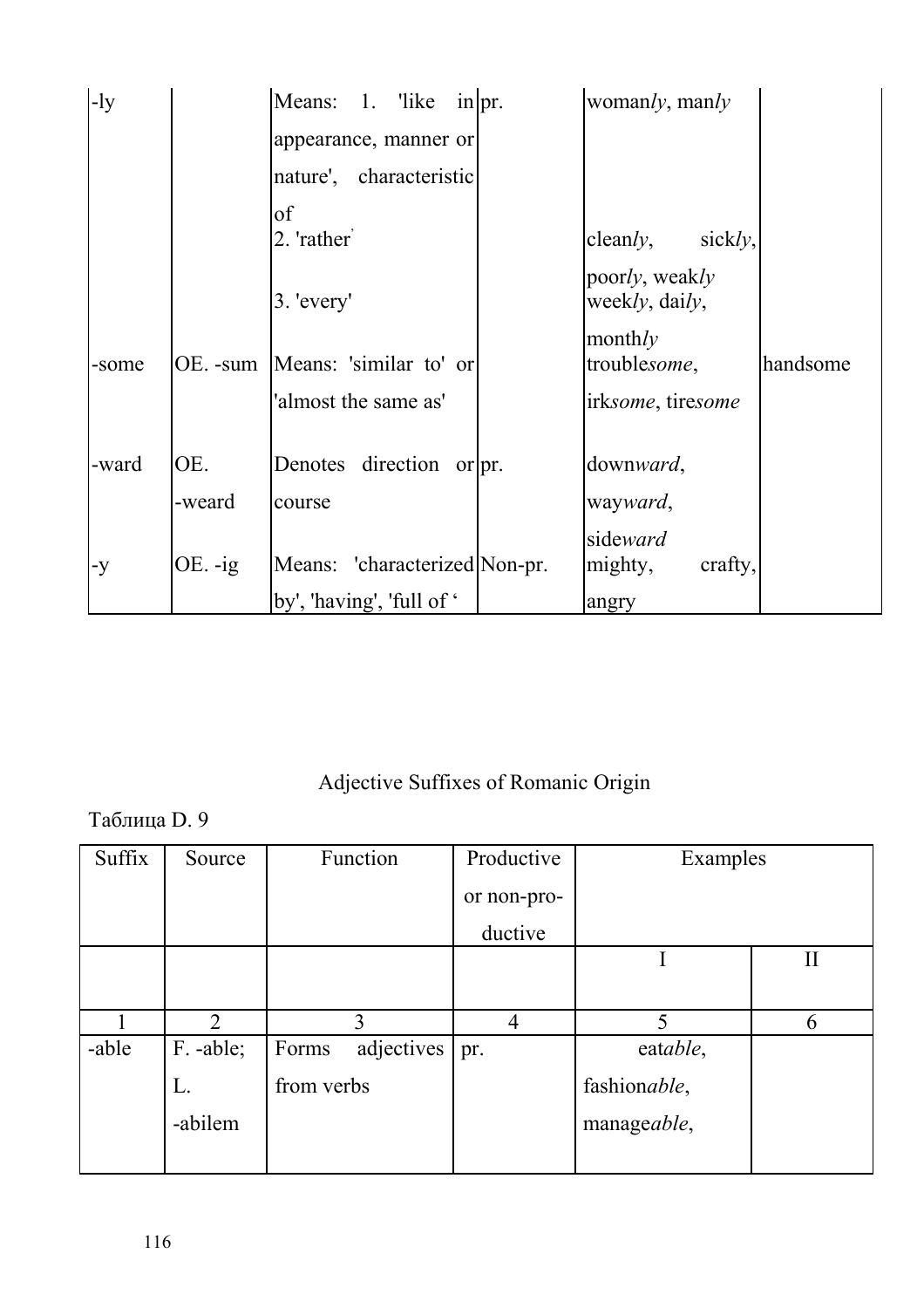| -ly | | Means: 1. 'like in appearance, manner or nature', characteristic of<br>2. 'rather'<br>3. 'every' | pr. | woman*ly*, man*ly*<br>clean*ly*, sick*ly*, poor*ly*, weak*ly*<br>week*ly*, dai*ly*, month*ly* | |
|---|---|---|---|---|---|
| -some | OE. -sum | Means: 'similar to' or 'almost the same as' | | trouble*some*, irk*some*, tire*some* | handsome |
| -ward | OE. -weard | Denotes direction or course | pr. | down*ward*, way*ward*, side*ward* | |
| -y | OE. -ig | Means: 'characterized by', 'having', 'full of ' | Non-pr. | mighty, crafty, angry | |

Adjective Suffixes of Romanic Origin

Таблица D. 9

| Suffix | Source | Function | Productive or non-productive | Examples | |
|---|---|---|---|---|---|
| | | | | I | II |
| 1 | 2 | 3 | 4 | 5 | 6 |
| -able | F. -able; L. -abilem | Forms adjectives from verbs | pr. | eat*able*, fashion*able*, manage*able*, | |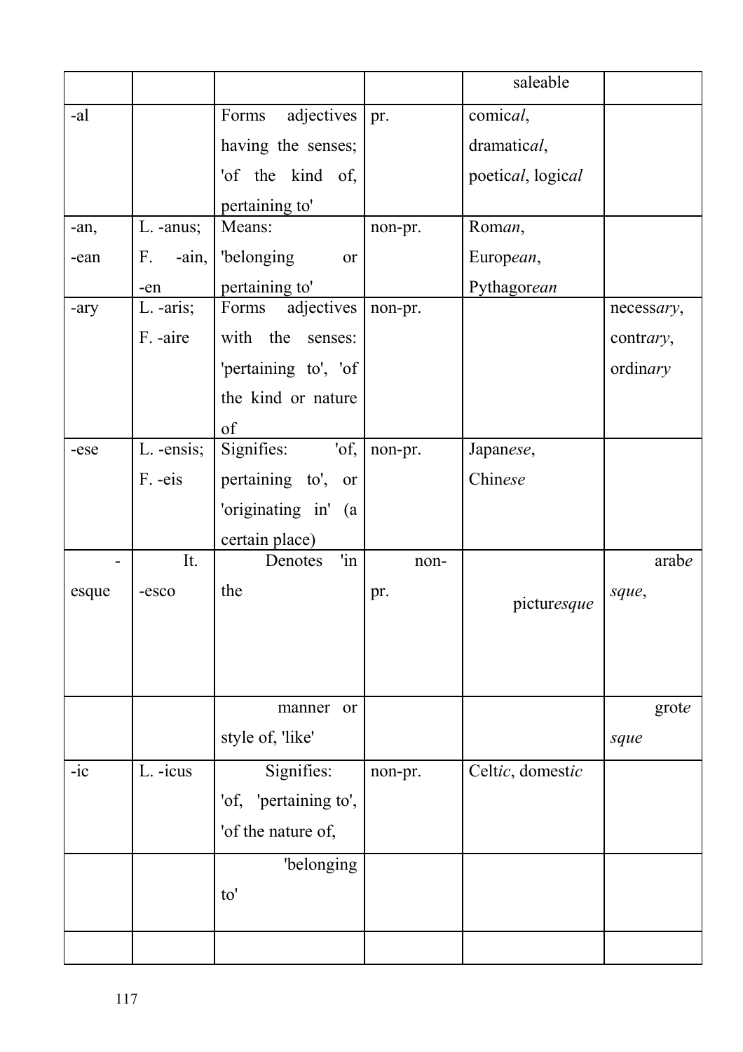| | | | | saleable | |
|---|---|---|---|---|---|
| -al | | Forms adjectives having the senses; 'of the kind of, pertaining to' | pr. | comic*al*, dramatic*al*, poetic*al*, logic*al* | |
| -an, -ean | L. -anus; F. -ain, -en | Means: 'belonging or pertaining to' | non-pr. | Rom*an*, Europ*ean*, Pythagor*ean* | |
| -ary | L. -aris; F. -aire | Forms adjectives with the senses: 'pertaining to', 'of the kind or nature of | non-pr. | | necess*ary*, contr*ary*, ordin*ary* |
| -ese | L. -ensis; F. -eis | Signifies: 'of, pertaining to', or 'originating in' (a certain place) | non-pr. | Japan*ese*, Chin*ese* | |
| -esque | It. -esco | Denotes 'in the | non-pr. | pictur*esque* | arab*esque*, |
| | | manner or style of, 'like' | | | grot*esque* |
| -ic | L. -icus | Signifies: 'of, 'pertaining to', 'of the nature of, | non-pr. | Celt*ic*, domest*ic* | |
| | | 'belonging to' | | | |
| | | | | | |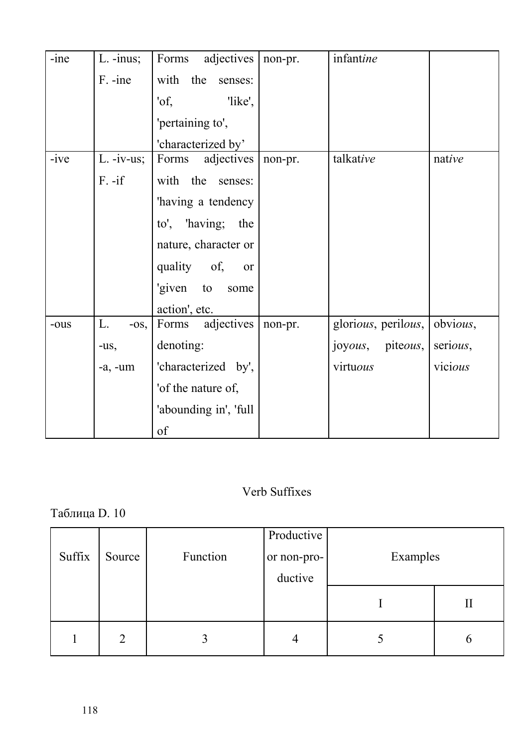| -ine | L. -inus; F. -ine | Forms adjectives with the senses: 'of, 'like', 'pertaining to', 'characterized by’ | non-pr. | infant*ine* | |
|---|---|---|---|---|---|
| -ive | L. -iv-us; F. -if | Forms adjectives with the senses: 'having a tendency to', 'having; the nature, character or quality of, or 'given to some action', etc. | non-pr. | talkat*ive* | nat*ive* |
| -ous | L. -os, -us, -a, -um | Forms adjectives denoting: 'characterized by', 'of the nature of, 'abounding in', 'full of | non-pr. | glori*ous*, peril*ous*, joy*ous*, pite*ous*, virtu*ous* | obvi*ous*, seri*ous*, vici*ous* |

Verb Suffixes

Таблица D. 10

| Suffix | Source | Function | Productive or non-productive | Examples | |
|---|---|---|---|---|---|
| | | | | I | II |
| 1 | 2 | 3 | 4 | 5 | 6 |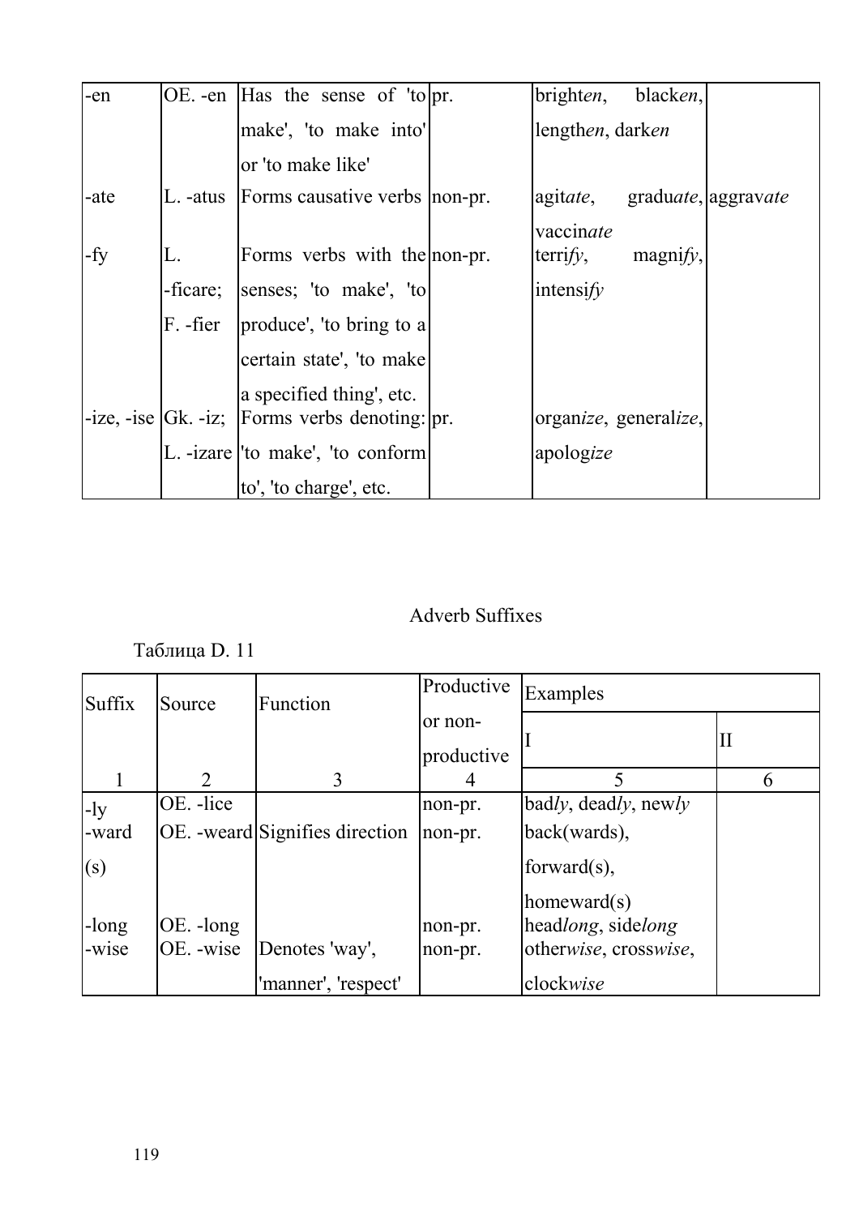| -en | OE. -en | Has the sense of 'to make', 'to make into' or 'to make like' | pr. | bright*en*, black*en*, length*en*, dark*en* | |
|---|---|---|---|---|---|
| -ate | L. -atus | Forms causative verbs | non-pr. | agit*ate*, gradu*ate*, vaccin*ate* | aggrav*ate* |
| -fy | L. -ficare; F. -fier | Forms verbs with the senses; 'to make', 'to produce', 'to bring to a certain state', 'to make a specified thing', etc. | non-pr. | terri*fy*, magni*fy*, intensi*fy* | |
| -ize, -ise | Gk. -iz; L. -izare | Forms verbs denoting: 'to make', 'to conform to', 'to charge', etc. | pr. | organ*ize*, general*ize*, apolog*ize* | |

Adverb Suffixes

Таблица D. 11

| Suffix | Source | Function | Productive or non-productive | Examples | |
|---|---|---|---|---|---|
| | | | | I | II |
| 1 | 2 | 3 | 4 | 5 | 6 |
| -ly | OE. -lice | | non-pr. | bad*ly*, dead*ly*, new*ly* | |
| -ward (s) | OE. -weard | Signifies direction | non-pr. | back(wards), forward(s), homeward(s) | |
| -long | OE. -long | | non-pr. | head*long*, side*long* | |
| -wise | OE. -wise | Denotes 'way', 'manner', 'respect' | non-pr. | other*wise*, cross*wise*, clock*wise* | |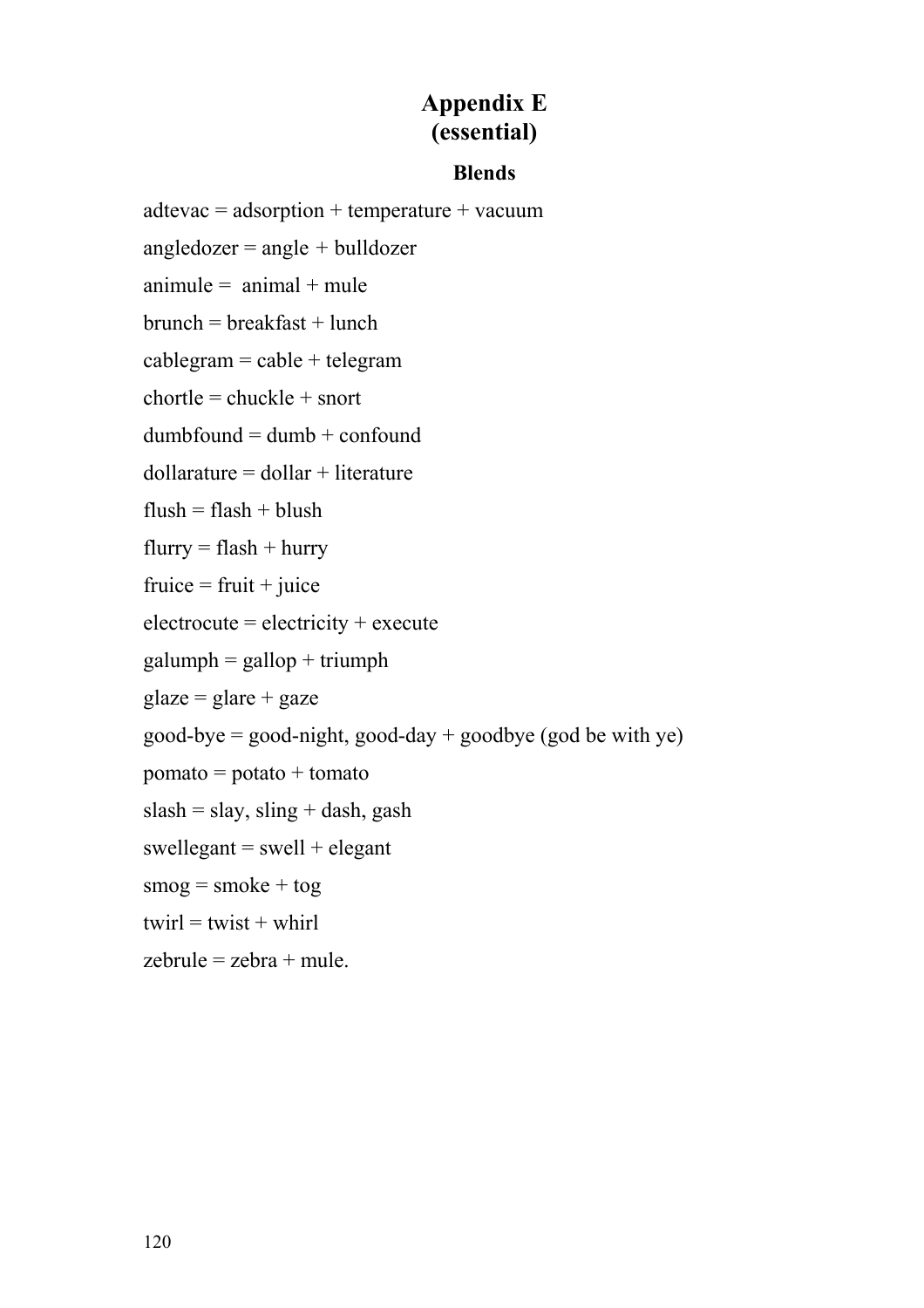# Appendix E
# (essential)

### Blends

adtevac = adsorption + temperature + vacuum

angledozer = angle + bulldozer

animule = animal + mule

brunch = breakfast + lunch

cablegram = cable + telegram

chortle = chuckle + snort

dumbfound = dumb + confound

dollarature = dollar + literature

flush = flash + blush

flurry = flash + hurry

fruice = fruit + juice

electrocute = electricity + execute

galumph = gallop + triumph

glaze = glare + gaze

good-bye = good-night, good-day + goodbye (god be with ye)

pomato = potato + tomato

slash = slay, sling + dash, gash

swellegant = swell + elegant

smog = smoke + tog

twirl = twist + whirl

zebrule = zebra + mule.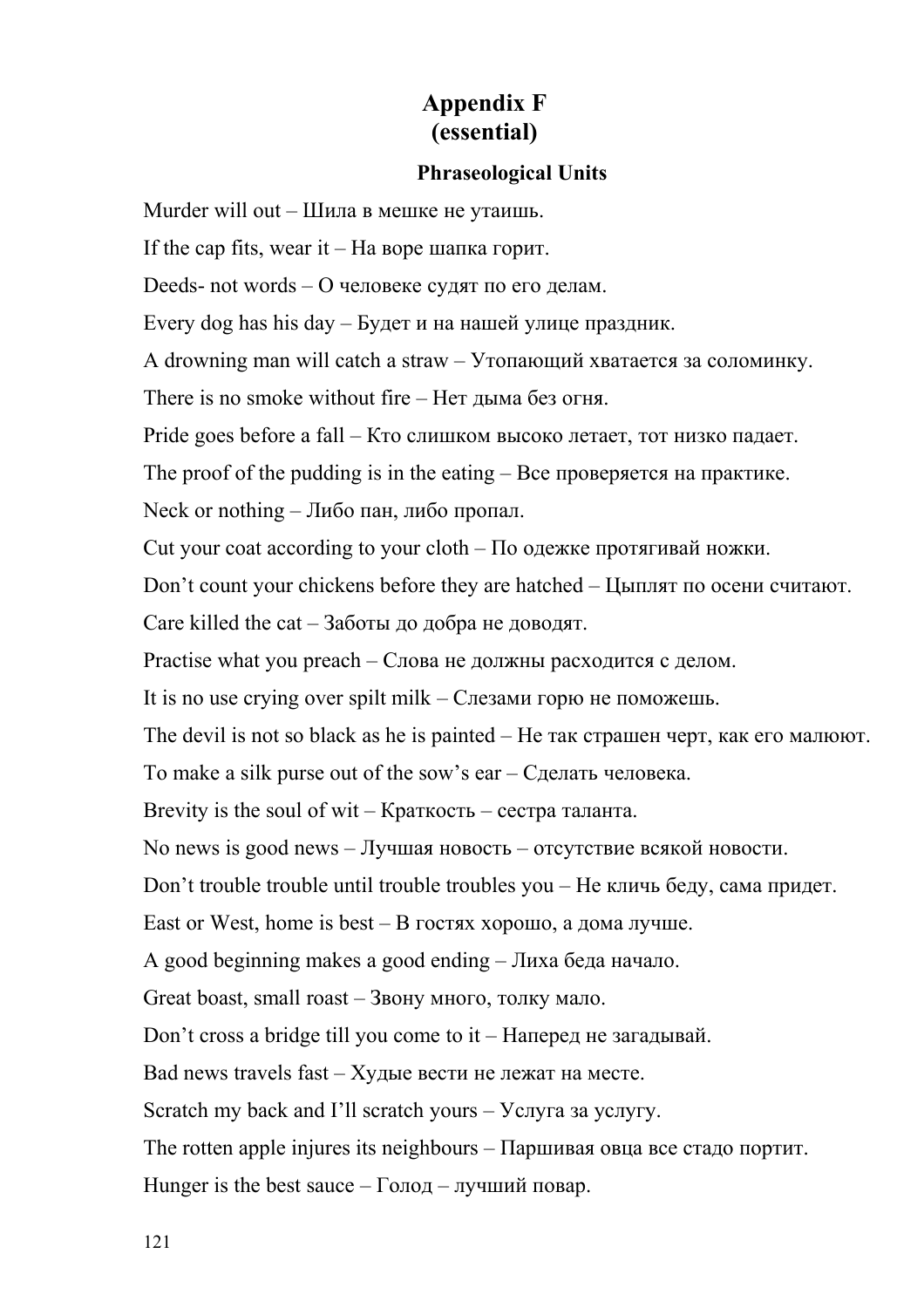# Appendix F
# (essential)

### Phraseological Units

Murder will out – Шила в мешке не утаишь.

If the cap fits, wear it – На воре шапка горит.

Deeds- not words – О человеке судят по его делам.

Every dog has his day – Будет и на нашей улице праздник.

A drowning man will catch a straw – Утопающий хватается за соломинку.

There is no smoke without fire – Нет дыма без огня.

Pride goes before a fall – Кто слишком высоко летает, тот низко падает.

The proof of the pudding is in the eating – Все проверяется на практике.

Neck or nothing – Либо пан, либо пропал.

Cut your coat according to your cloth – По одежке протягивай ножки.

Don't count your chickens before they are hatched – Цыплят по осени считают.

Care killed the cat – Заботы до добра не доводят.

Practise what you preach – Слова не должны расходится с делом.

It is no use crying over spilt milk – Слезами горю не поможешь.

The devil is not so black as he is painted – Не так страшен черт, как его малюют.

To make a silk purse out of the sow's ear – Сделать человека.

Brevity is the soul of wit – Краткость – сестра таланта.

No news is good news – Лучшая новость – отсутствие всякой новости.

Don't trouble trouble until trouble troubles you – Не кличь беду, сама придет.

East or West, home is best – В гостях хорошо, а дома лучше.

A good beginning makes a good ending – Лиха беда начало.

Great boast, small roast – Звону много, толку мало.

Don't cross a bridge till you come to it – Наперед не загадывай.

Bad news travels fast – Худые вести не лежат на месте.

Scratch my back and I'll scratch yours – Услуга за услугу.

The rotten apple injures its neighbours – Паршивая овца все стадо портит.

Hunger is the best sauce – Голод – лучший повар.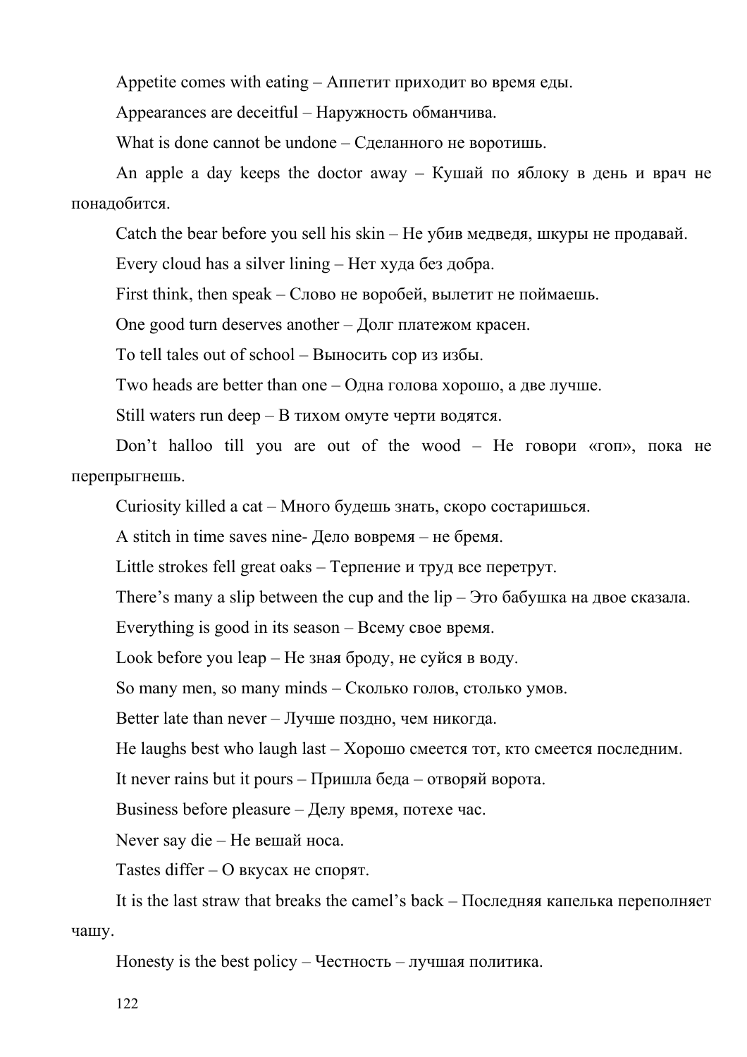Appetite comes with eating – Аппетит приходит во время еды.

Appearances are deceitful – Наружность обманчива.

What is done cannot be undone – Сделанного не воротишь.

An apple a day keeps the doctor away – Кушай по яблоку в день и врач не понадобится.

Catch the bear before you sell his skin – Не убив медведя, шкуры не продавай.

Every cloud has a silver lining – Нет худа без добра.

First think, then speak – Слово не воробей, вылетит не поймаешь.

One good turn deserves another – Долг платежом красен.

To tell tales out of school – Выносить сор из избы.

Two heads are better than one – Одна голова хорошо, а две лучше.

Still waters run deep – В тихом омуте черти водятся.

Don’t halloo till you are out of the wood – Не говори «гоп», пока не перепрыгнешь.

Curiosity killed a cat – Много будешь знать, скоро состаришься.

A stitch in time saves nine- Дело вовремя – не бремя.

Little strokes fell great oaks – Терпение и труд все перетрут.

There’s many a slip between the cup and the lip – Это бабушка на двое сказала.

Everything is good in its season – Всему свое время.

Look before you leap – Не зная броду, не суйся в воду.

So many men, so many minds – Сколько голов, столько умов.

Better late than never – Лучше поздно, чем никогда.

He laughs best who laugh last – Хорошо смеется тот, кто смеется последним.

It never rains but it pours – Пришла беда – отворяй ворота.

Business before pleasure – Делу время, потехе час.

Never say die – Не вешай носа.

Tastes differ – О вкусах не спорят.

It is the last straw that breaks the camel’s back – Последняя капелька переполняет чашу.

Honesty is the best policy – Честность – лучшая политика.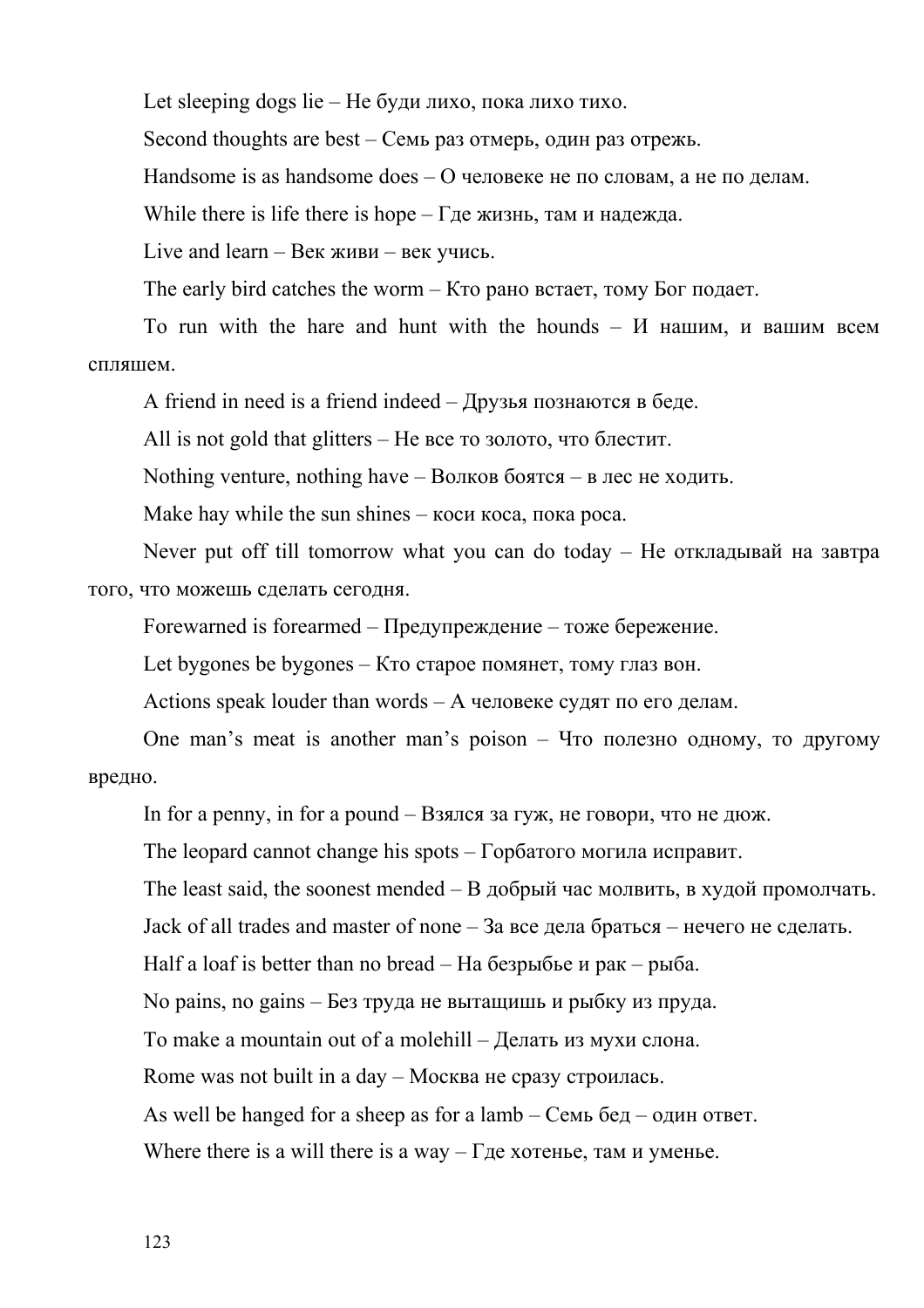Let sleeping dogs lie – Не буди лихо, пока лихо тихо.

Second thoughts are best – Семь раз отмерь, один раз отрежь.

Handsome is as handsome does – О человеке не по словам, а не по делам.

While there is life there is hope – Где жизнь, там и надежда.

Live and learn – Век живи – век учись.

The early bird catches the worm – Кто рано встает, тому Бог подает.

To run with the hare and hunt with the hounds – И нашим, и вашим всем спляшем.

A friend in need is a friend indeed – Друзья познаются в беде.

All is not gold that glitters – Не все то золото, что блестит.

Nothing venture, nothing have – Волков боятся – в лес не ходить.

Make hay while the sun shines – коси коса, пока роса.

Never put off till tomorrow what you can do today – Не откладывай на завтра того, что можешь сделать сегодня.

Forewarned is forearmed – Предупреждение – тоже бережение.

Let bygones be bygones – Кто старое помянет, тому глаз вон.

Actions speak louder than words – А человеке судят по его делам.

One man’s meat is another man’s poison – Что полезно одному, то другому вредно.

In for a penny, in for a pound – Взялся за гуж, не говори, что не дюж.

The leopard cannot change his spots – Горбатого могила исправит.

The least said, the soonest mended – В добрый час молвить, в худой промолчать.

Jack of all trades and master of none – За все дела браться – нечего не сделать.

Half a loaf is better than no bread – На безрыбье и рак – рыба.

No pains, no gains – Без труда не вытащишь и рыбку из пруда.

To make a mountain out of a molehill – Делать из мухи слона.

Rome was not built in a day – Москва не сразу строилась.

As well be hanged for a sheep as for a lamb – Семь бед – один ответ.

Where there is a will there is a way – Где хотенье, там и уменье.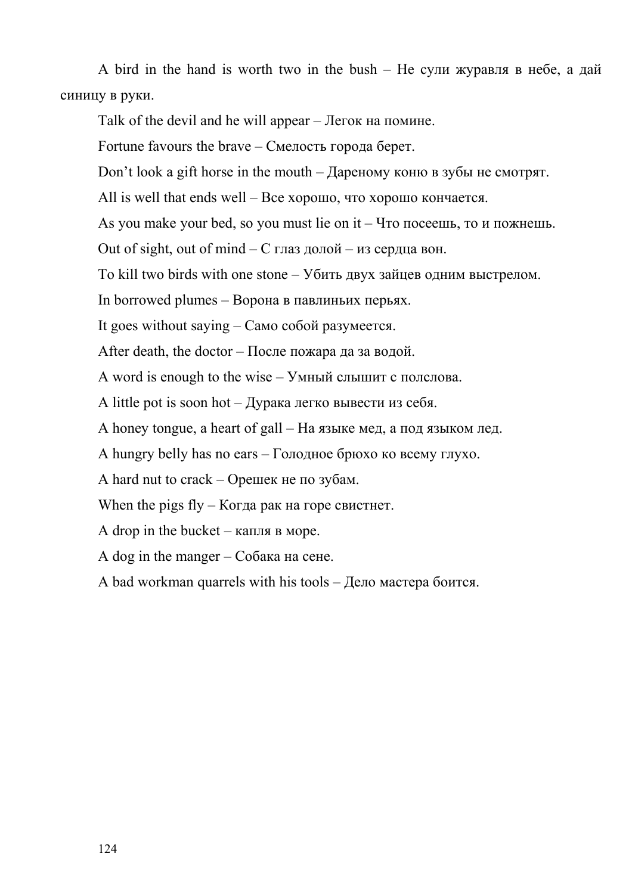A bird in the hand is worth two in the bush – Не сули журавля в небе, а дай синицу в руки.

Talk of the devil and he will appear – Легок на помине.

Fortune favours the brave – Смелость города берет.

Don't look a gift horse in the mouth – Дареному коню в зубы не смотрят.

All is well that ends well – Все хорошо, что хорошо кончается.

As you make your bed, so you must lie on it – Что посеешь, то и пожнешь.

Out of sight, out of mind – С глаз долой – из сердца вон.

To kill two birds with one stone – Убить двух зайцев одним выстрелом.

In borrowed plumes – Ворона в павлиньих перьях.

It goes without saying – Само собой разумеется.

After death, the doctor – После пожара да за водой.

A word is enough to the wise – Умный слышит с полслова.

A little pot is soon hot – Дурака легко вывести из себя.

A honey tongue, a heart of gall – На языке мед, а под языком лед.

A hungry belly has no ears – Голодное брюхо ко всему глухо.

A hard nut to crack – Орешек не по зубам.

When the pigs fly – Когда рак на горе свистнет.

A drop in the bucket – капля в море.

A dog in the manger – Собака на сене.

A bad workman quarrels with his tools – Дело мастера боится.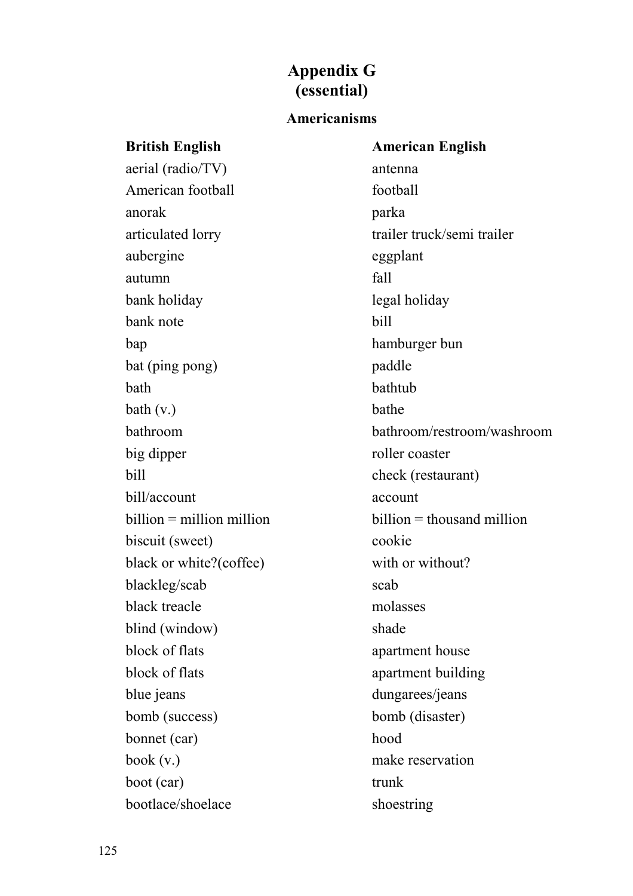# Appendix G
# (essential)

## Americanisms

| British English | American English |
|---|---|
| aerial (radio/TV) | antenna |
| American football | football |
| anorak | parka |
| articulated lorry | trailer truck/semi trailer |
| aubergine | eggplant |
| autumn | fall |
| bank holiday | legal holiday |
| bank note | bill |
| bap | hamburger bun |
| bat (ping pong) | paddle |
| bath | bathtub |
| bath (v.) | bathe |
| bathroom | bathroom/restroom/washroom |
| big dipper | roller coaster |
| bill | check (restaurant) |
| bill/account | account |
| billion = million million | billion = thousand million |
| biscuit (sweet) | cookie |
| black or white?(coffee) | with or without? |
| blackleg/scab | scab |
| black treacle | molasses |
| blind (window) | shade |
| block of flats | apartment house |
| block of flats | apartment building |
| blue jeans | dungarees/jeans |
| bomb (success) | bomb (disaster) |
| bonnet (car) | hood |
| book (v.) | make reservation |
| boot (car) | trunk |
| bootlace/shoelace | shoestring |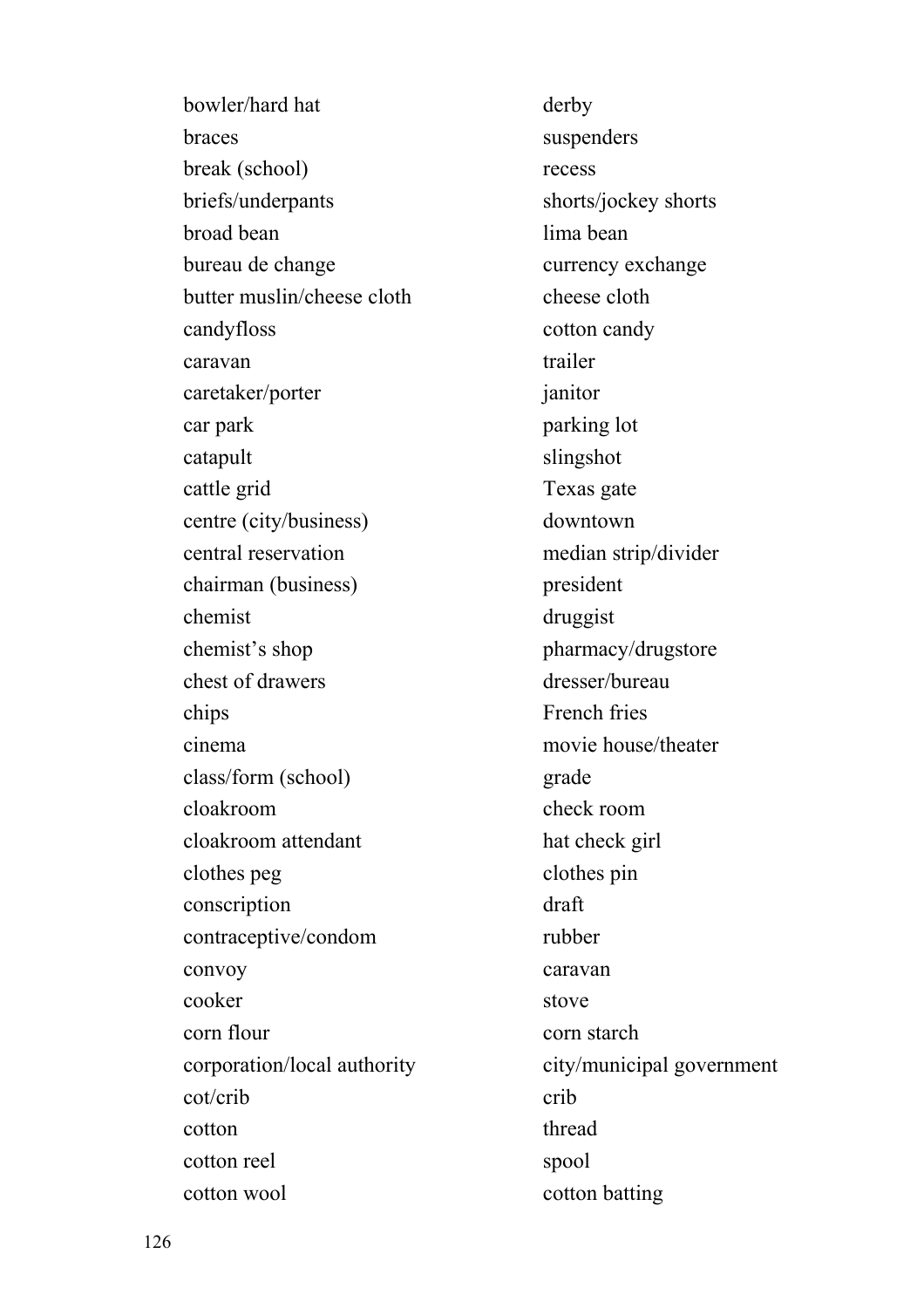| | |
|---|---|
| bowler/hard hat | derby |
| braces | suspenders |
| break (school) | recess |
| briefs/underpants | shorts/jockey shorts |
| broad bean | lima bean |
| bureau de change | currency exchange |
| butter muslin/cheese cloth | cheese cloth |
| candyfloss | cotton candy |
| caravan | trailer |
| caretaker/porter | janitor |
| car park | parking lot |
| catapult | slingshot |
| cattle grid | Texas gate |
| centre (city/business) | downtown |
| central reservation | median strip/divider |
| chairman (business) | president |
| chemist | druggist |
| chemist’s shop | pharmacy/drugstore |
| chest of drawers | dresser/bureau |
| chips | French fries |
| cinema | movie house/theater |
| class/form (school) | grade |
| cloakroom | check room |
| cloakroom attendant | hat check girl |
| clothes peg | clothes pin |
| conscription | draft |
| contraceptive/condom | rubber |
| convoy | caravan |
| cooker | stove |
| corn flour | corn starch |
| corporation/local authority | city/municipal government |
| cot/crib | crib |
| cotton | thread |
| cotton reel | spool |
| cotton wool | cotton batting |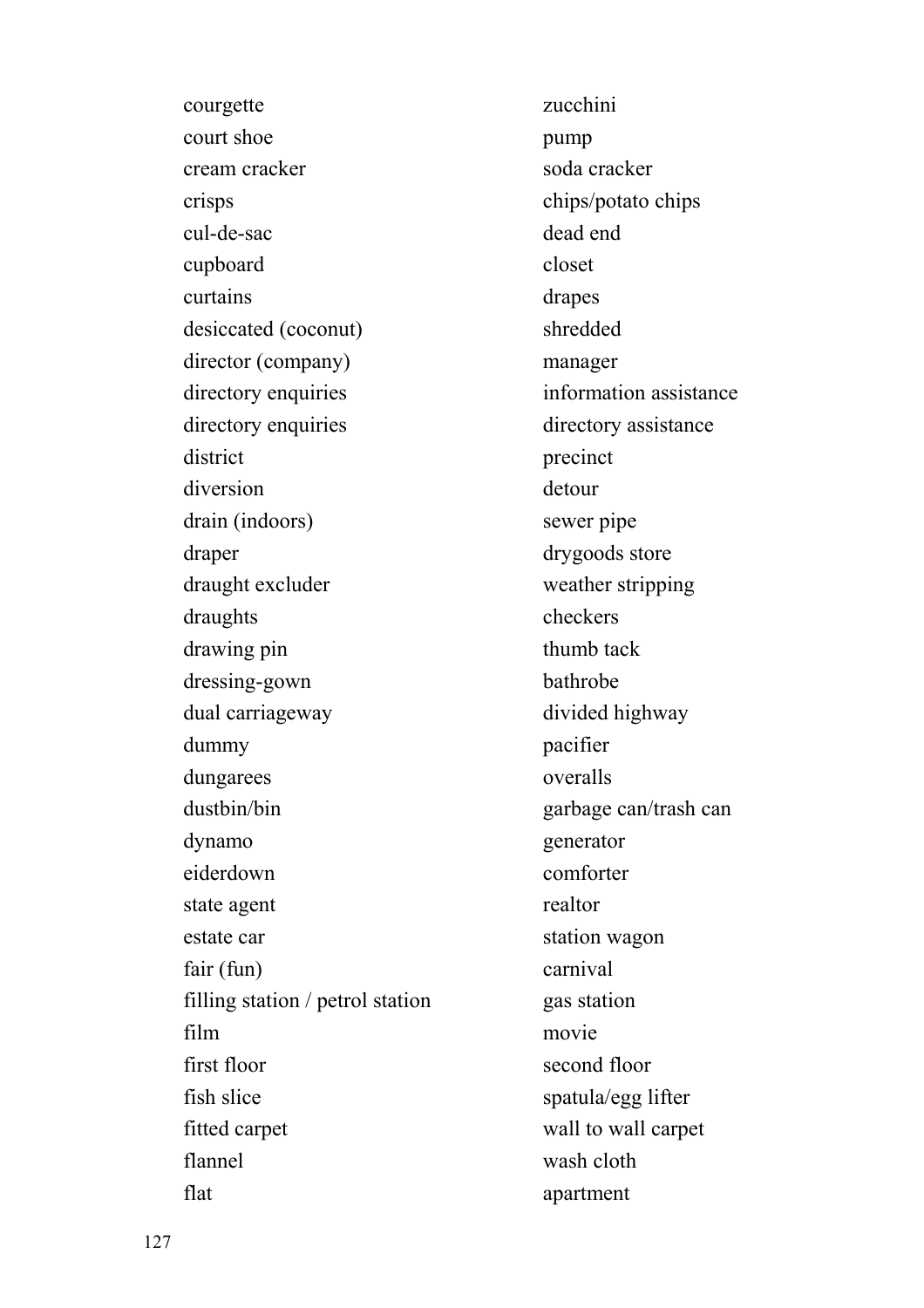| | |
|---|---|
| courgette | zucchini |
| court shoe | pump |
| cream cracker | soda cracker |
| crisps | chips/potato chips |
| cul-de-sac | dead end |
| cupboard | closet |
| curtains | drapes |
| desiccated (coconut) | shredded |
| director (company) | manager |
| directory enquiries | information assistance |
| directory enquiries | directory assistance |
| district | precinct |
| diversion | detour |
| drain (indoors) | sewer pipe |
| draper | drygoods store |
| draught excluder | weather stripping |
| draughts | checkers |
| drawing pin | thumb tack |
| dressing-gown | bathrobe |
| dual carriageway | divided highway |
| dummy | pacifier |
| dungarees | overalls |
| dustbin/bin | garbage can/trash can |
| dynamo | generator |
| eiderdown | comforter |
| state agent | realtor |
| estate car | station wagon |
| fair (fun) | carnival |
| filling station / petrol station | gas station |
| film | movie |
| first floor | second floor |
| fish slice | spatula/egg lifter |
| fitted carpet | wall to wall carpet |
| flannel | wash cloth |
| flat | apartment |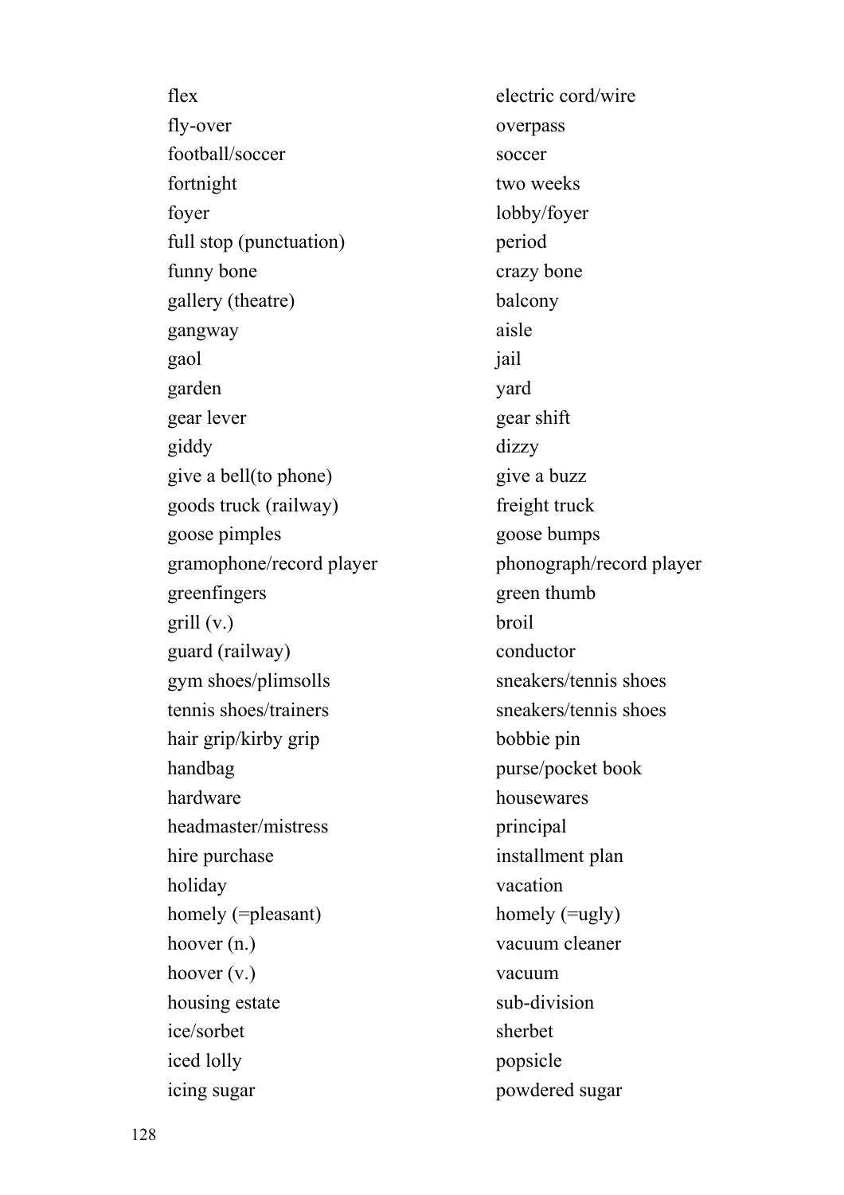| | |
|---|---|
| flex | electric cord/wire |
| fly-over | overpass |
| football/soccer | soccer |
| fortnight | two weeks |
| foyer | lobby/foyer |
| full stop (punctuation) | period |
| funny bone | crazy bone |
| gallery (theatre) | balcony |
| gangway | aisle |
| gaol | jail |
| garden | yard |
| gear lever | gear shift |
| giddy | dizzy |
| give a bell(to phone) | give a buzz |
| goods truck (railway) | freight truck |
| goose pimples | goose bumps |
| gramophone/record player | phonograph/record player |
| greenfingers | green thumb |
| grill (v.) | broil |
| guard (railway) | conductor |
| gym shoes/plimsolls | sneakers/tennis shoes |
| tennis shoes/trainers | sneakers/tennis shoes |
| hair grip/kirby grip | bobbie pin |
| handbag | purse/pocket book |
| hardware | housewares |
| headmaster/mistress | principal |
| hire purchase | installment plan |
| holiday | vacation |
| homely (=pleasant) | homely (=ugly) |
| hoover (n.) | vacuum cleaner |
| hoover (v.) | vacuum |
| housing estate | sub-division |
| ice/sorbet | sherbet |
| iced lolly | popsicle |
| icing sugar | powdered sugar |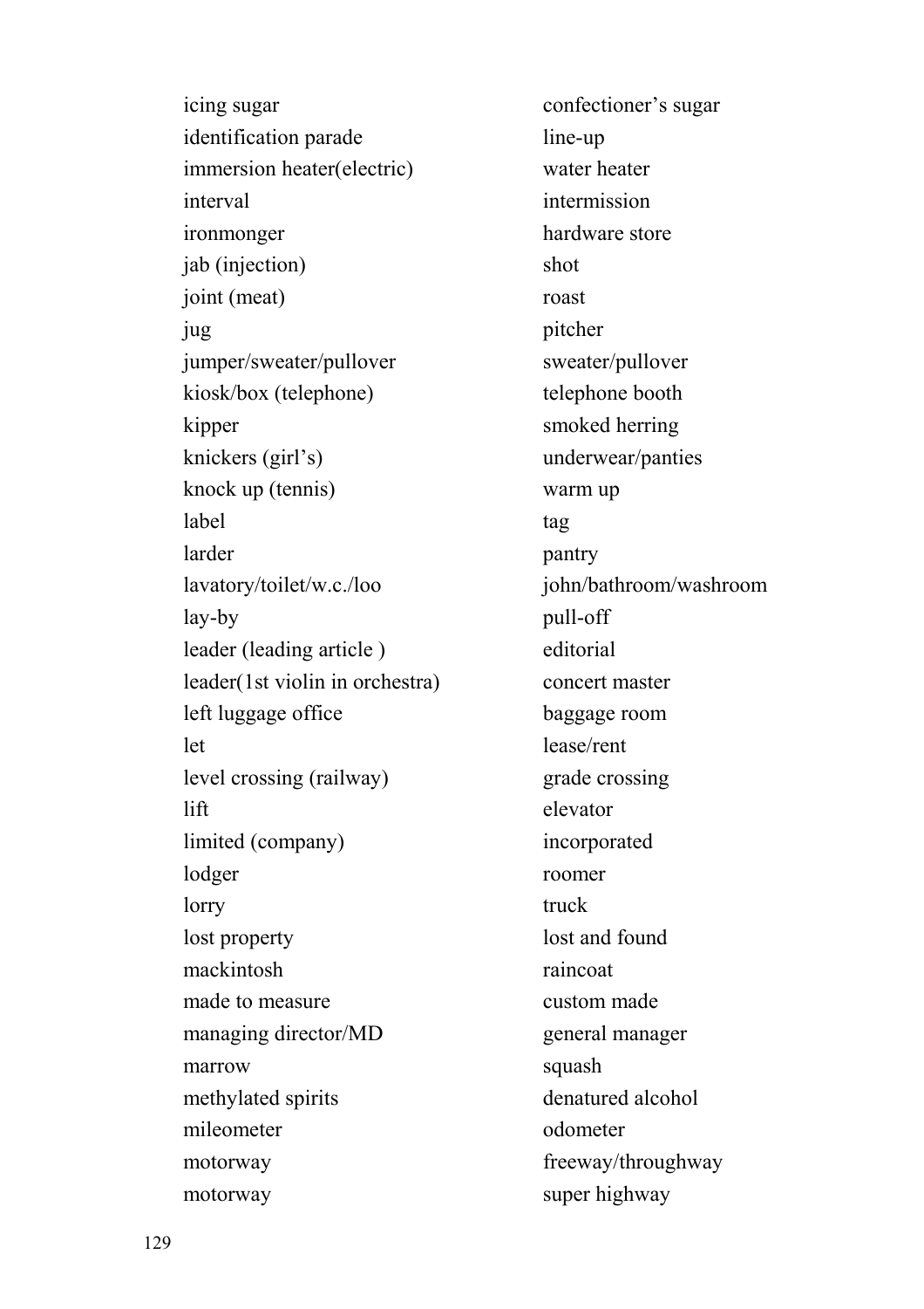| | |
|---|---|
| icing sugar | confectioner's sugar |
| identification parade | line-up |
| immersion heater(electric) | water heater |
| interval | intermission |
| ironmonger | hardware store |
| jab (injection) | shot |
| joint (meat) | roast |
| jug | pitcher |
| jumper/sweater/pullover | sweater/pullover |
| kiosk/box (telephone) | telephone booth |
| kipper | smoked herring |
| knickers (girl's) | underwear/panties |
| knock up (tennis) | warm up |
| label | tag |
| larder | pantry |
| lavatory/toilet/w.c./loo | john/bathroom/washroom |
| lay-by | pull-off |
| leader (leading article ) | editorial |
| leader(1st violin in orchestra) | concert master |
| left luggage office | baggage room |
| let | lease/rent |
| level crossing (railway) | grade crossing |
| lift | elevator |
| limited (company) | incorporated |
| lodger | roomer |
| lorry | truck |
| lost property | lost and found |
| mackintosh | raincoat |
| made to measure | custom made |
| managing director/MD | general manager |
| marrow | squash |
| methylated spirits | denatured alcohol |
| mileometer | odometer |
| motorway | freeway/throughway |
| motorway | super highway |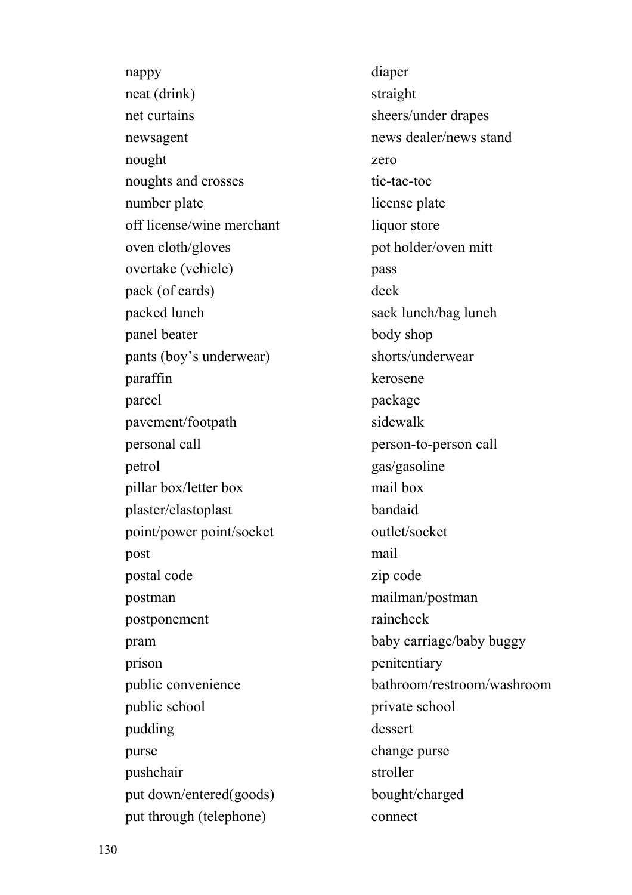| | |
|---|---|
| nappy | diaper |
| neat (drink) | straight |
| net curtains | sheers/under drapes |
| newsagent | news dealer/news stand |
| nought | zero |
| noughts and crosses | tic-tac-toe |
| number plate | license plate |
| off license/wine merchant | liquor store |
| oven cloth/gloves | pot holder/oven mitt |
| overtake (vehicle) | pass |
| pack (of cards) | deck |
| packed lunch | sack lunch/bag lunch |
| panel beater | body shop |
| pants (boy's underwear) | shorts/underwear |
| paraffin | kerosene |
| parcel | package |
| pavement/footpath | sidewalk |
| personal call | person-to-person call |
| petrol | gas/gasoline |
| pillar box/letter box | mail box |
| plaster/elastoplast | bandaid |
| point/power point/socket | outlet/socket |
| post | mail |
| postal code | zip code |
| postman | mailman/postman |
| postponement | raincheck |
| pram | baby carriage/baby buggy |
| prison | penitentiary |
| public convenience | bathroom/restroom/washroom |
| public school | private school |
| pudding | dessert |
| purse | change purse |
| pushchair | stroller |
| put down/entered(goods) | bought/charged |
| put through (telephone) | connect |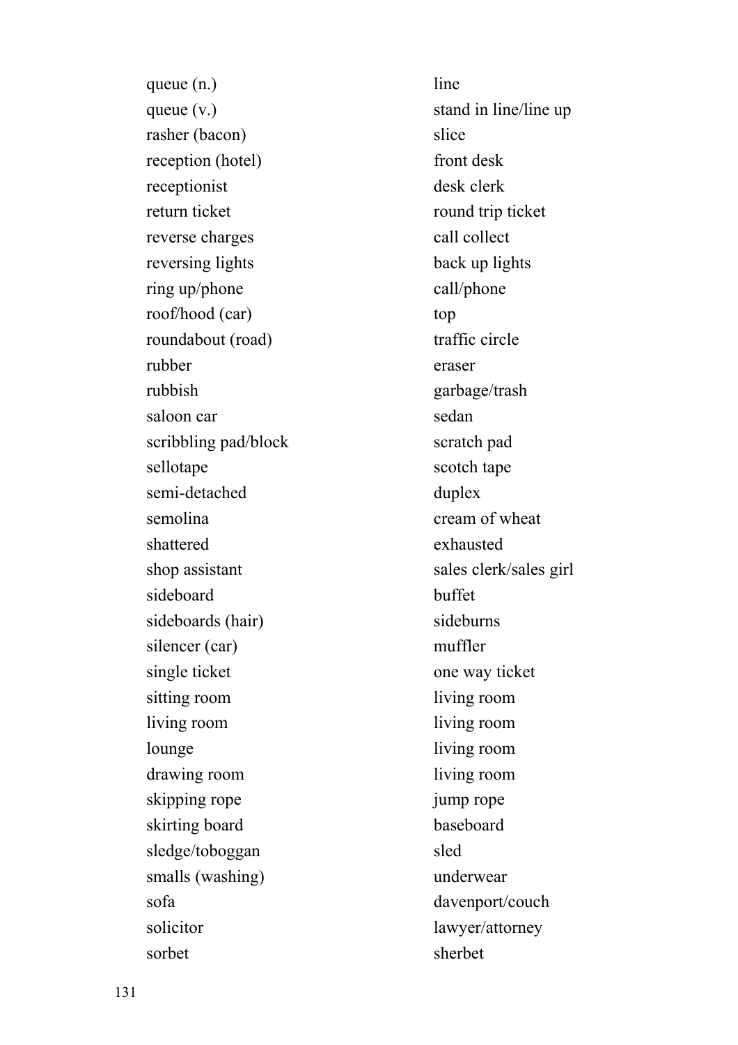| | |
|---|---|
| queue (n.) | line |
| queue (v.) | stand in line/line up |
| rasher (bacon) | slice |
| reception (hotel) | front desk |
| receptionist | desk clerk |
| return ticket | round trip ticket |
| reverse charges | call collect |
| reversing lights | back up lights |
| ring up/phone | call/phone |
| roof/hood (car) | top |
| roundabout (road) | traffic circle |
| rubber | eraser |
| rubbish | garbage/trash |
| saloon car | sedan |
| scribbling pad/block | scratch pad |
| sellotape | scotch tape |
| semi-detached | duplex |
| semolina | cream of wheat |
| shattered | exhausted |
| shop assistant | sales clerk/sales girl |
| sideboard | buffet |
| sideboards (hair) | sideburns |
| silencer (car) | muffler |
| single ticket | one way ticket |
| sitting room | living room |
| living room | living room |
| lounge | living room |
| drawing room | living room |
| skipping rope | jump rope |
| skirting board | baseboard |
| sledge/toboggan | sled |
| smalls (washing) | underwear |
| sofa | davenport/couch |
| solicitor | lawyer/attorney |
| sorbet | sherbet |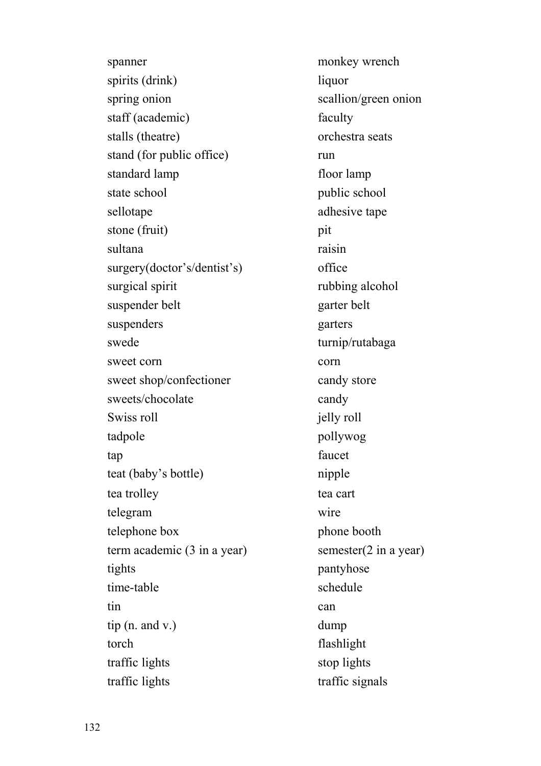| | |
|---|---|
| spanner | monkey wrench |
| spirits (drink) | liquor |
| spring onion | scallion/green onion |
| staff (academic) | faculty |
| stalls (theatre) | orchestra seats |
| stand (for public office) | run |
| standard lamp | floor lamp |
| state school | public school |
| sellotape | adhesive tape |
| stone (fruit) | pit |
| sultana | raisin |
| surgery(doctor's/dentist's) | office |
| surgical spirit | rubbing alcohol |
| suspender belt | garter belt |
| suspenders | garters |
| swede | turnip/rutabaga |
| sweet corn | corn |
| sweet shop/confectioner | candy store |
| sweets/chocolate | candy |
| Swiss roll | jelly roll |
| tadpole | pollywog |
| tap | faucet |
| teat (baby's bottle) | nipple |
| tea trolley | tea cart |
| telegram | wire |
| telephone box | phone booth |
| term academic (3 in a year) | semester(2 in a year) |
| tights | pantyhose |
| time-table | schedule |
| tin | can |
| tip (n. and v.) | dump |
| torch | flashlight |
| traffic lights | stop lights |
| traffic lights | traffic signals |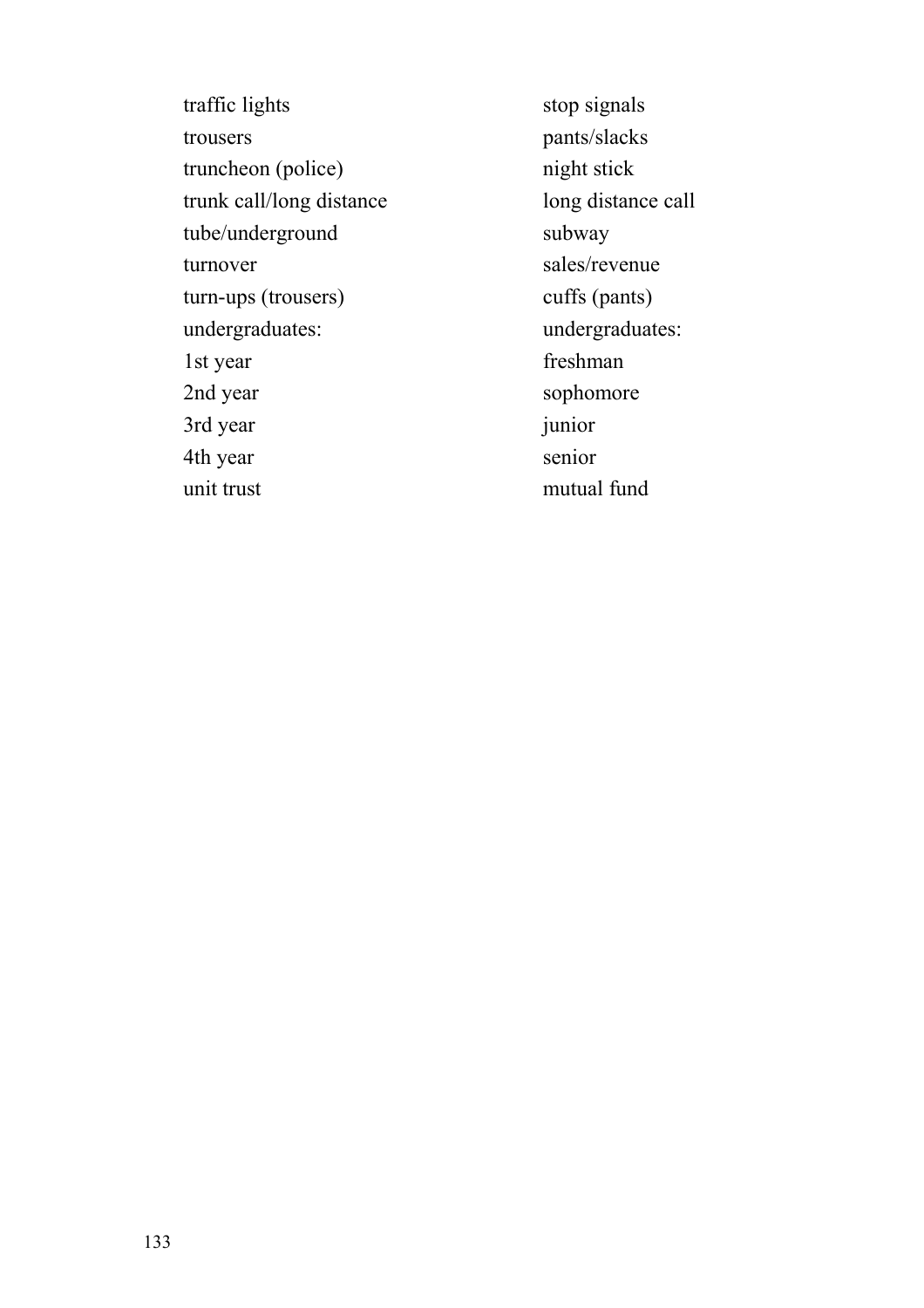| | |
|---|---|
| traffic lights | stop signals |
| trousers | pants/slacks |
| truncheon (police) | night stick |
| trunk call/long distance | long distance call |
| tube/underground | subway |
| turnover | sales/revenue |
| turn-ups (trousers) | cuffs (pants) |
| undergraduates: | undergraduates: |
| 1st year | freshman |
| 2nd year | sophomore |
| 3rd year | junior |
| 4th year | senior |
| unit trust | mutual fund |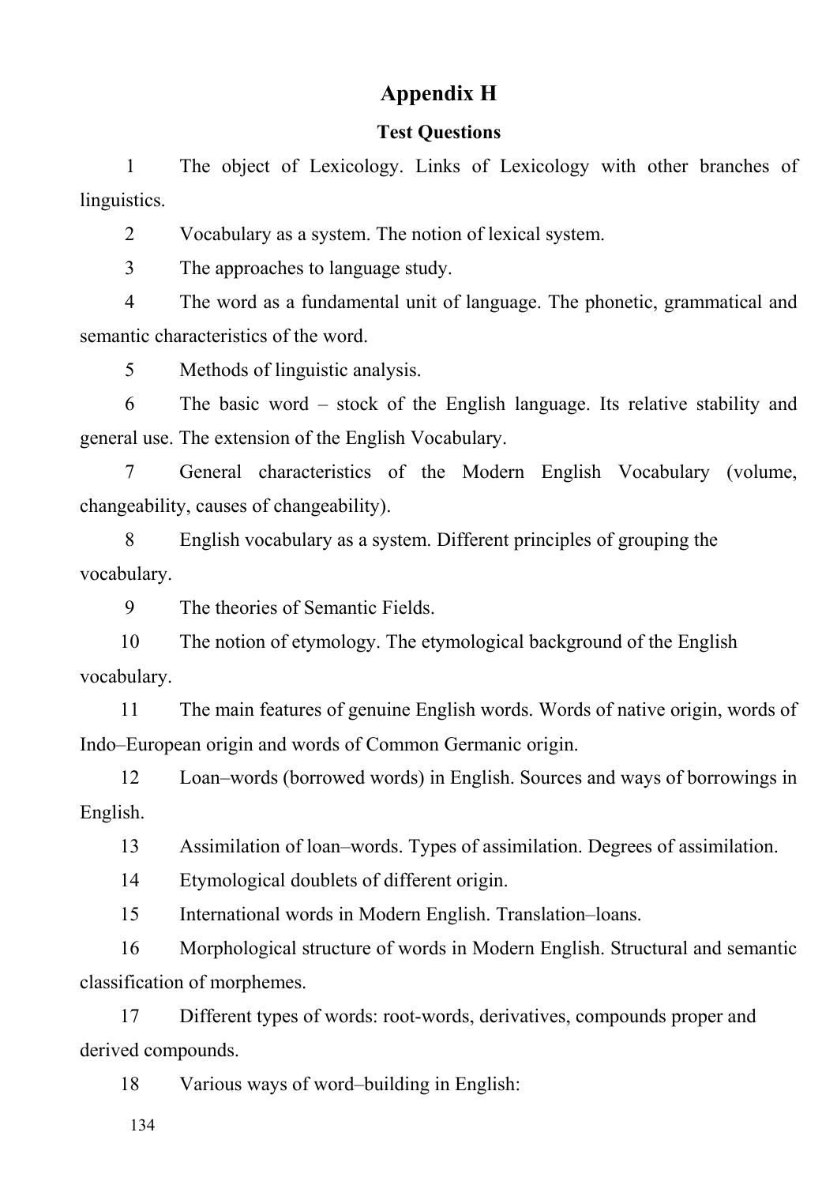# Appendix H

## Test Questions

1. The object of Lexicology. Links of Lexicology with other branches of linguistics.
2. Vocabulary as a system. The notion of lexical system.
3. The approaches to language study.
4. The word as a fundamental unit of language. The phonetic, grammatical and semantic characteristics of the word.
5. Methods of linguistic analysis.
6. The basic word – stock of the English language. Its relative stability and general use. The extension of the English Vocabulary.
7. General characteristics of the Modern English Vocabulary (volume, changeability, causes of changeability).
8. English vocabulary as a system. Different principles of grouping the vocabulary.
9. The theories of Semantic Fields.
10. The notion of etymology. The etymological background of the English vocabulary.
11. The main features of genuine English words. Words of native origin, words of Indo–European origin and words of Common Germanic origin.
12. Loan–words (borrowed words) in English. Sources and ways of borrowings in English.
13. Assimilation of loan–words. Types of assimilation. Degrees of assimilation.
14. Etymological doublets of different origin.
15. International words in Modern English. Translation–loans.
16. Morphological structure of words in Modern English. Structural and semantic classification of morphemes.
17. Different types of words: root-words, derivatives, compounds proper and derived compounds.
18. Various ways of word–building in English: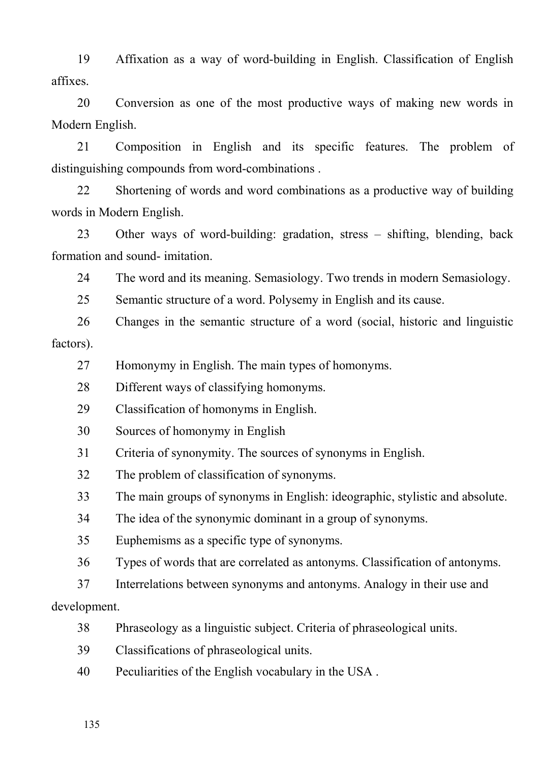19 Affixation as a way of word-building in English. Classification of English affixes.

20 Conversion as one of the most productive ways of making new words in Modern English.

21 Composition in English and its specific features. The problem of distinguishing compounds from word-combinations .

22 Shortening of words and word combinations as a productive way of building words in Modern English.

23 Other ways of word-building: gradation, stress – shifting, blending, back formation and sound- imitation.

24 The word and its meaning. Semasiology. Two trends in modern Semasiology.

25 Semantic structure of a word. Polysemy in English and its cause.

26 Changes in the semantic structure of a word (social, historic and linguistic factors).

27 Homonymy in English. The main types of homonyms.

28 Different ways of classifying homonyms.

29 Classification of homonyms in English.

30 Sources of homonymy in English

31 Criteria of synonymity. The sources of synonyms in English.

32 The problem of classification of synonyms.

33 The main groups of synonyms in English: ideographic, stylistic and absolute.

34 The idea of the synonymic dominant in a group of synonyms.

35 Euphemisms as a specific type of synonyms.

36 Types of words that are correlated as antonyms. Classification of antonyms.

37 Interrelations between synonyms and antonyms. Analogy in their use and development.

38 Phraseology as a linguistic subject. Criteria of phraseological units.

39 Classifications of phraseological units.

40 Peculiarities of the English vocabulary in the USA .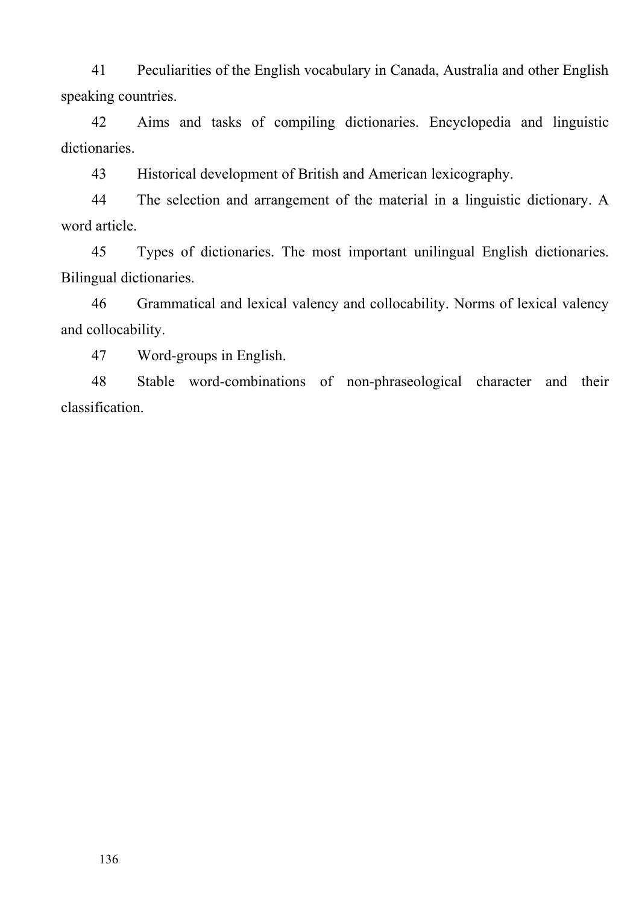41 Peculiarities of the English vocabulary in Canada, Australia and other English speaking countries.

42 Aims and tasks of compiling dictionaries. Encyclopedia and linguistic dictionaries.

43 Historical development of British and American lexicography.

44 The selection and arrangement of the material in a linguistic dictionary. A word article.

45 Types of dictionaries. The most important unilingual English dictionaries. Bilingual dictionaries.

46 Grammatical and lexical valency and collocability. Norms of lexical valency and collocability.

47 Word-groups in English.

48 Stable word-combinations of non-phraseological character and their classification.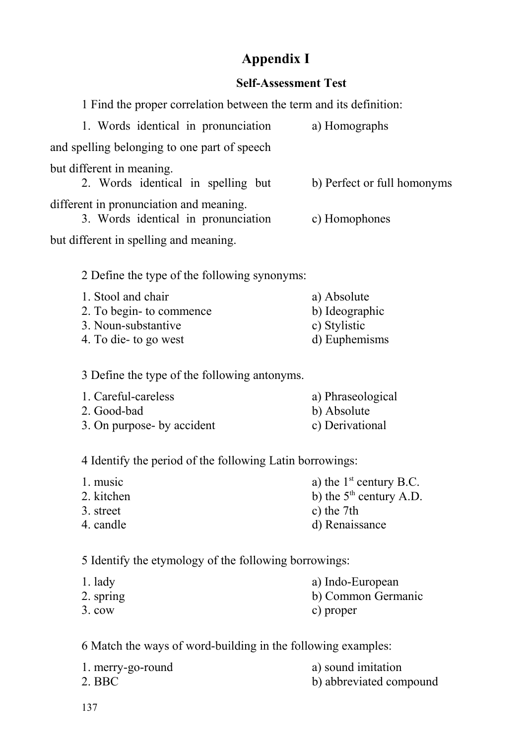# Appendix I

## Self-Assessment Test

1 Find the proper correlation between the term and its definition:

| | |
|---|---|
| 1. Words identical in pronunciation and spelling belonging to one part of speech but different in meaning. | a) Homographs |
| 2. Words identical in spelling but different in pronunciation and meaning. | b) Perfect or full homonyms |
| 3. Words identical in pronunciation but different in spelling and meaning. | c) Homophones |

2 Define the type of the following synonyms:

| | |
|---|---|
| 1. Stool and chair | a) Absolute |
| 2. To begin- to commence | b) Ideographic |
| 3. Noun-substantive | c) Stylistic |
| 4. To die- to go west | d) Euphemisms |

3 Define the type of the following antonyms.

| | |
|---|---|
| 1. Careful-careless | a) Phraseological |
| 2. Good-bad | b) Absolute |
| 3. On purpose- by accident | c) Derivational |

4 Identify the period of the following Latin borrowings:

| | |
|---|---|
| 1. music | a) the 1st century B.C. |
| 2. kitchen | b) the 5th century A.D. |
| 3. street | c) the 7th |
| 4. candle | d) Renaissance |

5 Identify the etymology of the following borrowings:

| | |
|---|---|
| 1. lady | a) Indo-European |
| 2. spring | b) Common Germanic |
| 3. cow | c) proper |

6 Match the ways of word-building in the following examples:

| | |
|---|---|
| 1. merry-go-round | a) sound imitation |
| 2. BBC | b) abbreviated compound |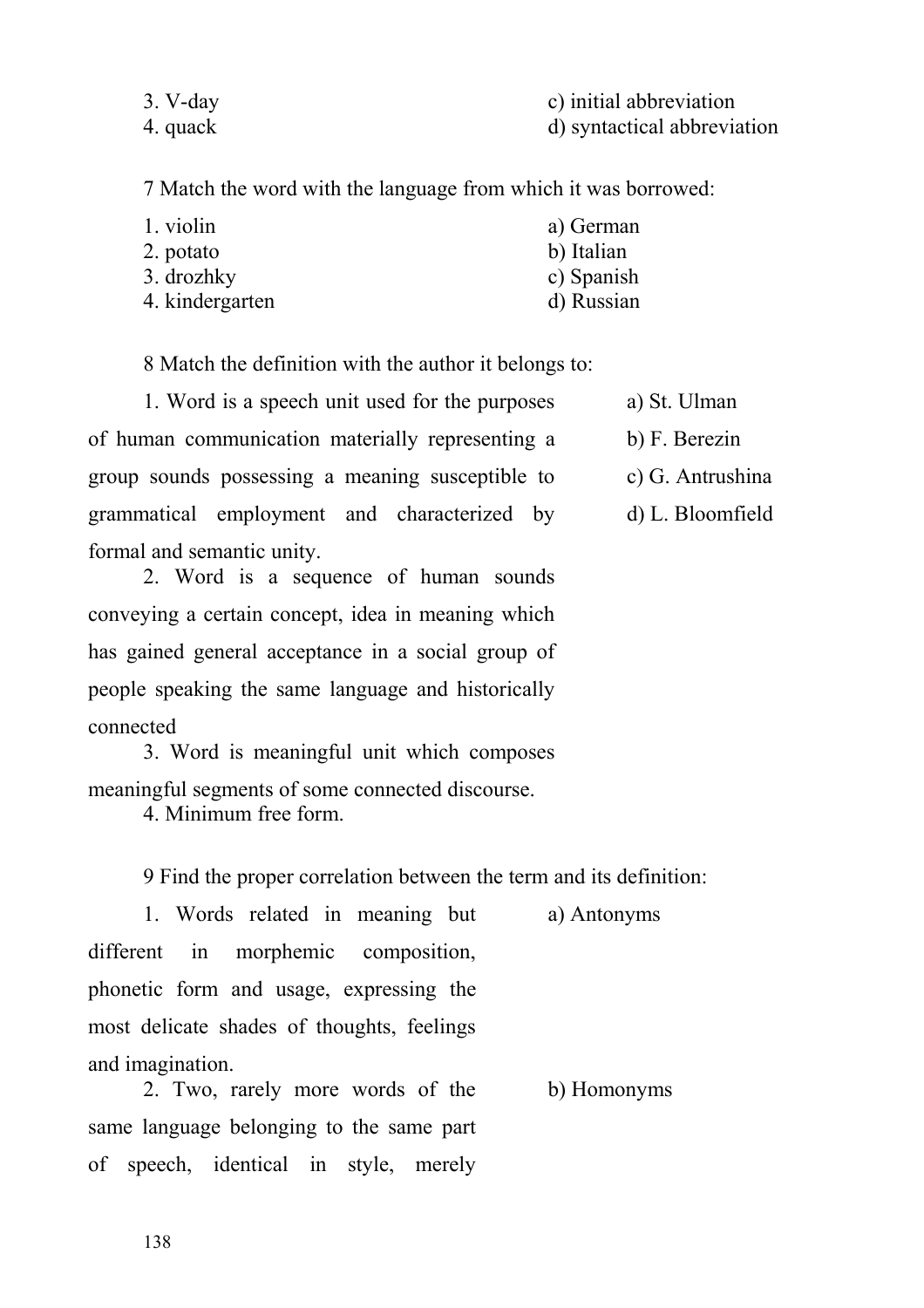3. V-day c) initial abbreviation
4. quack d) syntactical abbreviation

7 Match the word with the language from which it was borrowed:

1. violin a) German
2. potato b) Italian
3. drozhky c) Spanish
4. kindergarten d) Russian

8 Match the definition with the author it belongs to:

1. Word is a speech unit used for the purposes of human communication materially representing a group sounds possessing a meaning susceptible to grammatical employment and characterized by formal and semantic unity.

2. Word is a sequence of human sounds conveying a certain concept, idea in meaning which has gained general acceptance in a social group of people speaking the same language and historically connected

3. Word is meaningful unit which composes meaningful segments of some connected discourse.

4. Minimum free form.

a) St. Ulman
b) F. Berezin
c) G. Antrushina
d) L. Bloomfield

9 Find the proper correlation between the term and its definition:

1. Words related in meaning but different in morphemic composition, phonetic form and usage, expressing the most delicate shades of thoughts, feelings and imagination. a) Antonyms

2. Two, rarely more words of the same language belonging to the same part of speech, identical in style, merely b) Homonyms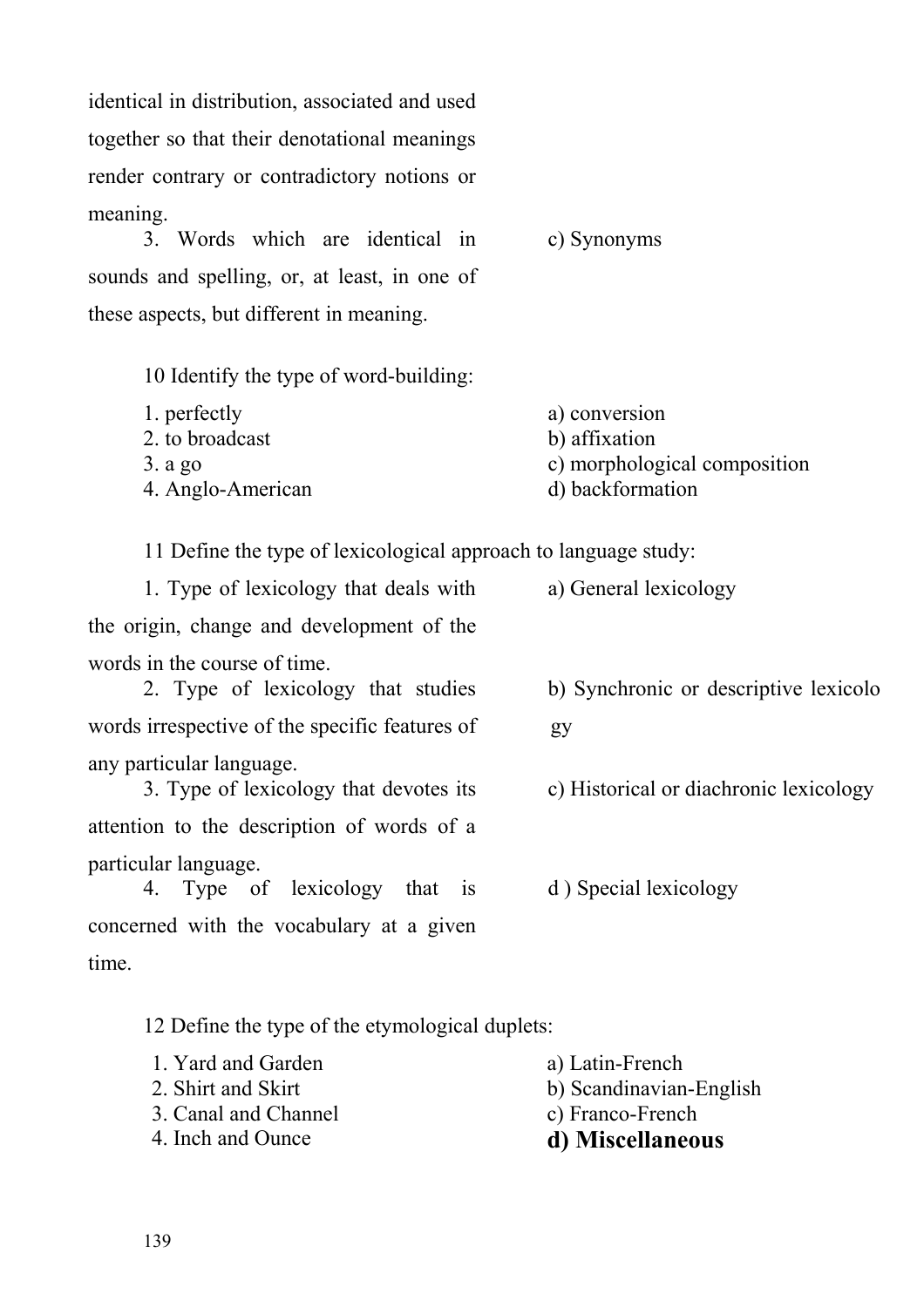identical in distribution, associated and used together so that their denotational meanings render contrary or contradictory notions or meaning.

| | |
|---|---|
| 3. Words which are identical in sounds and spelling, or, at least, in one of these aspects, but different in meaning. | c) Synonyms |

10 Identify the type of word-building:

| | |
|---|---|
| 1. perfectly | a) conversion |
| 2. to broadcast | b) affixation |
| 3. a go | c) morphological composition |
| 4. Anglo-American | d) backformation |

11 Define the type of lexicological approach to language study:

| | |
|---|---|
| 1. Type of lexicology that deals with the origin, change and development of the words in the course of time. | a) General lexicology |
| 2. Type of lexicology that studies words irrespective of the specific features of any particular language. | b) Synchronic or descriptive lexicology |
| 3. Type of lexicology that devotes its attention to the description of words of a particular language. | c) Historical or diachronic lexicology |
| 4. Type of lexicology that is concerned with the vocabulary at a given time. | d ) Special lexicology |

12 Define the type of the etymological duplets:

| | |
|---|---|
| 1. Yard and Garden | a) Latin-French |
| 2. Shirt and Skirt | b) Scandinavian-English |
| 3. Canal and Channel | c) Franco-French |
| 4. Inch and Ounce | **d) Miscellaneous** |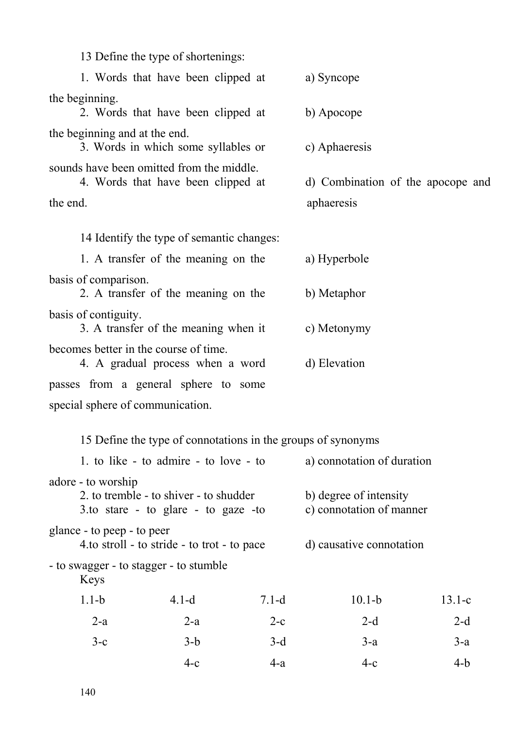13 Define the type of shortenings:

| | |
|---|---|
| 1. Words that have been clipped at the beginning. | a) Syncope |
| 2. Words that have been clipped at the beginning and at the end. | b) Apocope |
| 3. Words in which some syllables or sounds have been omitted from the middle. | c) Aphaeresis |
| 4. Words that have been clipped at the end. | d) Combination of the apocope and aphaeresis |

14 Identify the type of semantic changes:

| | |
|---|---|
| 1. A transfer of the meaning on the basis of comparison. | a) Hyperbole |
| 2. A transfer of the meaning on the basis of contiguity. | b) Metaphor |
| 3. A transfer of the meaning when it becomes better in the course of time. | c) Metonymy |
| 4. A gradual process when a word passes from a general sphere to some special sphere of communication. | d) Elevation |

15 Define the type of connotations in the groups of synonyms

| | |
|---|---|
| 1. to like - to admire - to love - to adore - to worship | a) connotation of duration |
| 2. to tremble - to shiver - to shudder | b) degree of intensity |
| 3.to stare - to glare - to gaze -to glance - to peep - to peer | c) connotation of manner |
| 4.to stroll - to stride - to trot - to pace - to swagger - to stagger - to stumble | d) causative connotation |

Keys

| | | | | |
|---|---|---|---|---|
| 1.1-b | 4.1-d | 7.1-d | 10.1-b | 13.1-c |
| 2-a | 2-a | 2-c | 2-d | 2-d |
| 3-c | 3-b | 3-d | 3-a | 3-a |
| | 4-c | 4-a | 4-c | 4-b |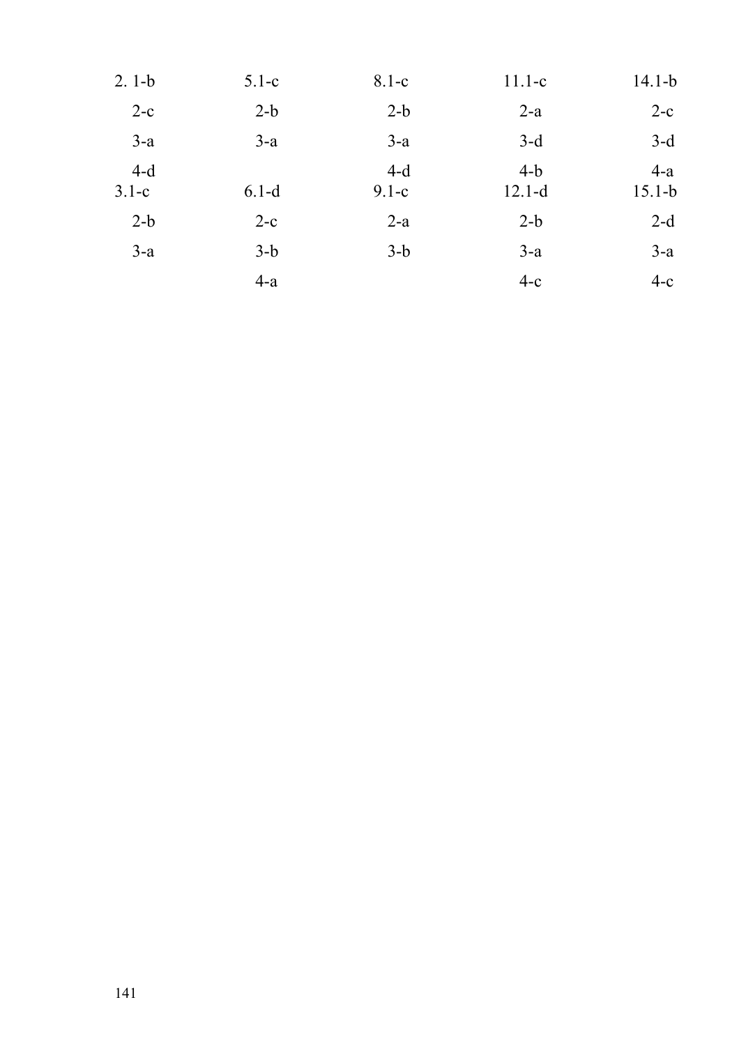| | | | | |
|---|---|---|---|---|
| 2. 1-b | 5.1-c | 8.1-c | 11.1-c | 14.1-b |
| 2-c | 2-b | 2-b | 2-a | 2-c |
| 3-a | 3-a | 3-a | 3-d | 3-d |
| 4-d | | 4-d | 4-b | 4-a |
| 3.1-c | 6.1-d | 9.1-c | 12.1-d | 15.1-b |
| 2-b | 2-c | 2-a | 2-b | 2-d |
| 3-a | 3-b | 3-b | 3-a | 3-a |
| | 4-a | | 4-c | 4-c |